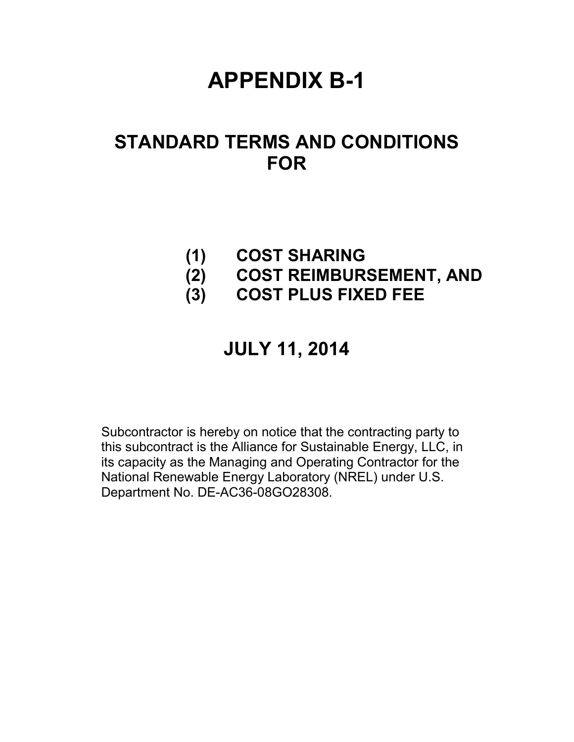# APPENDIX B-1

## STANDARD TERMS AND CONDITIONS FOR

**(1) COST SHARING**
**(2) COST REIMBURSEMENT, AND**
**(3) COST PLUS FIXED FEE**

## JULY 11, 2014

Subcontractor is hereby on notice that the contracting party to this subcontract is the Alliance for Sustainable Energy, LLC, in its capacity as the Managing and Operating Contractor for the National Renewable Energy Laboratory (NREL) under U.S. Department No. DE-AC36-08GO28308.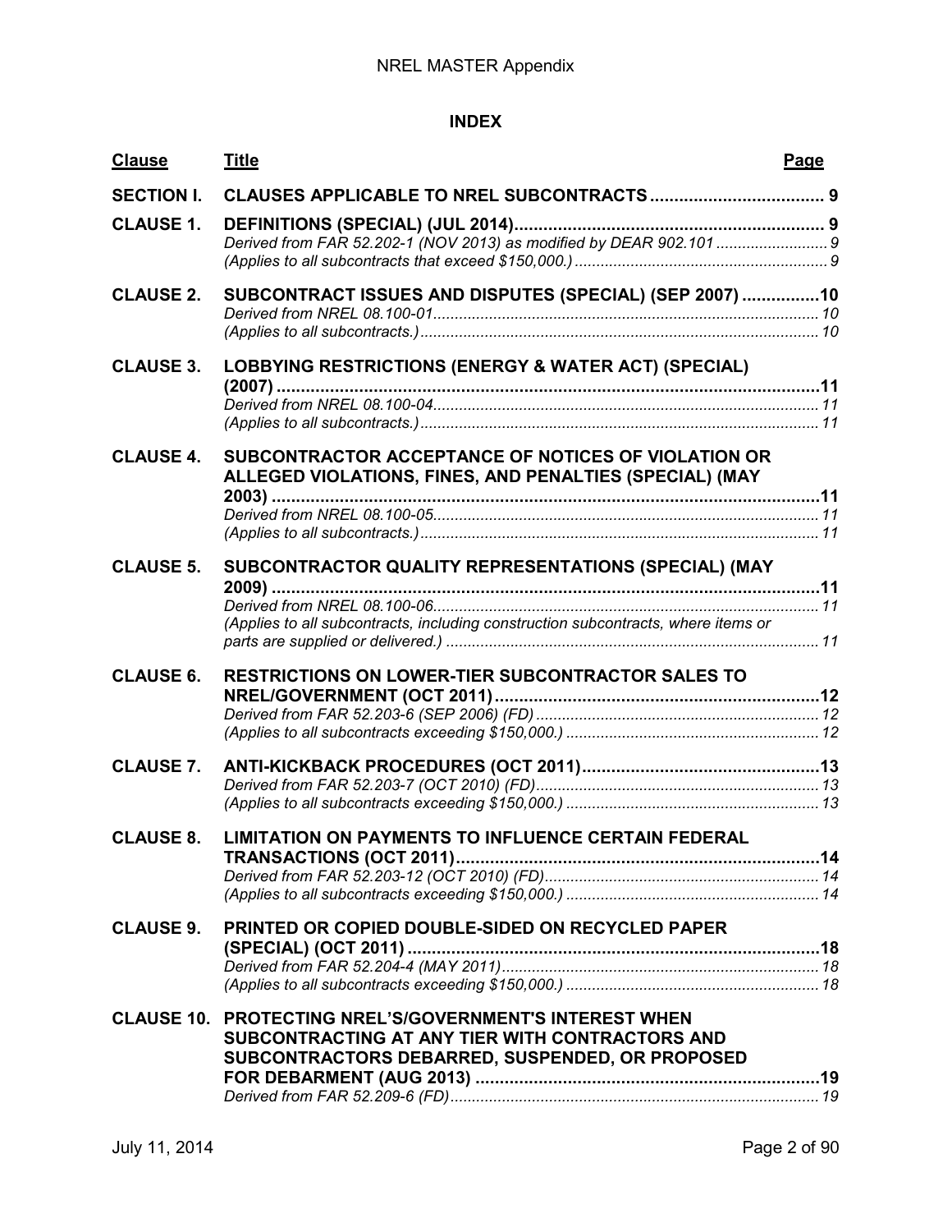## INDEX

| Clause | Title | Page |
|---|---|---|
| **SECTION I.** | **CLAUSES APPLICABLE TO NREL SUBCONTRACTS** | **9** |
| **CLAUSE 1.** | **DEFINITIONS (SPECIAL) (JUL 2014)** | **9** |
| | *Derived from FAR 52.202-1 (NOV 2013) as modified by DEAR 902.101* | *9* |
| | *(Applies to all subcontracts that exceed $150,000.)* | *9* |
| **CLAUSE 2.** | **SUBCONTRACT ISSUES AND DISPUTES (SPECIAL) (SEP 2007)** | **10** |
| | *Derived from NREL 08.100-01* | *10* |
| | *(Applies to all subcontracts.)* | *10* |
| **CLAUSE 3.** | **LOBBYING RESTRICTIONS (ENERGY & WATER ACT) (SPECIAL) (2007)** | **11** |
| | *Derived from NREL 08.100-04* | *11* |
| | *(Applies to all subcontracts.)* | *11* |
| **CLAUSE 4.** | **SUBCONTRACTOR ACCEPTANCE OF NOTICES OF VIOLATION OR ALLEGED VIOLATIONS, FINES, AND PENALTIES (SPECIAL) (MAY 2003)** | **11** |
| | *Derived from NREL 08.100-05* | *11* |
| | *(Applies to all subcontracts.)* | *11* |
| **CLAUSE 5.** | **SUBCONTRACTOR QUALITY REPRESENTATIONS (SPECIAL) (MAY 2009)** | **11** |
| | *Derived from NREL 08.100-06* | *11* |
| | *(Applies to all subcontracts, including construction subcontracts, where items or parts are supplied or delivered.)* | *11* |
| **CLAUSE 6.** | **RESTRICTIONS ON LOWER-TIER SUBCONTRACTOR SALES TO NREL/GOVERNMENT (OCT 2011)** | **12** |
| | *Derived from FAR 52.203-6 (SEP 2006) (FD)* | *12* |
| | *(Applies to all subcontracts exceeding $150,000.)* | *12* |
| **CLAUSE 7.** | **ANTI-KICKBACK PROCEDURES (OCT 2011)** | **13** |
| | *Derived from FAR 52.203-7 (OCT 2010) (FD)* | *13* |
| | *(Applies to all subcontracts exceeding $150,000.)* | *13* |
| **CLAUSE 8.** | **LIMITATION ON PAYMENTS TO INFLUENCE CERTAIN FEDERAL TRANSACTIONS (OCT 2011)** | **14** |
| | *Derived from FAR 52.203-12 (OCT 2010) (FD)* | *14* |
| | *(Applies to all subcontracts exceeding $150,000.)* | *14* |
| **CLAUSE 9.** | **PRINTED OR COPIED DOUBLE-SIDED ON RECYCLED PAPER (SPECIAL) (OCT 2011)** | **18** |
| | *Derived from FAR 52.204-4 (MAY 2011)* | *18* |
| | *(Applies to all subcontracts exceeding $150,000.)* | *18* |
| **CLAUSE 10.** | **PROTECTING NREL'S/GOVERNMENT'S INTEREST WHEN SUBCONTRACTING AT ANY TIER WITH CONTRACTORS AND SUBCONTRACTORS DEBARRED, SUSPENDED, OR PROPOSED FOR DEBARMENT (AUG 2013)** | **19** |
| | *Derived from FAR 52.209-6 (FD)* | *19* |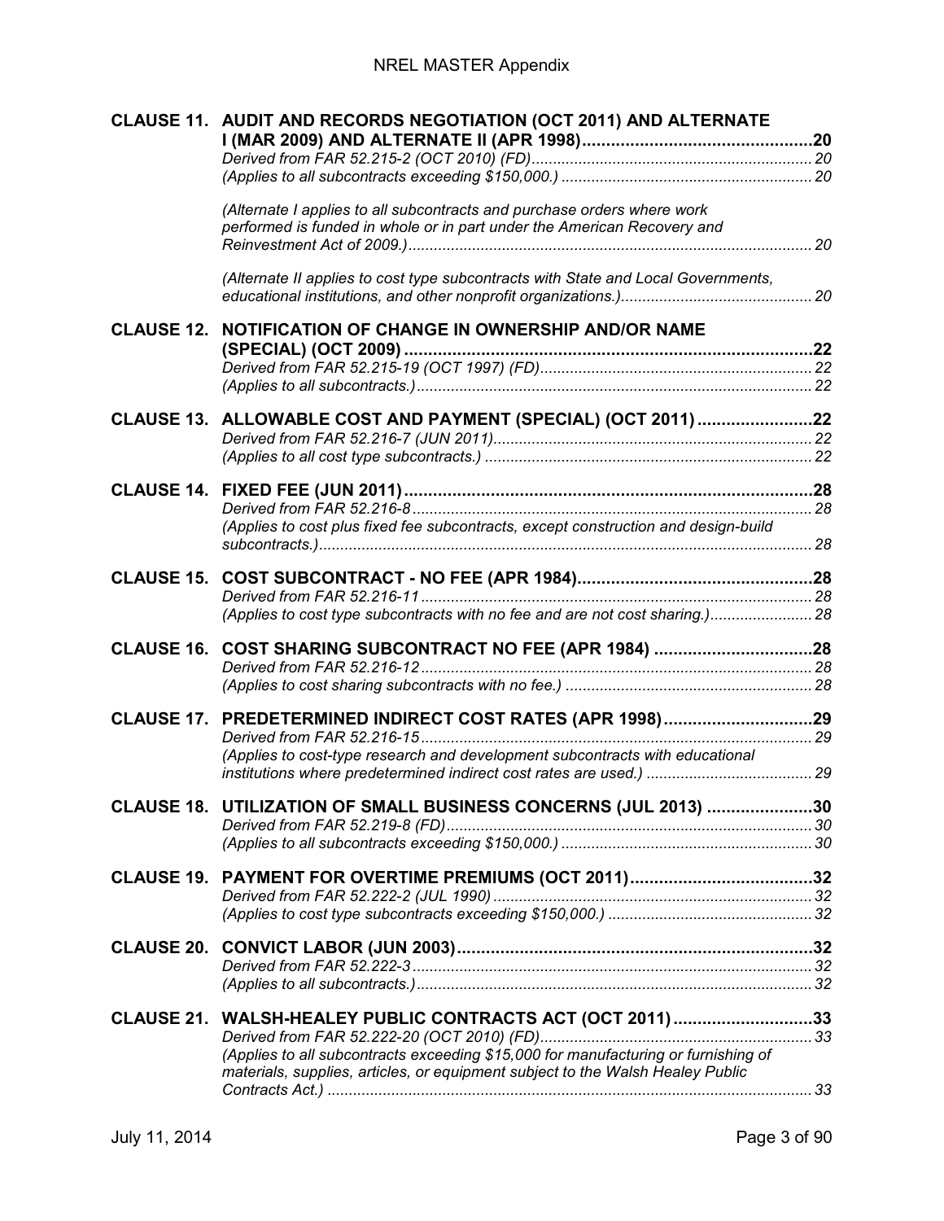**CLAUSE 11. AUDIT AND RECORDS NEGOTIATION (OCT 2011) AND ALTERNATE I (MAR 2009) AND ALTERNATE II (APR 1998)....20**

*Derived from FAR 52.215-2 (OCT 2010) (FD)....20*

*(Applies to all subcontracts exceeding $150,000.)....20*

*(Alternate I applies to all subcontracts and purchase orders where work performed is funded in whole or in part under the American Recovery and Reinvestment Act of 2009.)....20*

*(Alternate II applies to cost type subcontracts with State and Local Governments, educational institutions, and other nonprofit organizations.)....20*

**CLAUSE 12. NOTIFICATION OF CHANGE IN OWNERSHIP AND/OR NAME (SPECIAL) (OCT 2009)....22**

*Derived from FAR 52.215-19 (OCT 1997) (FD)....22*

*(Applies to all subcontracts.)....22*

**CLAUSE 13. ALLOWABLE COST AND PAYMENT (SPECIAL) (OCT 2011)....22**

*Derived from FAR 52.216-7 (JUN 2011)....22*

*(Applies to all cost type subcontracts.)....22*

**CLAUSE 14. FIXED FEE (JUN 2011)....28**

*Derived from FAR 52.216-8....28*

*(Applies to cost plus fixed fee subcontracts, except construction and design-build subcontracts.)....28*

**CLAUSE 15. COST SUBCONTRACT - NO FEE (APR 1984)....28**

*Derived from FAR 52.216-11....28*

*(Applies to cost type subcontracts with no fee and are not cost sharing.)....28*

**CLAUSE 16. COST SHARING SUBCONTRACT NO FEE (APR 1984)....28**

*Derived from FAR 52.216-12....28*

*(Applies to cost sharing subcontracts with no fee.)....28*

**CLAUSE 17. PREDETERMINED INDIRECT COST RATES (APR 1998)....29**

*Derived from FAR 52.216-15....29*

*(Applies to cost-type research and development subcontracts with educational institutions where predetermined indirect cost rates are used.)....29*

**CLAUSE 18. UTILIZATION OF SMALL BUSINESS CONCERNS (JUL 2013)....30**

*Derived from FAR 52.219-8 (FD)....30*

*(Applies to all subcontracts exceeding $150,000.)....30*

**CLAUSE 19. PAYMENT FOR OVERTIME PREMIUMS (OCT 2011)....32**

*Derived from FAR 52.222-2 (JUL 1990)....32*

*(Applies to cost type subcontracts exceeding $150,000.)....32*

**CLAUSE 20. CONVICT LABOR (JUN 2003)....32**

*Derived from FAR 52.222-3....32*

*(Applies to all subcontracts.)....32*

**CLAUSE 21. WALSH-HEALEY PUBLIC CONTRACTS ACT (OCT 2011)....33**

*Derived from FAR 52.222-20 (OCT 2010) (FD)....33*

*(Applies to all subcontracts exceeding $15,000 for manufacturing or furnishing of materials, supplies, articles, or equipment subject to the Walsh Healey Public Contracts Act.)....33*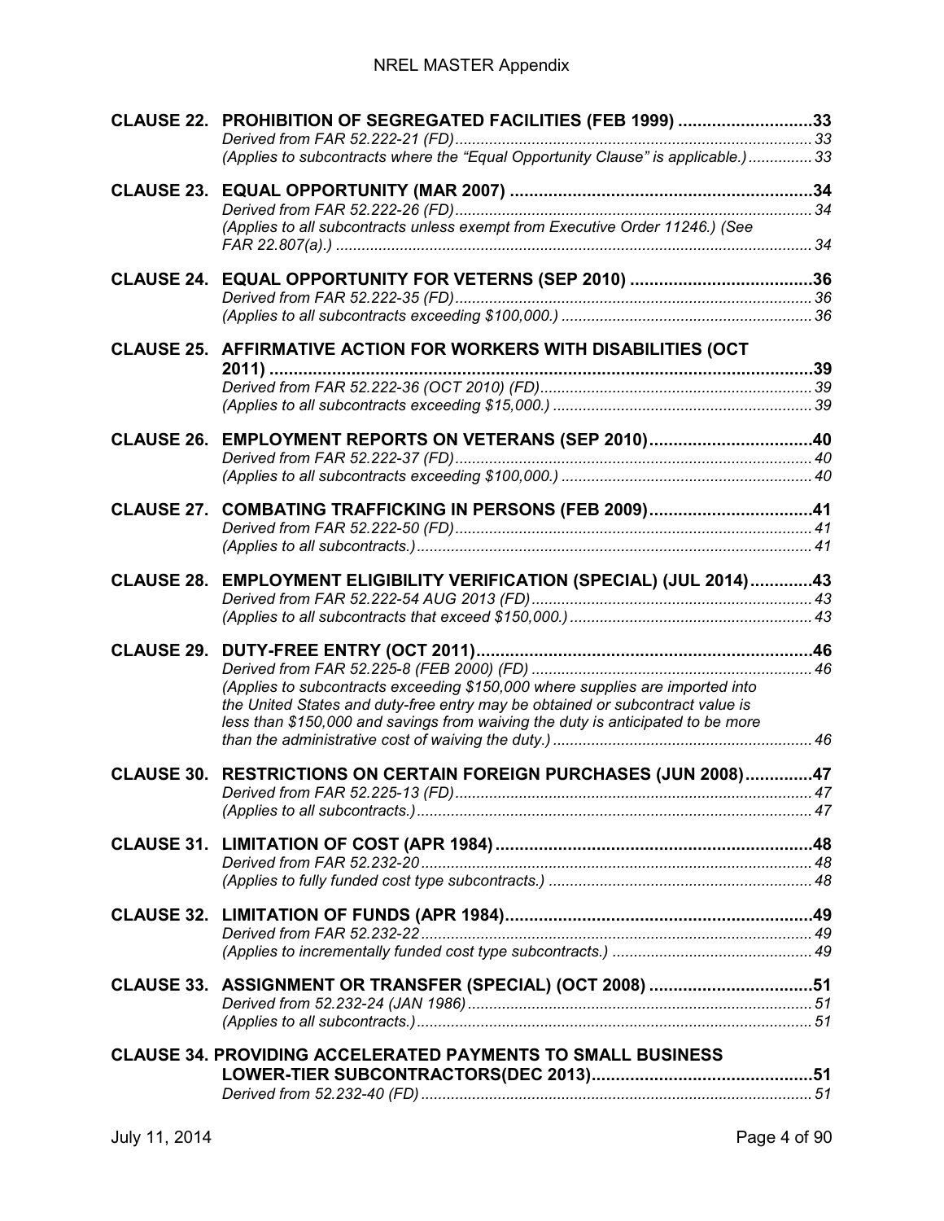**CLAUSE 22. PROHIBITION OF SEGREGATED FACILITIES (FEB 1999) ............................33**
*Derived from FAR 52.222-21 (FD)................................................................................33*
*(Applies to subcontracts where the "Equal Opportunity Clause" is applicable.)...............33*

**CLAUSE 23. EQUAL OPPORTUNITY (MAR 2007) ...............................................................34**
*Derived from FAR 52.222-26 (FD)................................................................................34*
*(Applies to all subcontracts unless exempt from Executive Order 11246.) (See FAR 22.807(a).) ..............................................................................................................34*

**CLAUSE 24. EQUAL OPPORTUNITY FOR VETERNS (SEP 2010) .......................................36**
*Derived from FAR 52.222-35 (FD)................................................................................36*
*(Applies to all subcontracts exceeding $100,000.) ..........................................................36*

**CLAUSE 25. AFFIRMATIVE ACTION FOR WORKERS WITH DISABILITIES (OCT 2011) ..................................................................................................................39**
*Derived from FAR 52.222-36 (OCT 2010) (FD)...............................................................39*
*(Applies to all subcontracts exceeding $15,000.) ............................................................39*

**CLAUSE 26. EMPLOYMENT REPORTS ON VETERANS (SEP 2010)..................................40**
*Derived from FAR 52.222-37 (FD)................................................................................40*
*(Applies to all subcontracts exceeding $100,000.) ..........................................................40*

**CLAUSE 27. COMBATING TRAFFICKING IN PERSONS (FEB 2009)..................................41**
*Derived from FAR 52.222-50 (FD)................................................................................41*
*(Applies to all subcontracts.)...........................................................................................41*

**CLAUSE 28. EMPLOYMENT ELIGIBILITY VERIFICATION (SPECIAL) (JUL 2014).............43**
*Derived from FAR 52.222-54 AUG 2013 (FD).................................................................43*
*(Applies to all subcontracts that exceed $150,000.)........................................................43*

**CLAUSE 29. DUTY-FREE ENTRY (OCT 2011).....................................................................46**
*Derived from FAR 52.225-8 (FEB 2000) (FD) .................................................................46*
*(Applies to subcontracts exceeding $150,000 where supplies are imported into the United States and duty-free entry may be obtained or subcontract value is less than $150,000 and savings from waiving the duty is anticipated to be more than the administrative cost of waiving the duty.) ............................................................46*

**CLAUSE 30. RESTRICTIONS ON CERTAIN FOREIGN PURCHASES (JUN 2008)..............47**
*Derived from FAR 52.225-13 (FD)..................................................................................47*
*(Applies to all subcontracts.)...........................................................................................47*

**CLAUSE 31. LIMITATION OF COST (APR 1984) ..................................................................48**
*Derived from FAR 52.232-20...........................................................................................48*
*(Applies to fully funded cost type subcontracts.) .............................................................48*

**CLAUSE 32. LIMITATION OF FUNDS (APR 1984)................................................................49**
*Derived from FAR 52.232-22...........................................................................................49*
*(Applies to incrementally funded cost type subcontracts.) ..............................................49*

**CLAUSE 33. ASSIGNMENT OR TRANSFER (SPECIAL) (OCT 2008) ..................................51**
*Derived from 52.232-24 (JAN 1986)...............................................................................51*
*(Applies to all subcontracts.)...........................................................................................51*

**CLAUSE 34. PROVIDING ACCELERATED PAYMENTS TO SMALL BUSINESS LOWER-TIER SUBCONTRACTORS(DEC 2013)..............................................51**
*Derived from 52.232-40 (FD) ..........................................................................................51*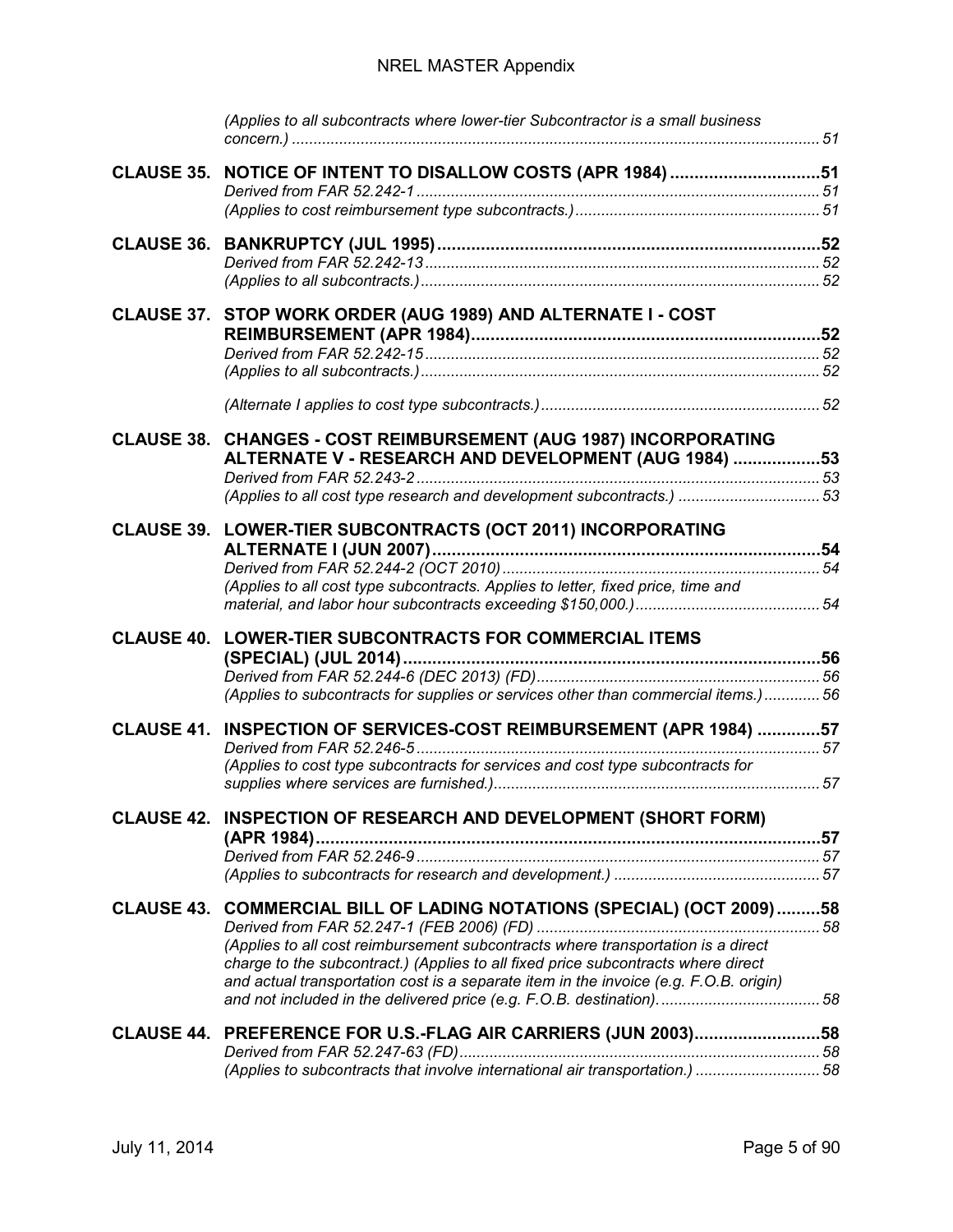*(Applies to all subcontracts where lower-tier Subcontractor is a small business concern.)* .......... *51*

**CLAUSE 35. NOTICE OF INTENT TO DISALLOW COSTS (APR 1984) .......... 51**
*Derived from FAR 52.242-1* .......... *51*
*(Applies to cost reimbursement type subcontracts.)* .......... *51*

**CLAUSE 36. BANKRUPTCY (JUL 1995) .......... 52**
*Derived from FAR 52.242-13* .......... *52*
*(Applies to all subcontracts.)* .......... *52*

**CLAUSE 37. STOP WORK ORDER (AUG 1989) AND ALTERNATE I - COST REIMBURSEMENT (APR 1984) .......... 52**
*Derived from FAR 52.242-15* .......... *52*
*(Applies to all subcontracts.)* .......... *52*

*(Alternate I applies to cost type subcontracts.)* .......... *52*

**CLAUSE 38. CHANGES - COST REIMBURSEMENT (AUG 1987) INCORPORATING ALTERNATE V - RESEARCH AND DEVELOPMENT (AUG 1984) .......... 53**
*Derived from FAR 52.243-2* .......... *53*
*(Applies to all cost type research and development subcontracts.)* .......... *53*

**CLAUSE 39. LOWER-TIER SUBCONTRACTS (OCT 2011) INCORPORATING ALTERNATE I (JUN 2007) .......... 54**
*Derived from FAR 52.244-2 (OCT 2010)* .......... *54*
*(Applies to all cost type subcontracts. Applies to letter, fixed price, time and material, and labor hour subcontracts exceeding $150,000.)* .......... *54*

**CLAUSE 40. LOWER-TIER SUBCONTRACTS FOR COMMERCIAL ITEMS (SPECIAL) (JUL 2014) .......... 56**
*Derived from FAR 52.244-6 (DEC 2013) (FD)* .......... *56*
*(Applies to subcontracts for supplies or services other than commercial items.)* .......... *56*

**CLAUSE 41. INSPECTION OF SERVICES-COST REIMBURSEMENT (APR 1984) .......... 57**
*Derived from FAR 52.246-5* .......... *57*
*(Applies to cost type subcontracts for services and cost type subcontracts for supplies where services are furnished.)* .......... *57*

**CLAUSE 42. INSPECTION OF RESEARCH AND DEVELOPMENT (SHORT FORM) (APR 1984) .......... 57**
*Derived from FAR 52.246-9* .......... *57*
*(Applies to subcontracts for research and development.)* .......... *57*

**CLAUSE 43. COMMERCIAL BILL OF LADING NOTATIONS (SPECIAL) (OCT 2009) .......... 58**
*Derived from FAR 52.247-1 (FEB 2006) (FD)* .......... *58*
*(Applies to all cost reimbursement subcontracts where transportation is a direct charge to the subcontract.) (Applies to all fixed price subcontracts where direct and actual transportation cost is a separate item in the invoice (e.g. F.O.B. origin) and not included in the delivered price (e.g. F.O.B. destination).* .......... *58*

**CLAUSE 44. PREFERENCE FOR U.S.-FLAG AIR CARRIERS (JUN 2003) .......... 58**
*Derived from FAR 52.247-63 (FD)* .......... *58*
*(Applies to subcontracts that involve international air transportation.)* .......... *58*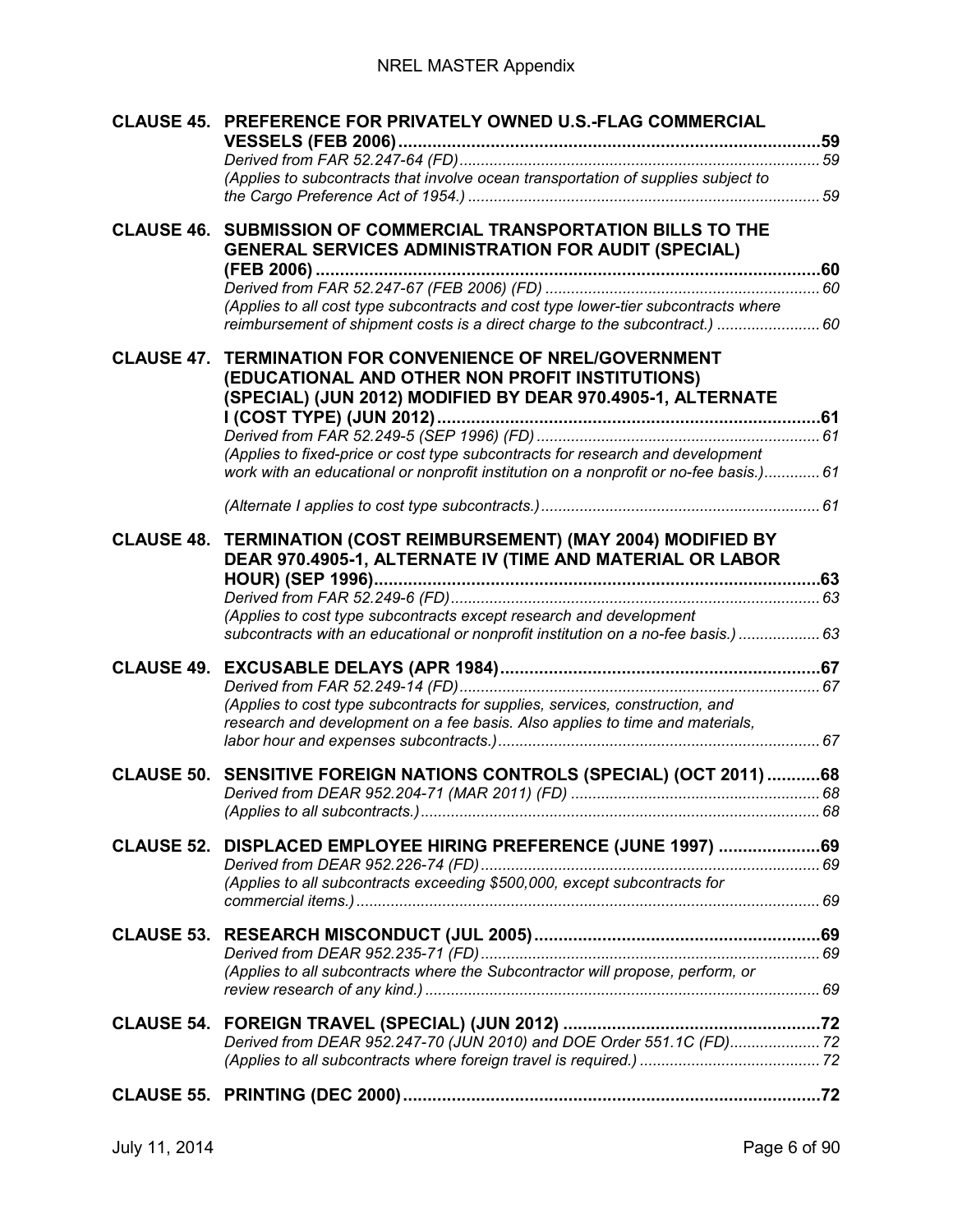**CLAUSE 45. PREFERENCE FOR PRIVATELY OWNED U.S.-FLAG COMMERCIAL VESSELS (FEB 2006)** ..... 59
*Derived from FAR 52.247-64 (FD)* ..... 59
*(Applies to subcontracts that involve ocean transportation of supplies subject to the Cargo Preference Act of 1954.)* ..... 59

**CLAUSE 46. SUBMISSION OF COMMERCIAL TRANSPORTATION BILLS TO THE GENERAL SERVICES ADMINISTRATION FOR AUDIT (SPECIAL) (FEB 2006)** ..... 60
*Derived from FAR 52.247-67 (FEB 2006) (FD)* ..... 60
*(Applies to all cost type subcontracts and cost type lower-tier subcontracts where reimbursement of shipment costs is a direct charge to the subcontract.)* ..... 60

**CLAUSE 47. TERMINATION FOR CONVENIENCE OF NREL/GOVERNMENT (EDUCATIONAL AND OTHER NON PROFIT INSTITUTIONS) (SPECIAL) (JUN 2012) MODIFIED BY DEAR 970.4905-1, ALTERNATE I (COST TYPE) (JUN 2012)** ..... 61
*Derived from FAR 52.249-5 (SEP 1996) (FD)* ..... 61
*(Applies to fixed-price or cost type subcontracts for research and development work with an educational or nonprofit institution on a nonprofit or no-fee basis.)* ..... 61

*(Alternate I applies to cost type subcontracts.)* ..... 61

**CLAUSE 48. TERMINATION (COST REIMBURSEMENT) (MAY 2004) MODIFIED BY DEAR 970.4905-1, ALTERNATE IV (TIME AND MATERIAL OR LABOR HOUR) (SEP 1996)** ..... 63
*Derived from FAR 52.249-6 (FD)* ..... 63
*(Applies to cost type subcontracts except research and development subcontracts with an educational or nonprofit institution on a no-fee basis.)* ..... 63

**CLAUSE 49. EXCUSABLE DELAYS (APR 1984)** ..... 67
*Derived from FAR 52.249-14 (FD)* ..... 67
*(Applies to cost type subcontracts for supplies, services, construction, and research and development on a fee basis. Also applies to time and materials, labor hour and expenses subcontracts.)* ..... 67

**CLAUSE 50. SENSITIVE FOREIGN NATIONS CONTROLS (SPECIAL) (OCT 2011)** ..... 68
*Derived from DEAR 952.204-71 (MAR 2011) (FD)* ..... 68
*(Applies to all subcontracts.)* ..... 68

**CLAUSE 52. DISPLACED EMPLOYEE HIRING PREFERENCE (JUNE 1997)** ..... 69
*Derived from DEAR 952.226-74 (FD)* ..... 69
*(Applies to all subcontracts exceeding $500,000, except subcontracts for commercial items.)* ..... 69

**CLAUSE 53. RESEARCH MISCONDUCT (JUL 2005)** ..... 69
*Derived from DEAR 952.235-71 (FD)* ..... 69
*(Applies to all subcontracts where the Subcontractor will propose, perform, or review research of any kind.)* ..... 69

**CLAUSE 54. FOREIGN TRAVEL (SPECIAL) (JUN 2012)** ..... 72
*Derived from DEAR 952.247-70 (JUN 2010) and DOE Order 551.1C (FD)* ..... 72
*(Applies to all subcontracts where foreign travel is required.)* ..... 72

**CLAUSE 55. PRINTING (DEC 2000)** ..... 72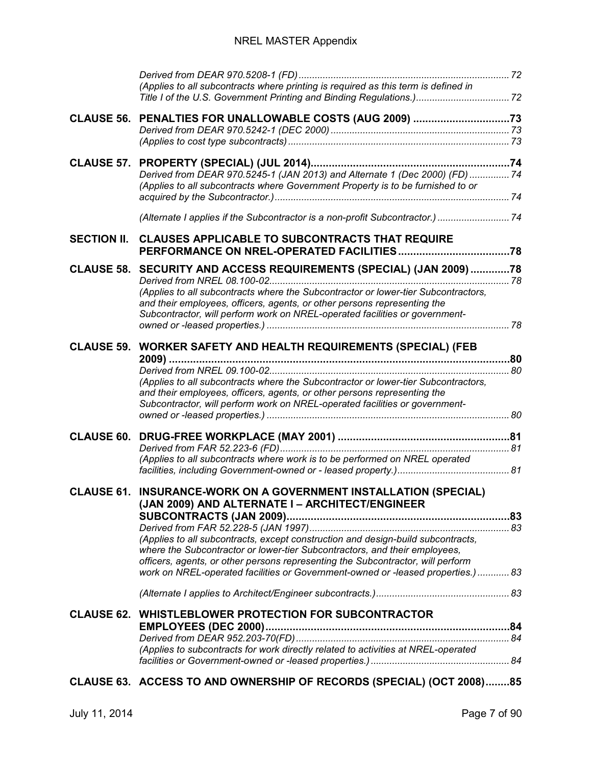*Derived from DEAR 970.5208-1 (FD)* ............................................................................... 72
*(Applies to all subcontracts where printing is required as this term is defined in Title I of the U.S. Government Printing and Binding Regulations.)* .................................. 72

**CLAUSE 56. PENALTIES FOR UNALLOWABLE COSTS (AUG 2009)** ................................ **73**
*Derived from DEAR 970.5242-1 (DEC 2000)* ................................................................. 73
*(Applies to cost type subcontracts)* .................................................................................. 73

**CLAUSE 57. PROPERTY (SPECIAL) (JUL 2014)** ................................................................ **74**
*Derived from DEAR 970.5245-1 (JAN 2013) and Alternate 1 (Dec 2000) (FD)* .............. 74
*(Applies to all subcontracts where Government Property is to be furnished to or acquired by the Subcontractor.)* ....................................................................................... 74

*(Alternate I applies if the Subcontractor is a non-profit Subcontractor.)* .......................... 74

**SECTION II. CLAUSES APPLICABLE TO SUBCONTRACTS THAT REQUIRE PERFORMANCE ON NREL-OPERATED FACILITIES** .................................... **78**

**CLAUSE 58. SECURITY AND ACCESS REQUIREMENTS (SPECIAL) (JAN 2009)** ............. **78**
*Derived from NREL 08.100-02* ......................................................................................... 78
*(Applies to all subcontracts where the Subcontractor or lower-tier Subcontractors, and their employees, officers, agents, or other persons representing the Subcontractor, will perform work on NREL-operated facilities or government-owned or -leased properties.)* .......................................................................................... 78

**CLAUSE 59. WORKER SAFETY AND HEALTH REQUIREMENTS (SPECIAL) (FEB 2009)** ................................................................................................................ **80**
*Derived from NREL 09.100-02* ......................................................................................... 80
*(Applies to all subcontracts where the Subcontractor or lower-tier Subcontractors, and their employees, officers, agents, or other persons representing the Subcontractor, will perform work on NREL-operated facilities or government-owned or -leased properties.)* .......................................................................................... 80

**CLAUSE 60. DRUG-FREE WORKPLACE (MAY 2001)** ........................................................ **81**
*Derived from FAR 52.223-6 (FD)* ..................................................................................... 81
*(Applies to all subcontracts where work is to be performed on NREL operated facilities, including Government-owned or - leased property.)* ......................................... 81

**CLAUSE 61. INSURANCE-WORK ON A GOVERNMENT INSTALLATION (SPECIAL) (JAN 2009) AND ALTERNATE I – ARCHITECT/ENGINEER SUBCONTRACTS (JAN 2009)** .......................................................................... **83**
*Derived from FAR 52.228-5 (JAN 1997)* .......................................................................... 83
*(Applies to all subcontracts, except construction and design-build subcontracts, where the Subcontractor or lower-tier Subcontractors, and their employees, officers, agents, or other persons representing the Subcontractor, will perform work on NREL-operated facilities or Government-owned or -leased properties.)* ............ 83

*(Alternate I applies to Architect/Engineer subcontracts.)* ................................................. 83

**CLAUSE 62. WHISTLEBLOWER PROTECTION FOR SUBCONTRACTOR EMPLOYEES (DEC 2000)** ................................................................................. **84**
*Derived from DEAR 952.203-70(FD)* ............................................................................... 84
*(Applies to subcontracts for work directly related to activities at NREL-operated facilities or Government-owned or -leased properties.)* ................................................... 84

**CLAUSE 63. ACCESS TO AND OWNERSHIP OF RECORDS (SPECIAL) (OCT 2008)** ........ **85**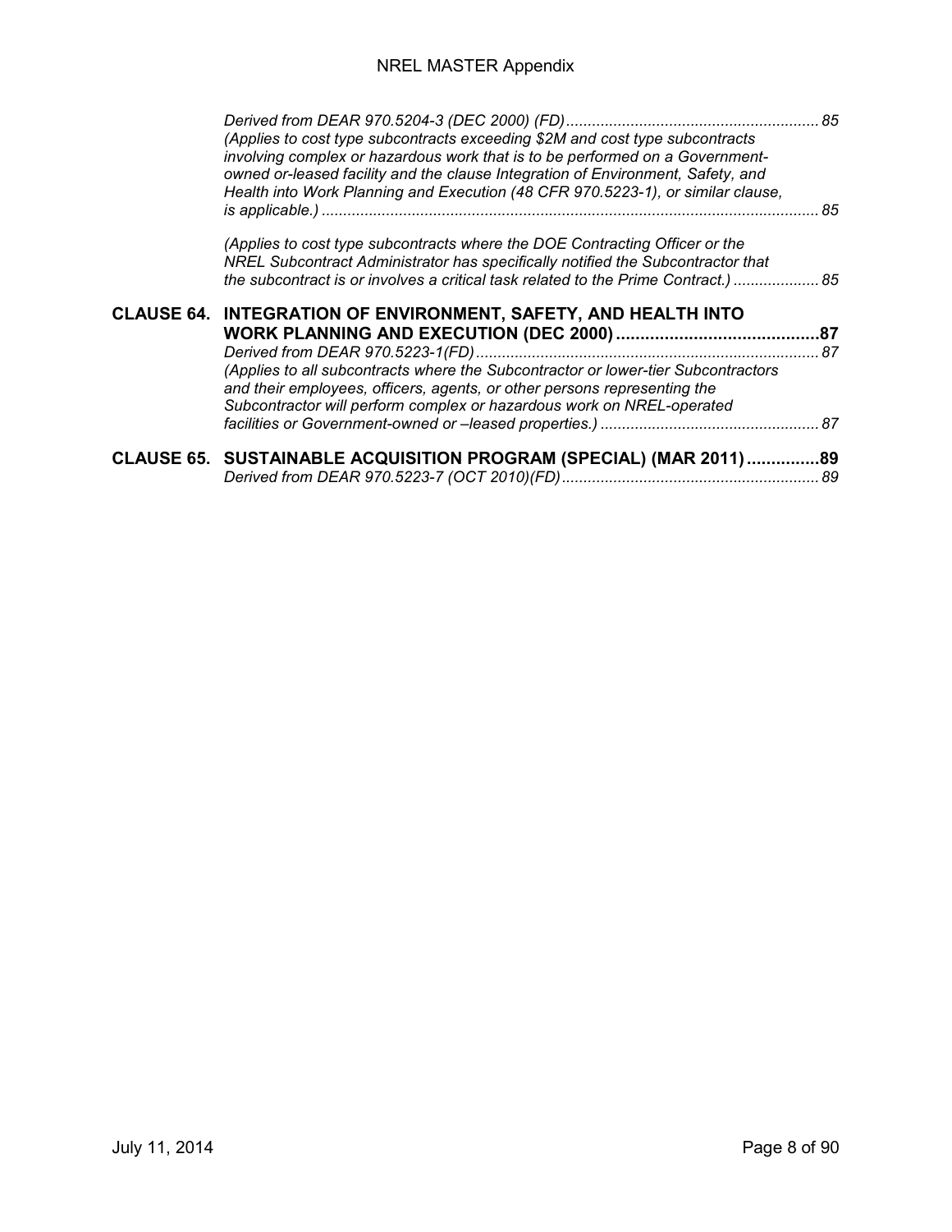*Derived from DEAR 970.5204-3 (DEC 2000) (FD)* ........................................................... 85

*(Applies to cost type subcontracts exceeding $2M and cost type subcontracts involving complex or hazardous work that is to be performed on a Government-owned or-leased facility and the clause Integration of Environment, Safety, and Health into Work Planning and Execution (48 CFR 970.5223-1), or similar clause, is applicable.)* ........................................................................................................................ 85

*(Applies to cost type subcontracts where the DOE Contracting Officer or the NREL Subcontract Administrator has specifically notified the Subcontractor that the subcontract is or involves a critical task related to the Prime Contract.)* .................... 85

**CLAUSE 64. INTEGRATION OF ENVIRONMENT, SAFETY, AND HEALTH INTO WORK PLANNING AND EXECUTION (DEC 2000)** ..........................................87

*Derived from DEAR 970.5223-1(FD)* ................................................................................ 87

*(Applies to all subcontracts where the Subcontractor or lower-tier Subcontractors and their employees, officers, agents, or other persons representing the Subcontractor will perform complex or hazardous work on NREL-operated facilities or Government-owned or –leased properties.)* .................................................. 87

**CLAUSE 65. SUSTAINABLE ACQUISITION PROGRAM (SPECIAL) (MAR 2011)** ...............89

*Derived from DEAR 970.5223-7 (OCT 2010)(FD)* ............................................................ 89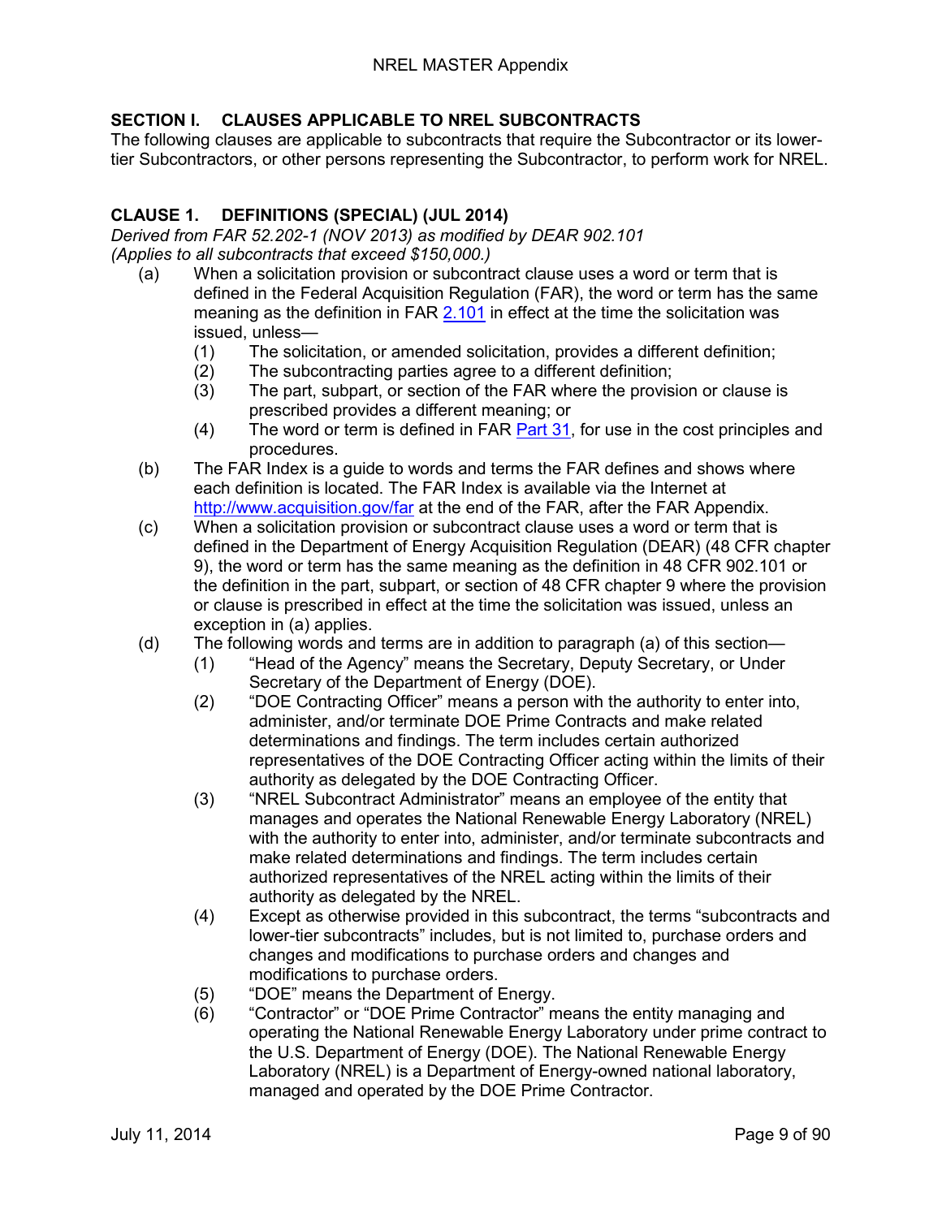## SECTION I. CLAUSES APPLICABLE TO NREL SUBCONTRACTS

The following clauses are applicable to subcontracts that require the Subcontractor or its lower-tier Subcontractors, or other persons representing the Subcontractor, to perform work for NREL.

## CLAUSE 1. DEFINITIONS (SPECIAL) (JUL 2014)

*Derived from FAR 52.202-1 (NOV 2013) as modified by DEAR 902.101*
*(Applies to all subcontracts that exceed $150,000.)*

(a) When a solicitation provision or subcontract clause uses a word or term that is defined in the Federal Acquisition Regulation (FAR), the word or term has the same meaning as the definition in FAR 2.101 in effect at the time the solicitation was issued, unless—

- (1) The solicitation, or amended solicitation, provides a different definition;
- (2) The subcontracting parties agree to a different definition;
- (3) The part, subpart, or section of the FAR where the provision or clause is prescribed provides a different meaning; or
- (4) The word or term is defined in FAR Part 31, for use in the cost principles and procedures.

(b) The FAR Index is a guide to words and terms the FAR defines and shows where each definition is located. The FAR Index is available via the Internet at http://www.acquisition.gov/far at the end of the FAR, after the FAR Appendix.

(c) When a solicitation provision or subcontract clause uses a word or term that is defined in the Department of Energy Acquisition Regulation (DEAR) (48 CFR chapter 9), the word or term has the same meaning as the definition in 48 CFR 902.101 or the definition in the part, subpart, or section of 48 CFR chapter 9 where the provision or clause is prescribed in effect at the time the solicitation was issued, unless an exception in (a) applies.

(d) The following words and terms are in addition to paragraph (a) of this section—

- (1) “Head of the Agency” means the Secretary, Deputy Secretary, or Under Secretary of the Department of Energy (DOE).
- (2) “DOE Contracting Officer” means a person with the authority to enter into, administer, and/or terminate DOE Prime Contracts and make related determinations and findings. The term includes certain authorized representatives of the DOE Contracting Officer acting within the limits of their authority as delegated by the DOE Contracting Officer.
- (3) “NREL Subcontract Administrator” means an employee of the entity that manages and operates the National Renewable Energy Laboratory (NREL) with the authority to enter into, administer, and/or terminate subcontracts and make related determinations and findings. The term includes certain authorized representatives of the NREL acting within the limits of their authority as delegated by the NREL.
- (4) Except as otherwise provided in this subcontract, the terms “subcontracts and lower-tier subcontracts” includes, but is not limited to, purchase orders and changes and modifications to purchase orders and changes and modifications to purchase orders.
- (5) “DOE” means the Department of Energy.
- (6) “Contractor” or “DOE Prime Contractor” means the entity managing and operating the National Renewable Energy Laboratory under prime contract to the U.S. Department of Energy (DOE). The National Renewable Energy Laboratory (NREL) is a Department of Energy-owned national laboratory, managed and operated by the DOE Prime Contractor.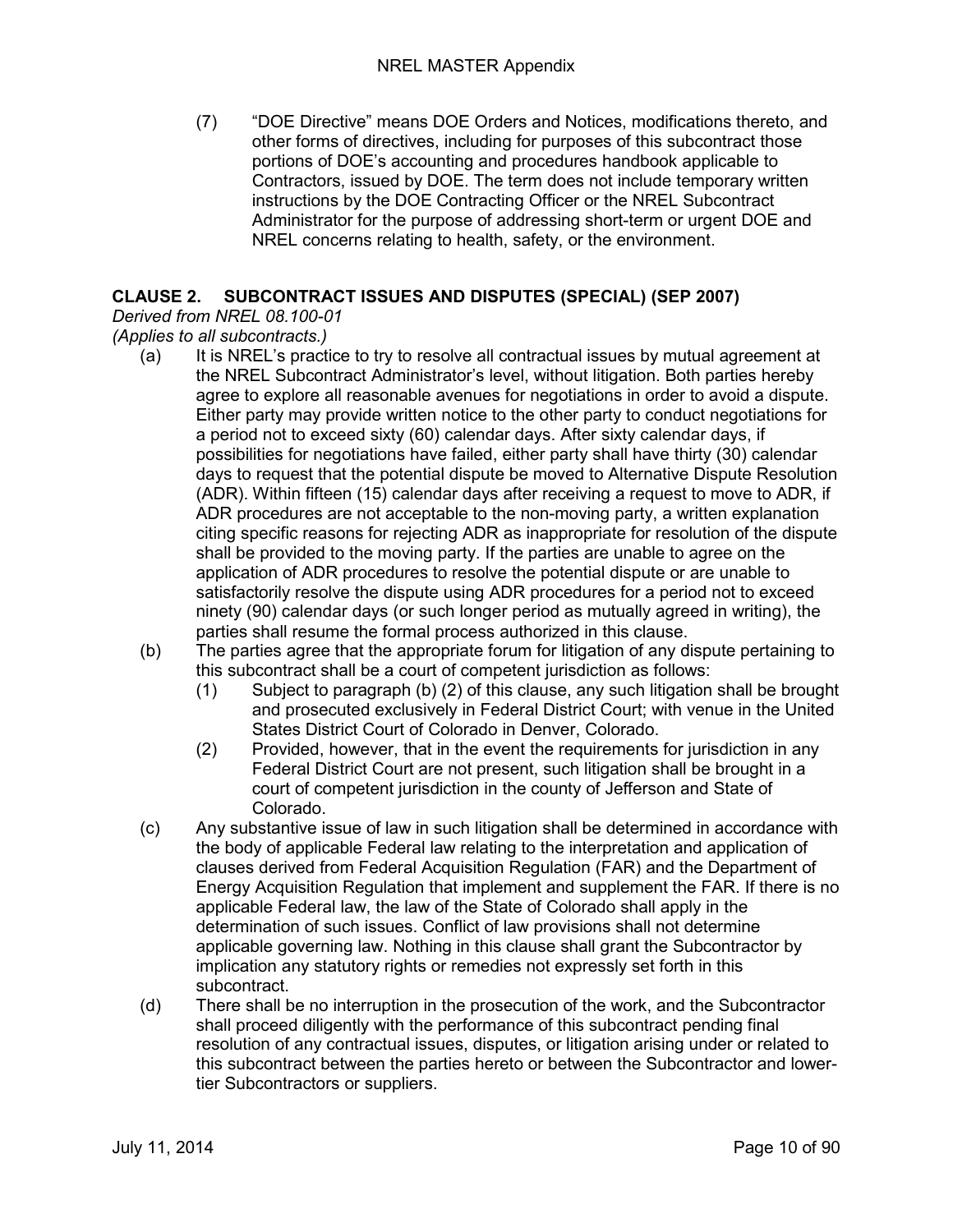(7) "DOE Directive" means DOE Orders and Notices, modifications thereto, and other forms of directives, including for purposes of this subcontract those portions of DOE's accounting and procedures handbook applicable to Contractors, issued by DOE. The term does not include temporary written instructions by the DOE Contracting Officer or the NREL Subcontract Administrator for the purpose of addressing short-term or urgent DOE and NREL concerns relating to health, safety, or the environment.

## CLAUSE 2. SUBCONTRACT ISSUES AND DISPUTES (SPECIAL) (SEP 2007)

*Derived from NREL 08.100-01*

*(Applies to all subcontracts.)*

(a) It is NREL's practice to try to resolve all contractual issues by mutual agreement at the NREL Subcontract Administrator's level, without litigation. Both parties hereby agree to explore all reasonable avenues for negotiations in order to avoid a dispute. Either party may provide written notice to the other party to conduct negotiations for a period not to exceed sixty (60) calendar days. After sixty calendar days, if possibilities for negotiations have failed, either party shall have thirty (30) calendar days to request that the potential dispute be moved to Alternative Dispute Resolution (ADR). Within fifteen (15) calendar days after receiving a request to move to ADR, if ADR procedures are not acceptable to the non-moving party, a written explanation citing specific reasons for rejecting ADR as inappropriate for resolution of the dispute shall be provided to the moving party. If the parties are unable to agree on the application of ADR procedures to resolve the potential dispute or are unable to satisfactorily resolve the dispute using ADR procedures for a period not to exceed ninety (90) calendar days (or such longer period as mutually agreed in writing), the parties shall resume the formal process authorized in this clause.

(b) The parties agree that the appropriate forum for litigation of any dispute pertaining to this subcontract shall be a court of competent jurisdiction as follows:

(1) Subject to paragraph (b) (2) of this clause, any such litigation shall be brought and prosecuted exclusively in Federal District Court; with venue in the United States District Court of Colorado in Denver, Colorado.

(2) Provided, however, that in the event the requirements for jurisdiction in any Federal District Court are not present, such litigation shall be brought in a court of competent jurisdiction in the county of Jefferson and State of Colorado.

(c) Any substantive issue of law in such litigation shall be determined in accordance with the body of applicable Federal law relating to the interpretation and application of clauses derived from Federal Acquisition Regulation (FAR) and the Department of Energy Acquisition Regulation that implement and supplement the FAR. If there is no applicable Federal law, the law of the State of Colorado shall apply in the determination of such issues. Conflict of law provisions shall not determine applicable governing law. Nothing in this clause shall grant the Subcontractor by implication any statutory rights or remedies not expressly set forth in this subcontract.

(d) There shall be no interruption in the prosecution of the work, and the Subcontractor shall proceed diligently with the performance of this subcontract pending final resolution of any contractual issues, disputes, or litigation arising under or related to this subcontract between the parties hereto or between the Subcontractor and lower-tier Subcontractors or suppliers.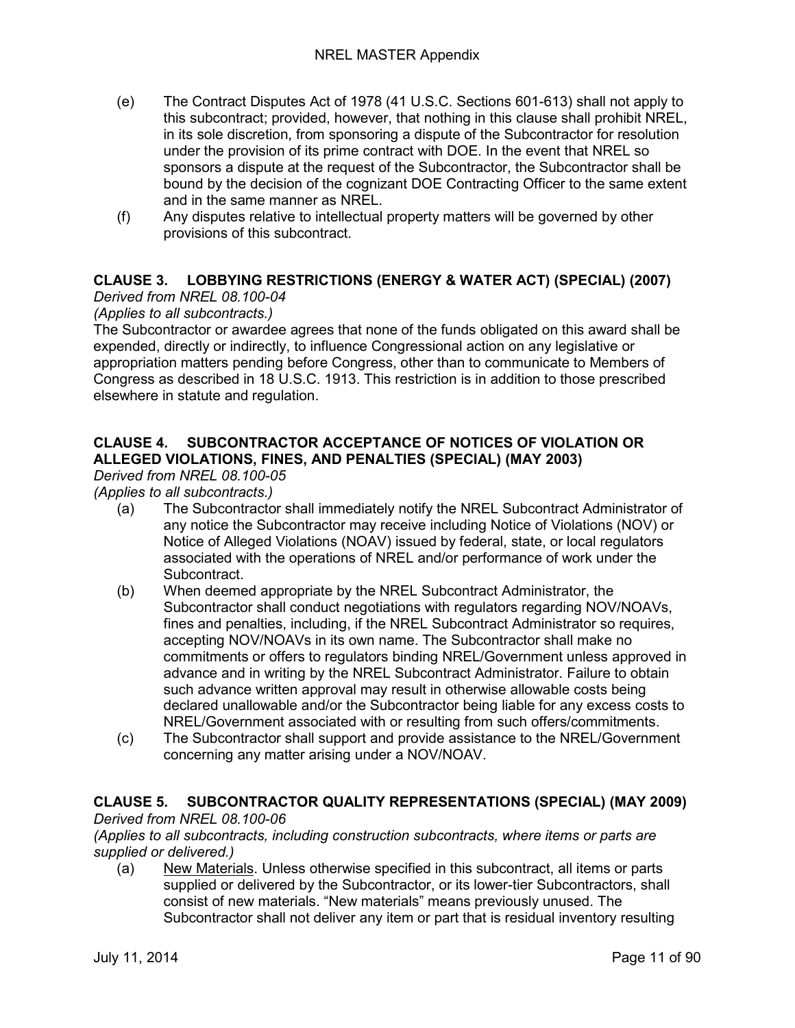(e) The Contract Disputes Act of 1978 (41 U.S.C. Sections 601-613) shall not apply to this subcontract; provided, however, that nothing in this clause shall prohibit NREL, in its sole discretion, from sponsoring a dispute of the Subcontractor for resolution under the provision of its prime contract with DOE. In the event that NREL so sponsors a dispute at the request of the Subcontractor, the Subcontractor shall be bound by the decision of the cognizant DOE Contracting Officer to the same extent and in the same manner as NREL.

(f) Any disputes relative to intellectual property matters will be governed by other provisions of this subcontract.

## CLAUSE 3. LOBBYING RESTRICTIONS (ENERGY & WATER ACT) (SPECIAL) (2007)

*Derived from NREL 08.100-04*

*(Applies to all subcontracts.)*

The Subcontractor or awardee agrees that none of the funds obligated on this award shall be expended, directly or indirectly, to influence Congressional action on any legislative or appropriation matters pending before Congress, other than to communicate to Members of Congress as described in 18 U.S.C. 1913. This restriction is in addition to those prescribed elsewhere in statute and regulation.

## CLAUSE 4. SUBCONTRACTOR ACCEPTANCE OF NOTICES OF VIOLATION OR ALLEGED VIOLATIONS, FINES, AND PENALTIES (SPECIAL) (MAY 2003)

*Derived from NREL 08.100-05*

*(Applies to all subcontracts.)*

(a) The Subcontractor shall immediately notify the NREL Subcontract Administrator of any notice the Subcontractor may receive including Notice of Violations (NOV) or Notice of Alleged Violations (NOAV) issued by federal, state, or local regulators associated with the operations of NREL and/or performance of work under the Subcontract.

(b) When deemed appropriate by the NREL Subcontract Administrator, the Subcontractor shall conduct negotiations with regulators regarding NOV/NOAVs, fines and penalties, including, if the NREL Subcontract Administrator so requires, accepting NOV/NOAVs in its own name. The Subcontractor shall make no commitments or offers to regulators binding NREL/Government unless approved in advance and in writing by the NREL Subcontract Administrator. Failure to obtain such advance written approval may result in otherwise allowable costs being declared unallowable and/or the Subcontractor being liable for any excess costs to NREL/Government associated with or resulting from such offers/commitments.

(c) The Subcontractor shall support and provide assistance to the NREL/Government concerning any matter arising under a NOV/NOAV.

## CLAUSE 5. SUBCONTRACTOR QUALITY REPRESENTATIONS (SPECIAL) (MAY 2009)

*Derived from NREL 08.100-06*

*(Applies to all subcontracts, including construction subcontracts, where items or parts are supplied or delivered.)*

(a) <u>New Materials</u>. Unless otherwise specified in this subcontract, all items or parts supplied or delivered by the Subcontractor, or its lower-tier Subcontractors, shall consist of new materials. "New materials" means previously unused. The Subcontractor shall not deliver any item or part that is residual inventory resulting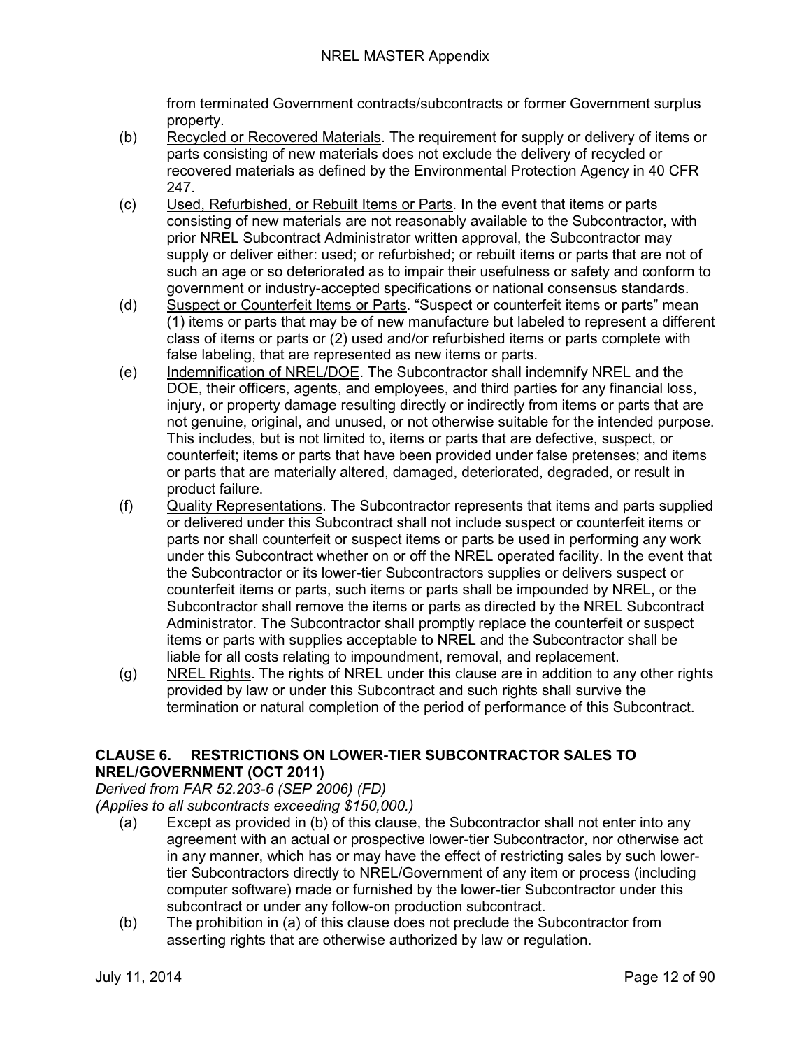from terminated Government contracts/subcontracts or former Government surplus property.

(b) Recycled or Recovered Materials. The requirement for supply or delivery of items or parts consisting of new materials does not exclude the delivery of recycled or recovered materials as defined by the Environmental Protection Agency in 40 CFR 247.

(c) Used, Refurbished, or Rebuilt Items or Parts. In the event that items or parts consisting of new materials are not reasonably available to the Subcontractor, with prior NREL Subcontract Administrator written approval, the Subcontractor may supply or deliver either: used; or refurbished; or rebuilt items or parts that are not of such an age or so deteriorated as to impair their usefulness or safety and conform to government or industry-accepted specifications or national consensus standards.

(d) Suspect or Counterfeit Items or Parts. "Suspect or counterfeit items or parts" mean (1) items or parts that may be of new manufacture but labeled to represent a different class of items or parts or (2) used and/or refurbished items or parts complete with false labeling, that are represented as new items or parts.

(e) Indemnification of NREL/DOE. The Subcontractor shall indemnify NREL and the DOE, their officers, agents, and employees, and third parties for any financial loss, injury, or property damage resulting directly or indirectly from items or parts that are not genuine, original, and unused, or not otherwise suitable for the intended purpose. This includes, but is not limited to, items or parts that are defective, suspect, or counterfeit; items or parts that have been provided under false pretenses; and items or parts that are materially altered, damaged, deteriorated, degraded, or result in product failure.

(f) Quality Representations. The Subcontractor represents that items and parts supplied or delivered under this Subcontract shall not include suspect or counterfeit items or parts nor shall counterfeit or suspect items or parts be used in performing any work under this Subcontract whether on or off the NREL operated facility. In the event that the Subcontractor or its lower-tier Subcontractors supplies or delivers suspect or counterfeit items or parts, such items or parts shall be impounded by NREL, or the Subcontractor shall remove the items or parts as directed by the NREL Subcontract Administrator. The Subcontractor shall promptly replace the counterfeit or suspect items or parts with supplies acceptable to NREL and the Subcontractor shall be liable for all costs relating to impoundment, removal, and replacement.

(g) NREL Rights. The rights of NREL under this clause are in addition to any other rights provided by law or under this Subcontract and such rights shall survive the termination or natural completion of the period of performance of this Subcontract.

## CLAUSE 6. RESTRICTIONS ON LOWER-TIER SUBCONTRACTOR SALES TO NREL/GOVERNMENT (OCT 2011)

*Derived from FAR 52.203-6 (SEP 2006) (FD)*
*(Applies to all subcontracts exceeding $150,000.)*

(a) Except as provided in (b) of this clause, the Subcontractor shall not enter into any agreement with an actual or prospective lower-tier Subcontractor, nor otherwise act in any manner, which has or may have the effect of restricting sales by such lower-tier Subcontractors directly to NREL/Government of any item or process (including computer software) made or furnished by the lower-tier Subcontractor under this subcontract or under any follow-on production subcontract.

(b) The prohibition in (a) of this clause does not preclude the Subcontractor from asserting rights that are otherwise authorized by law or regulation.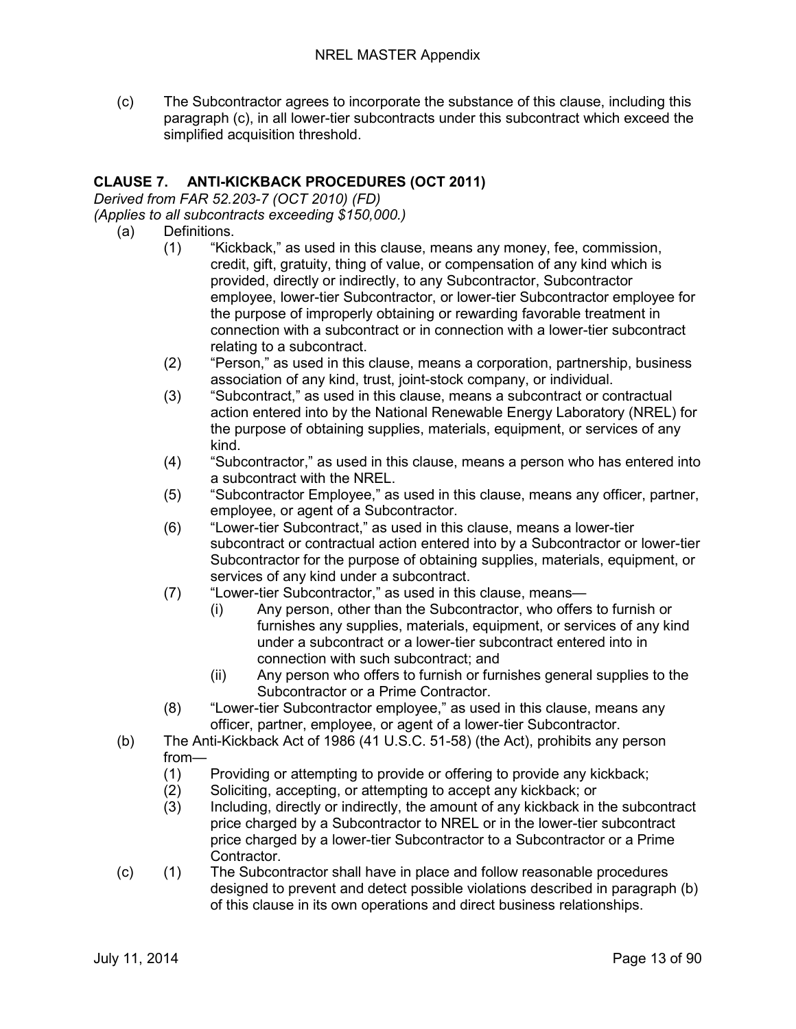(c) The Subcontractor agrees to incorporate the substance of this clause, including this paragraph (c), in all lower-tier subcontracts under this subcontract which exceed the simplified acquisition threshold.

## CLAUSE 7. ANTI-KICKBACK PROCEDURES (OCT 2011)

*Derived from FAR 52.203-7 (OCT 2010) (FD)*
*(Applies to all subcontracts exceeding $150,000.)*

(a) Definitions.

(1) "Kickback," as used in this clause, means any money, fee, commission, credit, gift, gratuity, thing of value, or compensation of any kind which is provided, directly or indirectly, to any Subcontractor, Subcontractor employee, lower-tier Subcontractor, or lower-tier Subcontractor employee for the purpose of improperly obtaining or rewarding favorable treatment in connection with a subcontract or in connection with a lower-tier subcontract relating to a subcontract.

(2) "Person," as used in this clause, means a corporation, partnership, business association of any kind, trust, joint-stock company, or individual.

(3) "Subcontract," as used in this clause, means a subcontract or contractual action entered into by the National Renewable Energy Laboratory (NREL) for the purpose of obtaining supplies, materials, equipment, or services of any kind.

(4) "Subcontractor," as used in this clause, means a person who has entered into a subcontract with the NREL.

(5) "Subcontractor Employee," as used in this clause, means any officer, partner, employee, or agent of a Subcontractor.

(6) "Lower-tier Subcontract," as used in this clause, means a lower-tier subcontract or contractual action entered into by a Subcontractor or lower-tier Subcontractor for the purpose of obtaining supplies, materials, equipment, or services of any kind under a subcontract.

(7) "Lower-tier Subcontractor," as used in this clause, means—

(i) Any person, other than the Subcontractor, who offers to furnish or furnishes any supplies, materials, equipment, or services of any kind under a subcontract or a lower-tier subcontract entered into in connection with such subcontract; and

(ii) Any person who offers to furnish or furnishes general supplies to the Subcontractor or a Prime Contractor.

(8) "Lower-tier Subcontractor employee," as used in this clause, means any officer, partner, employee, or agent of a lower-tier Subcontractor.

(b) The Anti-Kickback Act of 1986 (41 U.S.C. 51-58) (the Act), prohibits any person from—

(1) Providing or attempting to provide or offering to provide any kickback;

(2) Soliciting, accepting, or attempting to accept any kickback; or

(3) Including, directly or indirectly, the amount of any kickback in the subcontract price charged by a Subcontractor to NREL or in the lower-tier subcontract price charged by a lower-tier Subcontractor to a Subcontractor or a Prime Contractor.

(c) (1) The Subcontractor shall have in place and follow reasonable procedures designed to prevent and detect possible violations described in paragraph (b) of this clause in its own operations and direct business relationships.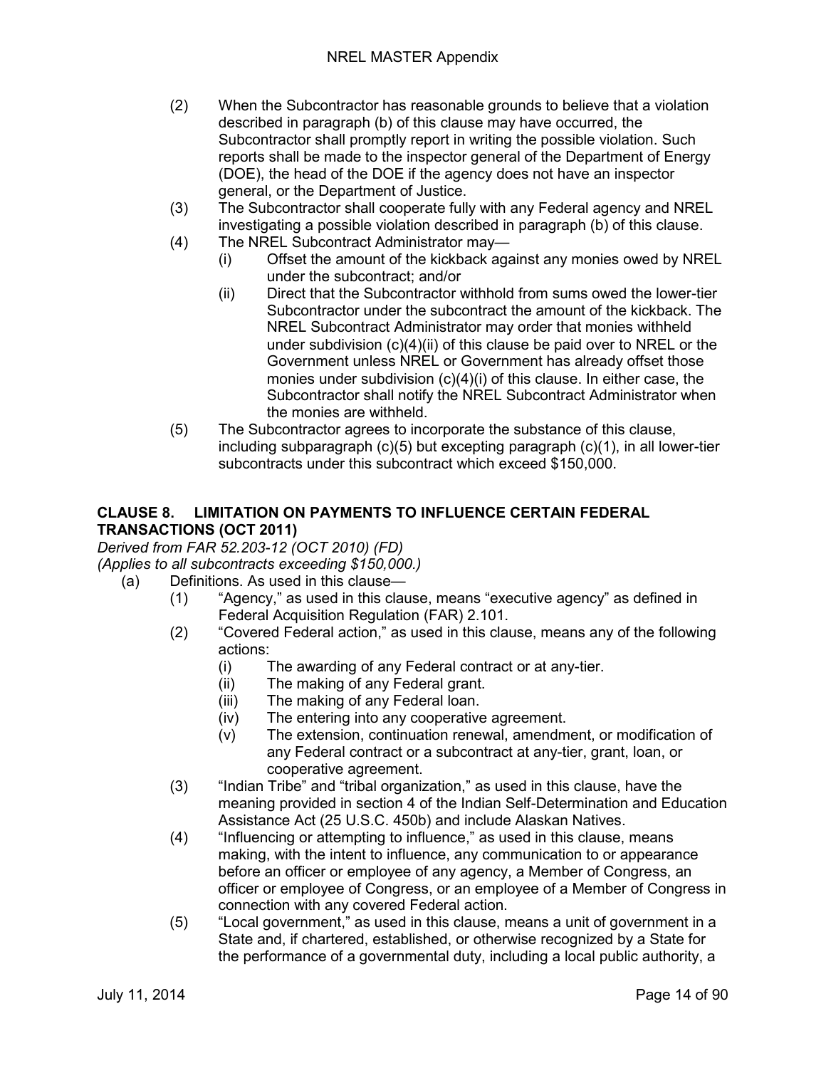(2) When the Subcontractor has reasonable grounds to believe that a violation described in paragraph (b) of this clause may have occurred, the Subcontractor shall promptly report in writing the possible violation. Such reports shall be made to the inspector general of the Department of Energy (DOE), the head of the DOE if the agency does not have an inspector general, or the Department of Justice.

(3) The Subcontractor shall cooperate fully with any Federal agency and NREL investigating a possible violation described in paragraph (b) of this clause.

(4) The NREL Subcontract Administrator may—

  (i) Offset the amount of the kickback against any monies owed by NREL under the subcontract; and/or

  (ii) Direct that the Subcontractor withhold from sums owed the lower-tier Subcontractor under the subcontract the amount of the kickback. The NREL Subcontract Administrator may order that monies withheld under subdivision (c)(4)(ii) of this clause be paid over to NREL or the Government unless NREL or Government has already offset those monies under subdivision (c)(4)(i) of this clause. In either case, the Subcontractor shall notify the NREL Subcontract Administrator when the monies are withheld.

(5) The Subcontractor agrees to incorporate the substance of this clause, including subparagraph (c)(5) but excepting paragraph (c)(1), in all lower-tier subcontracts under this subcontract which exceed $150,000.

## CLAUSE 8. LIMITATION ON PAYMENTS TO INFLUENCE CERTAIN FEDERAL TRANSACTIONS (OCT 2011)

*Derived from FAR 52.203-12 (OCT 2010) (FD)*
*(Applies to all subcontracts exceeding $150,000.)*

(a) Definitions. As used in this clause—

  (1) “Agency,” as used in this clause, means “executive agency” as defined in Federal Acquisition Regulation (FAR) 2.101.

  (2) “Covered Federal action,” as used in this clause, means any of the following actions:

    (i) The awarding of any Federal contract or at any-tier.

    (ii) The making of any Federal grant.

    (iii) The making of any Federal loan.

    (iv) The entering into any cooperative agreement.

    (v) The extension, continuation renewal, amendment, or modification of any Federal contract or a subcontract at any-tier, grant, loan, or cooperative agreement.

  (3) “Indian Tribe” and “tribal organization,” as used in this clause, have the meaning provided in section 4 of the Indian Self-Determination and Education Assistance Act (25 U.S.C. 450b) and include Alaskan Natives.

  (4) “Influencing or attempting to influence,” as used in this clause, means making, with the intent to influence, any communication to or appearance before an officer or employee of any agency, a Member of Congress, an officer or employee of Congress, or an employee of a Member of Congress in connection with any covered Federal action.

  (5) “Local government,” as used in this clause, means a unit of government in a State and, if chartered, established, or otherwise recognized by a State for the performance of a governmental duty, including a local public authority, a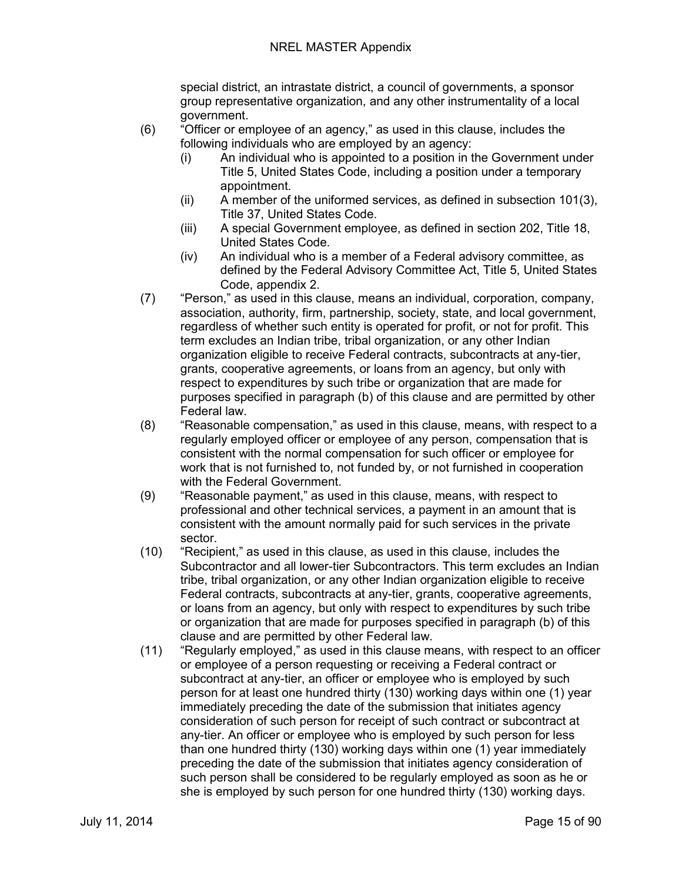special district, an intrastate district, a council of governments, a sponsor group representative organization, and any other instrumentality of a local government.

(6) "Officer or employee of an agency," as used in this clause, includes the following individuals who are employed by an agency:

  (i) An individual who is appointed to a position in the Government under Title 5, United States Code, including a position under a temporary appointment.

  (ii) A member of the uniformed services, as defined in subsection 101(3), Title 37, United States Code.

  (iii) A special Government employee, as defined in section 202, Title 18, United States Code.

  (iv) An individual who is a member of a Federal advisory committee, as defined by the Federal Advisory Committee Act, Title 5, United States Code, appendix 2.

(7) "Person," as used in this clause, means an individual, corporation, company, association, authority, firm, partnership, society, state, and local government, regardless of whether such entity is operated for profit, or not for profit. This term excludes an Indian tribe, tribal organization, or any other Indian organization eligible to receive Federal contracts, subcontracts at any-tier, grants, cooperative agreements, or loans from an agency, but only with respect to expenditures by such tribe or organization that are made for purposes specified in paragraph (b) of this clause and are permitted by other Federal law.

(8) "Reasonable compensation," as used in this clause, means, with respect to a regularly employed officer or employee of any person, compensation that is consistent with the normal compensation for such officer or employee for work that is not furnished to, not funded by, or not furnished in cooperation with the Federal Government.

(9) "Reasonable payment," as used in this clause, means, with respect to professional and other technical services, a payment in an amount that is consistent with the amount normally paid for such services in the private sector.

(10) "Recipient," as used in this clause, as used in this clause, includes the Subcontractor and all lower-tier Subcontractors. This term excludes an Indian tribe, tribal organization, or any other Indian organization eligible to receive Federal contracts, subcontracts at any-tier, grants, cooperative agreements, or loans from an agency, but only with respect to expenditures by such tribe or organization that are made for purposes specified in paragraph (b) of this clause and are permitted by other Federal law.

(11) "Regularly employed," as used in this clause means, with respect to an officer or employee of a person requesting or receiving a Federal contract or subcontract at any-tier, an officer or employee who is employed by such person for at least one hundred thirty (130) working days within one (1) year immediately preceding the date of the submission that initiates agency consideration of such person for receipt of such contract or subcontract at any-tier. An officer or employee who is employed by such person for less than one hundred thirty (130) working days within one (1) year immediately preceding the date of the submission that initiates agency consideration of such person shall be considered to be regularly employed as soon as he or she is employed by such person for one hundred thirty (130) working days.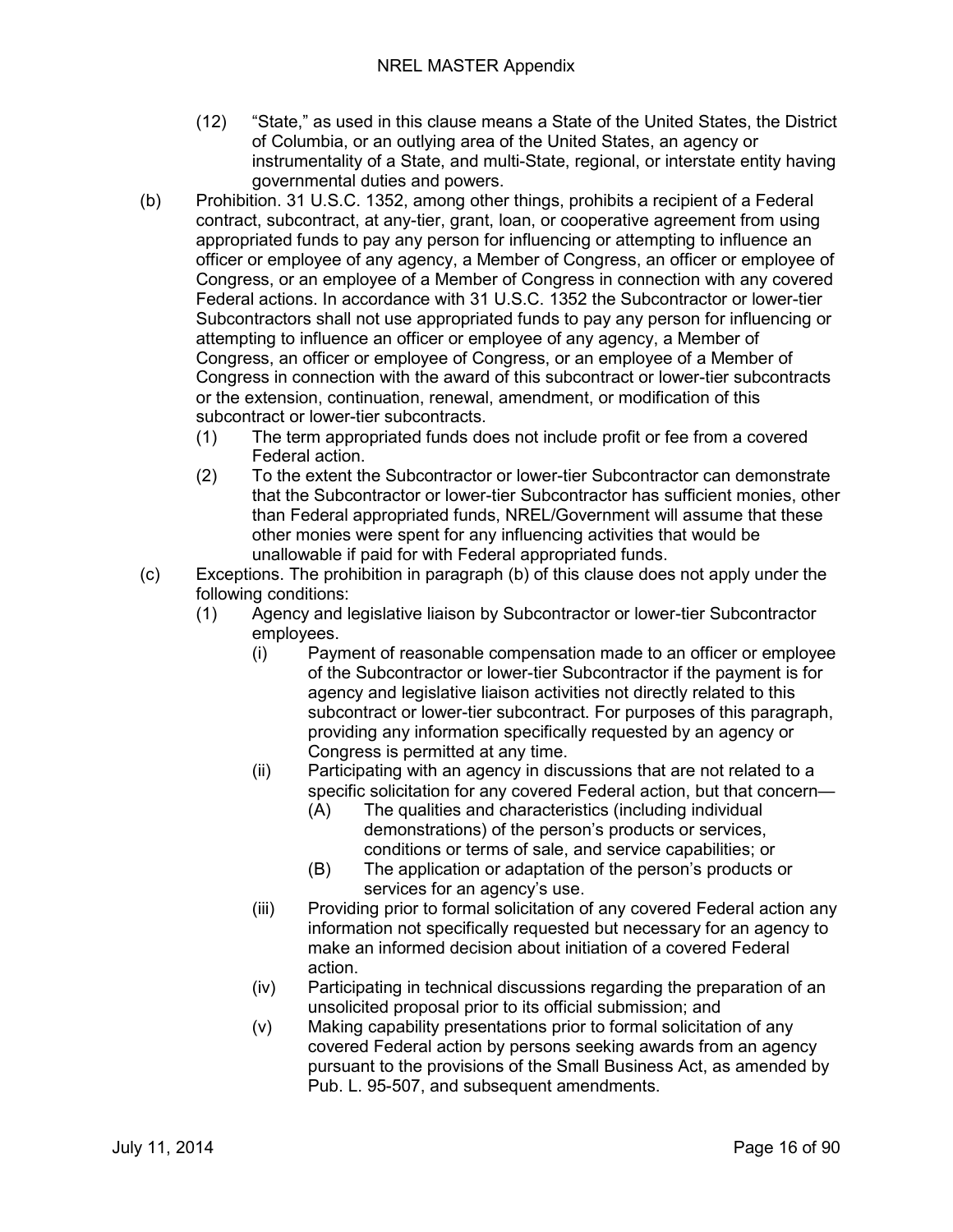(12) "State," as used in this clause means a State of the United States, the District of Columbia, or an outlying area of the United States, an agency or instrumentality of a State, and multi-State, regional, or interstate entity having governmental duties and powers.

(b) Prohibition. 31 U.S.C. 1352, among other things, prohibits a recipient of a Federal contract, subcontract, at any-tier, grant, loan, or cooperative agreement from using appropriated funds to pay any person for influencing or attempting to influence an officer or employee of any agency, a Member of Congress, an officer or employee of Congress, or an employee of a Member of Congress in connection with any covered Federal actions. In accordance with 31 U.S.C. 1352 the Subcontractor or lower-tier Subcontractors shall not use appropriated funds to pay any person for influencing or attempting to influence an officer or employee of any agency, a Member of Congress, an officer or employee of Congress, or an employee of a Member of Congress in connection with the award of this subcontract or lower-tier subcontracts or the extension, continuation, renewal, amendment, or modification of this subcontract or lower-tier subcontracts.

- (1) The term appropriated funds does not include profit or fee from a covered Federal action.
- (2) To the extent the Subcontractor or lower-tier Subcontractor can demonstrate that the Subcontractor or lower-tier Subcontractor has sufficient monies, other than Federal appropriated funds, NREL/Government will assume that these other monies were spent for any influencing activities that would be unallowable if paid for with Federal appropriated funds.

(c) Exceptions. The prohibition in paragraph (b) of this clause does not apply under the following conditions:

- (1) Agency and legislative liaison by Subcontractor or lower-tier Subcontractor employees.
  - (i) Payment of reasonable compensation made to an officer or employee of the Subcontractor or lower-tier Subcontractor if the payment is for agency and legislative liaison activities not directly related to this subcontract or lower-tier subcontract. For purposes of this paragraph, providing any information specifically requested by an agency or Congress is permitted at any time.
  - (ii) Participating with an agency in discussions that are not related to a specific solicitation for any covered Federal action, but that concern—
    - (A) The qualities and characteristics (including individual demonstrations) of the person's products or services, conditions or terms of sale, and service capabilities; or
    - (B) The application or adaptation of the person's products or services for an agency's use.
  - (iii) Providing prior to formal solicitation of any covered Federal action any information not specifically requested but necessary for an agency to make an informed decision about initiation of a covered Federal action.
  - (iv) Participating in technical discussions regarding the preparation of an unsolicited proposal prior to its official submission; and
  - (v) Making capability presentations prior to formal solicitation of any covered Federal action by persons seeking awards from an agency pursuant to the provisions of the Small Business Act, as amended by Pub. L. 95-507, and subsequent amendments.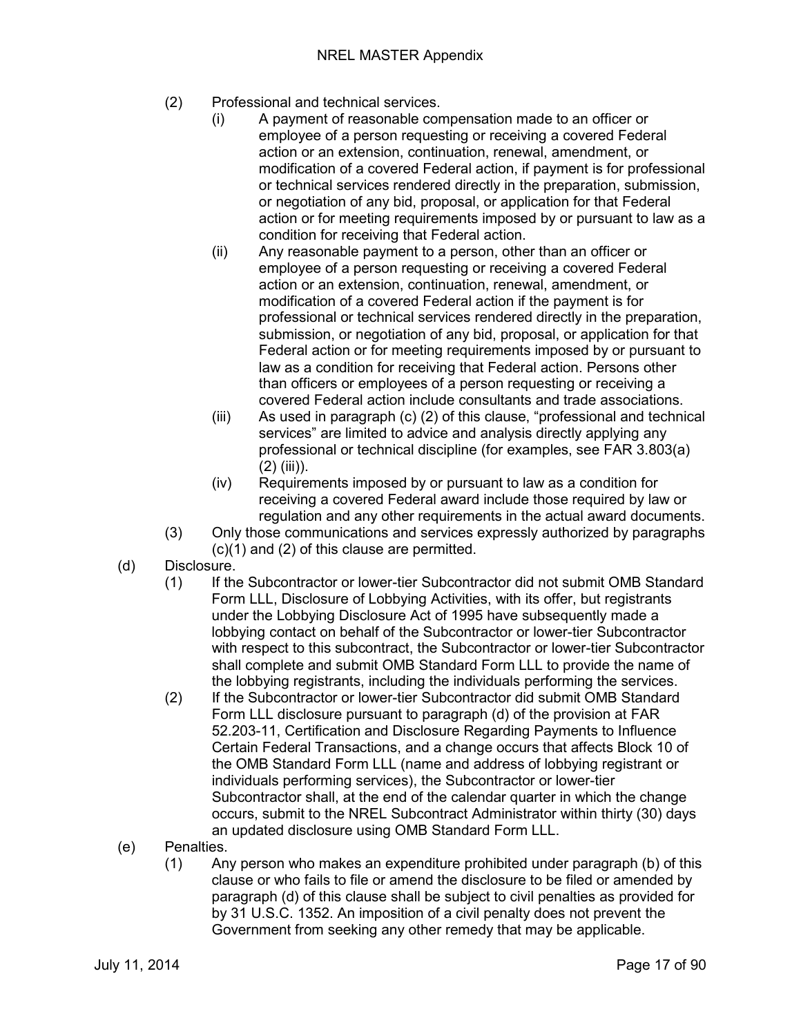(2) Professional and technical services.

(i) A payment of reasonable compensation made to an officer or employee of a person requesting or receiving a covered Federal action or an extension, continuation, renewal, amendment, or modification of a covered Federal action, if payment is for professional or technical services rendered directly in the preparation, submission, or negotiation of any bid, proposal, or application for that Federal action or for meeting requirements imposed by or pursuant to law as a condition for receiving that Federal action.

(ii) Any reasonable payment to a person, other than an officer or employee of a person requesting or receiving a covered Federal action or an extension, continuation, renewal, amendment, or modification of a covered Federal action if the payment is for professional or technical services rendered directly in the preparation, submission, or negotiation of any bid, proposal, or application for that Federal action or for meeting requirements imposed by or pursuant to law as a condition for receiving that Federal action. Persons other than officers or employees of a person requesting or receiving a covered Federal action include consultants and trade associations.

(iii) As used in paragraph (c) (2) of this clause, "professional and technical services" are limited to advice and analysis directly applying any professional or technical discipline (for examples, see FAR 3.803(a) (2) (iii)).

(iv) Requirements imposed by or pursuant to law as a condition for receiving a covered Federal award include those required by law or regulation and any other requirements in the actual award documents.

(3) Only those communications and services expressly authorized by paragraphs (c)(1) and (2) of this clause are permitted.

(d) Disclosure.

(1) If the Subcontractor or lower-tier Subcontractor did not submit OMB Standard Form LLL, Disclosure of Lobbying Activities, with its offer, but registrants under the Lobbying Disclosure Act of 1995 have subsequently made a lobbying contact on behalf of the Subcontractor or lower-tier Subcontractor with respect to this subcontract, the Subcontractor or lower-tier Subcontractor shall complete and submit OMB Standard Form LLL to provide the name of the lobbying registrants, including the individuals performing the services.

(2) If the Subcontractor or lower-tier Subcontractor did submit OMB Standard Form LLL disclosure pursuant to paragraph (d) of the provision at FAR 52.203-11, Certification and Disclosure Regarding Payments to Influence Certain Federal Transactions, and a change occurs that affects Block 10 of the OMB Standard Form LLL (name and address of lobbying registrant or individuals performing services), the Subcontractor or lower-tier Subcontractor shall, at the end of the calendar quarter in which the change occurs, submit to the NREL Subcontract Administrator within thirty (30) days an updated disclosure using OMB Standard Form LLL.

(e) Penalties.

(1) Any person who makes an expenditure prohibited under paragraph (b) of this clause or who fails to file or amend the disclosure to be filed or amended by paragraph (d) of this clause shall be subject to civil penalties as provided for by 31 U.S.C. 1352. An imposition of a civil penalty does not prevent the Government from seeking any other remedy that may be applicable.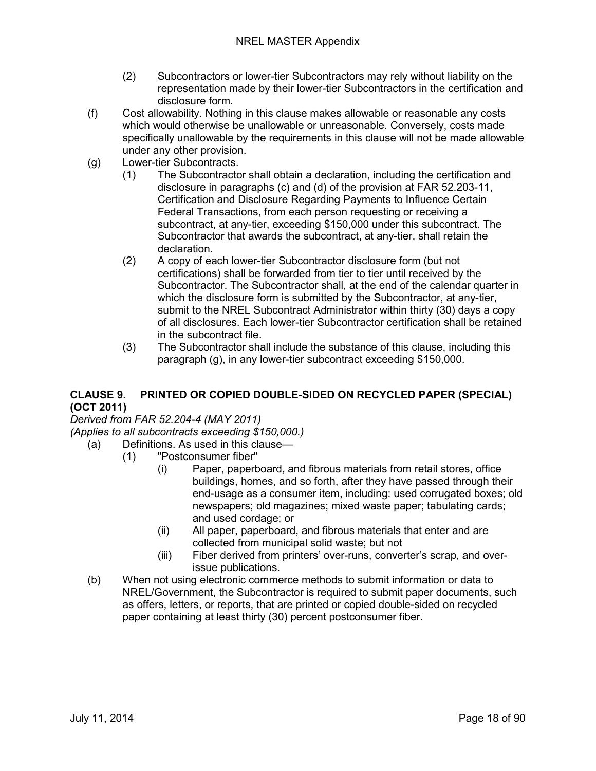(2) Subcontractors or lower-tier Subcontractors may rely without liability on the representation made by their lower-tier Subcontractors in the certification and disclosure form.

(f) Cost allowability. Nothing in this clause makes allowable or reasonable any costs which would otherwise be unallowable or unreasonable. Conversely, costs made specifically unallowable by the requirements in this clause will not be made allowable under any other provision.

(g) Lower-tier Subcontracts.

(1) The Subcontractor shall obtain a declaration, including the certification and disclosure in paragraphs (c) and (d) of the provision at FAR 52.203-11, Certification and Disclosure Regarding Payments to Influence Certain Federal Transactions, from each person requesting or receiving a subcontract, at any-tier, exceeding $150,000 under this subcontract. The Subcontractor that awards the subcontract, at any-tier, shall retain the declaration.

(2) A copy of each lower-tier Subcontractor disclosure form (but not certifications) shall be forwarded from tier to tier until received by the Subcontractor. The Subcontractor shall, at the end of the calendar quarter in which the disclosure form is submitted by the Subcontractor, at any-tier, submit to the NREL Subcontract Administrator within thirty (30) days a copy of all disclosures. Each lower-tier Subcontractor certification shall be retained in the subcontract file.

(3) The Subcontractor shall include the substance of this clause, including this paragraph (g), in any lower-tier subcontract exceeding $150,000.

## CLAUSE 9. PRINTED OR COPIED DOUBLE-SIDED ON RECYCLED PAPER (SPECIAL) (OCT 2011)

*Derived from FAR 52.204-4 (MAY 2011)*
*(Applies to all subcontracts exceeding $150,000.)*

(a) Definitions. As used in this clause—

(1) "Postconsumer fiber"

(i) Paper, paperboard, and fibrous materials from retail stores, office buildings, homes, and so forth, after they have passed through their end-usage as a consumer item, including: used corrugated boxes; old newspapers; old magazines; mixed waste paper; tabulating cards; and used cordage; or

(ii) All paper, paperboard, and fibrous materials that enter and are collected from municipal solid waste; but not

(iii) Fiber derived from printers' over-runs, converter's scrap, and over-issue publications.

(b) When not using electronic commerce methods to submit information or data to NREL/Government, the Subcontractor is required to submit paper documents, such as offers, letters, or reports, that are printed or copied double-sided on recycled paper containing at least thirty (30) percent postconsumer fiber.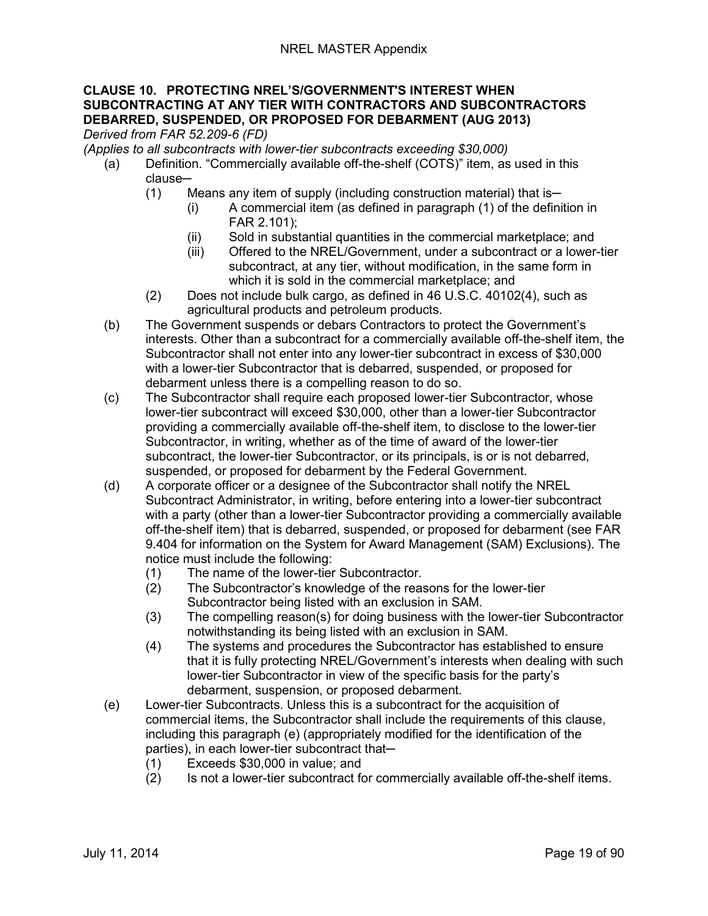### CLAUSE 10. PROTECTING NREL'S/GOVERNMENT'S INTEREST WHEN SUBCONTRACTING AT ANY TIER WITH CONTRACTORS AND SUBCONTRACTORS DEBARRED, SUSPENDED, OR PROPOSED FOR DEBARMENT (AUG 2013)

*Derived from FAR 52.209-6 (FD)*

*(Applies to all subcontracts with lower-tier subcontracts exceeding $30,000)*

(a) Definition. "Commercially available off-the-shelf (COTS)" item, as used in this clause─

  (1) Means any item of supply (including construction material) that is─

    (i) A commercial item (as defined in paragraph (1) of the definition in FAR 2.101);

    (ii) Sold in substantial quantities in the commercial marketplace; and

    (iii) Offered to the NREL/Government, under a subcontract or a lower-tier subcontract, at any tier, without modification, in the same form in which it is sold in the commercial marketplace; and

  (2) Does not include bulk cargo, as defined in 46 U.S.C. 40102(4), such as agricultural products and petroleum products.

(b) The Government suspends or debars Contractors to protect the Government's interests. Other than a subcontract for a commercially available off-the-shelf item, the Subcontractor shall not enter into any lower-tier subcontract in excess of $30,000 with a lower-tier Subcontractor that is debarred, suspended, or proposed for debarment unless there is a compelling reason to do so.

(c) The Subcontractor shall require each proposed lower-tier Subcontractor, whose lower-tier subcontract will exceed $30,000, other than a lower-tier Subcontractor providing a commercially available off-the-shelf item, to disclose to the lower-tier Subcontractor, in writing, whether as of the time of award of the lower-tier subcontract, the lower-tier Subcontractor, or its principals, is or is not debarred, suspended, or proposed for debarment by the Federal Government.

(d) A corporate officer or a designee of the Subcontractor shall notify the NREL Subcontract Administrator, in writing, before entering into a lower-tier subcontract with a party (other than a lower-tier Subcontractor providing a commercially available off-the-shelf item) that is debarred, suspended, or proposed for debarment (see FAR 9.404 for information on the System for Award Management (SAM) Exclusions). The notice must include the following:

  (1) The name of the lower-tier Subcontractor.

  (2) The Subcontractor's knowledge of the reasons for the lower-tier Subcontractor being listed with an exclusion in SAM.

  (3) The compelling reason(s) for doing business with the lower-tier Subcontractor notwithstanding its being listed with an exclusion in SAM.

  (4) The systems and procedures the Subcontractor has established to ensure that it is fully protecting NREL/Government's interests when dealing with such lower-tier Subcontractor in view of the specific basis for the party's debarment, suspension, or proposed debarment.

(e) Lower-tier Subcontracts. Unless this is a subcontract for the acquisition of commercial items, the Subcontractor shall include the requirements of this clause, including this paragraph (e) (appropriately modified for the identification of the parties), in each lower-tier subcontract that─

  (1) Exceeds $30,000 in value; and

  (2) Is not a lower-tier subcontract for commercially available off-the-shelf items.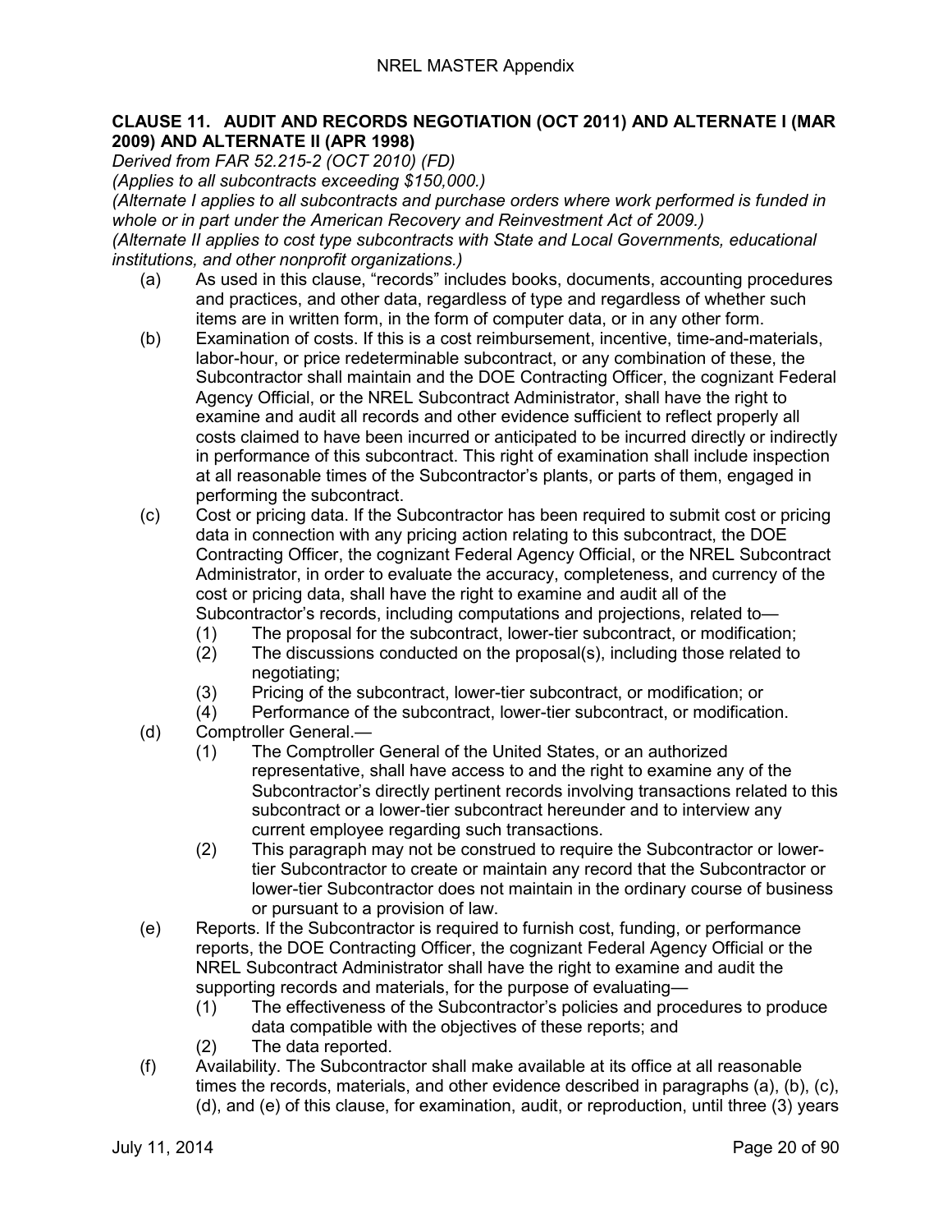### CLAUSE 11. AUDIT AND RECORDS NEGOTIATION (OCT 2011) AND ALTERNATE I (MAR 2009) AND ALTERNATE II (APR 1998)

*Derived from FAR 52.215-2 (OCT 2010) (FD)*
*(Applies to all subcontracts exceeding $150,000.)*
*(Alternate I applies to all subcontracts and purchase orders where work performed is funded in whole or in part under the American Recovery and Reinvestment Act of 2009.)*
*(Alternate II applies to cost type subcontracts with State and Local Governments, educational institutions, and other nonprofit organizations.)*

(a) As used in this clause, "records" includes books, documents, accounting procedures and practices, and other data, regardless of type and regardless of whether such items are in written form, in the form of computer data, or in any other form.

(b) Examination of costs. If this is a cost reimbursement, incentive, time-and-materials, labor-hour, or price redeterminable subcontract, or any combination of these, the Subcontractor shall maintain and the DOE Contracting Officer, the cognizant Federal Agency Official, or the NREL Subcontract Administrator, shall have the right to examine and audit all records and other evidence sufficient to reflect properly all costs claimed to have been incurred or anticipated to be incurred directly or indirectly in performance of this subcontract. This right of examination shall include inspection at all reasonable times of the Subcontractor's plants, or parts of them, engaged in performing the subcontract.

(c) Cost or pricing data. If the Subcontractor has been required to submit cost or pricing data in connection with any pricing action relating to this subcontract, the DOE Contracting Officer, the cognizant Federal Agency Official, or the NREL Subcontract Administrator, in order to evaluate the accuracy, completeness, and currency of the cost or pricing data, shall have the right to examine and audit all of the Subcontractor's records, including computations and projections, related to—

  (1) The proposal for the subcontract, lower-tier subcontract, or modification;
  (2) The discussions conducted on the proposal(s), including those related to negotiating;
  (3) Pricing of the subcontract, lower-tier subcontract, or modification; or
  (4) Performance of the subcontract, lower-tier subcontract, or modification.

(d) Comptroller General.—

  (1) The Comptroller General of the United States, or an authorized representative, shall have access to and the right to examine any of the Subcontractor's directly pertinent records involving transactions related to this subcontract or a lower-tier subcontract hereunder and to interview any current employee regarding such transactions.
  (2) This paragraph may not be construed to require the Subcontractor or lower-tier Subcontractor to create or maintain any record that the Subcontractor or lower-tier Subcontractor does not maintain in the ordinary course of business or pursuant to a provision of law.

(e) Reports. If the Subcontractor is required to furnish cost, funding, or performance reports, the DOE Contracting Officer, the cognizant Federal Agency Official or the NREL Subcontract Administrator shall have the right to examine and audit the supporting records and materials, for the purpose of evaluating—

  (1) The effectiveness of the Subcontractor's policies and procedures to produce data compatible with the objectives of these reports; and
  (2) The data reported.

(f) Availability. The Subcontractor shall make available at its office at all reasonable times the records, materials, and other evidence described in paragraphs (a), (b), (c), (d), and (e) of this clause, for examination, audit, or reproduction, until three (3) years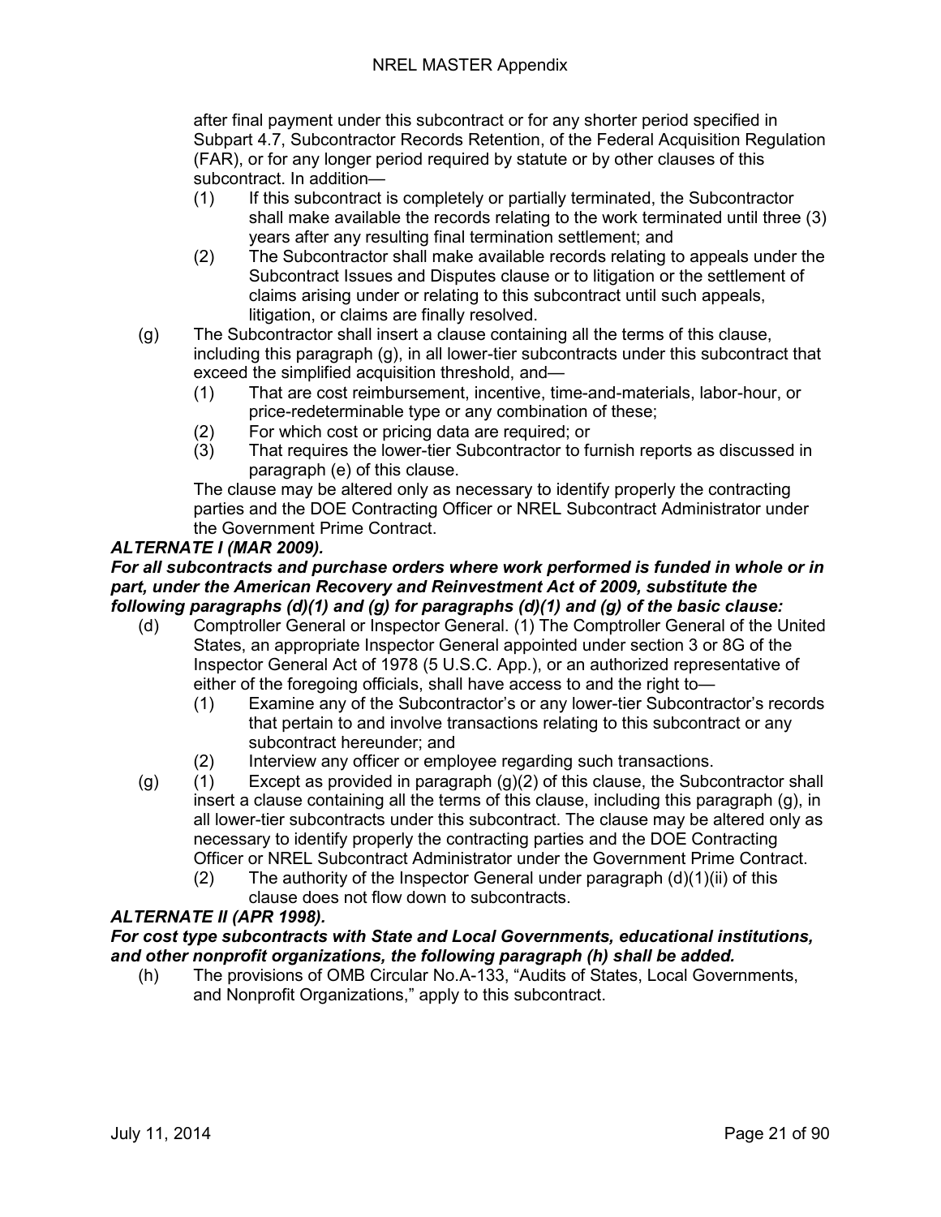after final payment under this subcontract or for any shorter period specified in Subpart 4.7, Subcontractor Records Retention, of the Federal Acquisition Regulation (FAR), or for any longer period required by statute or by other clauses of this subcontract. In addition—

(1) If this subcontract is completely or partially terminated, the Subcontractor shall make available the records relating to the work terminated until three (3) years after any resulting final termination settlement; and

(2) The Subcontractor shall make available records relating to appeals under the Subcontract Issues and Disputes clause or to litigation or the settlement of claims arising under or relating to this subcontract until such appeals, litigation, or claims are finally resolved.

(g) The Subcontractor shall insert a clause containing all the terms of this clause, including this paragraph (g), in all lower-tier subcontracts under this subcontract that exceed the simplified acquisition threshold, and—

(1) That are cost reimbursement, incentive, time-and-materials, labor-hour, or price-redeterminable type or any combination of these;

(2) For which cost or pricing data are required; or

(3) That requires the lower-tier Subcontractor to furnish reports as discussed in paragraph (e) of this clause.

The clause may be altered only as necessary to identify properly the contracting parties and the DOE Contracting Officer or NREL Subcontract Administrator under the Government Prime Contract.

***ALTERNATE I (MAR 2009).***

***For all subcontracts and purchase orders where work performed is funded in whole or in part, under the American Recovery and Reinvestment Act of 2009, substitute the following paragraphs (d)(1) and (g) for paragraphs (d)(1) and (g) of the basic clause:***

(d) Comptroller General or Inspector General. (1) The Comptroller General of the United States, an appropriate Inspector General appointed under section 3 or 8G of the Inspector General Act of 1978 (5 U.S.C. App.), or an authorized representative of either of the foregoing officials, shall have access to and the right to—

(1) Examine any of the Subcontractor's or any lower-tier Subcontractor's records that pertain to and involve transactions relating to this subcontract or any subcontract hereunder; and

(2) Interview any officer or employee regarding such transactions.

(g) (1) Except as provided in paragraph (g)(2) of this clause, the Subcontractor shall insert a clause containing all the terms of this clause, including this paragraph (g), in all lower-tier subcontracts under this subcontract. The clause may be altered only as necessary to identify properly the contracting parties and the DOE Contracting Officer or NREL Subcontract Administrator under the Government Prime Contract.

(2) The authority of the Inspector General under paragraph (d)(1)(ii) of this clause does not flow down to subcontracts.

***ALTERNATE II (APR 1998).***

***For cost type subcontracts with State and Local Governments, educational institutions, and other nonprofit organizations, the following paragraph (h) shall be added.***

(h) The provisions of OMB Circular No.A-133, "Audits of States, Local Governments, and Nonprofit Organizations," apply to this subcontract.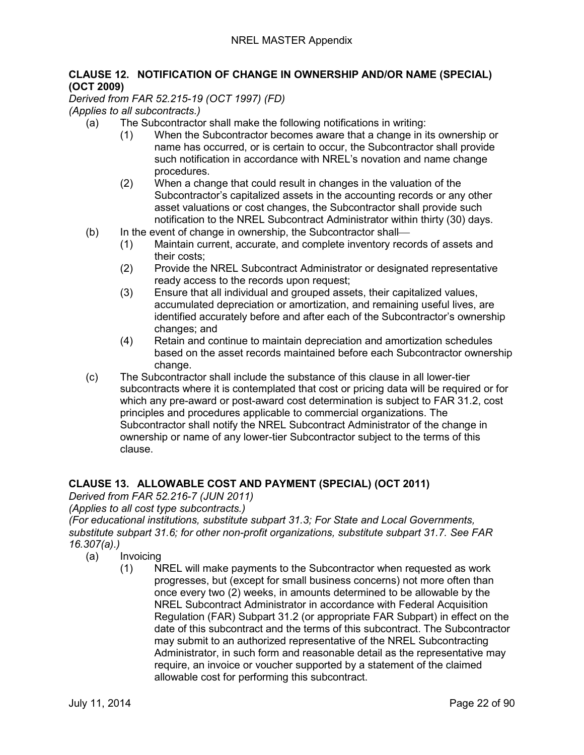## CLAUSE 12. NOTIFICATION OF CHANGE IN OWNERSHIP AND/OR NAME (SPECIAL) (OCT 2009)

*Derived from FAR 52.215-19 (OCT 1997) (FD)*
*(Applies to all subcontracts.)*

(a) The Subcontractor shall make the following notifications in writing:

   (1) When the Subcontractor becomes aware that a change in its ownership or name has occurred, or is certain to occur, the Subcontractor shall provide such notification in accordance with NREL's novation and name change procedures.

   (2) When a change that could result in changes in the valuation of the Subcontractor's capitalized assets in the accounting records or any other asset valuations or cost changes, the Subcontractor shall provide such notification to the NREL Subcontract Administrator within thirty (30) days.

(b) In the event of change in ownership, the Subcontractor shall—

   (1) Maintain current, accurate, and complete inventory records of assets and their costs;

   (2) Provide the NREL Subcontract Administrator or designated representative ready access to the records upon request;

   (3) Ensure that all individual and grouped assets, their capitalized values, accumulated depreciation or amortization, and remaining useful lives, are identified accurately before and after each of the Subcontractor's ownership changes; and

   (4) Retain and continue to maintain depreciation and amortization schedules based on the asset records maintained before each Subcontractor ownership change.

(c) The Subcontractor shall include the substance of this clause in all lower-tier subcontracts where it is contemplated that cost or pricing data will be required or for which any pre-award or post-award cost determination is subject to FAR 31.2, cost principles and procedures applicable to commercial organizations. The Subcontractor shall notify the NREL Subcontract Administrator of the change in ownership or name of any lower-tier Subcontractor subject to the terms of this clause.

## CLAUSE 13. ALLOWABLE COST AND PAYMENT (SPECIAL) (OCT 2011)

*Derived from FAR 52.216-7 (JUN 2011)*
*(Applies to all cost type subcontracts.)*
*(For educational institutions, substitute subpart 31.3; For State and Local Governments, substitute subpart 31.6; for other non-profit organizations, substitute subpart 31.7. See FAR 16.307(a).)*

(a) Invoicing

   (1) NREL will make payments to the Subcontractor when requested as work progresses, but (except for small business concerns) not more often than once every two (2) weeks, in amounts determined to be allowable by the NREL Subcontract Administrator in accordance with Federal Acquisition Regulation (FAR) Subpart 31.2 (or appropriate FAR Subpart) in effect on the date of this subcontract and the terms of this subcontract. The Subcontractor may submit to an authorized representative of the NREL Subcontracting Administrator, in such form and reasonable detail as the representative may require, an invoice or voucher supported by a statement of the claimed allowable cost for performing this subcontract.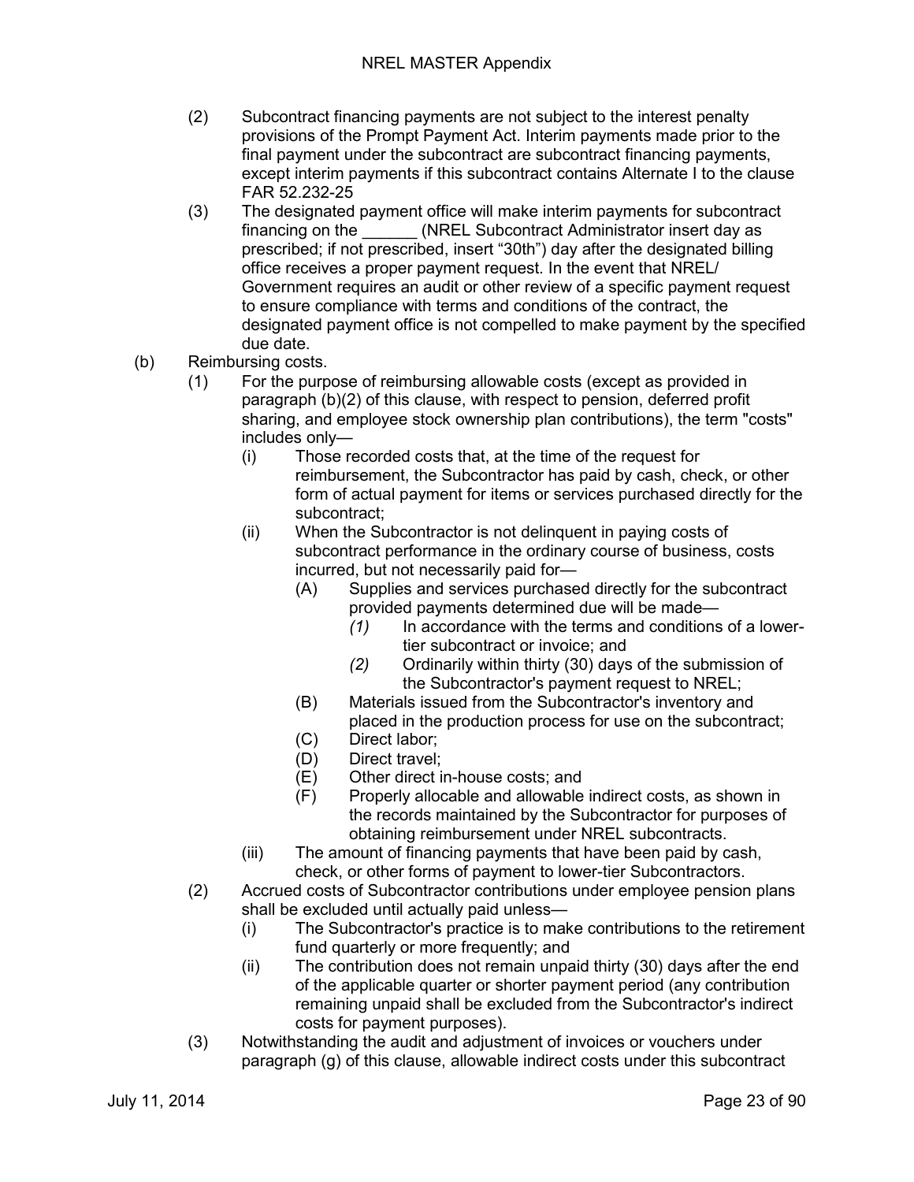(2) Subcontract financing payments are not subject to the interest penalty provisions of the Prompt Payment Act. Interim payments made prior to the final payment under the subcontract are subcontract financing payments, except interim payments if this subcontract contains Alternate I to the clause FAR 52.232-25

(3) The designated payment office will make interim payments for subcontract financing on the ______ (NREL Subcontract Administrator insert day as prescribed; if not prescribed, insert "30th") day after the designated billing office receives a proper payment request. In the event that NREL/Government requires an audit or other review of a specific payment request to ensure compliance with terms and conditions of the contract, the designated payment office is not compelled to make payment by the specified due date.

(b) Reimbursing costs.

(1) For the purpose of reimbursing allowable costs (except as provided in paragraph (b)(2) of this clause, with respect to pension, deferred profit sharing, and employee stock ownership plan contributions), the term "costs" includes only—

(i) Those recorded costs that, at the time of the request for reimbursement, the Subcontractor has paid by cash, check, or other form of actual payment for items or services purchased directly for the subcontract;

(ii) When the Subcontractor is not delinquent in paying costs of subcontract performance in the ordinary course of business, costs incurred, but not necessarily paid for—

(A) Supplies and services purchased directly for the subcontract provided payments determined due will be made—

*(1)* In accordance with the terms and conditions of a lower-tier subcontract or invoice; and

*(2)* Ordinarily within thirty (30) days of the submission of the Subcontractor's payment request to NREL;

(B) Materials issued from the Subcontractor's inventory and placed in the production process for use on the subcontract;

(C) Direct labor;

(D) Direct travel;

(E) Other direct in-house costs; and

(F) Properly allocable and allowable indirect costs, as shown in the records maintained by the Subcontractor for purposes of obtaining reimbursement under NREL subcontracts.

(iii) The amount of financing payments that have been paid by cash, check, or other forms of payment to lower-tier Subcontractors.

(2) Accrued costs of Subcontractor contributions under employee pension plans shall be excluded until actually paid unless—

(i) The Subcontractor's practice is to make contributions to the retirement fund quarterly or more frequently; and

(ii) The contribution does not remain unpaid thirty (30) days after the end of the applicable quarter or shorter payment period (any contribution remaining unpaid shall be excluded from the Subcontractor's indirect costs for payment purposes).

(3) Notwithstanding the audit and adjustment of invoices or vouchers under paragraph (g) of this clause, allowable indirect costs under this subcontract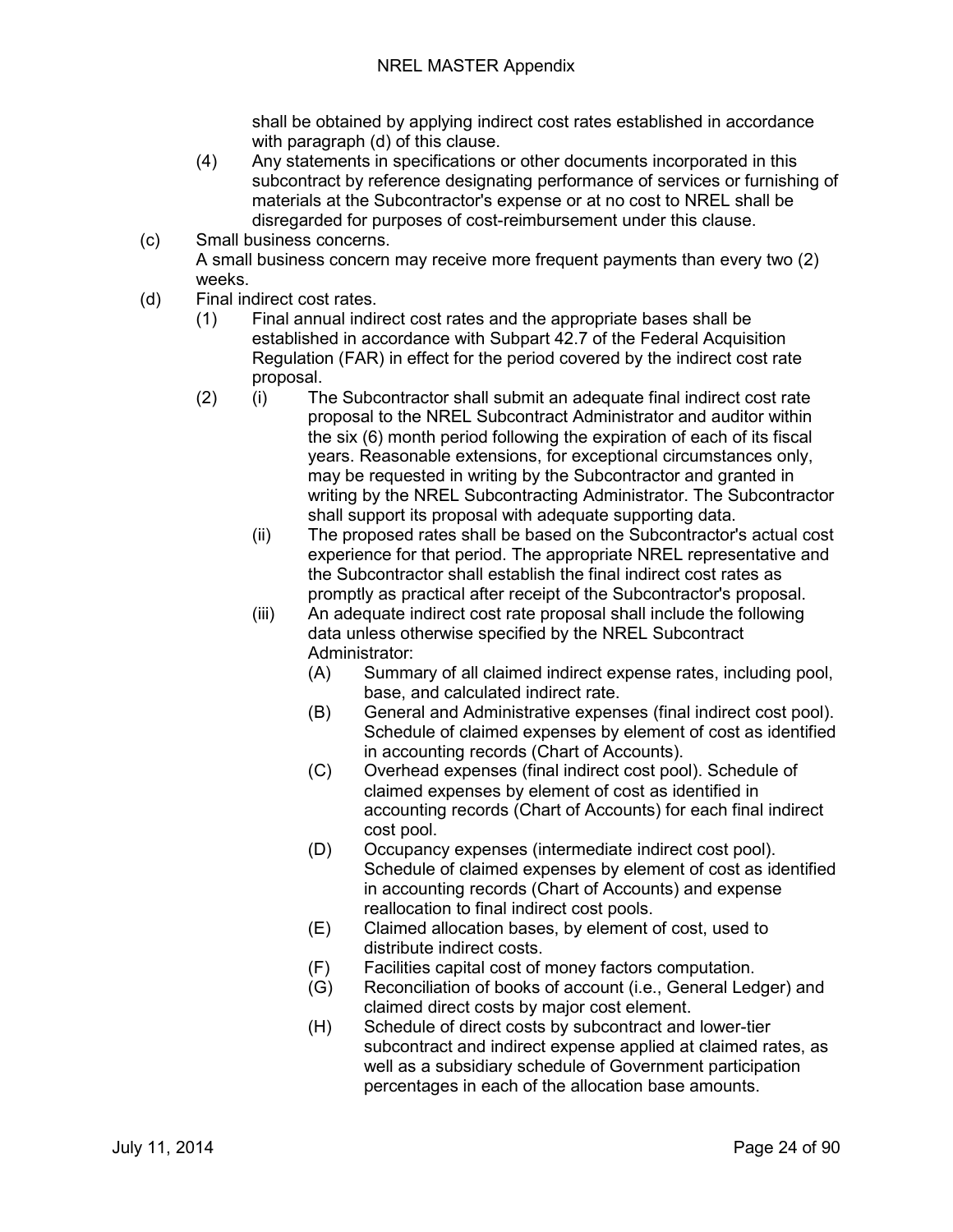shall be obtained by applying indirect cost rates established in accordance with paragraph (d) of this clause.

(4) Any statements in specifications or other documents incorporated in this subcontract by reference designating performance of services or furnishing of materials at the Subcontractor's expense or at no cost to NREL shall be disregarded for purposes of cost-reimbursement under this clause.

(c) Small business concerns.
A small business concern may receive more frequent payments than every two (2) weeks.

(d) Final indirect cost rates.

(1) Final annual indirect cost rates and the appropriate bases shall be established in accordance with Subpart 42.7 of the Federal Acquisition Regulation (FAR) in effect for the period covered by the indirect cost rate proposal.

(2) (i) The Subcontractor shall submit an adequate final indirect cost rate proposal to the NREL Subcontract Administrator and auditor within the six (6) month period following the expiration of each of its fiscal years. Reasonable extensions, for exceptional circumstances only, may be requested in writing by the Subcontractor and granted in writing by the NREL Subcontracting Administrator. The Subcontractor shall support its proposal with adequate supporting data.

(ii) The proposed rates shall be based on the Subcontractor's actual cost experience for that period. The appropriate NREL representative and the Subcontractor shall establish the final indirect cost rates as promptly as practical after receipt of the Subcontractor's proposal.

(iii) An adequate indirect cost rate proposal shall include the following data unless otherwise specified by the NREL Subcontract Administrator:

(A) Summary of all claimed indirect expense rates, including pool, base, and calculated indirect rate.

(B) General and Administrative expenses (final indirect cost pool). Schedule of claimed expenses by element of cost as identified in accounting records (Chart of Accounts).

(C) Overhead expenses (final indirect cost pool). Schedule of claimed expenses by element of cost as identified in accounting records (Chart of Accounts) for each final indirect cost pool.

(D) Occupancy expenses (intermediate indirect cost pool). Schedule of claimed expenses by element of cost as identified in accounting records (Chart of Accounts) and expense reallocation to final indirect cost pools.

(E) Claimed allocation bases, by element of cost, used to distribute indirect costs.

(F) Facilities capital cost of money factors computation.

(G) Reconciliation of books of account (i.e., General Ledger) and claimed direct costs by major cost element.

(H) Schedule of direct costs by subcontract and lower-tier subcontract and indirect expense applied at claimed rates, as well as a subsidiary schedule of Government participation percentages in each of the allocation base amounts.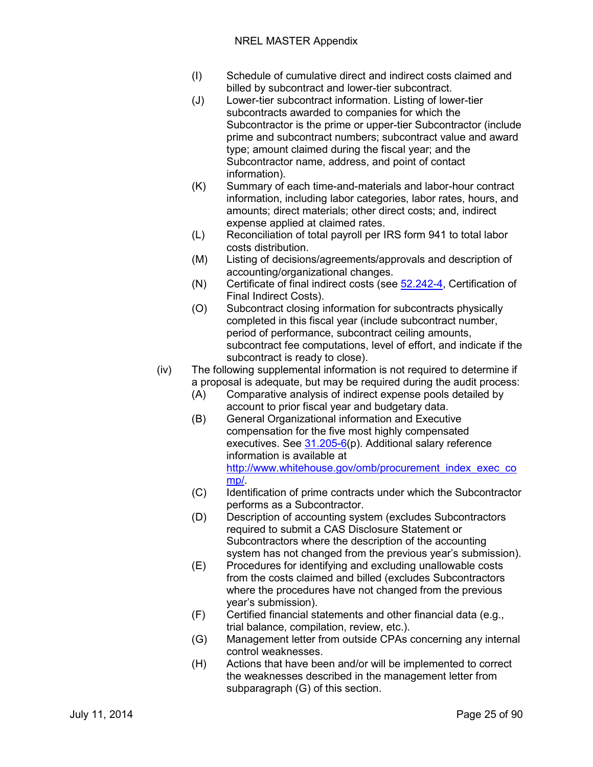(I) Schedule of cumulative direct and indirect costs claimed and billed by subcontract and lower-tier subcontract.

(J) Lower-tier subcontract information. Listing of lower-tier subcontracts awarded to companies for which the Subcontractor is the prime or upper-tier Subcontractor (include prime and subcontract numbers; subcontract value and award type; amount claimed during the fiscal year; and the Subcontractor name, address, and point of contact information).

(K) Summary of each time-and-materials and labor-hour contract information, including labor categories, labor rates, hours, and amounts; direct materials; other direct costs; and, indirect expense applied at claimed rates.

(L) Reconciliation of total payroll per IRS form 941 to total labor costs distribution.

(M) Listing of decisions/agreements/approvals and description of accounting/organizational changes.

(N) Certificate of final indirect costs (see [52.242-4](52.242-4), Certification of Final Indirect Costs).

(O) Subcontract closing information for subcontracts physically completed in this fiscal year (include subcontract number, period of performance, subcontract ceiling amounts, subcontract fee computations, level of effort, and indicate if the subcontract is ready to close).

(iv) The following supplemental information is not required to determine if a proposal is adequate, but may be required during the audit process:

(A) Comparative analysis of indirect expense pools detailed by account to prior fiscal year and budgetary data.

(B) General Organizational information and Executive compensation for the five most highly compensated executives. See [31.205-6](31.205-6)(p). Additional salary reference information is available at [http://www.whitehouse.gov/omb/procurement_index_exec_comp/](http://www.whitehouse.gov/omb/procurement_index_exec_comp/).

(C) Identification of prime contracts under which the Subcontractor performs as a Subcontractor.

(D) Description of accounting system (excludes Subcontractors required to submit a CAS Disclosure Statement or Subcontractors where the description of the accounting system has not changed from the previous year's submission).

(E) Procedures for identifying and excluding unallowable costs from the costs claimed and billed (excludes Subcontractors where the procedures have not changed from the previous year's submission).

(F) Certified financial statements and other financial data (e.g., trial balance, compilation, review, etc.).

(G) Management letter from outside CPAs concerning any internal control weaknesses.

(H) Actions that have been and/or will be implemented to correct the weaknesses described in the management letter from subparagraph (G) of this section.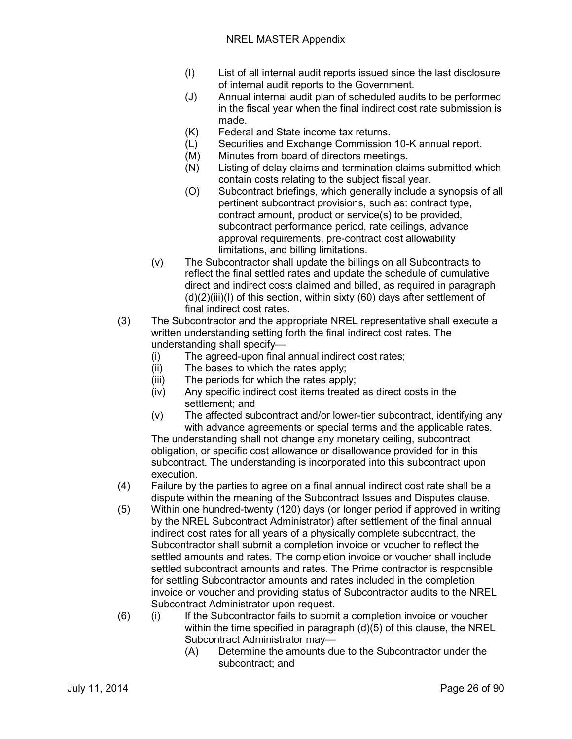(I) List of all internal audit reports issued since the last disclosure of internal audit reports to the Government.

(J) Annual internal audit plan of scheduled audits to be performed in the fiscal year when the final indirect cost rate submission is made.

(K) Federal and State income tax returns.

(L) Securities and Exchange Commission 10-K annual report.

(M) Minutes from board of directors meetings.

(N) Listing of delay claims and termination claims submitted which contain costs relating to the subject fiscal year.

(O) Subcontract briefings, which generally include a synopsis of all pertinent subcontract provisions, such as: contract type, contract amount, product or service(s) to be provided, subcontract performance period, rate ceilings, advance approval requirements, pre-contract cost allowability limitations, and billing limitations.

(v) The Subcontractor shall update the billings on all Subcontracts to reflect the final settled rates and update the schedule of cumulative direct and indirect costs claimed and billed, as required in paragraph (d)(2)(iii)(I) of this section, within sixty (60) days after settlement of final indirect cost rates.

(3) The Subcontractor and the appropriate NREL representative shall execute a written understanding setting forth the final indirect cost rates. The understanding shall specify—

(i) The agreed-upon final annual indirect cost rates;

(ii) The bases to which the rates apply;

(iii) The periods for which the rates apply;

(iv) Any specific indirect cost items treated as direct costs in the settlement; and

(v) The affected subcontract and/or lower-tier subcontract, identifying any with advance agreements or special terms and the applicable rates.

The understanding shall not change any monetary ceiling, subcontract obligation, or specific cost allowance or disallowance provided for in this subcontract. The understanding is incorporated into this subcontract upon execution.

(4) Failure by the parties to agree on a final annual indirect cost rate shall be a dispute within the meaning of the Subcontract Issues and Disputes clause.

(5) Within one hundred-twenty (120) days (or longer period if approved in writing by the NREL Subcontract Administrator) after settlement of the final annual indirect cost rates for all years of a physically complete subcontract, the Subcontractor shall submit a completion invoice or voucher to reflect the settled amounts and rates. The completion invoice or voucher shall include settled subcontract amounts and rates. The Prime contractor is responsible for settling Subcontractor amounts and rates included in the completion invoice or voucher and providing status of Subcontractor audits to the NREL Subcontract Administrator upon request.

(6) (i) If the Subcontractor fails to submit a completion invoice or voucher within the time specified in paragraph (d)(5) of this clause, the NREL Subcontract Administrator may—

(A) Determine the amounts due to the Subcontractor under the subcontract; and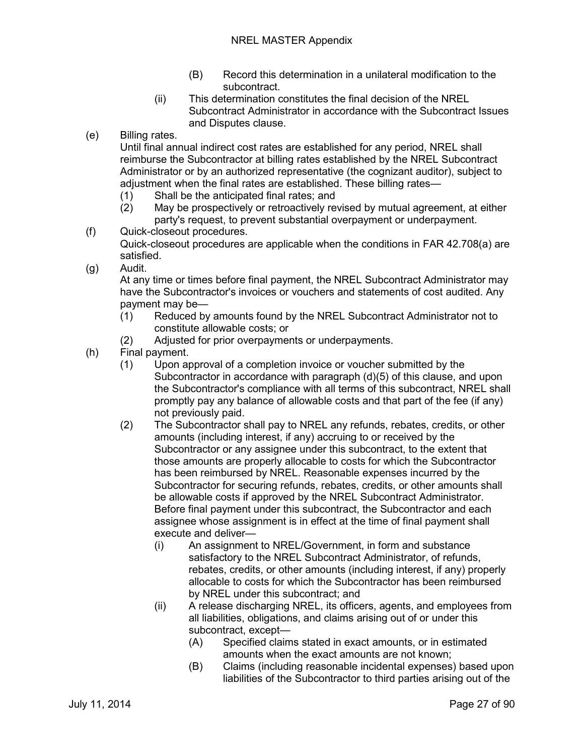(B) Record this determination in a unilateral modification to the subcontract.

(ii) This determination constitutes the final decision of the NREL Subcontract Administrator in accordance with the Subcontract Issues and Disputes clause.

(e) Billing rates.
Until final annual indirect cost rates are established for any period, NREL shall reimburse the Subcontractor at billing rates established by the NREL Subcontract Administrator or by an authorized representative (the cognizant auditor), subject to adjustment when the final rates are established. These billing rates—

(1) Shall be the anticipated final rates; and

(2) May be prospectively or retroactively revised by mutual agreement, at either party's request, to prevent substantial overpayment or underpayment.

(f) Quick-closeout procedures.
Quick-closeout procedures are applicable when the conditions in FAR 42.708(a) are satisfied.

(g) Audit.
At any time or times before final payment, the NREL Subcontract Administrator may have the Subcontractor's invoices or vouchers and statements of cost audited. Any payment may be—

(1) Reduced by amounts found by the NREL Subcontract Administrator not to constitute allowable costs; or

(2) Adjusted for prior overpayments or underpayments.

(h) Final payment.

(1) Upon approval of a completion invoice or voucher submitted by the Subcontractor in accordance with paragraph (d)(5) of this clause, and upon the Subcontractor's compliance with all terms of this subcontract, NREL shall promptly pay any balance of allowable costs and that part of the fee (if any) not previously paid.

(2) The Subcontractor shall pay to NREL any refunds, rebates, credits, or other amounts (including interest, if any) accruing to or received by the Subcontractor or any assignee under this subcontract, to the extent that those amounts are properly allocable to costs for which the Subcontractor has been reimbursed by NREL. Reasonable expenses incurred by the Subcontractor for securing refunds, rebates, credits, or other amounts shall be allowable costs if approved by the NREL Subcontract Administrator. Before final payment under this subcontract, the Subcontractor and each assignee whose assignment is in effect at the time of final payment shall execute and deliver—

(i) An assignment to NREL/Government, in form and substance satisfactory to the NREL Subcontract Administrator, of refunds, rebates, credits, or other amounts (including interest, if any) properly allocable to costs for which the Subcontractor has been reimbursed by NREL under this subcontract; and

(ii) A release discharging NREL, its officers, agents, and employees from all liabilities, obligations, and claims arising out of or under this subcontract, except—

(A) Specified claims stated in exact amounts, or in estimated amounts when the exact amounts are not known;

(B) Claims (including reasonable incidental expenses) based upon liabilities of the Subcontractor to third parties arising out of the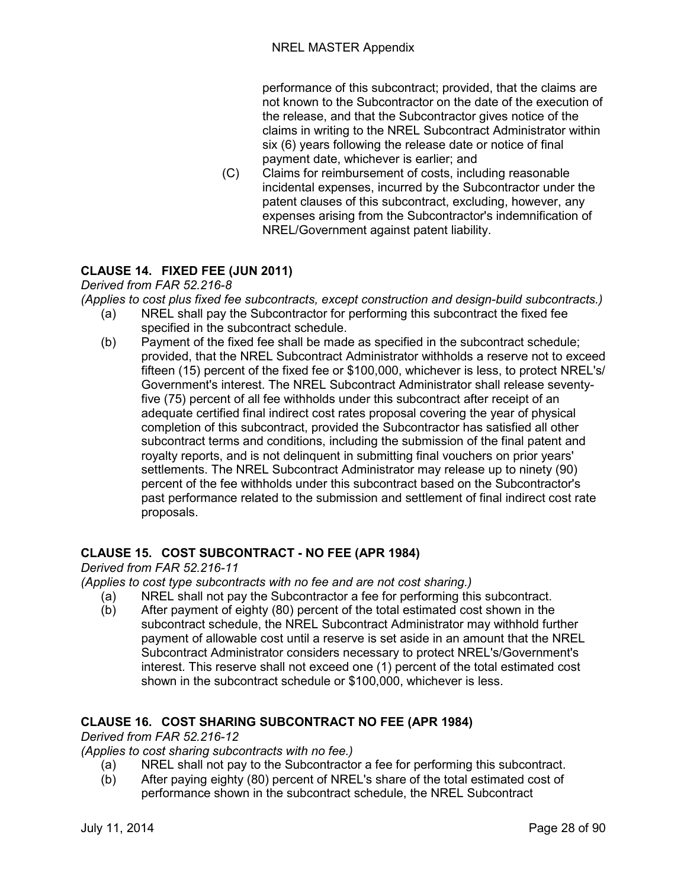performance of this subcontract; provided, that the claims are not known to the Subcontractor on the date of the execution of the release, and that the Subcontractor gives notice of the claims in writing to the NREL Subcontract Administrator within six (6) years following the release date or notice of final payment date, whichever is earlier; and

(C) Claims for reimbursement of costs, including reasonable incidental expenses, incurred by the Subcontractor under the patent clauses of this subcontract, excluding, however, any expenses arising from the Subcontractor's indemnification of NREL/Government against patent liability.

### CLAUSE 14. FIXED FEE (JUN 2011)

*Derived from FAR 52.216-8*

*(Applies to cost plus fixed fee subcontracts, except construction and design-build subcontracts.)*

(a) NREL shall pay the Subcontractor for performing this subcontract the fixed fee specified in the subcontract schedule.

(b) Payment of the fixed fee shall be made as specified in the subcontract schedule; provided, that the NREL Subcontract Administrator withholds a reserve not to exceed fifteen (15) percent of the fixed fee or $100,000, whichever is less, to protect NREL's/ Government's interest. The NREL Subcontract Administrator shall release seventy-five (75) percent of all fee withholds under this subcontract after receipt of an adequate certified final indirect cost rates proposal covering the year of physical completion of this subcontract, provided the Subcontractor has satisfied all other subcontract terms and conditions, including the submission of the final patent and royalty reports, and is not delinquent in submitting final vouchers on prior years' settlements. The NREL Subcontract Administrator may release up to ninety (90) percent of the fee withholds under this subcontract based on the Subcontractor's past performance related to the submission and settlement of final indirect cost rate proposals.

### CLAUSE 15. COST SUBCONTRACT - NO FEE (APR 1984)

*Derived from FAR 52.216-11*

*(Applies to cost type subcontracts with no fee and are not cost sharing.)*

(a) NREL shall not pay the Subcontractor a fee for performing this subcontract.

(b) After payment of eighty (80) percent of the total estimated cost shown in the subcontract schedule, the NREL Subcontract Administrator may withhold further payment of allowable cost until a reserve is set aside in an amount that the NREL Subcontract Administrator considers necessary to protect NREL's/Government's interest. This reserve shall not exceed one (1) percent of the total estimated cost shown in the subcontract schedule or $100,000, whichever is less.

### CLAUSE 16. COST SHARING SUBCONTRACT NO FEE (APR 1984)

*Derived from FAR 52.216-12*

*(Applies to cost sharing subcontracts with no fee.)*

(a) NREL shall not pay to the Subcontractor a fee for performing this subcontract.

(b) After paying eighty (80) percent of NREL's share of the total estimated cost of performance shown in the subcontract schedule, the NREL Subcontract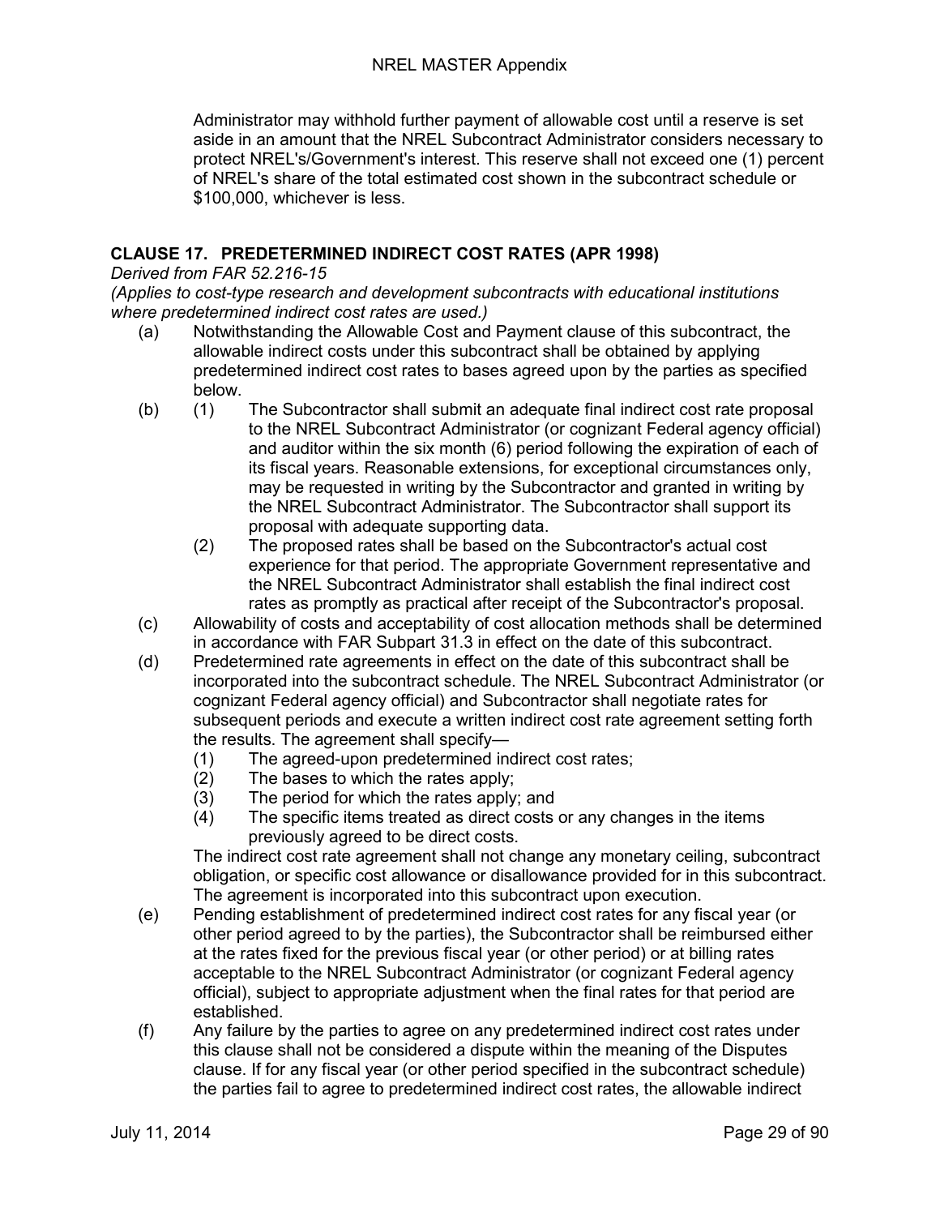Administrator may withhold further payment of allowable cost until a reserve is set aside in an amount that the NREL Subcontract Administrator considers necessary to protect NREL's/Government's interest. This reserve shall not exceed one (1) percent of NREL's share of the total estimated cost shown in the subcontract schedule or $100,000, whichever is less.

## CLAUSE 17. PREDETERMINED INDIRECT COST RATES (APR 1998)

*Derived from FAR 52.216-15*

*(Applies to cost-type research and development subcontracts with educational institutions where predetermined indirect cost rates are used.)*

(a) Notwithstanding the Allowable Cost and Payment clause of this subcontract, the allowable indirect costs under this subcontract shall be obtained by applying predetermined indirect cost rates to bases agreed upon by the parties as specified below.

(b) (1) The Subcontractor shall submit an adequate final indirect cost rate proposal to the NREL Subcontract Administrator (or cognizant Federal agency official) and auditor within the six month (6) period following the expiration of each of its fiscal years. Reasonable extensions, for exceptional circumstances only, may be requested in writing by the Subcontractor and granted in writing by the NREL Subcontract Administrator. The Subcontractor shall support its proposal with adequate supporting data.

(2) The proposed rates shall be based on the Subcontractor's actual cost experience for that period. The appropriate Government representative and the NREL Subcontract Administrator shall establish the final indirect cost rates as promptly as practical after receipt of the Subcontractor's proposal.

(c) Allowability of costs and acceptability of cost allocation methods shall be determined in accordance with FAR Subpart 31.3 in effect on the date of this subcontract.

(d) Predetermined rate agreements in effect on the date of this subcontract shall be incorporated into the subcontract schedule. The NREL Subcontract Administrator (or cognizant Federal agency official) and Subcontractor shall negotiate rates for subsequent periods and execute a written indirect cost rate agreement setting forth the results. The agreement shall specify—

(1) The agreed-upon predetermined indirect cost rates;
(2) The bases to which the rates apply;
(3) The period for which the rates apply; and
(4) The specific items treated as direct costs or any changes in the items previously agreed to be direct costs.

The indirect cost rate agreement shall not change any monetary ceiling, subcontract obligation, or specific cost allowance or disallowance provided for in this subcontract. The agreement is incorporated into this subcontract upon execution.

(e) Pending establishment of predetermined indirect cost rates for any fiscal year (or other period agreed to by the parties), the Subcontractor shall be reimbursed either at the rates fixed for the previous fiscal year (or other period) or at billing rates acceptable to the NREL Subcontract Administrator (or cognizant Federal agency official), subject to appropriate adjustment when the final rates for that period are established.

(f) Any failure by the parties to agree on any predetermined indirect cost rates under this clause shall not be considered a dispute within the meaning of the Disputes clause. If for any fiscal year (or other period specified in the subcontract schedule) the parties fail to agree to predetermined indirect cost rates, the allowable indirect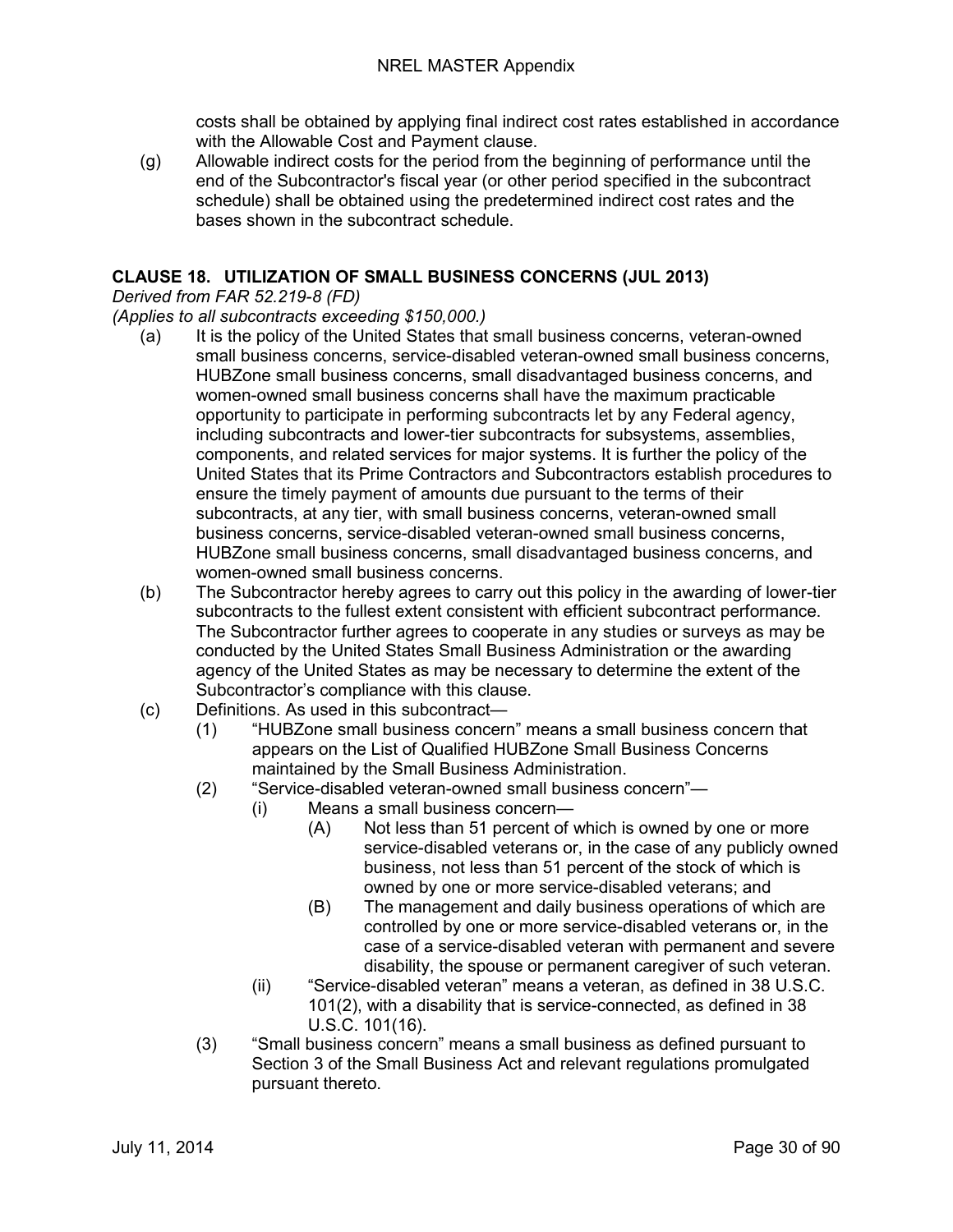costs shall be obtained by applying final indirect cost rates established in accordance with the Allowable Cost and Payment clause.

(g) Allowable indirect costs for the period from the beginning of performance until the end of the Subcontractor's fiscal year (or other period specified in the subcontract schedule) shall be obtained using the predetermined indirect cost rates and the bases shown in the subcontract schedule.

## CLAUSE 18. UTILIZATION OF SMALL BUSINESS CONCERNS (JUL 2013)

*Derived from FAR 52.219-8 (FD)*

*(Applies to all subcontracts exceeding $150,000.)*

(a) It is the policy of the United States that small business concerns, veteran-owned small business concerns, service-disabled veteran-owned small business concerns, HUBZone small business concerns, small disadvantaged business concerns, and women-owned small business concerns shall have the maximum practicable opportunity to participate in performing subcontracts let by any Federal agency, including subcontracts and lower-tier subcontracts for subsystems, assemblies, components, and related services for major systems. It is further the policy of the United States that its Prime Contractors and Subcontractors establish procedures to ensure the timely payment of amounts due pursuant to the terms of their subcontracts, at any tier, with small business concerns, veteran-owned small business concerns, service-disabled veteran-owned small business concerns, HUBZone small business concerns, small disadvantaged business concerns, and women-owned small business concerns.

(b) The Subcontractor hereby agrees to carry out this policy in the awarding of lower-tier subcontracts to the fullest extent consistent with efficient subcontract performance. The Subcontractor further agrees to cooperate in any studies or surveys as may be conducted by the United States Small Business Administration or the awarding agency of the United States as may be necessary to determine the extent of the Subcontractor's compliance with this clause.

(c) Definitions. As used in this subcontract—

  (1) "HUBZone small business concern" means a small business concern that appears on the List of Qualified HUBZone Small Business Concerns maintained by the Small Business Administration.

  (2) "Service-disabled veteran-owned small business concern"—

    (i) Means a small business concern—

      (A) Not less than 51 percent of which is owned by one or more service-disabled veterans or, in the case of any publicly owned business, not less than 51 percent of the stock of which is owned by one or more service-disabled veterans; and

      (B) The management and daily business operations of which are controlled by one or more service-disabled veterans or, in the case of a service-disabled veteran with permanent and severe disability, the spouse or permanent caregiver of such veteran.

    (ii) "Service-disabled veteran" means a veteran, as defined in 38 U.S.C. 101(2), with a disability that is service-connected, as defined in 38 U.S.C. 101(16).

  (3) "Small business concern" means a small business as defined pursuant to Section 3 of the Small Business Act and relevant regulations promulgated pursuant thereto.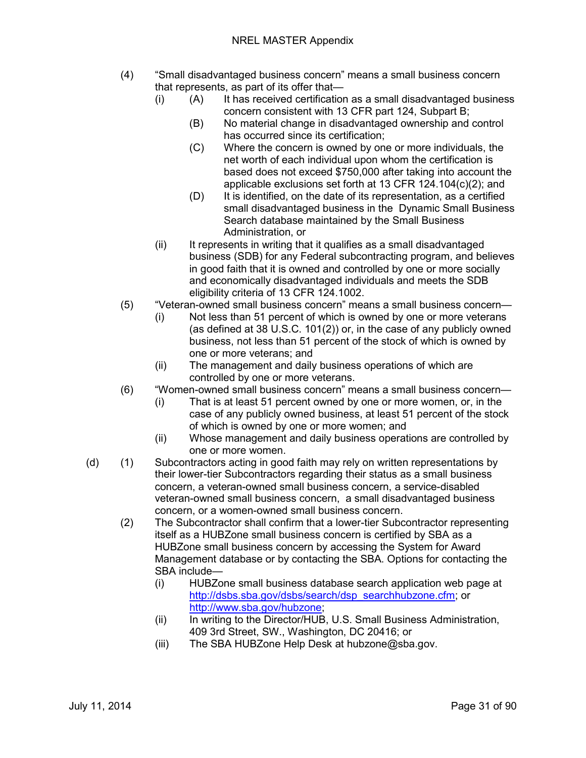(4) "Small disadvantaged business concern" means a small business concern that represents, as part of its offer that—

(i) (A) It has received certification as a small disadvantaged business concern consistent with 13 CFR part 124, Subpart B;

(B) No material change in disadvantaged ownership and control has occurred since its certification;

(C) Where the concern is owned by one or more individuals, the net worth of each individual upon whom the certification is based does not exceed $750,000 after taking into account the applicable exclusions set forth at 13 CFR 124.104(c)(2); and

(D) It is identified, on the date of its representation, as a certified small disadvantaged business in the Dynamic Small Business Search database maintained by the Small Business Administration, or

(ii) It represents in writing that it qualifies as a small disadvantaged business (SDB) for any Federal subcontracting program, and believes in good faith that it is owned and controlled by one or more socially and economically disadvantaged individuals and meets the SDB eligibility criteria of 13 CFR 124.1002.

(5) "Veteran-owned small business concern" means a small business concern—

(i) Not less than 51 percent of which is owned by one or more veterans (as defined at 38 U.S.C. 101(2)) or, in the case of any publicly owned business, not less than 51 percent of the stock of which is owned by one or more veterans; and

(ii) The management and daily business operations of which are controlled by one or more veterans.

(6) "Women-owned small business concern" means a small business concern—

(i) That is at least 51 percent owned by one or more women, or, in the case of any publicly owned business, at least 51 percent of the stock of which is owned by one or more women; and

(ii) Whose management and daily business operations are controlled by one or more women.

(d) (1) Subcontractors acting in good faith may rely on written representations by their lower-tier Subcontractors regarding their status as a small business concern, a veteran-owned small business concern, a service-disabled veteran-owned small business concern, a small disadvantaged business concern, or a women-owned small business concern.

(2) The Subcontractor shall confirm that a lower-tier Subcontractor representing itself as a HUBZone small business concern is certified by SBA as a HUBZone small business concern by accessing the System for Award Management database or by contacting the SBA. Options for contacting the SBA include—

(i) HUBZone small business database search application web page at http://dsbs.sba.gov/dsbs/search/dsp_searchhubzone.cfm; or http://www.sba.gov/hubzone;

(ii) In writing to the Director/HUB, U.S. Small Business Administration, 409 3rd Street, SW., Washington, DC 20416; or

(iii) The SBA HUBZone Help Desk at hubzone@sba.gov.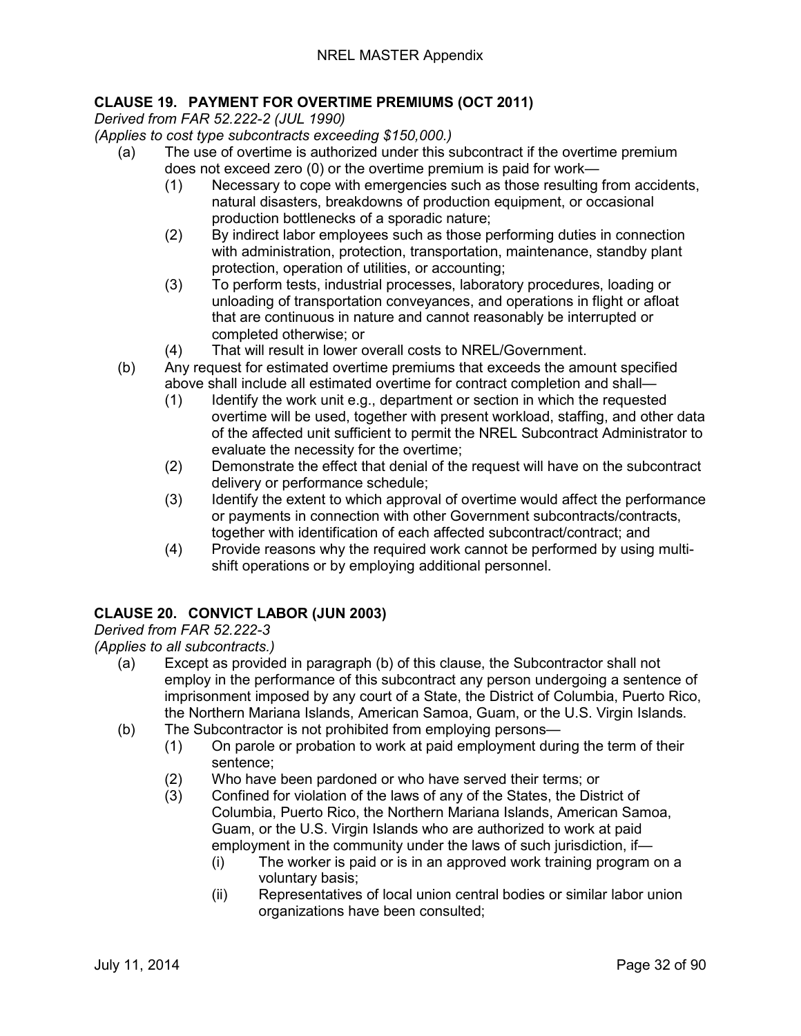### CLAUSE 19. PAYMENT FOR OVERTIME PREMIUMS (OCT 2011)

*Derived from FAR 52.222-2 (JUL 1990)*
*(Applies to cost type subcontracts exceeding $150,000.)*

(a) The use of overtime is authorized under this subcontract if the overtime premium does not exceed zero (0) or the overtime premium is paid for work—

(1) Necessary to cope with emergencies such as those resulting from accidents, natural disasters, breakdowns of production equipment, or occasional production bottlenecks of a sporadic nature;

(2) By indirect labor employees such as those performing duties in connection with administration, protection, transportation, maintenance, standby plant protection, operation of utilities, or accounting;

(3) To perform tests, industrial processes, laboratory procedures, loading or unloading of transportation conveyances, and operations in flight or afloat that are continuous in nature and cannot reasonably be interrupted or completed otherwise; or

(4) That will result in lower overall costs to NREL/Government.

(b) Any request for estimated overtime premiums that exceeds the amount specified above shall include all estimated overtime for contract completion and shall—

(1) Identify the work unit e.g., department or section in which the requested overtime will be used, together with present workload, staffing, and other data of the affected unit sufficient to permit the NREL Subcontract Administrator to evaluate the necessity for the overtime;

(2) Demonstrate the effect that denial of the request will have on the subcontract delivery or performance schedule;

(3) Identify the extent to which approval of overtime would affect the performance or payments in connection with other Government subcontracts/contracts, together with identification of each affected subcontract/contract; and

(4) Provide reasons why the required work cannot be performed by using multi-shift operations or by employing additional personnel.

### CLAUSE 20. CONVICT LABOR (JUN 2003)

*Derived from FAR 52.222-3*
*(Applies to all subcontracts.)*

(a) Except as provided in paragraph (b) of this clause, the Subcontractor shall not employ in the performance of this subcontract any person undergoing a sentence of imprisonment imposed by any court of a State, the District of Columbia, Puerto Rico, the Northern Mariana Islands, American Samoa, Guam, or the U.S. Virgin Islands.

(b) The Subcontractor is not prohibited from employing persons—

(1) On parole or probation to work at paid employment during the term of their sentence;

(2) Who have been pardoned or who have served their terms; or

(3) Confined for violation of the laws of any of the States, the District of Columbia, Puerto Rico, the Northern Mariana Islands, American Samoa, Guam, or the U.S. Virgin Islands who are authorized to work at paid employment in the community under the laws of such jurisdiction, if—

(i) The worker is paid or is in an approved work training program on a voluntary basis;

(ii) Representatives of local union central bodies or similar labor union organizations have been consulted;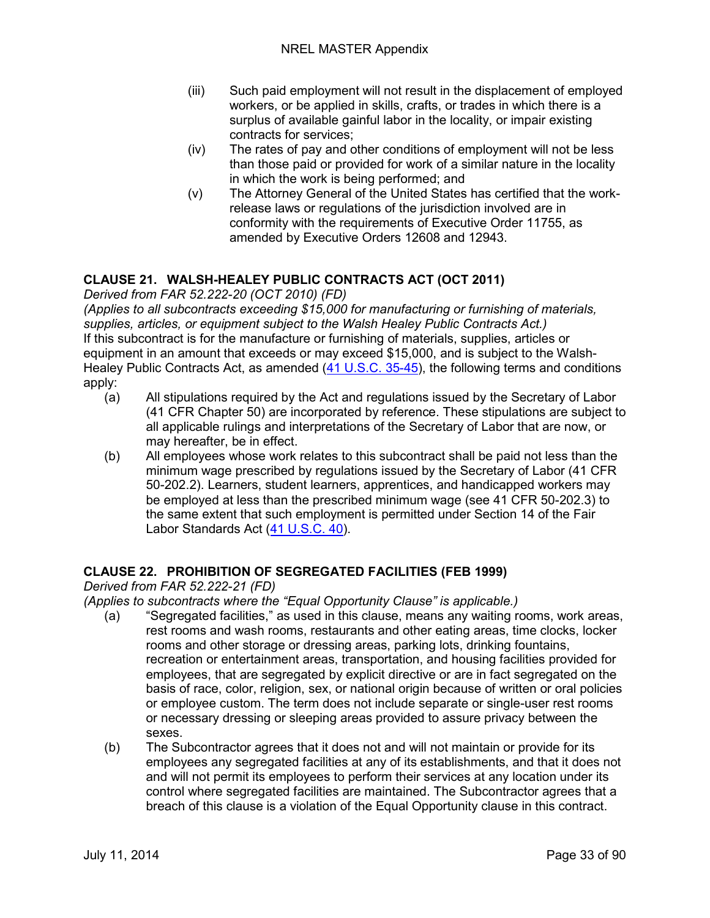(iii) Such paid employment will not result in the displacement of employed workers, or be applied in skills, crafts, or trades in which there is a surplus of available gainful labor in the locality, or impair existing contracts for services;

(iv) The rates of pay and other conditions of employment will not be less than those paid or provided for work of a similar nature in the locality in which the work is being performed; and

(v) The Attorney General of the United States has certified that the work-release laws or regulations of the jurisdiction involved are in conformity with the requirements of Executive Order 11755, as amended by Executive Orders 12608 and 12943.

## CLAUSE 21. WALSH-HEALEY PUBLIC CONTRACTS ACT (OCT 2011)

*Derived from FAR 52.222-20 (OCT 2010) (FD)*

*(Applies to all subcontracts exceeding $15,000 for manufacturing or furnishing of materials, supplies, articles, or equipment subject to the Walsh Healey Public Contracts Act.)*

If this subcontract is for the manufacture or furnishing of materials, supplies, articles or equipment in an amount that exceeds or may exceed $15,000, and is subject to the Walsh-Healey Public Contracts Act, as amended (41 U.S.C. 35-45), the following terms and conditions apply:

(a) All stipulations required by the Act and regulations issued by the Secretary of Labor (41 CFR Chapter 50) are incorporated by reference. These stipulations are subject to all applicable rulings and interpretations of the Secretary of Labor that are now, or may hereafter, be in effect.

(b) All employees whose work relates to this subcontract shall be paid not less than the minimum wage prescribed by regulations issued by the Secretary of Labor (41 CFR 50-202.2). Learners, student learners, apprentices, and handicapped workers may be employed at less than the prescribed minimum wage (see 41 CFR 50-202.3) to the same extent that such employment is permitted under Section 14 of the Fair Labor Standards Act (41 U.S.C. 40).

## CLAUSE 22. PROHIBITION OF SEGREGATED FACILITIES (FEB 1999)

*Derived from FAR 52.222-21 (FD)*

*(Applies to subcontracts where the "Equal Opportunity Clause" is applicable.)*

(a) "Segregated facilities," as used in this clause, means any waiting rooms, work areas, rest rooms and wash rooms, restaurants and other eating areas, time clocks, locker rooms and other storage or dressing areas, parking lots, drinking fountains, recreation or entertainment areas, transportation, and housing facilities provided for employees, that are segregated by explicit directive or are in fact segregated on the basis of race, color, religion, sex, or national origin because of written or oral policies or employee custom. The term does not include separate or single-user rest rooms or necessary dressing or sleeping areas provided to assure privacy between the sexes.

(b) The Subcontractor agrees that it does not and will not maintain or provide for its employees any segregated facilities at any of its establishments, and that it does not and will not permit its employees to perform their services at any location under its control where segregated facilities are maintained. The Subcontractor agrees that a breach of this clause is a violation of the Equal Opportunity clause in this contract.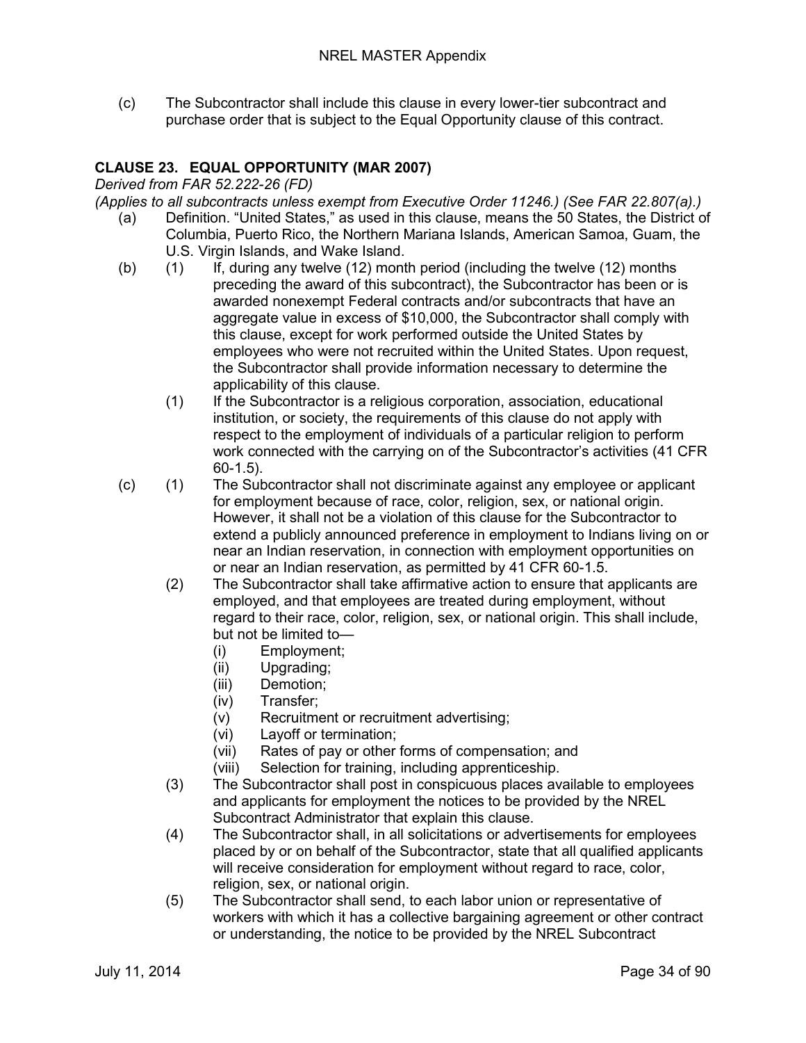(c) The Subcontractor shall include this clause in every lower-tier subcontract and purchase order that is subject to the Equal Opportunity clause of this contract.

## CLAUSE 23. EQUAL OPPORTUNITY (MAR 2007)

*Derived from FAR 52.222-26 (FD)*

*(Applies to all subcontracts unless exempt from Executive Order 11246.) (See FAR 22.807(a).)*

(a) Definition. "United States," as used in this clause, means the 50 States, the District of Columbia, Puerto Rico, the Northern Mariana Islands, American Samoa, Guam, the U.S. Virgin Islands, and Wake Island.

(b) (1) If, during any twelve (12) month period (including the twelve (12) months preceding the award of this subcontract), the Subcontractor has been or is awarded nonexempt Federal contracts and/or subcontracts that have an aggregate value in excess of $10,000, the Subcontractor shall comply with this clause, except for work performed outside the United States by employees who were not recruited within the United States. Upon request, the Subcontractor shall provide information necessary to determine the applicability of this clause.

(1) If the Subcontractor is a religious corporation, association, educational institution, or society, the requirements of this clause do not apply with respect to the employment of individuals of a particular religion to perform work connected with the carrying on of the Subcontractor's activities (41 CFR 60-1.5).

(c) (1) The Subcontractor shall not discriminate against any employee or applicant for employment because of race, color, religion, sex, or national origin. However, it shall not be a violation of this clause for the Subcontractor to extend a publicly announced preference in employment to Indians living on or near an Indian reservation, in connection with employment opportunities on or near an Indian reservation, as permitted by 41 CFR 60-1.5.

(2) The Subcontractor shall take affirmative action to ensure that applicants are employed, and that employees are treated during employment, without regard to their race, color, religion, sex, or national origin. This shall include, but not be limited to—

- (i) Employment;
- (ii) Upgrading;
- (iii) Demotion;
- (iv) Transfer;
- (v) Recruitment or recruitment advertising;
- (vi) Layoff or termination;
- (vii) Rates of pay or other forms of compensation; and
- (viii) Selection for training, including apprenticeship.

(3) The Subcontractor shall post in conspicuous places available to employees and applicants for employment the notices to be provided by the NREL Subcontract Administrator that explain this clause.

(4) The Subcontractor shall, in all solicitations or advertisements for employees placed by or on behalf of the Subcontractor, state that all qualified applicants will receive consideration for employment without regard to race, color, religion, sex, or national origin.

(5) The Subcontractor shall send, to each labor union or representative of workers with which it has a collective bargaining agreement or other contract or understanding, the notice to be provided by the NREL Subcontract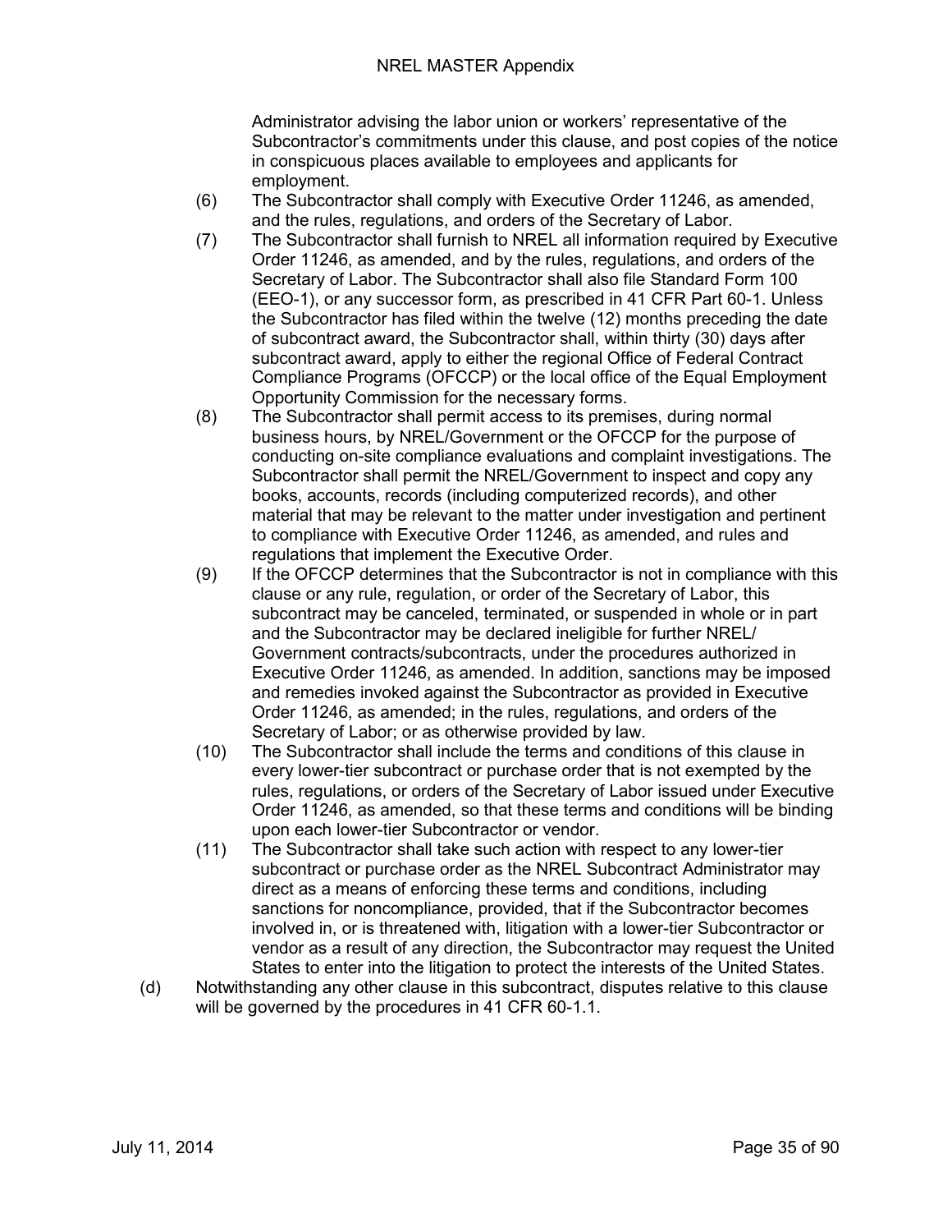Administrator advising the labor union or workers' representative of the Subcontractor's commitments under this clause, and post copies of the notice in conspicuous places available to employees and applicants for employment.

(6) The Subcontractor shall comply with Executive Order 11246, as amended, and the rules, regulations, and orders of the Secretary of Labor.

(7) The Subcontractor shall furnish to NREL all information required by Executive Order 11246, as amended, and by the rules, regulations, and orders of the Secretary of Labor. The Subcontractor shall also file Standard Form 100 (EEO-1), or any successor form, as prescribed in 41 CFR Part 60-1. Unless the Subcontractor has filed within the twelve (12) months preceding the date of subcontract award, the Subcontractor shall, within thirty (30) days after subcontract award, apply to either the regional Office of Federal Contract Compliance Programs (OFCCP) or the local office of the Equal Employment Opportunity Commission for the necessary forms.

(8) The Subcontractor shall permit access to its premises, during normal business hours, by NREL/Government or the OFCCP for the purpose of conducting on-site compliance evaluations and complaint investigations. The Subcontractor shall permit the NREL/Government to inspect and copy any books, accounts, records (including computerized records), and other material that may be relevant to the matter under investigation and pertinent to compliance with Executive Order 11246, as amended, and rules and regulations that implement the Executive Order.

(9) If the OFCCP determines that the Subcontractor is not in compliance with this clause or any rule, regulation, or order of the Secretary of Labor, this subcontract may be canceled, terminated, or suspended in whole or in part and the Subcontractor may be declared ineligible for further NREL/ Government contracts/subcontracts, under the procedures authorized in Executive Order 11246, as amended. In addition, sanctions may be imposed and remedies invoked against the Subcontractor as provided in Executive Order 11246, as amended; in the rules, regulations, and orders of the Secretary of Labor; or as otherwise provided by law.

(10) The Subcontractor shall include the terms and conditions of this clause in every lower-tier subcontract or purchase order that is not exempted by the rules, regulations, or orders of the Secretary of Labor issued under Executive Order 11246, as amended, so that these terms and conditions will be binding upon each lower-tier Subcontractor or vendor.

(11) The Subcontractor shall take such action with respect to any lower-tier subcontract or purchase order as the NREL Subcontract Administrator may direct as a means of enforcing these terms and conditions, including sanctions for noncompliance, provided, that if the Subcontractor becomes involved in, or is threatened with, litigation with a lower-tier Subcontractor or vendor as a result of any direction, the Subcontractor may request the United States to enter into the litigation to protect the interests of the United States.

(d) Notwithstanding any other clause in this subcontract, disputes relative to this clause will be governed by the procedures in 41 CFR 60-1.1.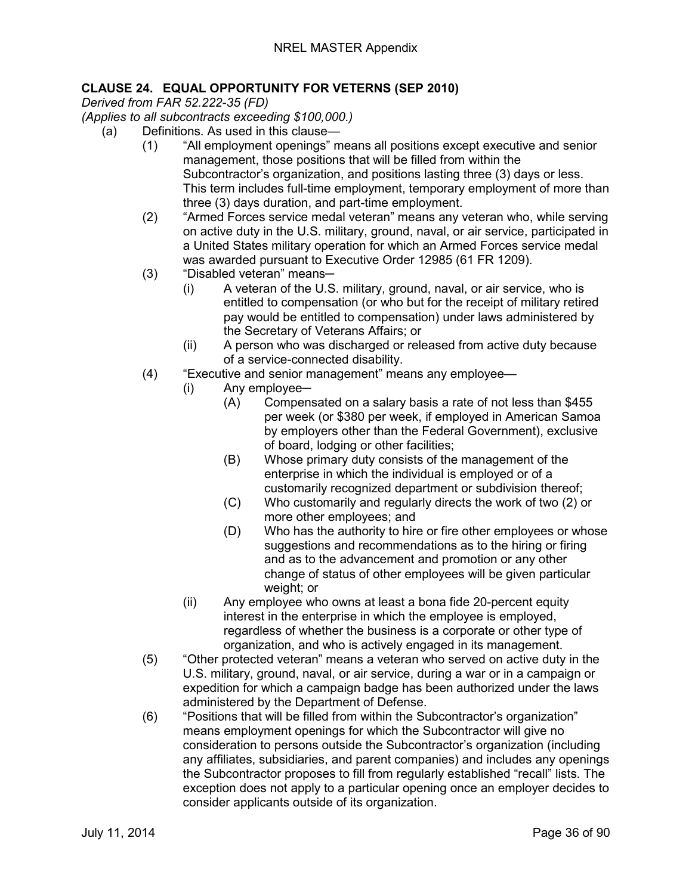**CLAUSE 24. EQUAL OPPORTUNITY FOR VETERNS (SEP 2010)**

*Derived from FAR 52.222-35 (FD)*

*(Applies to all subcontracts exceeding $100,000.)*

(a) Definitions. As used in this clause—

(1) "All employment openings" means all positions except executive and senior management, those positions that will be filled from within the Subcontractor's organization, and positions lasting three (3) days or less. This term includes full-time employment, temporary employment of more than three (3) days duration, and part-time employment.

(2) "Armed Forces service medal veteran" means any veteran who, while serving on active duty in the U.S. military, ground, naval, or air service, participated in a United States military operation for which an Armed Forces service medal was awarded pursuant to Executive Order 12985 (61 FR 1209).

(3) "Disabled veteran" means—

(i) A veteran of the U.S. military, ground, naval, or air service, who is entitled to compensation (or who but for the receipt of military retired pay would be entitled to compensation) under laws administered by the Secretary of Veterans Affairs; or

(ii) A person who was discharged or released from active duty because of a service-connected disability.

(4) "Executive and senior management" means any employee—

(i) Any employee—

(A) Compensated on a salary basis a rate of not less than $455 per week (or $380 per week, if employed in American Samoa by employers other than the Federal Government), exclusive of board, lodging or other facilities;

(B) Whose primary duty consists of the management of the enterprise in which the individual is employed or of a customarily recognized department or subdivision thereof;

(C) Who customarily and regularly directs the work of two (2) or more other employees; and

(D) Who has the authority to hire or fire other employees or whose suggestions and recommendations as to the hiring or firing and as to the advancement and promotion or any other change of status of other employees will be given particular weight; or

(ii) Any employee who owns at least a bona fide 20-percent equity interest in the enterprise in which the employee is employed, regardless of whether the business is a corporate or other type of organization, and who is actively engaged in its management.

(5) "Other protected veteran" means a veteran who served on active duty in the U.S. military, ground, naval, or air service, during a war or in a campaign or expedition for which a campaign badge has been authorized under the laws administered by the Department of Defense.

(6) "Positions that will be filled from within the Subcontractor's organization" means employment openings for which the Subcontractor will give no consideration to persons outside the Subcontractor's organization (including any affiliates, subsidiaries, and parent companies) and includes any openings the Subcontractor proposes to fill from regularly established "recall" lists. The exception does not apply to a particular opening once an employer decides to consider applicants outside of its organization.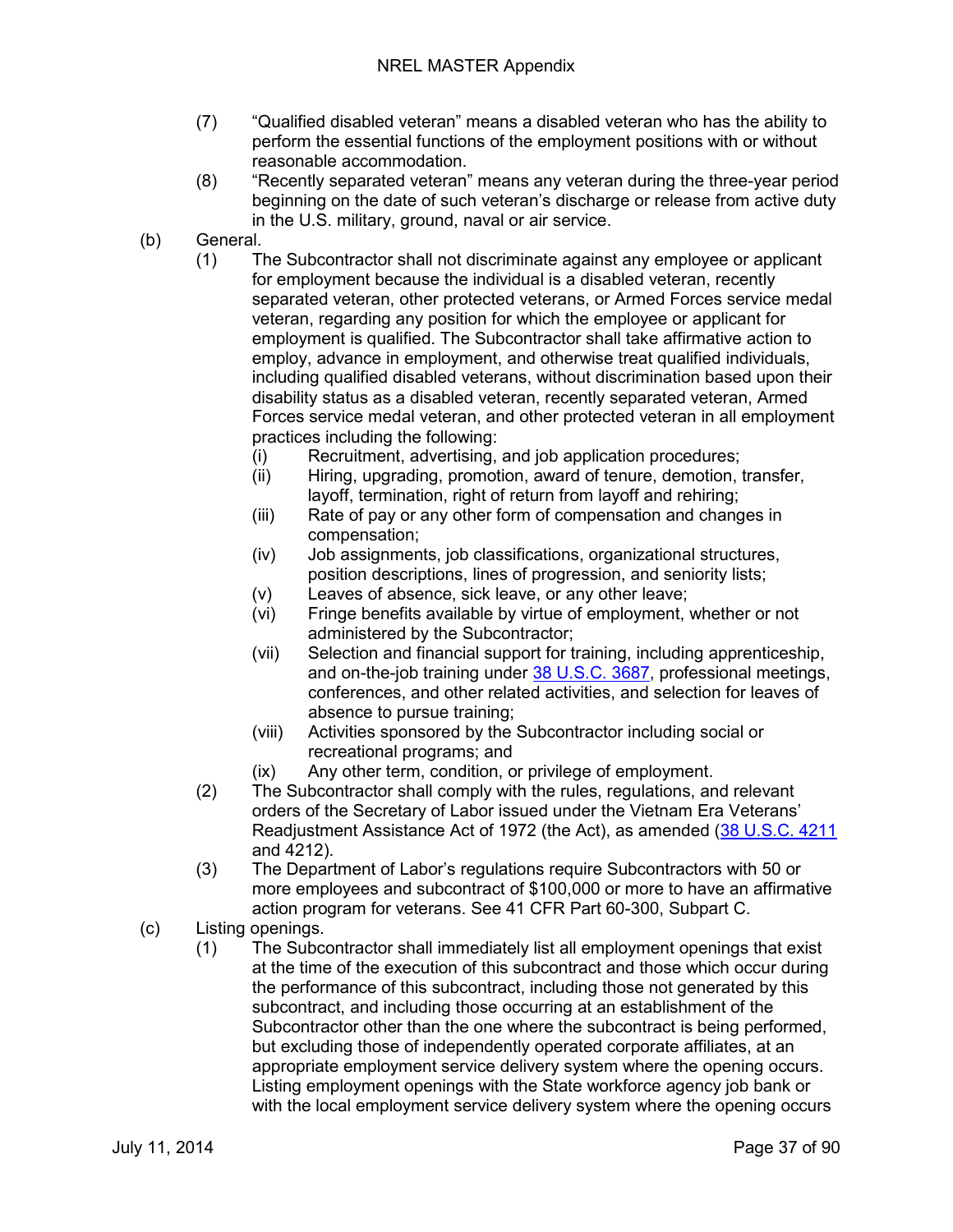(7) "Qualified disabled veteran" means a disabled veteran who has the ability to perform the essential functions of the employment positions with or without reasonable accommodation.

(8) "Recently separated veteran" means any veteran during the three-year period beginning on the date of such veteran's discharge or release from active duty in the U.S. military, ground, naval or air service.

(b) General.

(1) The Subcontractor shall not discriminate against any employee or applicant for employment because the individual is a disabled veteran, recently separated veteran, other protected veterans, or Armed Forces service medal veteran, regarding any position for which the employee or applicant for employment is qualified. The Subcontractor shall take affirmative action to employ, advance in employment, and otherwise treat qualified individuals, including qualified disabled veterans, without discrimination based upon their disability status as a disabled veteran, recently separated veteran, Armed Forces service medal veteran, and other protected veteran in all employment practices including the following:

(i) Recruitment, advertising, and job application procedures;

(ii) Hiring, upgrading, promotion, award of tenure, demotion, transfer, layoff, termination, right of return from layoff and rehiring;

(iii) Rate of pay or any other form of compensation and changes in compensation;

(iv) Job assignments, job classifications, organizational structures, position descriptions, lines of progression, and seniority lists;

(v) Leaves of absence, sick leave, or any other leave;

(vi) Fringe benefits available by virtue of employment, whether or not administered by the Subcontractor;

(vii) Selection and financial support for training, including apprenticeship, and on-the-job training under [38 U.S.C. 3687](), professional meetings, conferences, and other related activities, and selection for leaves of absence to pursue training;

(viii) Activities sponsored by the Subcontractor including social or recreational programs; and

(ix) Any other term, condition, or privilege of employment.

(2) The Subcontractor shall comply with the rules, regulations, and relevant orders of the Secretary of Labor issued under the Vietnam Era Veterans' Readjustment Assistance Act of 1972 (the Act), as amended ([38 U.S.C. 4211]() and 4212).

(3) The Department of Labor's regulations require Subcontractors with 50 or more employees and subcontract of $100,000 or more to have an affirmative action program for veterans. See 41 CFR Part 60-300, Subpart C.

(c) Listing openings.

(1) The Subcontractor shall immediately list all employment openings that exist at the time of the execution of this subcontract and those which occur during the performance of this subcontract, including those not generated by this subcontract, and including those occurring at an establishment of the Subcontractor other than the one where the subcontract is being performed, but excluding those of independently operated corporate affiliates, at an appropriate employment service delivery system where the opening occurs. Listing employment openings with the State workforce agency job bank or with the local employment service delivery system where the opening occurs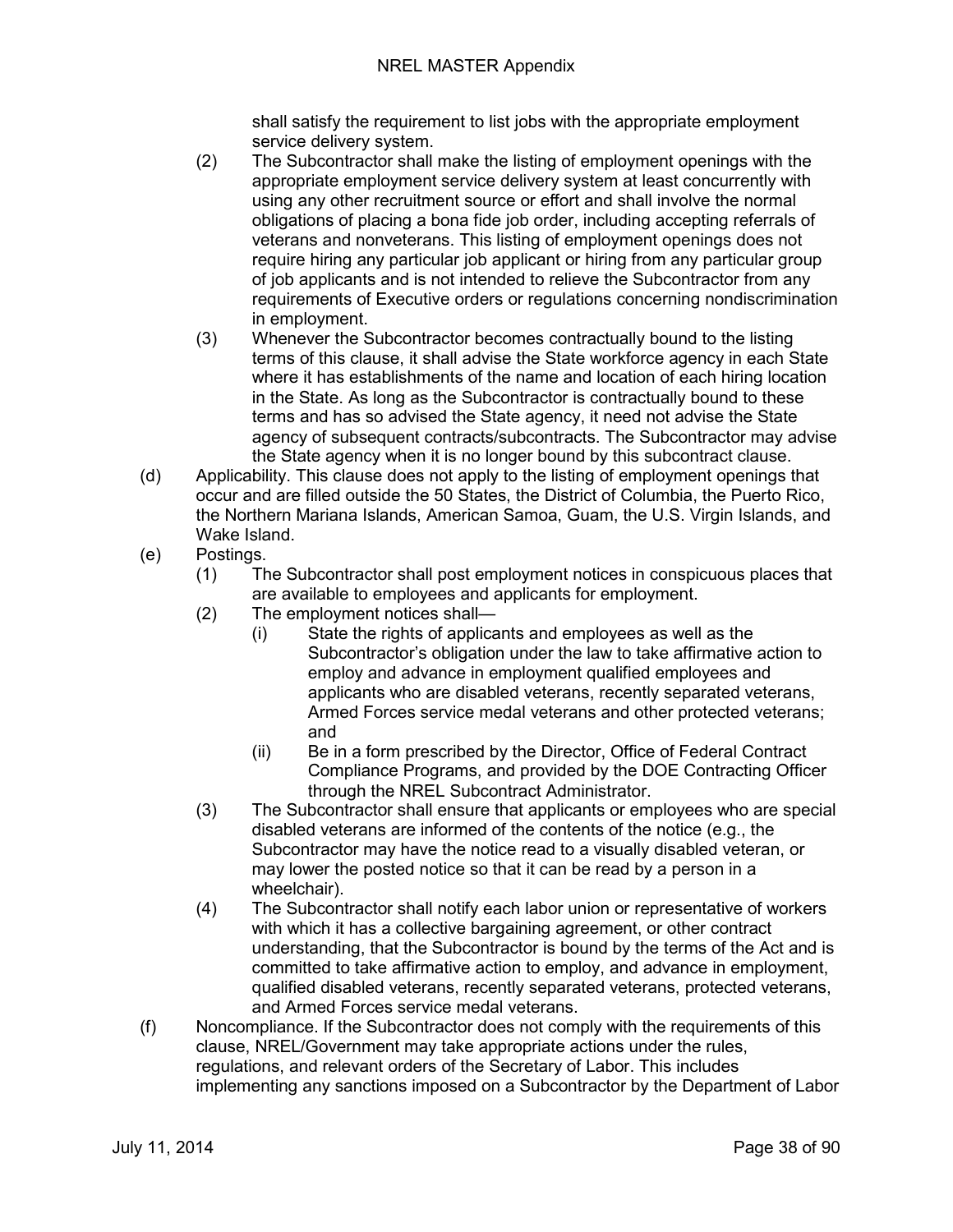shall satisfy the requirement to list jobs with the appropriate employment service delivery system.

(2) The Subcontractor shall make the listing of employment openings with the appropriate employment service delivery system at least concurrently with using any other recruitment source or effort and shall involve the normal obligations of placing a bona fide job order, including accepting referrals of veterans and nonveterans. This listing of employment openings does not require hiring any particular job applicant or hiring from any particular group of job applicants and is not intended to relieve the Subcontractor from any requirements of Executive orders or regulations concerning nondiscrimination in employment.

(3) Whenever the Subcontractor becomes contractually bound to the listing terms of this clause, it shall advise the State workforce agency in each State where it has establishments of the name and location of each hiring location in the State. As long as the Subcontractor is contractually bound to these terms and has so advised the State agency, it need not advise the State agency of subsequent contracts/subcontracts. The Subcontractor may advise the State agency when it is no longer bound by this subcontract clause.

(d) Applicability. This clause does not apply to the listing of employment openings that occur and are filled outside the 50 States, the District of Columbia, the Puerto Rico, the Northern Mariana Islands, American Samoa, Guam, the U.S. Virgin Islands, and Wake Island.

(e) Postings.

(1) The Subcontractor shall post employment notices in conspicuous places that are available to employees and applicants for employment.

(2) The employment notices shall—

(i) State the rights of applicants and employees as well as the Subcontractor's obligation under the law to take affirmative action to employ and advance in employment qualified employees and applicants who are disabled veterans, recently separated veterans, Armed Forces service medal veterans and other protected veterans; and

(ii) Be in a form prescribed by the Director, Office of Federal Contract Compliance Programs, and provided by the DOE Contracting Officer through the NREL Subcontract Administrator.

(3) The Subcontractor shall ensure that applicants or employees who are special disabled veterans are informed of the contents of the notice (e.g., the Subcontractor may have the notice read to a visually disabled veteran, or may lower the posted notice so that it can be read by a person in a wheelchair).

(4) The Subcontractor shall notify each labor union or representative of workers with which it has a collective bargaining agreement, or other contract understanding, that the Subcontractor is bound by the terms of the Act and is committed to take affirmative action to employ, and advance in employment, qualified disabled veterans, recently separated veterans, protected veterans, and Armed Forces service medal veterans.

(f) Noncompliance. If the Subcontractor does not comply with the requirements of this clause, NREL/Government may take appropriate actions under the rules, regulations, and relevant orders of the Secretary of Labor. This includes implementing any sanctions imposed on a Subcontractor by the Department of Labor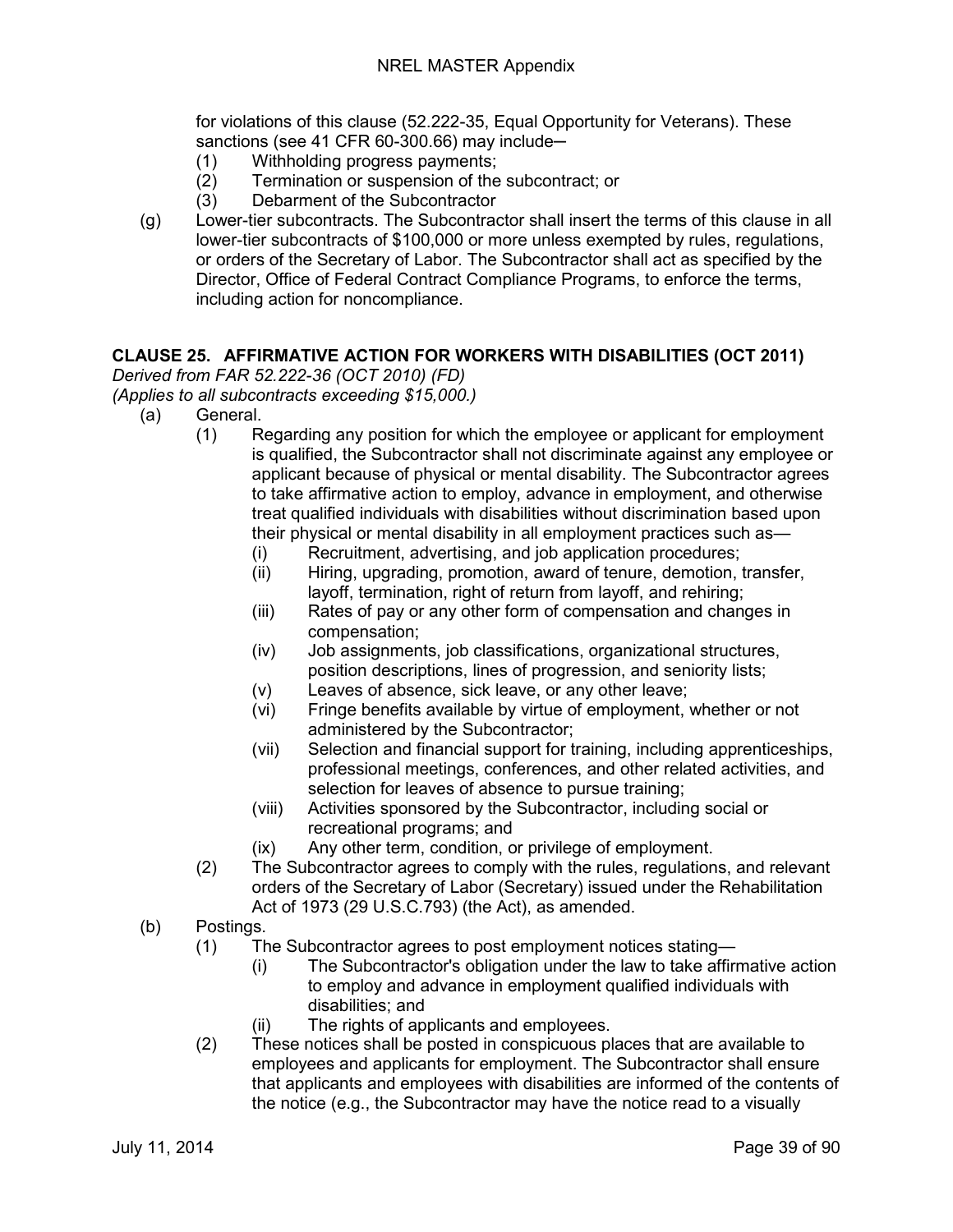for violations of this clause (52.222-35, Equal Opportunity for Veterans). These sanctions (see 41 CFR 60-300.66) may include─

(1) Withholding progress payments;
(2) Termination or suspension of the subcontract; or
(3) Debarment of the Subcontractor

(g) Lower-tier subcontracts. The Subcontractor shall insert the terms of this clause in all lower-tier subcontracts of $100,000 or more unless exempted by rules, regulations, or orders of the Secretary of Labor. The Subcontractor shall act as specified by the Director, Office of Federal Contract Compliance Programs, to enforce the terms, including action for noncompliance.

**CLAUSE 25. AFFIRMATIVE ACTION FOR WORKERS WITH DISABILITIES (OCT 2011)**

*Derived from FAR 52.222-36 (OCT 2010) (FD)*
*(Applies to all subcontracts exceeding $15,000.)*

(a) General.

(1) Regarding any position for which the employee or applicant for employment is qualified, the Subcontractor shall not discriminate against any employee or applicant because of physical or mental disability. The Subcontractor agrees to take affirmative action to employ, advance in employment, and otherwise treat qualified individuals with disabilities without discrimination based upon their physical or mental disability in all employment practices such as—

(i) Recruitment, advertising, and job application procedures;
(ii) Hiring, upgrading, promotion, award of tenure, demotion, transfer, layoff, termination, right of return from layoff, and rehiring;
(iii) Rates of pay or any other form of compensation and changes in compensation;
(iv) Job assignments, job classifications, organizational structures, position descriptions, lines of progression, and seniority lists;
(v) Leaves of absence, sick leave, or any other leave;
(vi) Fringe benefits available by virtue of employment, whether or not administered by the Subcontractor;
(vii) Selection and financial support for training, including apprenticeships, professional meetings, conferences, and other related activities, and selection for leaves of absence to pursue training;
(viii) Activities sponsored by the Subcontractor, including social or recreational programs; and
(ix) Any other term, condition, or privilege of employment.

(2) The Subcontractor agrees to comply with the rules, regulations, and relevant orders of the Secretary of Labor (Secretary) issued under the Rehabilitation Act of 1973 (29 U.S.C.793) (the Act), as amended.

(b) Postings.

(1) The Subcontractor agrees to post employment notices stating—

(i) The Subcontractor's obligation under the law to take affirmative action to employ and advance in employment qualified individuals with disabilities; and
(ii) The rights of applicants and employees.

(2) These notices shall be posted in conspicuous places that are available to employees and applicants for employment. The Subcontractor shall ensure that applicants and employees with disabilities are informed of the contents of the notice (e.g., the Subcontractor may have the notice read to a visually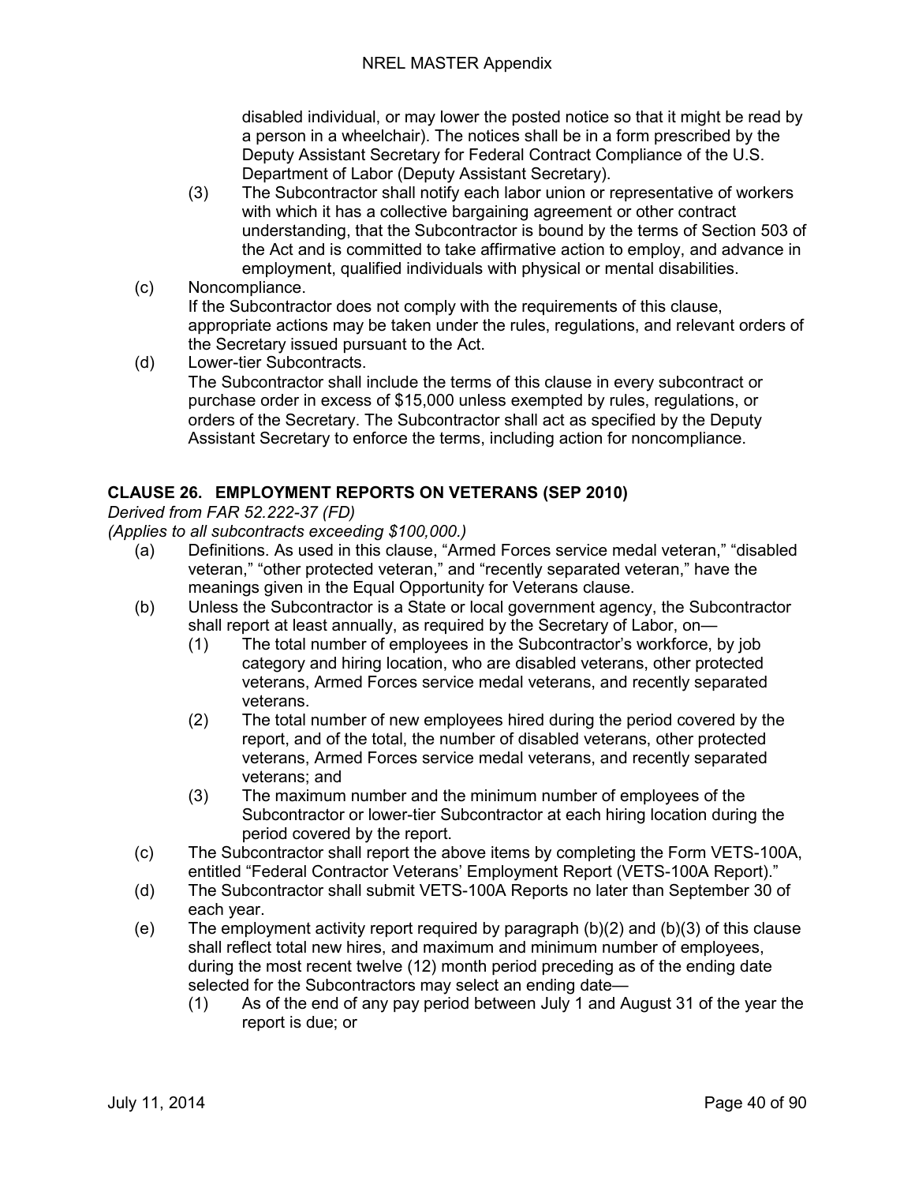disabled individual, or may lower the posted notice so that it might be read by a person in a wheelchair). The notices shall be in a form prescribed by the Deputy Assistant Secretary for Federal Contract Compliance of the U.S. Department of Labor (Deputy Assistant Secretary).

(3) The Subcontractor shall notify each labor union or representative of workers with which it has a collective bargaining agreement or other contract understanding, that the Subcontractor is bound by the terms of Section 503 of the Act and is committed to take affirmative action to employ, and advance in employment, qualified individuals with physical or mental disabilities.

(c) Noncompliance.
If the Subcontractor does not comply with the requirements of this clause, appropriate actions may be taken under the rules, regulations, and relevant orders of the Secretary issued pursuant to the Act.

(d) Lower-tier Subcontracts.
The Subcontractor shall include the terms of this clause in every subcontract or purchase order in excess of $15,000 unless exempted by rules, regulations, or orders of the Secretary. The Subcontractor shall act as specified by the Deputy Assistant Secretary to enforce the terms, including action for noncompliance.

## CLAUSE 26. EMPLOYMENT REPORTS ON VETERANS (SEP 2010)

*Derived from FAR 52.222-37 (FD)*

*(Applies to all subcontracts exceeding $100,000.)*

(a) Definitions. As used in this clause, "Armed Forces service medal veteran," "disabled veteran," "other protected veteran," and "recently separated veteran," have the meanings given in the Equal Opportunity for Veterans clause.

(b) Unless the Subcontractor is a State or local government agency, the Subcontractor shall report at least annually, as required by the Secretary of Labor, on—

(1) The total number of employees in the Subcontractor's workforce, by job category and hiring location, who are disabled veterans, other protected veterans, Armed Forces service medal veterans, and recently separated veterans.

(2) The total number of new employees hired during the period covered by the report, and of the total, the number of disabled veterans, other protected veterans, Armed Forces service medal veterans, and recently separated veterans; and

(3) The maximum number and the minimum number of employees of the Subcontractor or lower-tier Subcontractor at each hiring location during the period covered by the report.

(c) The Subcontractor shall report the above items by completing the Form VETS-100A, entitled "Federal Contractor Veterans' Employment Report (VETS-100A Report)."

(d) The Subcontractor shall submit VETS-100A Reports no later than September 30 of each year.

(e) The employment activity report required by paragraph (b)(2) and (b)(3) of this clause shall reflect total new hires, and maximum and minimum number of employees, during the most recent twelve (12) month period preceding as of the ending date selected for the Subcontractors may select an ending date—

(1) As of the end of any pay period between July 1 and August 31 of the year the report is due; or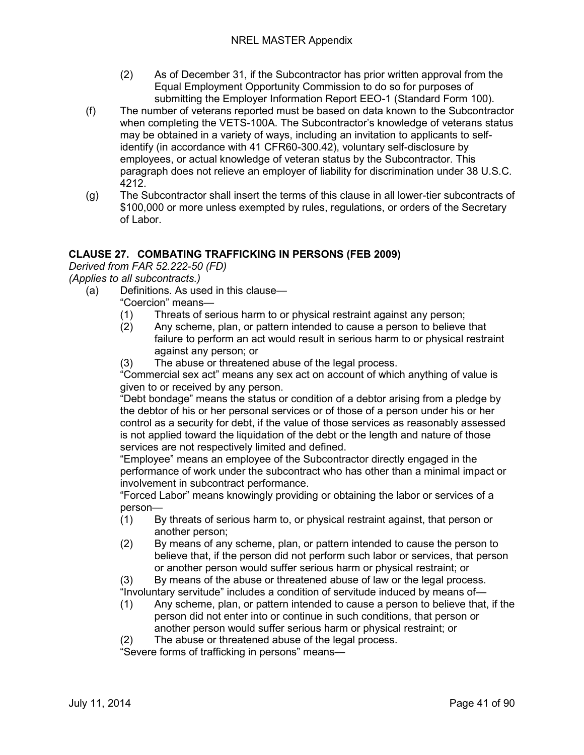(2) As of December 31, if the Subcontractor has prior written approval from the Equal Employment Opportunity Commission to do so for purposes of submitting the Employer Information Report EEO-1 (Standard Form 100).

(f) The number of veterans reported must be based on data known to the Subcontractor when completing the VETS-100A. The Subcontractor's knowledge of veterans status may be obtained in a variety of ways, including an invitation to applicants to self-identify (in accordance with 41 CFR60-300.42), voluntary self-disclosure by employees, or actual knowledge of veteran status by the Subcontractor. This paragraph does not relieve an employer of liability for discrimination under 38 U.S.C. 4212.

(g) The Subcontractor shall insert the terms of this clause in all lower-tier subcontracts of $100,000 or more unless exempted by rules, regulations, or orders of the Secretary of Labor.

## CLAUSE 27. COMBATING TRAFFICKING IN PERSONS (FEB 2009)

*Derived from FAR 52.222-50 (FD)*
*(Applies to all subcontracts.)*

(a) Definitions. As used in this clause—

"Coercion" means—

(1) Threats of serious harm to or physical restraint against any person;
(2) Any scheme, plan, or pattern intended to cause a person to believe that failure to perform an act would result in serious harm to or physical restraint against any person; or
(3) The abuse or threatened abuse of the legal process.

"Commercial sex act" means any sex act on account of which anything of value is given to or received by any person.

"Debt bondage" means the status or condition of a debtor arising from a pledge by the debtor of his or her personal services or of those of a person under his or her control as a security for debt, if the value of those services as reasonably assessed is not applied toward the liquidation of the debt or the length and nature of those services are not respectively limited and defined.

"Employee" means an employee of the Subcontractor directly engaged in the performance of work under the subcontract who has other than a minimal impact or involvement in subcontract performance.

"Forced Labor" means knowingly providing or obtaining the labor or services of a person—

(1) By threats of serious harm to, or physical restraint against, that person or another person;
(2) By means of any scheme, plan, or pattern intended to cause the person to believe that, if the person did not perform such labor or services, that person or another person would suffer serious harm or physical restraint; or
(3) By means of the abuse or threatened abuse of law or the legal process.

"Involuntary servitude" includes a condition of servitude induced by means of—

(1) Any scheme, plan, or pattern intended to cause a person to believe that, if the person did not enter into or continue in such conditions, that person or another person would suffer serious harm or physical restraint; or
(2) The abuse or threatened abuse of the legal process.

"Severe forms of trafficking in persons" means—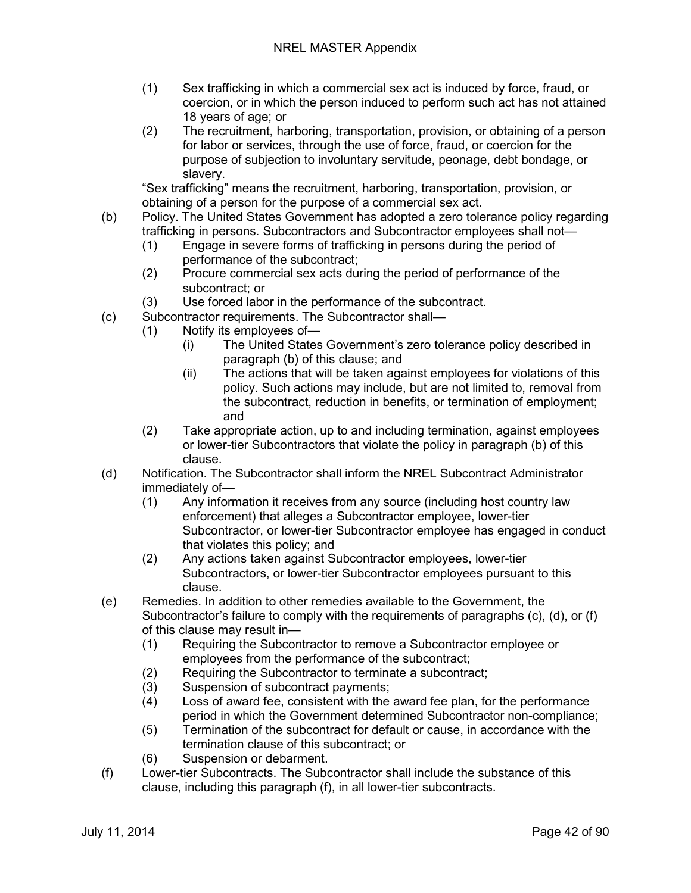(1) Sex trafficking in which a commercial sex act is induced by force, fraud, or coercion, or in which the person induced to perform such act has not attained 18 years of age; or

(2) The recruitment, harboring, transportation, provision, or obtaining of a person for labor or services, through the use of force, fraud, or coercion for the purpose of subjection to involuntary servitude, peonage, debt bondage, or slavery.

"Sex trafficking" means the recruitment, harboring, transportation, provision, or obtaining of a person for the purpose of a commercial sex act.

(b) Policy. The United States Government has adopted a zero tolerance policy regarding trafficking in persons. Subcontractors and Subcontractor employees shall not—

(1) Engage in severe forms of trafficking in persons during the period of performance of the subcontract;

(2) Procure commercial sex acts during the period of performance of the subcontract; or

(3) Use forced labor in the performance of the subcontract.

(c) Subcontractor requirements. The Subcontractor shall—

(1) Notify its employees of—

(i) The United States Government's zero tolerance policy described in paragraph (b) of this clause; and

(ii) The actions that will be taken against employees for violations of this policy. Such actions may include, but are not limited to, removal from the subcontract, reduction in benefits, or termination of employment; and

(2) Take appropriate action, up to and including termination, against employees or lower-tier Subcontractors that violate the policy in paragraph (b) of this clause.

(d) Notification. The Subcontractor shall inform the NREL Subcontract Administrator immediately of—

(1) Any information it receives from any source (including host country law enforcement) that alleges a Subcontractor employee, lower-tier Subcontractor, or lower-tier Subcontractor employee has engaged in conduct that violates this policy; and

(2) Any actions taken against Subcontractor employees, lower-tier Subcontractors, or lower-tier Subcontractor employees pursuant to this clause.

(e) Remedies. In addition to other remedies available to the Government, the Subcontractor's failure to comply with the requirements of paragraphs (c), (d), or (f) of this clause may result in—

(1) Requiring the Subcontractor to remove a Subcontractor employee or employees from the performance of the subcontract;

(2) Requiring the Subcontractor to terminate a subcontract;

(3) Suspension of subcontract payments;

(4) Loss of award fee, consistent with the award fee plan, for the performance period in which the Government determined Subcontractor non-compliance;

(5) Termination of the subcontract for default or cause, in accordance with the termination clause of this subcontract; or

(6) Suspension or debarment.

(f) Lower-tier Subcontracts. The Subcontractor shall include the substance of this clause, including this paragraph (f), in all lower-tier subcontracts.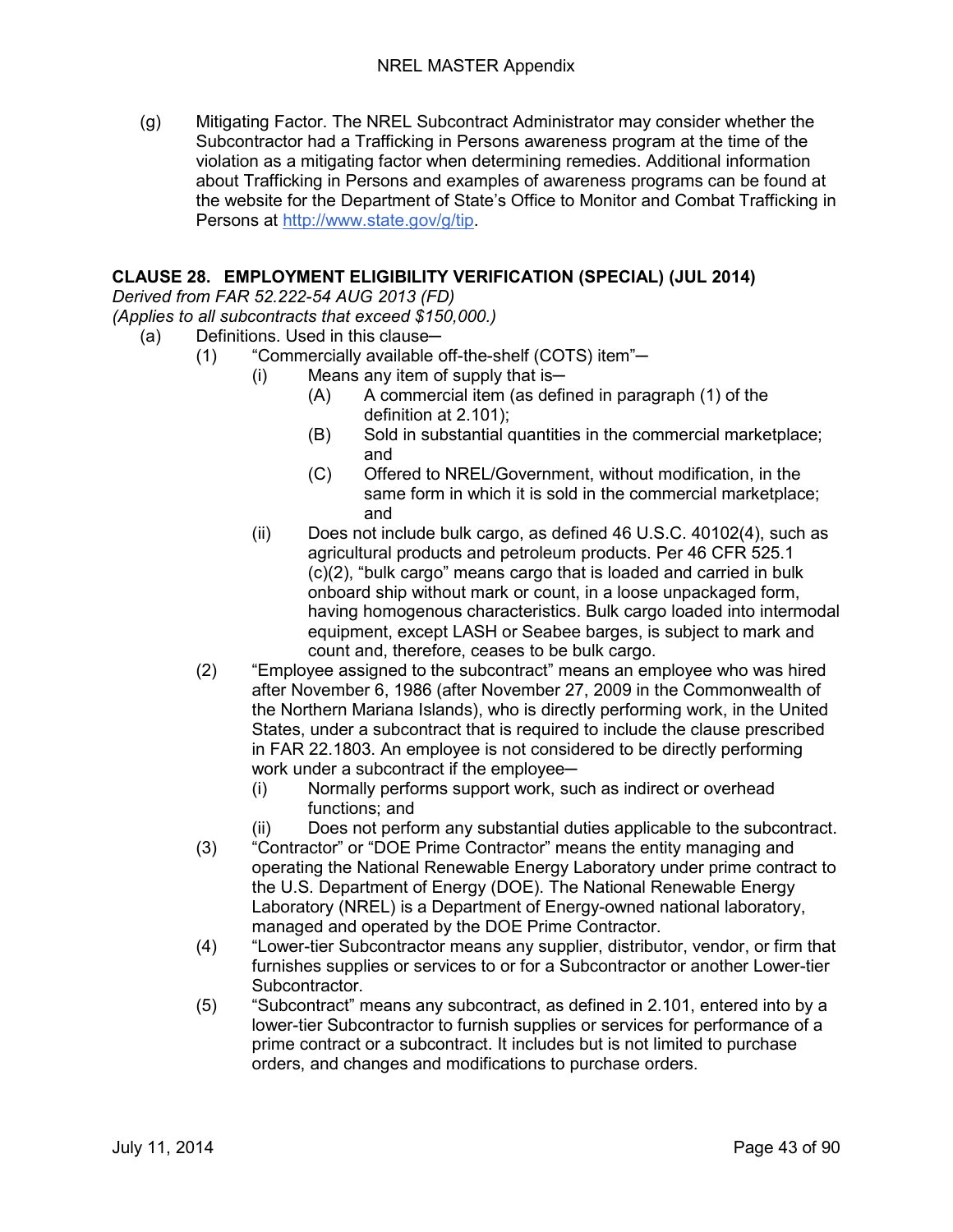(g) Mitigating Factor. The NREL Subcontract Administrator may consider whether the Subcontractor had a Trafficking in Persons awareness program at the time of the violation as a mitigating factor when determining remedies. Additional information about Trafficking in Persons and examples of awareness programs can be found at the website for the Department of State's Office to Monitor and Combat Trafficking in Persons at http://www.state.gov/g/tip.

## CLAUSE 28. EMPLOYMENT ELIGIBILITY VERIFICATION (SPECIAL) (JUL 2014)

*Derived from FAR 52.222-54 AUG 2013 (FD)*
*(Applies to all subcontracts that exceed $150,000.)*

(a) Definitions. Used in this clause─

- (1) "Commercially available off-the-shelf (COTS) item"─
  - (i) Means any item of supply that is─
    - (A) A commercial item (as defined in paragraph (1) of the definition at 2.101);
    - (B) Sold in substantial quantities in the commercial marketplace; and
    - (C) Offered to NREL/Government, without modification, in the same form in which it is sold in the commercial marketplace; and
  - (ii) Does not include bulk cargo, as defined 46 U.S.C. 40102(4), such as agricultural products and petroleum products. Per 46 CFR 525.1 (c)(2), "bulk cargo" means cargo that is loaded and carried in bulk onboard ship without mark or count, in a loose unpackaged form, having homogenous characteristics. Bulk cargo loaded into intermodal equipment, except LASH or Seabee barges, is subject to mark and count and, therefore, ceases to be bulk cargo.
- (2) "Employee assigned to the subcontract" means an employee who was hired after November 6, 1986 (after November 27, 2009 in the Commonwealth of the Northern Mariana Islands), who is directly performing work, in the United States, under a subcontract that is required to include the clause prescribed in FAR 22.1803. An employee is not considered to be directly performing work under a subcontract if the employee─
  - (i) Normally performs support work, such as indirect or overhead functions; and
  - (ii) Does not perform any substantial duties applicable to the subcontract.
- (3) "Contractor" or "DOE Prime Contractor" means the entity managing and operating the National Renewable Energy Laboratory under prime contract to the U.S. Department of Energy (DOE). The National Renewable Energy Laboratory (NREL) is a Department of Energy-owned national laboratory, managed and operated by the DOE Prime Contractor.
- (4) "Lower-tier Subcontractor means any supplier, distributor, vendor, or firm that furnishes supplies or services to or for a Subcontractor or another Lower-tier Subcontractor.
- (5) "Subcontract" means any subcontract, as defined in 2.101, entered into by a lower-tier Subcontractor to furnish supplies or services for performance of a prime contract or a subcontract. It includes but is not limited to purchase orders, and changes and modifications to purchase orders.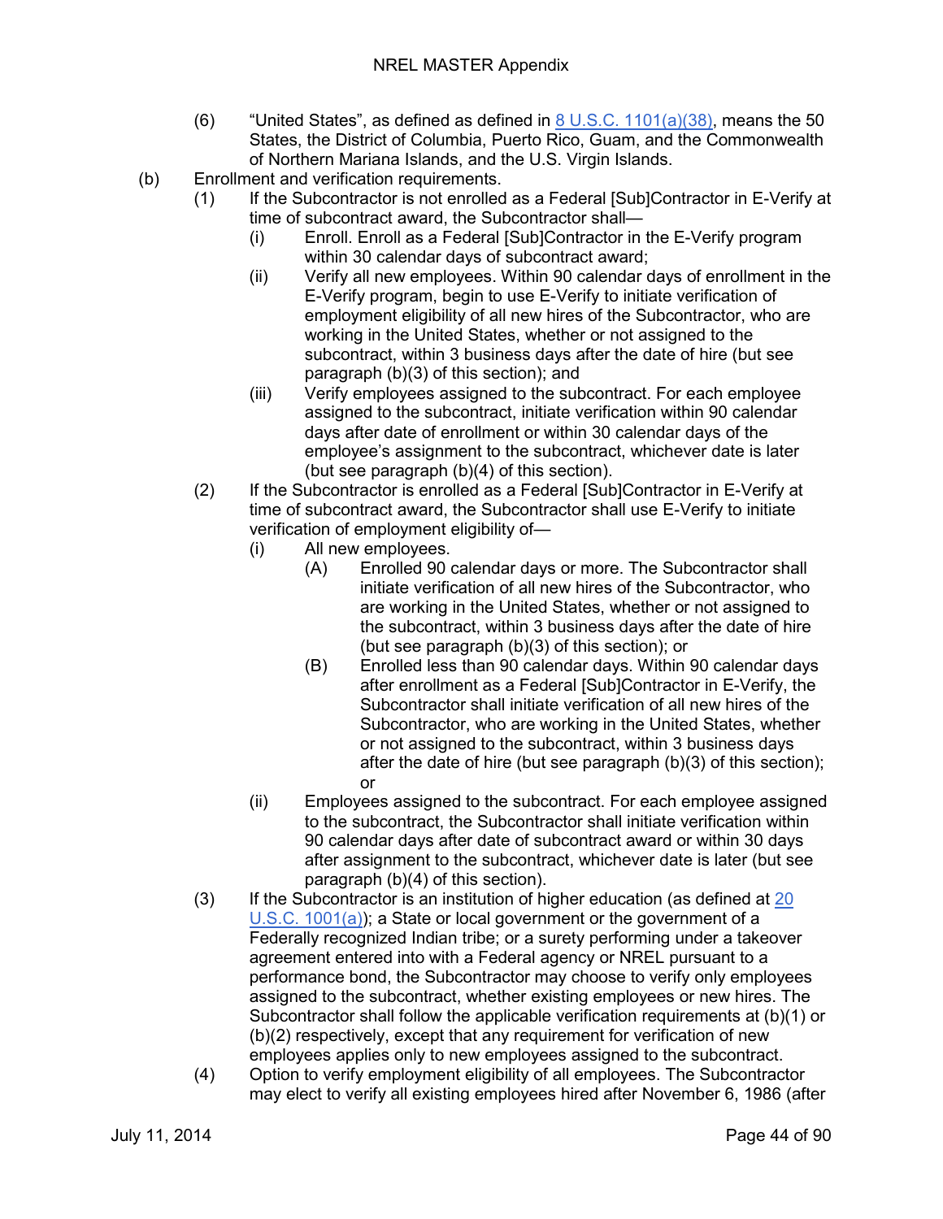(6) "United States", as defined as defined in [8 U.S.C. 1101(a)(38)](), means the 50 States, the District of Columbia, Puerto Rico, Guam, and the Commonwealth of Northern Mariana Islands, and the U.S. Virgin Islands.

(b) Enrollment and verification requirements.

(1) If the Subcontractor is not enrolled as a Federal [Sub]Contractor in E-Verify at time of subcontract award, the Subcontractor shall—

(i) Enroll. Enroll as a Federal [Sub]Contractor in the E-Verify program within 30 calendar days of subcontract award;

(ii) Verify all new employees. Within 90 calendar days of enrollment in the E-Verify program, begin to use E-Verify to initiate verification of employment eligibility of all new hires of the Subcontractor, who are working in the United States, whether or not assigned to the subcontract, within 3 business days after the date of hire (but see paragraph (b)(3) of this section); and

(iii) Verify employees assigned to the subcontract. For each employee assigned to the subcontract, initiate verification within 90 calendar days after date of enrollment or within 30 calendar days of the employee's assignment to the subcontract, whichever date is later (but see paragraph (b)(4) of this section).

(2) If the Subcontractor is enrolled as a Federal [Sub]Contractor in E-Verify at time of subcontract award, the Subcontractor shall use E-Verify to initiate verification of employment eligibility of—

(i) All new employees.

(A) Enrolled 90 calendar days or more. The Subcontractor shall initiate verification of all new hires of the Subcontractor, who are working in the United States, whether or not assigned to the subcontract, within 3 business days after the date of hire (but see paragraph (b)(3) of this section); or

(B) Enrolled less than 90 calendar days. Within 90 calendar days after enrollment as a Federal [Sub]Contractor in E-Verify, the Subcontractor shall initiate verification of all new hires of the Subcontractor, who are working in the United States, whether or not assigned to the subcontract, within 3 business days after the date of hire (but see paragraph (b)(3) of this section); or

(ii) Employees assigned to the subcontract. For each employee assigned to the subcontract, the Subcontractor shall initiate verification within 90 calendar days after date of subcontract award or within 30 days after assignment to the subcontract, whichever date is later (but see paragraph (b)(4) of this section).

(3) If the Subcontractor is an institution of higher education (as defined at [20 U.S.C. 1001(a)]()); a State or local government or the government of a Federally recognized Indian tribe; or a surety performing under a takeover agreement entered into with a Federal agency or NREL pursuant to a performance bond, the Subcontractor may choose to verify only employees assigned to the subcontract, whether existing employees or new hires. The Subcontractor shall follow the applicable verification requirements at (b)(1) or (b)(2) respectively, except that any requirement for verification of new employees applies only to new employees assigned to the subcontract.

(4) Option to verify employment eligibility of all employees. The Subcontractor may elect to verify all existing employees hired after November 6, 1986 (after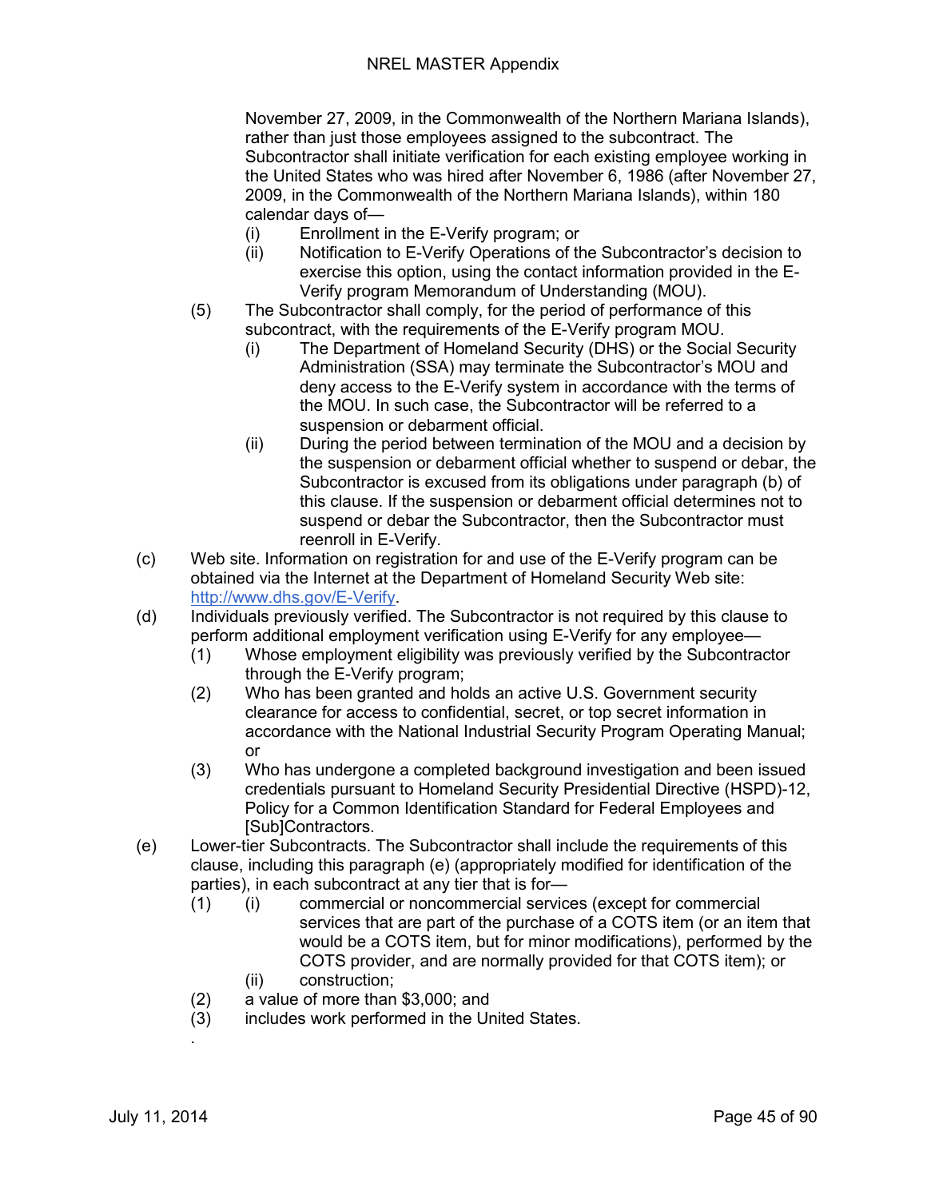November 27, 2009, in the Commonwealth of the Northern Mariana Islands), rather than just those employees assigned to the subcontract. The Subcontractor shall initiate verification for each existing employee working in the United States who was hired after November 6, 1986 (after November 27, 2009, in the Commonwealth of the Northern Mariana Islands), within 180 calendar days of—

- (i) Enrollment in the E-Verify program; or
- (ii) Notification to E-Verify Operations of the Subcontractor's decision to exercise this option, using the contact information provided in the E-Verify program Memorandum of Understanding (MOU).

(5) The Subcontractor shall comply, for the period of performance of this subcontract, with the requirements of the E-Verify program MOU.

- (i) The Department of Homeland Security (DHS) or the Social Security Administration (SSA) may terminate the Subcontractor's MOU and deny access to the E-Verify system in accordance with the terms of the MOU. In such case, the Subcontractor will be referred to a suspension or debarment official.
- (ii) During the period between termination of the MOU and a decision by the suspension or debarment official whether to suspend or debar, the Subcontractor is excused from its obligations under paragraph (b) of this clause. If the suspension or debarment official determines not to suspend or debar the Subcontractor, then the Subcontractor must reenroll in E-Verify.

(c) Web site. Information on registration for and use of the E-Verify program can be obtained via the Internet at the Department of Homeland Security Web site: http://www.dhs.gov/E-Verify.

(d) Individuals previously verified. The Subcontractor is not required by this clause to perform additional employment verification using E-Verify for any employee—

- (1) Whose employment eligibility was previously verified by the Subcontractor through the E-Verify program;
- (2) Who has been granted and holds an active U.S. Government security clearance for access to confidential, secret, or top secret information in accordance with the National Industrial Security Program Operating Manual; or
- (3) Who has undergone a completed background investigation and been issued credentials pursuant to Homeland Security Presidential Directive (HSPD)-12, Policy for a Common Identification Standard for Federal Employees and [Sub]Contractors.

(e) Lower-tier Subcontracts. The Subcontractor shall include the requirements of this clause, including this paragraph (e) (appropriately modified for identification of the parties), in each subcontract at any tier that is for—

- (1) (i) commercial or noncommercial services (except for commercial services that are part of the purchase of a COTS item (or an item that would be a COTS item, but for minor modifications), performed by the COTS provider, and are normally provided for that COTS item); or
  - (ii) construction;
- (2) a value of more than $3,000; and
- (3) includes work performed in the United States.

.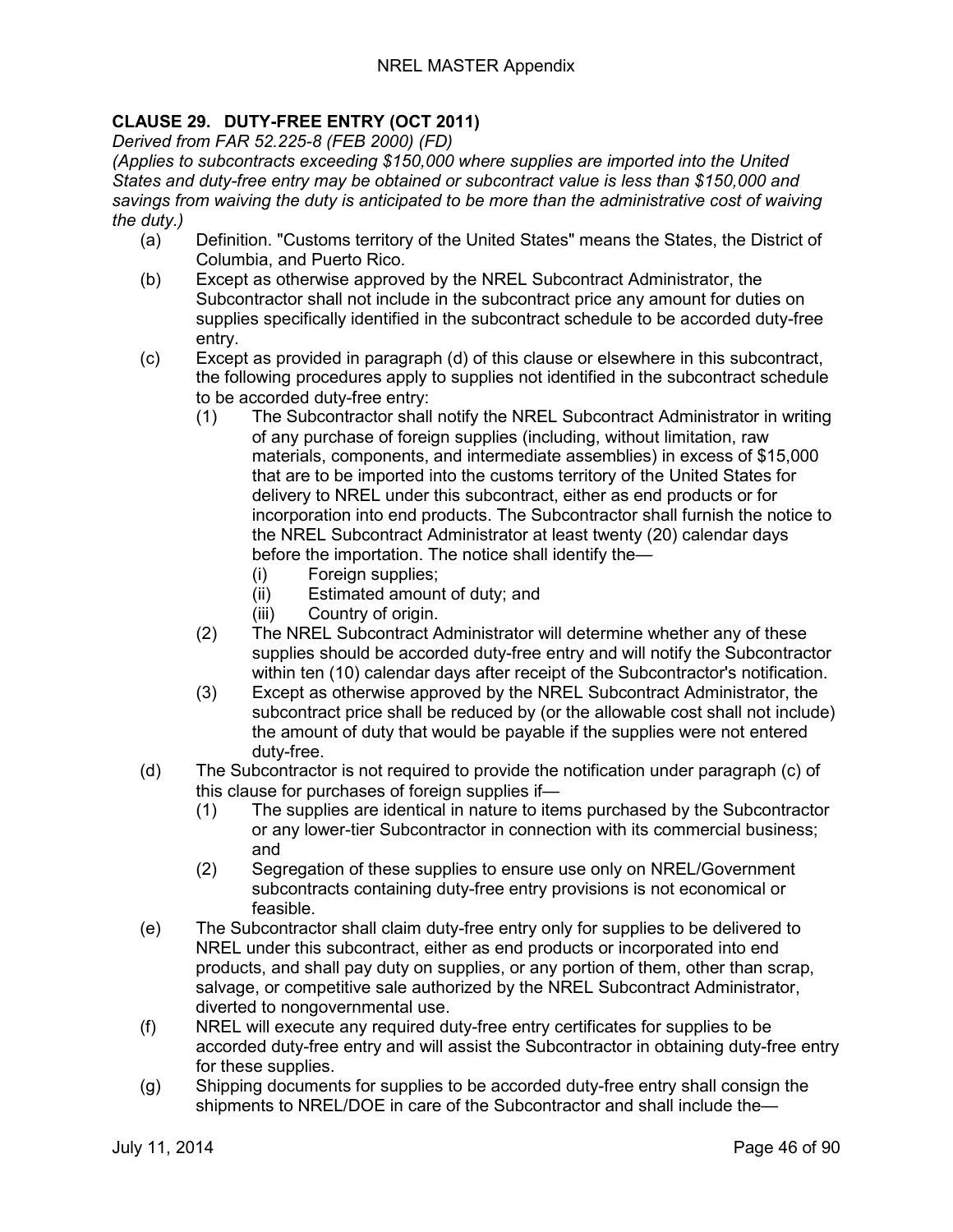**CLAUSE 29. DUTY-FREE ENTRY (OCT 2011)**

*Derived from FAR 52.225-8 (FEB 2000) (FD)*

*(Applies to subcontracts exceeding $150,000 where supplies are imported into the United States and duty-free entry may be obtained or subcontract value is less than $150,000 and savings from waiving the duty is anticipated to be more than the administrative cost of waiving the duty.)*

(a) Definition. "Customs territory of the United States" means the States, the District of Columbia, and Puerto Rico.

(b) Except as otherwise approved by the NREL Subcontract Administrator, the Subcontractor shall not include in the subcontract price any amount for duties on supplies specifically identified in the subcontract schedule to be accorded duty-free entry.

(c) Except as provided in paragraph (d) of this clause or elsewhere in this subcontract, the following procedures apply to supplies not identified in the subcontract schedule to be accorded duty-free entry:

   (1) The Subcontractor shall notify the NREL Subcontract Administrator in writing of any purchase of foreign supplies (including, without limitation, raw materials, components, and intermediate assemblies) in excess of $15,000 that are to be imported into the customs territory of the United States for delivery to NREL under this subcontract, either as end products or for incorporation into end products. The Subcontractor shall furnish the notice to the NREL Subcontract Administrator at least twenty (20) calendar days before the importation. The notice shall identify the—

      (i) Foreign supplies;

      (ii) Estimated amount of duty; and

      (iii) Country of origin.

   (2) The NREL Subcontract Administrator will determine whether any of these supplies should be accorded duty-free entry and will notify the Subcontractor within ten (10) calendar days after receipt of the Subcontractor's notification.

   (3) Except as otherwise approved by the NREL Subcontract Administrator, the subcontract price shall be reduced by (or the allowable cost shall not include) the amount of duty that would be payable if the supplies were not entered duty-free.

(d) The Subcontractor is not required to provide the notification under paragraph (c) of this clause for purchases of foreign supplies if—

   (1) The supplies are identical in nature to items purchased by the Subcontractor or any lower-tier Subcontractor in connection with its commercial business; and

   (2) Segregation of these supplies to ensure use only on NREL/Government subcontracts containing duty-free entry provisions is not economical or feasible.

(e) The Subcontractor shall claim duty-free entry only for supplies to be delivered to NREL under this subcontract, either as end products or incorporated into end products, and shall pay duty on supplies, or any portion of them, other than scrap, salvage, or competitive sale authorized by the NREL Subcontract Administrator, diverted to nongovernmental use.

(f) NREL will execute any required duty-free entry certificates for supplies to be accorded duty-free entry and will assist the Subcontractor in obtaining duty-free entry for these supplies.

(g) Shipping documents for supplies to be accorded duty-free entry shall consign the shipments to NREL/DOE in care of the Subcontractor and shall include the—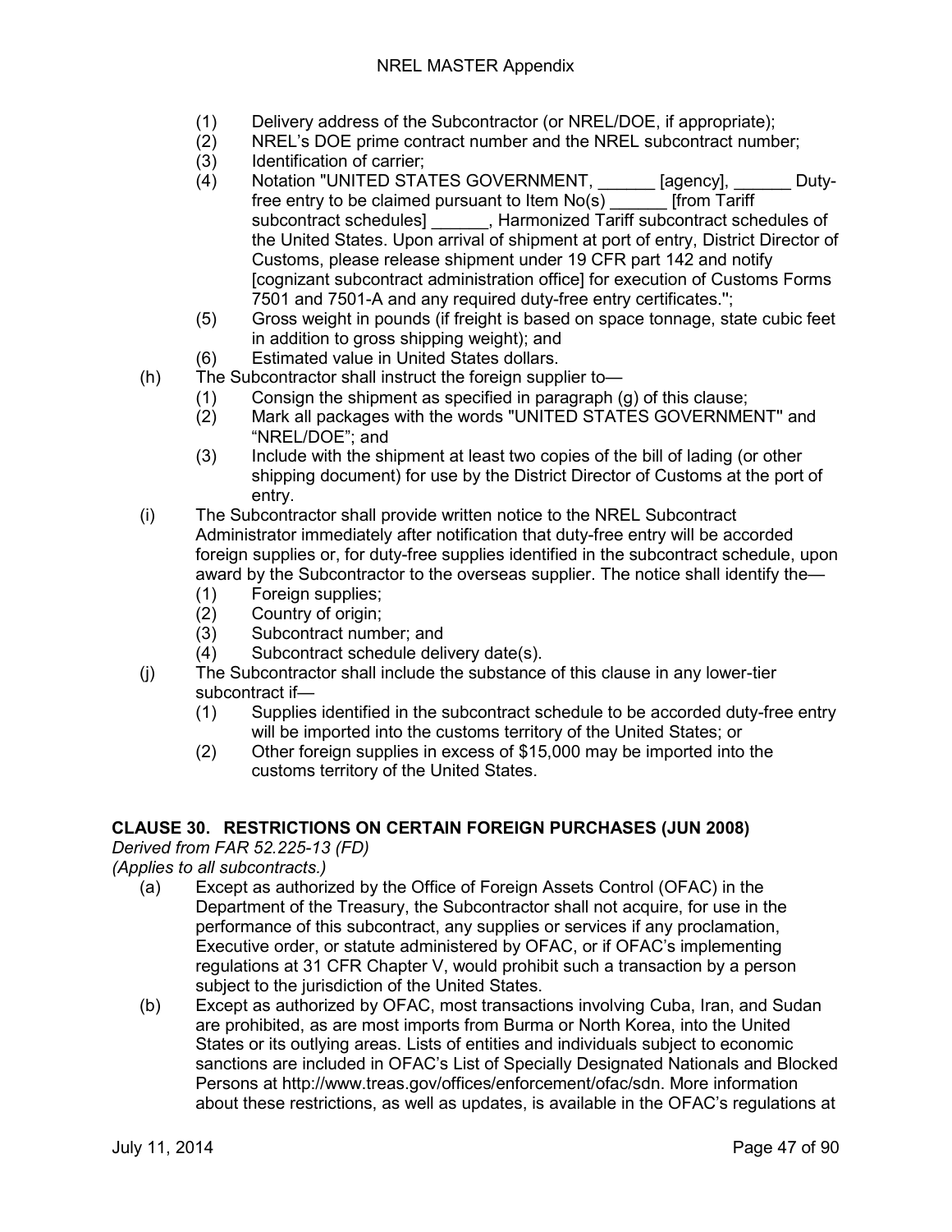(1) Delivery address of the Subcontractor (or NREL/DOE, if appropriate);
(2) NREL's DOE prime contract number and the NREL subcontract number;
(3) Identification of carrier;
(4) Notation "UNITED STATES GOVERNMENT, ______ [agency], ______ Duty-free entry to be claimed pursuant to Item No(s) ______ [from Tariff subcontract schedules] ______, Harmonized Tariff subcontract schedules of the United States. Upon arrival of shipment at port of entry, District Director of Customs, please release shipment under 19 CFR part 142 and notify [cognizant subcontract administration office] for execution of Customs Forms 7501 and 7501-A and any required duty-free entry certificates.";
(5) Gross weight in pounds (if freight is based on space tonnage, state cubic feet in addition to gross shipping weight); and
(6) Estimated value in United States dollars.

(h) The Subcontractor shall instruct the foreign supplier to—
   (1) Consign the shipment as specified in paragraph (g) of this clause;
   (2) Mark all packages with the words "UNITED STATES GOVERNMENT" and "NREL/DOE"; and
   (3) Include with the shipment at least two copies of the bill of lading (or other shipping document) for use by the District Director of Customs at the port of entry.

(i) The Subcontractor shall provide written notice to the NREL Subcontract Administrator immediately after notification that duty-free entry will be accorded foreign supplies or, for duty-free supplies identified in the subcontract schedule, upon award by the Subcontractor to the overseas supplier. The notice shall identify the—
   (1) Foreign supplies;
   (2) Country of origin;
   (3) Subcontract number; and
   (4) Subcontract schedule delivery date(s).

(j) The Subcontractor shall include the substance of this clause in any lower-tier subcontract if—
   (1) Supplies identified in the subcontract schedule to be accorded duty-free entry will be imported into the customs territory of the United States; or
   (2) Other foreign supplies in excess of $15,000 may be imported into the customs territory of the United States.

## CLAUSE 30. RESTRICTIONS ON CERTAIN FOREIGN PURCHASES (JUN 2008)

*Derived from FAR 52.225-13 (FD)*
*(Applies to all subcontracts.)*

(a) Except as authorized by the Office of Foreign Assets Control (OFAC) in the Department of the Treasury, the Subcontractor shall not acquire, for use in the performance of this subcontract, any supplies or services if any proclamation, Executive order, or statute administered by OFAC, or if OFAC's implementing regulations at 31 CFR Chapter V, would prohibit such a transaction by a person subject to the jurisdiction of the United States.

(b) Except as authorized by OFAC, most transactions involving Cuba, Iran, and Sudan are prohibited, as are most imports from Burma or North Korea, into the United States or its outlying areas. Lists of entities and individuals subject to economic sanctions are included in OFAC's List of Specially Designated Nationals and Blocked Persons at http://www.treas.gov/offices/enforcement/ofac/sdn. More information about these restrictions, as well as updates, is available in the OFAC's regulations at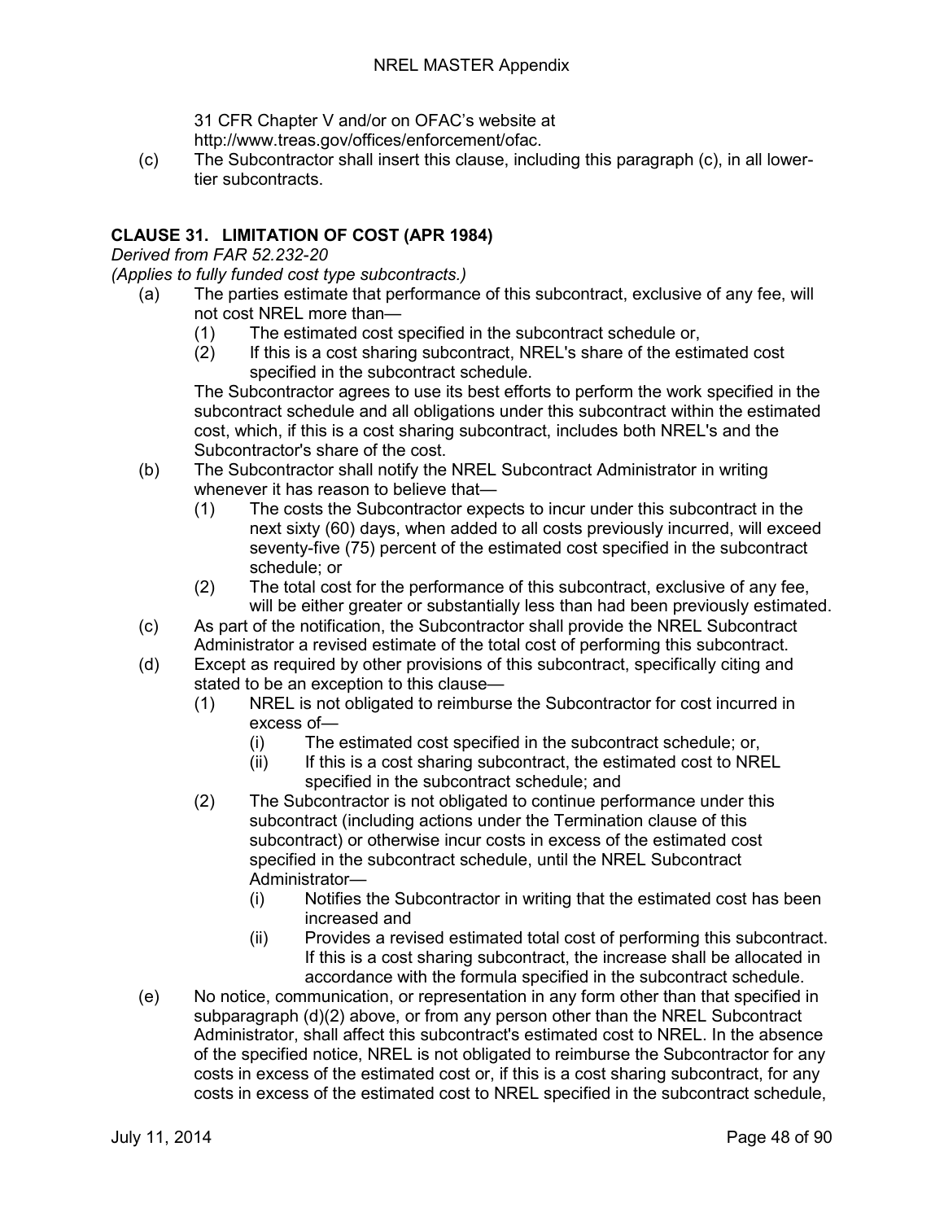31 CFR Chapter V and/or on OFAC's website at http://www.treas.gov/offices/enforcement/ofac.

(c) The Subcontractor shall insert this clause, including this paragraph (c), in all lower-tier subcontracts.

## CLAUSE 31. LIMITATION OF COST (APR 1984)

*Derived from FAR 52.232-20*

*(Applies to fully funded cost type subcontracts.)*

(a) The parties estimate that performance of this subcontract, exclusive of any fee, will not cost NREL more than—

- (1) The estimated cost specified in the subcontract schedule or,
- (2) If this is a cost sharing subcontract, NREL's share of the estimated cost specified in the subcontract schedule.

The Subcontractor agrees to use its best efforts to perform the work specified in the subcontract schedule and all obligations under this subcontract within the estimated cost, which, if this is a cost sharing subcontract, includes both NREL's and the Subcontractor's share of the cost.

(b) The Subcontractor shall notify the NREL Subcontract Administrator in writing whenever it has reason to believe that—

- (1) The costs the Subcontractor expects to incur under this subcontract in the next sixty (60) days, when added to all costs previously incurred, will exceed seventy-five (75) percent of the estimated cost specified in the subcontract schedule; or
- (2) The total cost for the performance of this subcontract, exclusive of any fee, will be either greater or substantially less than had been previously estimated.

(c) As part of the notification, the Subcontractor shall provide the NREL Subcontract Administrator a revised estimate of the total cost of performing this subcontract.

(d) Except as required by other provisions of this subcontract, specifically citing and stated to be an exception to this clause—

- (1) NREL is not obligated to reimburse the Subcontractor for cost incurred in excess of—
  - (i) The estimated cost specified in the subcontract schedule; or,
  - (ii) If this is a cost sharing subcontract, the estimated cost to NREL specified in the subcontract schedule; and
- (2) The Subcontractor is not obligated to continue performance under this subcontract (including actions under the Termination clause of this subcontract) or otherwise incur costs in excess of the estimated cost specified in the subcontract schedule, until the NREL Subcontract Administrator—
  - (i) Notifies the Subcontractor in writing that the estimated cost has been increased and
  - (ii) Provides a revised estimated total cost of performing this subcontract. If this is a cost sharing subcontract, the increase shall be allocated in accordance with the formula specified in the subcontract schedule.

(e) No notice, communication, or representation in any form other than that specified in subparagraph (d)(2) above, or from any person other than the NREL Subcontract Administrator, shall affect this subcontract's estimated cost to NREL. In the absence of the specified notice, NREL is not obligated to reimburse the Subcontractor for any costs in excess of the estimated cost or, if this is a cost sharing subcontract, for any costs in excess of the estimated cost to NREL specified in the subcontract schedule,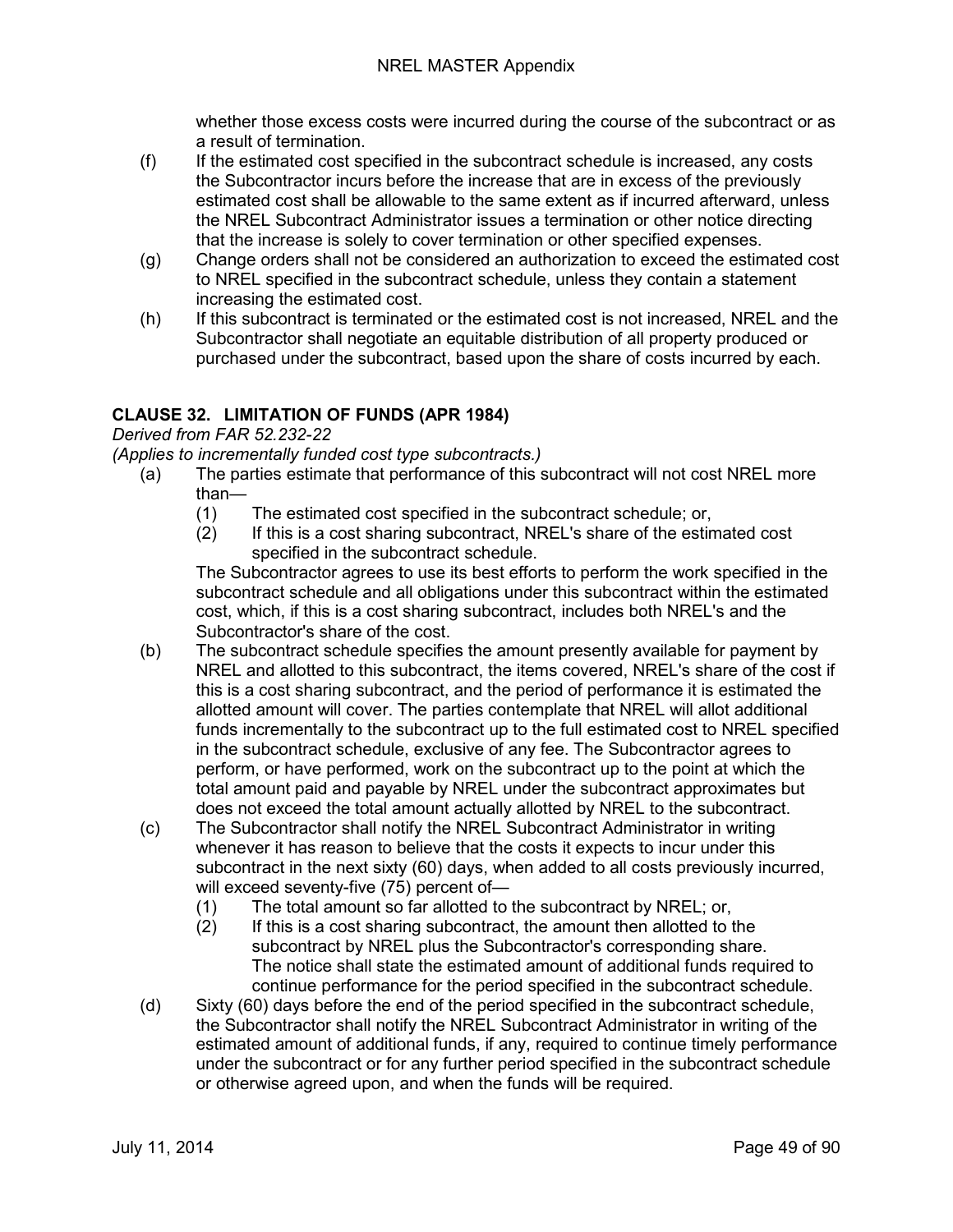whether those excess costs were incurred during the course of the subcontract or as a result of termination.

(f) If the estimated cost specified in the subcontract schedule is increased, any costs the Subcontractor incurs before the increase that are in excess of the previously estimated cost shall be allowable to the same extent as if incurred afterward, unless the NREL Subcontract Administrator issues a termination or other notice directing that the increase is solely to cover termination or other specified expenses.

(g) Change orders shall not be considered an authorization to exceed the estimated cost to NREL specified in the subcontract schedule, unless they contain a statement increasing the estimated cost.

(h) If this subcontract is terminated or the estimated cost is not increased, NREL and the Subcontractor shall negotiate an equitable distribution of all property produced or purchased under the subcontract, based upon the share of costs incurred by each.

## CLAUSE 32. LIMITATION OF FUNDS (APR 1984)

*Derived from FAR 52.232-22*

*(Applies to incrementally funded cost type subcontracts.)*

(a) The parties estimate that performance of this subcontract will not cost NREL more than—

  (1) The estimated cost specified in the subcontract schedule; or,

  (2) If this is a cost sharing subcontract, NREL's share of the estimated cost specified in the subcontract schedule.

  The Subcontractor agrees to use its best efforts to perform the work specified in the subcontract schedule and all obligations under this subcontract within the estimated cost, which, if this is a cost sharing subcontract, includes both NREL's and the Subcontractor's share of the cost.

(b) The subcontract schedule specifies the amount presently available for payment by NREL and allotted to this subcontract, the items covered, NREL's share of the cost if this is a cost sharing subcontract, and the period of performance it is estimated the allotted amount will cover. The parties contemplate that NREL will allot additional funds incrementally to the subcontract up to the full estimated cost to NREL specified in the subcontract schedule, exclusive of any fee. The Subcontractor agrees to perform, or have performed, work on the subcontract up to the point at which the total amount paid and payable by NREL under the subcontract approximates but does not exceed the total amount actually allotted by NREL to the subcontract.

(c) The Subcontractor shall notify the NREL Subcontract Administrator in writing whenever it has reason to believe that the costs it expects to incur under this subcontract in the next sixty (60) days, when added to all costs previously incurred, will exceed seventy-five (75) percent of—

  (1) The total amount so far allotted to the subcontract by NREL; or,

  (2) If this is a cost sharing subcontract, the amount then allotted to the subcontract by NREL plus the Subcontractor's corresponding share. The notice shall state the estimated amount of additional funds required to continue performance for the period specified in the subcontract schedule.

(d) Sixty (60) days before the end of the period specified in the subcontract schedule, the Subcontractor shall notify the NREL Subcontract Administrator in writing of the estimated amount of additional funds, if any, required to continue timely performance under the subcontract or for any further period specified in the subcontract schedule or otherwise agreed upon, and when the funds will be required.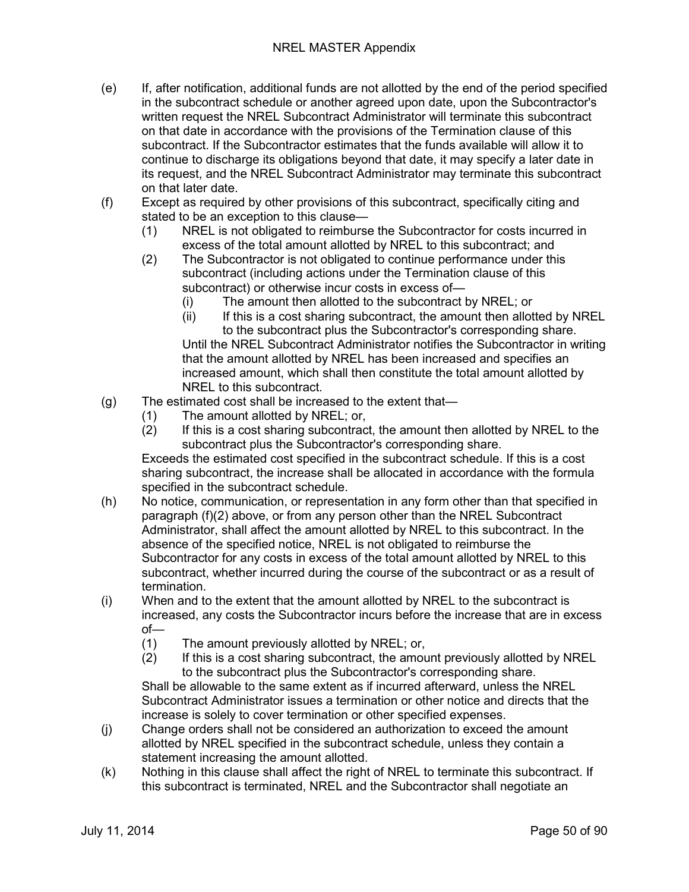(e) If, after notification, additional funds are not allotted by the end of the period specified in the subcontract schedule or another agreed upon date, upon the Subcontractor's written request the NREL Subcontract Administrator will terminate this subcontract on that date in accordance with the provisions of the Termination clause of this subcontract. If the Subcontractor estimates that the funds available will allow it to continue to discharge its obligations beyond that date, it may specify a later date in its request, and the NREL Subcontract Administrator may terminate this subcontract on that later date.

(f) Except as required by other provisions of this subcontract, specifically citing and stated to be an exception to this clause—

  (1) NREL is not obligated to reimburse the Subcontractor for costs incurred in excess of the total amount allotted by NREL to this subcontract; and

  (2) The Subcontractor is not obligated to continue performance under this subcontract (including actions under the Termination clause of this subcontract) or otherwise incur costs in excess of—

    (i) The amount then allotted to the subcontract by NREL; or

    (ii) If this is a cost sharing subcontract, the amount then allotted by NREL to the subcontract plus the Subcontractor's corresponding share.

  Until the NREL Subcontract Administrator notifies the Subcontractor in writing that the amount allotted by NREL has been increased and specifies an increased amount, which shall then constitute the total amount allotted by NREL to this subcontract.

(g) The estimated cost shall be increased to the extent that—

  (1) The amount allotted by NREL; or,

  (2) If this is a cost sharing subcontract, the amount then allotted by NREL to the subcontract plus the Subcontractor's corresponding share.

  Exceeds the estimated cost specified in the subcontract schedule. If this is a cost sharing subcontract, the increase shall be allocated in accordance with the formula specified in the subcontract schedule.

(h) No notice, communication, or representation in any form other than that specified in paragraph (f)(2) above, or from any person other than the NREL Subcontract Administrator, shall affect the amount allotted by NREL to this subcontract. In the absence of the specified notice, NREL is not obligated to reimburse the Subcontractor for any costs in excess of the total amount allotted by NREL to this subcontract, whether incurred during the course of the subcontract or as a result of termination.

(i) When and to the extent that the amount allotted by NREL to the subcontract is increased, any costs the Subcontractor incurs before the increase that are in excess of—

  (1) The amount previously allotted by NREL; or,

  (2) If this is a cost sharing subcontract, the amount previously allotted by NREL to the subcontract plus the Subcontractor's corresponding share.

  Shall be allowable to the same extent as if incurred afterward, unless the NREL Subcontract Administrator issues a termination or other notice and directs that the increase is solely to cover termination or other specified expenses.

(j) Change orders shall not be considered an authorization to exceed the amount allotted by NREL specified in the subcontract schedule, unless they contain a statement increasing the amount allotted.

(k) Nothing in this clause shall affect the right of NREL to terminate this subcontract. If this subcontract is terminated, NREL and the Subcontractor shall negotiate an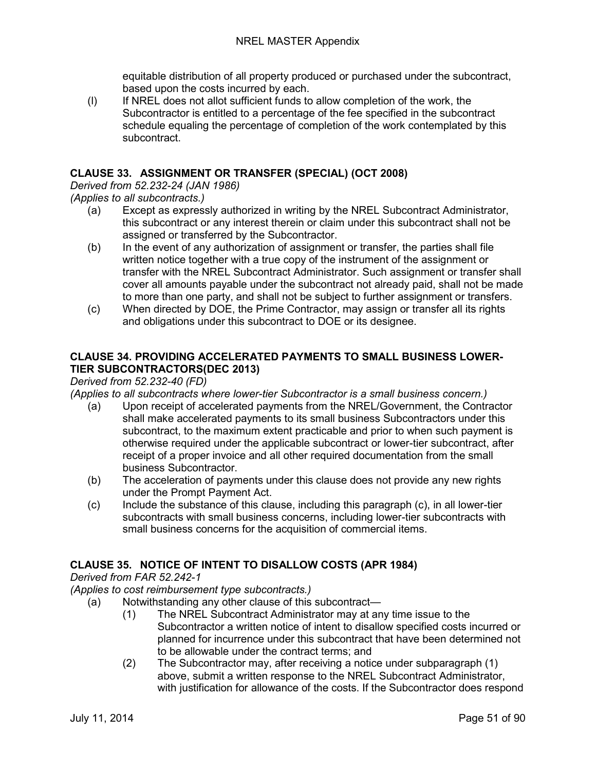equitable distribution of all property produced or purchased under the subcontract, based upon the costs incurred by each.

(l) If NREL does not allot sufficient funds to allow completion of the work, the Subcontractor is entitled to a percentage of the fee specified in the subcontract schedule equaling the percentage of completion of the work contemplated by this subcontract.

### CLAUSE 33. ASSIGNMENT OR TRANSFER (SPECIAL) (OCT 2008)

*Derived from 52.232-24 (JAN 1986)*
*(Applies to all subcontracts.)*

(a) Except as expressly authorized in writing by the NREL Subcontract Administrator, this subcontract or any interest therein or claim under this subcontract shall not be assigned or transferred by the Subcontractor.

(b) In the event of any authorization of assignment or transfer, the parties shall file written notice together with a true copy of the instrument of the assignment or transfer with the NREL Subcontract Administrator. Such assignment or transfer shall cover all amounts payable under the subcontract not already paid, shall not be made to more than one party, and shall not be subject to further assignment or transfers.

(c) When directed by DOE, the Prime Contractor, may assign or transfer all its rights and obligations under this subcontract to DOE or its designee.

### CLAUSE 34. PROVIDING ACCELERATED PAYMENTS TO SMALL BUSINESS LOWER-TIER SUBCONTRACTORS(DEC 2013)

*Derived from 52.232-40 (FD)*
*(Applies to all subcontracts where lower-tier Subcontractor is a small business concern.)*

(a) Upon receipt of accelerated payments from the NREL/Government, the Contractor shall make accelerated payments to its small business Subcontractors under this subcontract, to the maximum extent practicable and prior to when such payment is otherwise required under the applicable subcontract or lower-tier subcontract, after receipt of a proper invoice and all other required documentation from the small business Subcontractor.

(b) The acceleration of payments under this clause does not provide any new rights under the Prompt Payment Act.

(c) Include the substance of this clause, including this paragraph (c), in all lower-tier subcontracts with small business concerns, including lower-tier subcontracts with small business concerns for the acquisition of commercial items.

### CLAUSE 35. NOTICE OF INTENT TO DISALLOW COSTS (APR 1984)

*Derived from FAR 52.242-1*
*(Applies to cost reimbursement type subcontracts.)*

(a) Notwithstanding any other clause of this subcontract—

(1) The NREL Subcontract Administrator may at any time issue to the Subcontractor a written notice of intent to disallow specified costs incurred or planned for incurrence under this subcontract that have been determined not to be allowable under the contract terms; and

(2) The Subcontractor may, after receiving a notice under subparagraph (1) above, submit a written response to the NREL Subcontract Administrator, with justification for allowance of the costs. If the Subcontractor does respond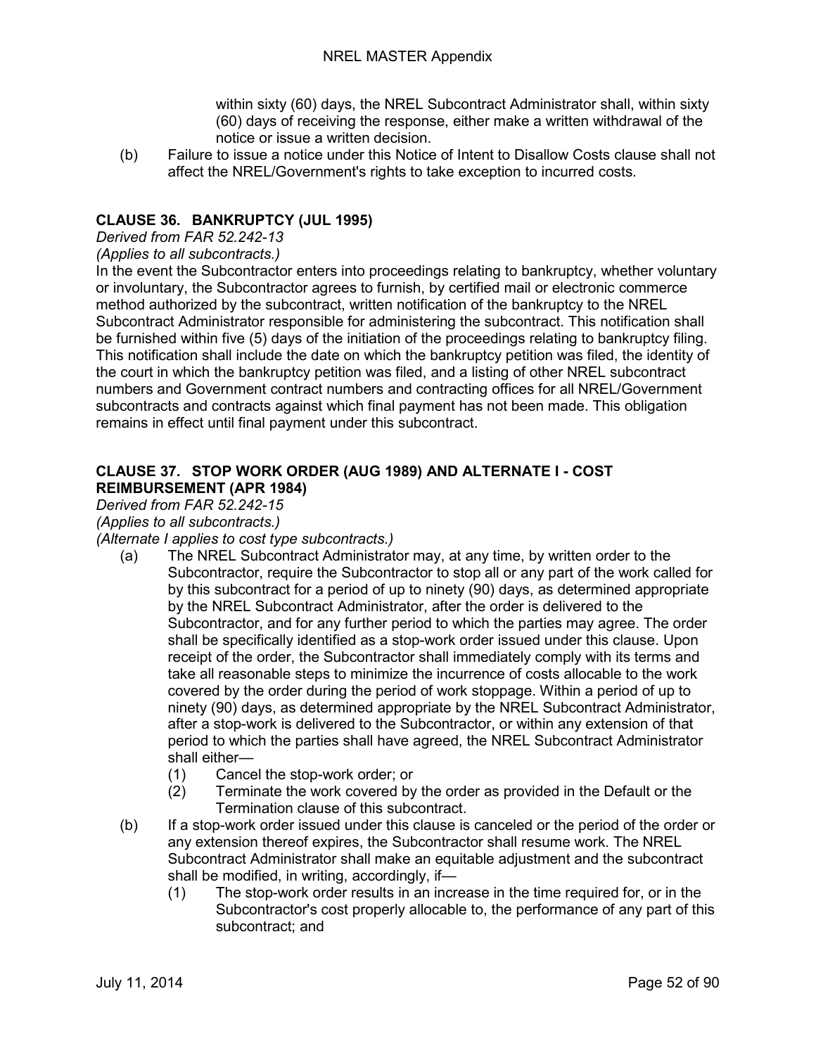within sixty (60) days, the NREL Subcontract Administrator shall, within sixty (60) days of receiving the response, either make a written withdrawal of the notice or issue a written decision.

(b) Failure to issue a notice under this Notice of Intent to Disallow Costs clause shall not affect the NREL/Government's rights to take exception to incurred costs.

## CLAUSE 36. BANKRUPTCY (JUL 1995)

*Derived from FAR 52.242-13*

*(Applies to all subcontracts.)*

In the event the Subcontractor enters into proceedings relating to bankruptcy, whether voluntary or involuntary, the Subcontractor agrees to furnish, by certified mail or electronic commerce method authorized by the subcontract, written notification of the bankruptcy to the NREL Subcontract Administrator responsible for administering the subcontract. This notification shall be furnished within five (5) days of the initiation of the proceedings relating to bankruptcy filing. This notification shall include the date on which the bankruptcy petition was filed, the identity of the court in which the bankruptcy petition was filed, and a listing of other NREL subcontract numbers and Government contract numbers and contracting offices for all NREL/Government subcontracts and contracts against which final payment has not been made. This obligation remains in effect until final payment under this subcontract.

## CLAUSE 37. STOP WORK ORDER (AUG 1989) AND ALTERNATE I - COST REIMBURSEMENT (APR 1984)

*Derived from FAR 52.242-15*

*(Applies to all subcontracts.)*

*(Alternate I applies to cost type subcontracts.)*

(a) The NREL Subcontract Administrator may, at any time, by written order to the Subcontractor, require the Subcontractor to stop all or any part of the work called for by this subcontract for a period of up to ninety (90) days, as determined appropriate by the NREL Subcontract Administrator, after the order is delivered to the Subcontractor, and for any further period to which the parties may agree. The order shall be specifically identified as a stop-work order issued under this clause. Upon receipt of the order, the Subcontractor shall immediately comply with its terms and take all reasonable steps to minimize the incurrence of costs allocable to the work covered by the order during the period of work stoppage. Within a period of up to ninety (90) days, as determined appropriate by the NREL Subcontract Administrator, after a stop-work is delivered to the Subcontractor, or within any extension of that period to which the parties shall have agreed, the NREL Subcontract Administrator shall either—

(1) Cancel the stop-work order; or

(2) Terminate the work covered by the order as provided in the Default or the Termination clause of this subcontract.

(b) If a stop-work order issued under this clause is canceled or the period of the order or any extension thereof expires, the Subcontractor shall resume work. The NREL Subcontract Administrator shall make an equitable adjustment and the subcontract shall be modified, in writing, accordingly, if—

(1) The stop-work order results in an increase in the time required for, or in the Subcontractor's cost properly allocable to, the performance of any part of this subcontract; and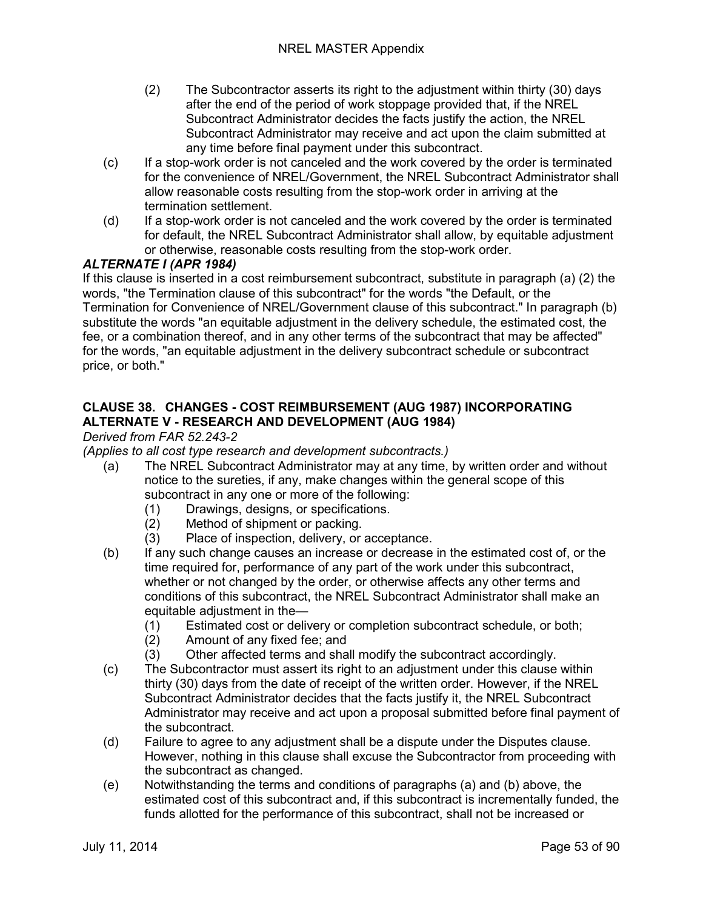(2) The Subcontractor asserts its right to the adjustment within thirty (30) days after the end of the period of work stoppage provided that, if the NREL Subcontract Administrator decides the facts justify the action, the NREL Subcontract Administrator may receive and act upon the claim submitted at any time before final payment under this subcontract.

(c) If a stop-work order is not canceled and the work covered by the order is terminated for the convenience of NREL/Government, the NREL Subcontract Administrator shall allow reasonable costs resulting from the stop-work order in arriving at the termination settlement.

(d) If a stop-work order is not canceled and the work covered by the order is terminated for default, the NREL Subcontract Administrator shall allow, by equitable adjustment or otherwise, reasonable costs resulting from the stop-work order.

***ALTERNATE I (APR 1984)***

If this clause is inserted in a cost reimbursement subcontract, substitute in paragraph (a) (2) the words, "the Termination clause of this subcontract" for the words "the Default, or the Termination for Convenience of NREL/Government clause of this subcontract." In paragraph (b) substitute the words "an equitable adjustment in the delivery schedule, the estimated cost, the fee, or a combination thereof, and in any other terms of the subcontract that may be affected" for the words, "an equitable adjustment in the delivery subcontract schedule or subcontract price, or both."

## CLAUSE 38. CHANGES - COST REIMBURSEMENT (AUG 1987) INCORPORATING ALTERNATE V - RESEARCH AND DEVELOPMENT (AUG 1984)

*Derived from FAR 52.243-2*

*(Applies to all cost type research and development subcontracts.)*

(a) The NREL Subcontract Administrator may at any time, by written order and without notice to the sureties, if any, make changes within the general scope of this subcontract in any one or more of the following:

 (1) Drawings, designs, or specifications.

 (2) Method of shipment or packing.

 (3) Place of inspection, delivery, or acceptance.

(b) If any such change causes an increase or decrease in the estimated cost of, or the time required for, performance of any part of the work under this subcontract, whether or not changed by the order, or otherwise affects any other terms and conditions of this subcontract, the NREL Subcontract Administrator shall make an equitable adjustment in the—

 (1) Estimated cost or delivery or completion subcontract schedule, or both;

 (2) Amount of any fixed fee; and

 (3) Other affected terms and shall modify the subcontract accordingly.

(c) The Subcontractor must assert its right to an adjustment under this clause within thirty (30) days from the date of receipt of the written order. However, if the NREL Subcontract Administrator decides that the facts justify it, the NREL Subcontract Administrator may receive and act upon a proposal submitted before final payment of the subcontract.

(d) Failure to agree to any adjustment shall be a dispute under the Disputes clause. However, nothing in this clause shall excuse the Subcontractor from proceeding with the subcontract as changed.

(e) Notwithstanding the terms and conditions of paragraphs (a) and (b) above, the estimated cost of this subcontract and, if this subcontract is incrementally funded, the funds allotted for the performance of this subcontract, shall not be increased or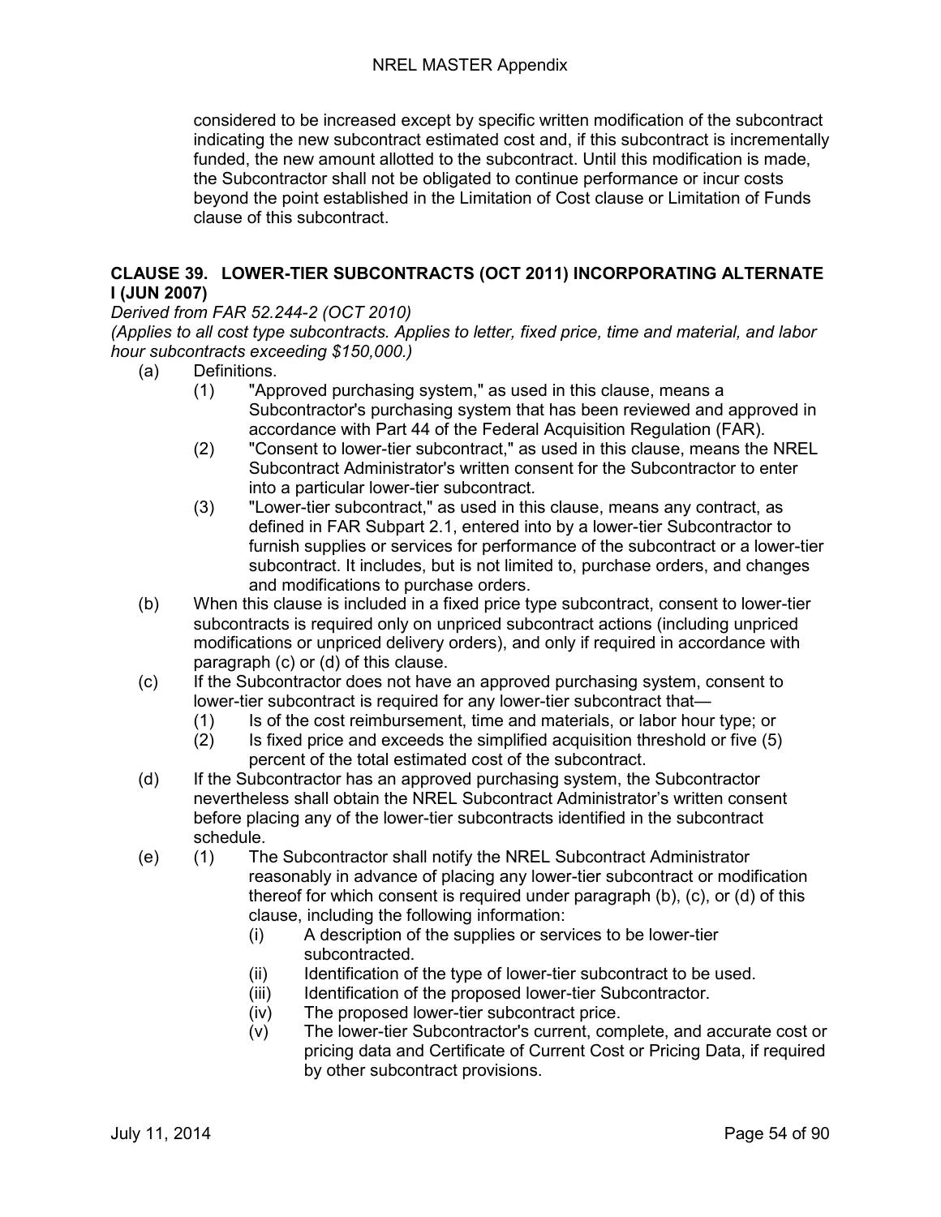considered to be increased except by specific written modification of the subcontract indicating the new subcontract estimated cost and, if this subcontract is incrementally funded, the new amount allotted to the subcontract. Until this modification is made, the Subcontractor shall not be obligated to continue performance or incur costs beyond the point established in the Limitation of Cost clause or Limitation of Funds clause of this subcontract.

## CLAUSE 39. LOWER-TIER SUBCONTRACTS (OCT 2011) INCORPORATING ALTERNATE I (JUN 2007)

*Derived from FAR 52.244-2 (OCT 2010)*
*(Applies to all cost type subcontracts. Applies to letter, fixed price, time and material, and labor hour subcontracts exceeding $150,000.)*

(a) Definitions.

  (1) "Approved purchasing system," as used in this clause, means a Subcontractor's purchasing system that has been reviewed and approved in accordance with Part 44 of the Federal Acquisition Regulation (FAR).

  (2) "Consent to lower-tier subcontract," as used in this clause, means the NREL Subcontract Administrator's written consent for the Subcontractor to enter into a particular lower-tier subcontract.

  (3) "Lower-tier subcontract," as used in this clause, means any contract, as defined in FAR Subpart 2.1, entered into by a lower-tier Subcontractor to furnish supplies or services for performance of the subcontract or a lower-tier subcontract. It includes, but is not limited to, purchase orders, and changes and modifications to purchase orders.

(b) When this clause is included in a fixed price type subcontract, consent to lower-tier subcontracts is required only on unpriced subcontract actions (including unpriced modifications or unpriced delivery orders), and only if required in accordance with paragraph (c) or (d) of this clause.

(c) If the Subcontractor does not have an approved purchasing system, consent to lower-tier subcontract is required for any lower-tier subcontract that—

  (1) Is of the cost reimbursement, time and materials, or labor hour type; or

  (2) Is fixed price and exceeds the simplified acquisition threshold or five (5) percent of the total estimated cost of the subcontract.

(d) If the Subcontractor has an approved purchasing system, the Subcontractor nevertheless shall obtain the NREL Subcontract Administrator's written consent before placing any of the lower-tier subcontracts identified in the subcontract schedule.

(e) (1) The Subcontractor shall notify the NREL Subcontract Administrator reasonably in advance of placing any lower-tier subcontract or modification thereof for which consent is required under paragraph (b), (c), or (d) of this clause, including the following information:

    (i) A description of the supplies or services to be lower-tier subcontracted.

    (ii) Identification of the type of lower-tier subcontract to be used.

    (iii) Identification of the proposed lower-tier Subcontractor.

    (iv) The proposed lower-tier subcontract price.

    (v) The lower-tier Subcontractor's current, complete, and accurate cost or pricing data and Certificate of Current Cost or Pricing Data, if required by other subcontract provisions.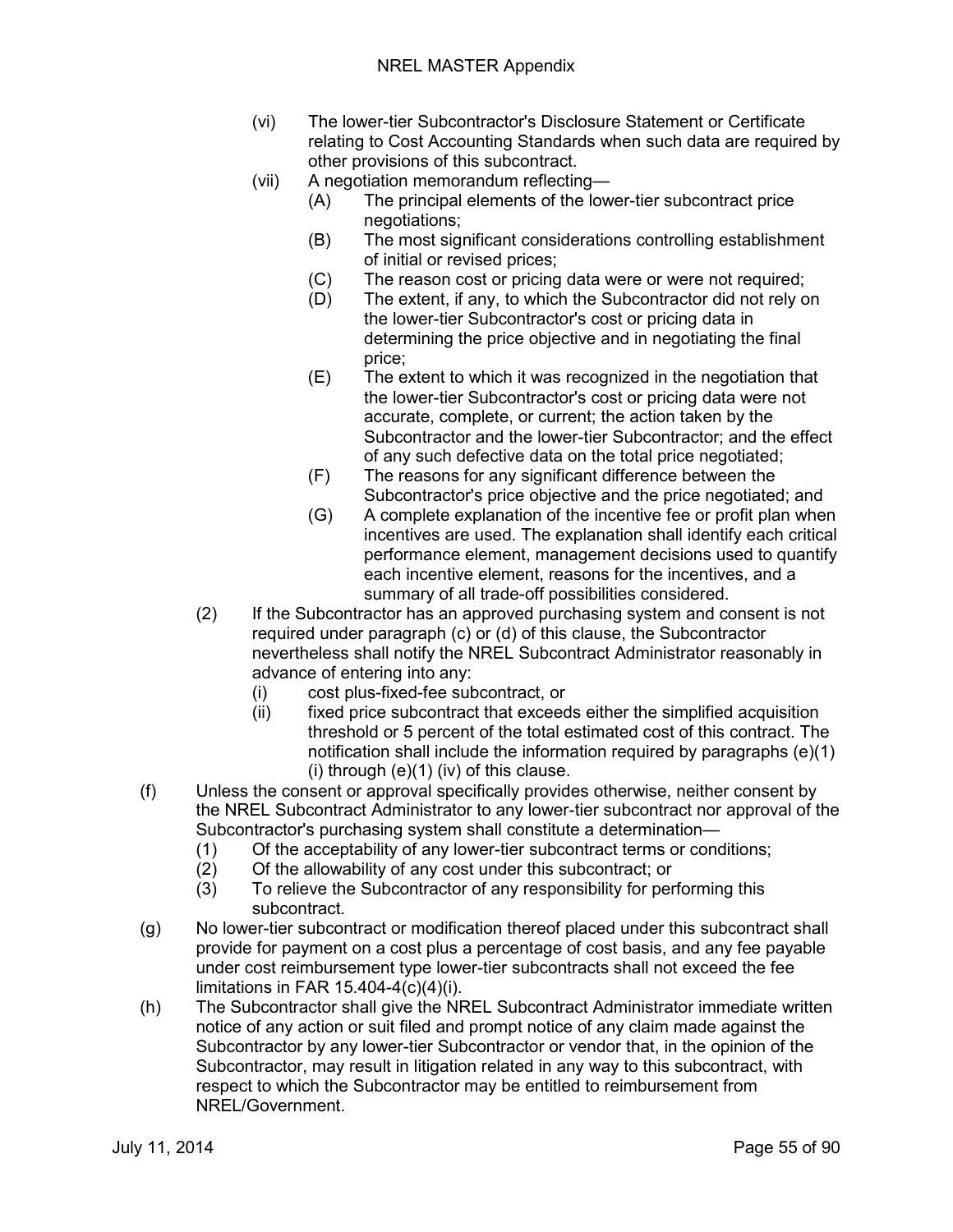(vi) The lower-tier Subcontractor's Disclosure Statement or Certificate relating to Cost Accounting Standards when such data are required by other provisions of this subcontract.

(vii) A negotiation memorandum reflecting—

(A) The principal elements of the lower-tier subcontract price negotiations;

(B) The most significant considerations controlling establishment of initial or revised prices;

(C) The reason cost or pricing data were or were not required;

(D) The extent, if any, to which the Subcontractor did not rely on the lower-tier Subcontractor's cost or pricing data in determining the price objective and in negotiating the final price;

(E) The extent to which it was recognized in the negotiation that the lower-tier Subcontractor's cost or pricing data were not accurate, complete, or current; the action taken by the Subcontractor and the lower-tier Subcontractor; and the effect of any such defective data on the total price negotiated;

(F) The reasons for any significant difference between the Subcontractor's price objective and the price negotiated; and

(G) A complete explanation of the incentive fee or profit plan when incentives are used. The explanation shall identify each critical performance element, management decisions used to quantify each incentive element, reasons for the incentives, and a summary of all trade-off possibilities considered.

(2) If the Subcontractor has an approved purchasing system and consent is not required under paragraph (c) or (d) of this clause, the Subcontractor nevertheless shall notify the NREL Subcontract Administrator reasonably in advance of entering into any:

(i) cost plus-fixed-fee subcontract, or

(ii) fixed price subcontract that exceeds either the simplified acquisition threshold or 5 percent of the total estimated cost of this contract. The notification shall include the information required by paragraphs (e)(1)(i) through (e)(1) (iv) of this clause.

(f) Unless the consent or approval specifically provides otherwise, neither consent by the NREL Subcontract Administrator to any lower-tier subcontract nor approval of the Subcontractor's purchasing system shall constitute a determination—

(1) Of the acceptability of any lower-tier subcontract terms or conditions;

(2) Of the allowability of any cost under this subcontract; or

(3) To relieve the Subcontractor of any responsibility for performing this subcontract.

(g) No lower-tier subcontract or modification thereof placed under this subcontract shall provide for payment on a cost plus a percentage of cost basis, and any fee payable under cost reimbursement type lower-tier subcontracts shall not exceed the fee limitations in FAR 15.404-4(c)(4)(i).

(h) The Subcontractor shall give the NREL Subcontract Administrator immediate written notice of any action or suit filed and prompt notice of any claim made against the Subcontractor by any lower-tier Subcontractor or vendor that, in the opinion of the Subcontractor, may result in litigation related in any way to this subcontract, with respect to which the Subcontractor may be entitled to reimbursement from NREL/Government.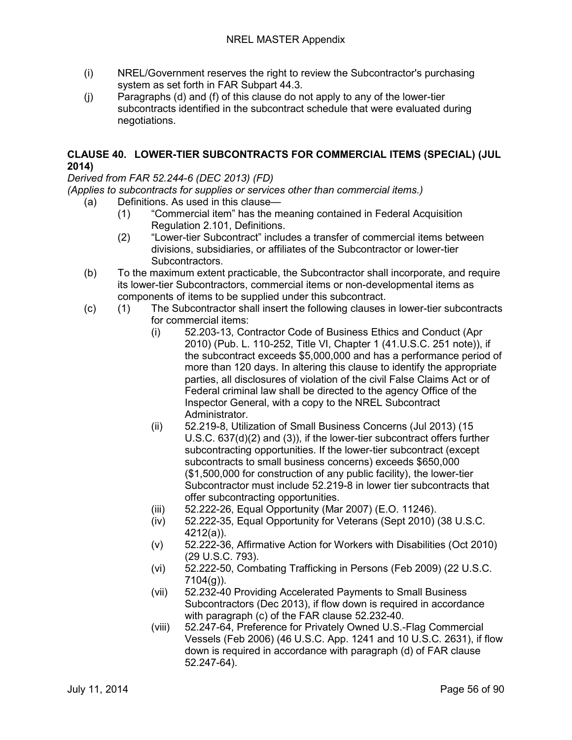(i) NREL/Government reserves the right to review the Subcontractor's purchasing system as set forth in FAR Subpart 44.3.

(j) Paragraphs (d) and (f) of this clause do not apply to any of the lower-tier subcontracts identified in the subcontract schedule that were evaluated during negotiations.

## CLAUSE 40. LOWER-TIER SUBCONTRACTS FOR COMMERCIAL ITEMS (SPECIAL) (JUL 2014)

*Derived from FAR 52.244-6 (DEC 2013) (FD)*

*(Applies to subcontracts for supplies or services other than commercial items.)*

(a) Definitions. As used in this clause—

  (1) “Commercial item” has the meaning contained in Federal Acquisition Regulation 2.101, Definitions.

  (2) “Lower-tier Subcontract” includes a transfer of commercial items between divisions, subsidiaries, or affiliates of the Subcontractor or lower-tier Subcontractors.

(b) To the maximum extent practicable, the Subcontractor shall incorporate, and require its lower-tier Subcontractors, commercial items or non-developmental items as components of items to be supplied under this subcontract.

(c) (1) The Subcontractor shall insert the following clauses in lower-tier subcontracts for commercial items:

    (i) 52.203-13, Contractor Code of Business Ethics and Conduct (Apr 2010) (Pub. L. 110-252, Title VI, Chapter 1 (41.U.S.C. 251 note)), if the subcontract exceeds $5,000,000 and has a performance period of more than 120 days. In altering this clause to identify the appropriate parties, all disclosures of violation of the civil False Claims Act or of Federal criminal law shall be directed to the agency Office of the Inspector General, with a copy to the NREL Subcontract Administrator.

    (ii) 52.219-8, Utilization of Small Business Concerns (Jul 2013) (15 U.S.C. 637(d)(2) and (3)), if the lower-tier subcontract offers further subcontracting opportunities. If the lower-tier subcontract (except subcontracts to small business concerns) exceeds $650,000 ($1,500,000 for construction of any public facility), the lower-tier Subcontractor must include 52.219-8 in lower tier subcontracts that offer subcontracting opportunities.

    (iii) 52.222-26, Equal Opportunity (Mar 2007) (E.O. 11246).

    (iv) 52.222-35, Equal Opportunity for Veterans (Sept 2010) (38 U.S.C. 4212(a)).

    (v) 52.222-36, Affirmative Action for Workers with Disabilities (Oct 2010) (29 U.S.C. 793).

    (vi) 52.222-50, Combating Trafficking in Persons (Feb 2009) (22 U.S.C. 7104(g)).

    (vii) 52.232-40 Providing Accelerated Payments to Small Business Subcontractors (Dec 2013), if flow down is required in accordance with paragraph (c) of the FAR clause 52.232-40.

    (viii) 52.247-64, Preference for Privately Owned U.S.-Flag Commercial Vessels (Feb 2006) (46 U.S.C. App. 1241 and 10 U.S.C. 2631), if flow down is required in accordance with paragraph (d) of FAR clause 52.247-64).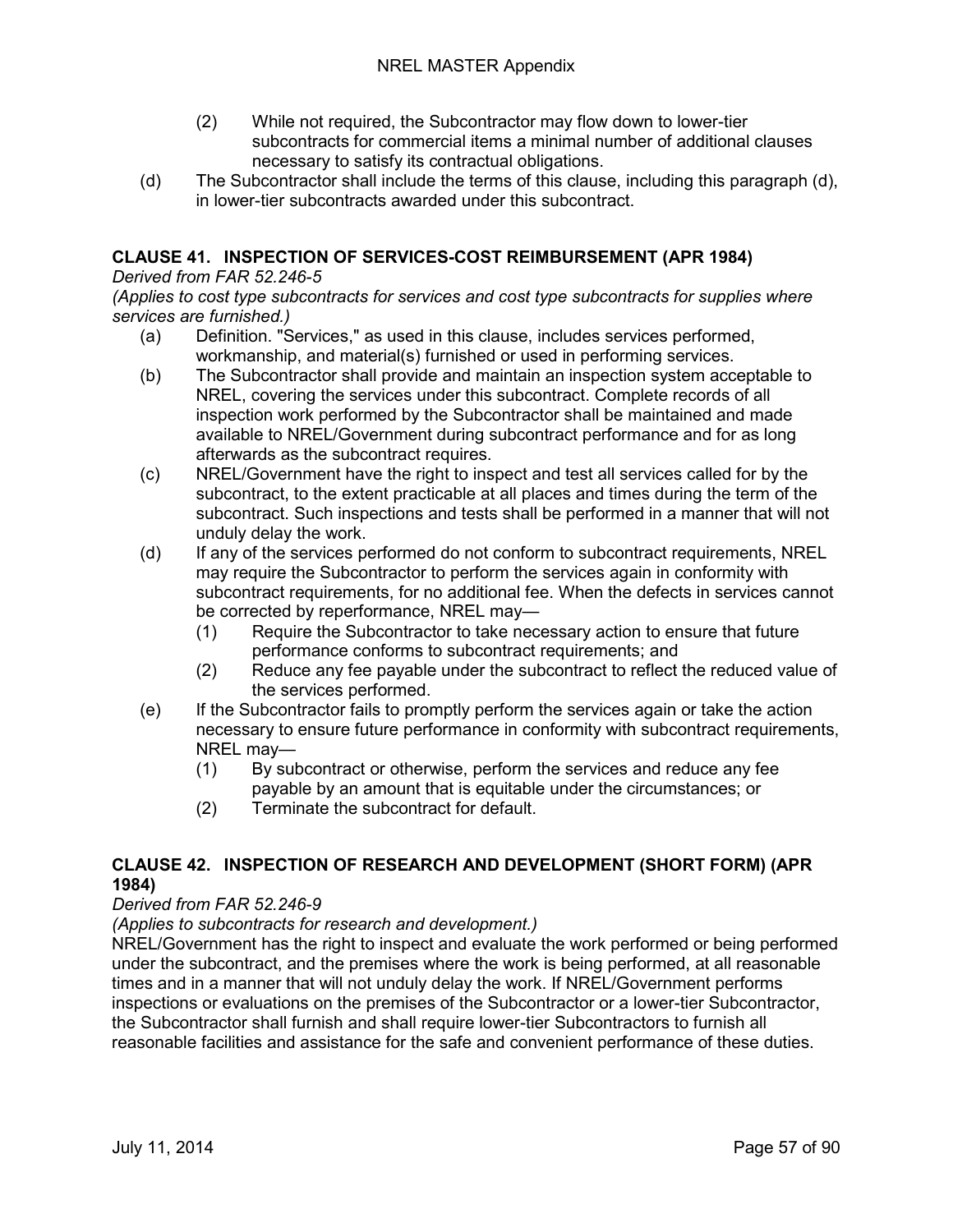(2) While not required, the Subcontractor may flow down to lower-tier subcontracts for commercial items a minimal number of additional clauses necessary to satisfy its contractual obligations.

(d) The Subcontractor shall include the terms of this clause, including this paragraph (d), in lower-tier subcontracts awarded under this subcontract.

## CLAUSE 41. INSPECTION OF SERVICES-COST REIMBURSEMENT (APR 1984)

*Derived from FAR 52.246-5*

*(Applies to cost type subcontracts for services and cost type subcontracts for supplies where services are furnished.)*

(a) Definition. "Services," as used in this clause, includes services performed, workmanship, and material(s) furnished or used in performing services.

(b) The Subcontractor shall provide and maintain an inspection system acceptable to NREL, covering the services under this subcontract. Complete records of all inspection work performed by the Subcontractor shall be maintained and made available to NREL/Government during subcontract performance and for as long afterwards as the subcontract requires.

(c) NREL/Government have the right to inspect and test all services called for by the subcontract, to the extent practicable at all places and times during the term of the subcontract. Such inspections and tests shall be performed in a manner that will not unduly delay the work.

(d) If any of the services performed do not conform to subcontract requirements, NREL may require the Subcontractor to perform the services again in conformity with subcontract requirements, for no additional fee. When the defects in services cannot be corrected by reperformance, NREL may—

  (1) Require the Subcontractor to take necessary action to ensure that future performance conforms to subcontract requirements; and

  (2) Reduce any fee payable under the subcontract to reflect the reduced value of the services performed.

(e) If the Subcontractor fails to promptly perform the services again or take the action necessary to ensure future performance in conformity with subcontract requirements, NREL may—

  (1) By subcontract or otherwise, perform the services and reduce any fee payable by an amount that is equitable under the circumstances; or

  (2) Terminate the subcontract for default.

## CLAUSE 42. INSPECTION OF RESEARCH AND DEVELOPMENT (SHORT FORM) (APR 1984)

*Derived from FAR 52.246-9*

*(Applies to subcontracts for research and development.)*

NREL/Government has the right to inspect and evaluate the work performed or being performed under the subcontract, and the premises where the work is being performed, at all reasonable times and in a manner that will not unduly delay the work. If NREL/Government performs inspections or evaluations on the premises of the Subcontractor or a lower-tier Subcontractor, the Subcontractor shall furnish and shall require lower-tier Subcontractors to furnish all reasonable facilities and assistance for the safe and convenient performance of these duties.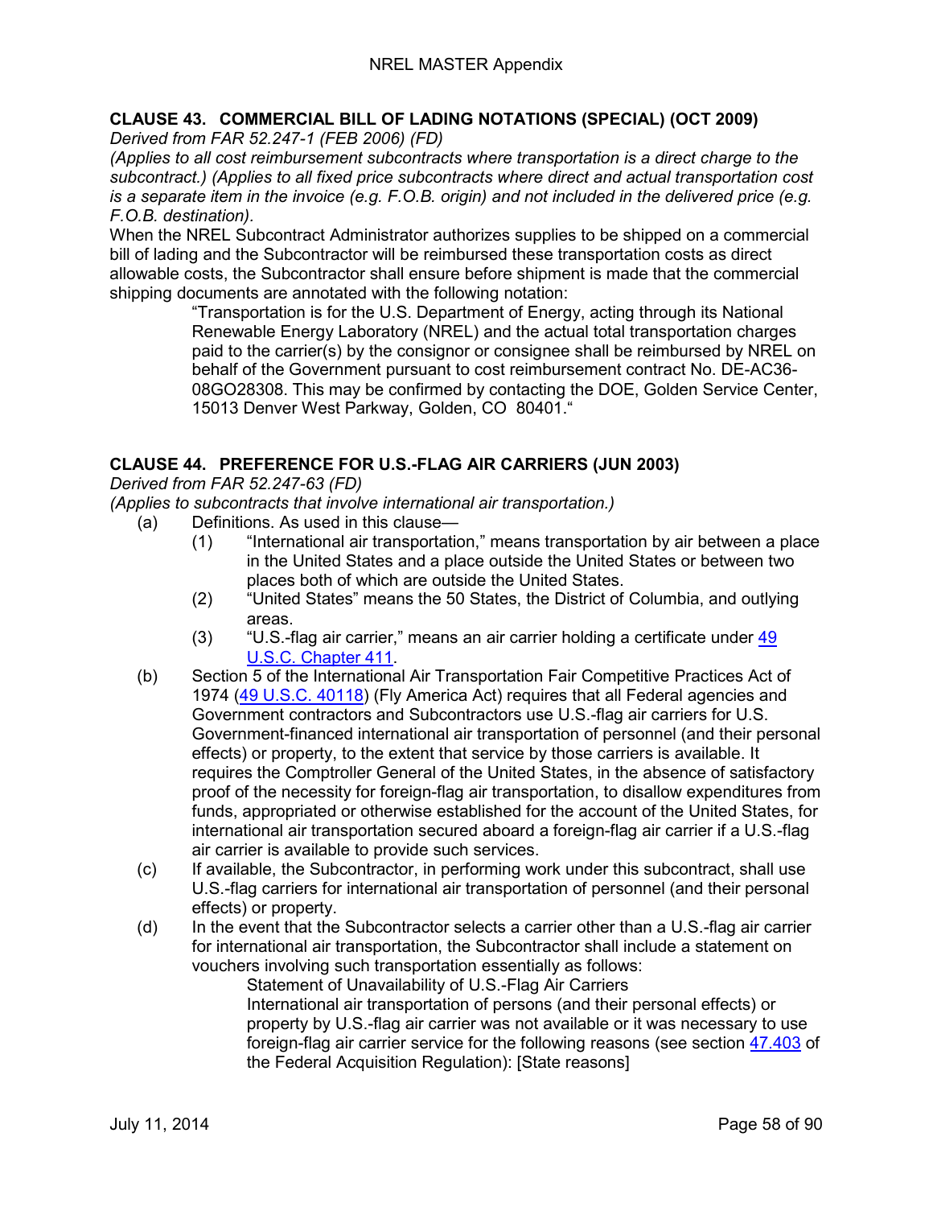### CLAUSE 43. COMMERCIAL BILL OF LADING NOTATIONS (SPECIAL) (OCT 2009)

*Derived from FAR 52.247-1 (FEB 2006) (FD)*

*(Applies to all cost reimbursement subcontracts where transportation is a direct charge to the subcontract.) (Applies to all fixed price subcontracts where direct and actual transportation cost is a separate item in the invoice (e.g. F.O.B. origin) and not included in the delivered price (e.g. F.O.B. destination).*

When the NREL Subcontract Administrator authorizes supplies to be shipped on a commercial bill of lading and the Subcontractor will be reimbursed these transportation costs as direct allowable costs, the Subcontractor shall ensure before shipment is made that the commercial shipping documents are annotated with the following notation:

> "Transportation is for the U.S. Department of Energy, acting through its National Renewable Energy Laboratory (NREL) and the actual total transportation charges paid to the carrier(s) by the consignor or consignee shall be reimbursed by NREL on behalf of the Government pursuant to cost reimbursement contract No. DE-AC36-08GO28308. This may be confirmed by contacting the DOE, Golden Service Center, 15013 Denver West Parkway, Golden, CO 80401."

### CLAUSE 44. PREFERENCE FOR U.S.-FLAG AIR CARRIERS (JUN 2003)

*Derived from FAR 52.247-63 (FD)*

*(Applies to subcontracts that involve international air transportation.)*

(a) Definitions. As used in this clause—

(1) "International air transportation," means transportation by air between a place in the United States and a place outside the United States or between two places both of which are outside the United States.

(2) "United States" means the 50 States, the District of Columbia, and outlying areas.

(3) "U.S.-flag air carrier," means an air carrier holding a certificate under 49 U.S.C. Chapter 411.

(b) Section 5 of the International Air Transportation Fair Competitive Practices Act of 1974 (49 U.S.C. 40118) (Fly America Act) requires that all Federal agencies and Government contractors and Subcontractors use U.S.-flag air carriers for U.S. Government-financed international air transportation of personnel (and their personal effects) or property, to the extent that service by those carriers is available. It requires the Comptroller General of the United States, in the absence of satisfactory proof of the necessity for foreign-flag air transportation, to disallow expenditures from funds, appropriated or otherwise established for the account of the United States, for international air transportation secured aboard a foreign-flag air carrier if a U.S.-flag air carrier is available to provide such services.

(c) If available, the Subcontractor, in performing work under this subcontract, shall use U.S.-flag carriers for international air transportation of personnel (and their personal effects) or property.

(d) In the event that the Subcontractor selects a carrier other than a U.S.-flag air carrier for international air transportation, the Subcontractor shall include a statement on vouchers involving such transportation essentially as follows:

> Statement of Unavailability of U.S.-Flag Air Carriers
>
> International air transportation of persons (and their personal effects) or property by U.S.-flag air carrier was not available or it was necessary to use foreign-flag air carrier service for the following reasons (see section 47.403 of the Federal Acquisition Regulation): [State reasons]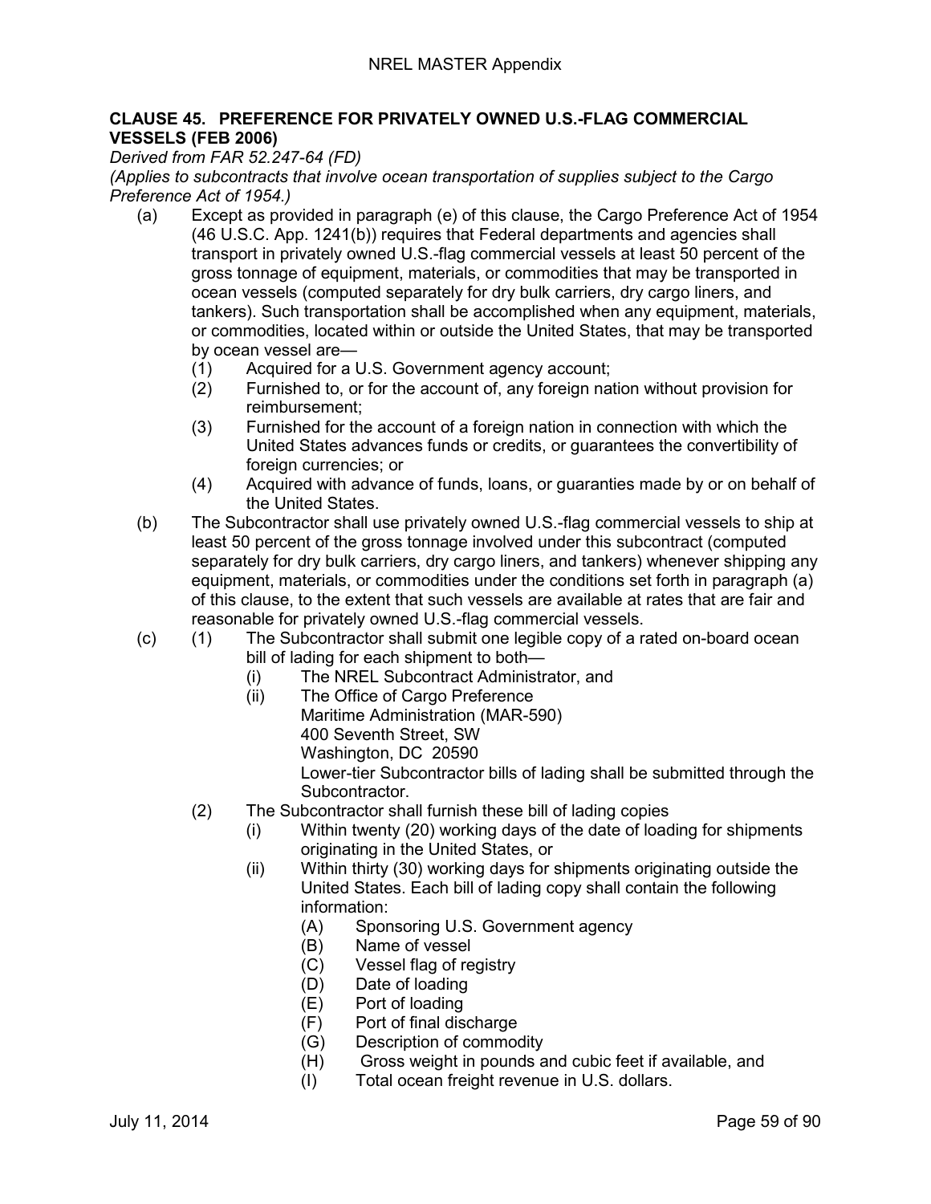## CLAUSE 45. PREFERENCE FOR PRIVATELY OWNED U.S.-FLAG COMMERCIAL VESSELS (FEB 2006)

*Derived from FAR 52.247-64 (FD)*

*(Applies to subcontracts that involve ocean transportation of supplies subject to the Cargo Preference Act of 1954.)*

(a) Except as provided in paragraph (e) of this clause, the Cargo Preference Act of 1954 (46 U.S.C. App. 1241(b)) requires that Federal departments and agencies shall transport in privately owned U.S.-flag commercial vessels at least 50 percent of the gross tonnage of equipment, materials, or commodities that may be transported in ocean vessels (computed separately for dry bulk carriers, dry cargo liners, and tankers). Such transportation shall be accomplished when any equipment, materials, or commodities, located within or outside the United States, that may be transported by ocean vessel are—

   (1) Acquired for a U.S. Government agency account;

   (2) Furnished to, or for the account of, any foreign nation without provision for reimbursement;

   (3) Furnished for the account of a foreign nation in connection with which the United States advances funds or credits, or guarantees the convertibility of foreign currencies; or

   (4) Acquired with advance of funds, loans, or guaranties made by or on behalf of the United States.

(b) The Subcontractor shall use privately owned U.S.-flag commercial vessels to ship at least 50 percent of the gross tonnage involved under this subcontract (computed separately for dry bulk carriers, dry cargo liners, and tankers) whenever shipping any equipment, materials, or commodities under the conditions set forth in paragraph (a) of this clause, to the extent that such vessels are available at rates that are fair and reasonable for privately owned U.S.-flag commercial vessels.

(c) (1) The Subcontractor shall submit one legible copy of a rated on-board ocean bill of lading for each shipment to both—

      (i) The NREL Subcontract Administrator, and

      (ii) The Office of Cargo Preference
      Maritime Administration (MAR-590)
      400 Seventh Street, SW
      Washington, DC 20590
      Lower-tier Subcontractor bills of lading shall be submitted through the Subcontractor.

   (2) The Subcontractor shall furnish these bill of lading copies

      (i) Within twenty (20) working days of the date of loading for shipments originating in the United States, or

      (ii) Within thirty (30) working days for shipments originating outside the United States. Each bill of lading copy shall contain the following information:

         (A) Sponsoring U.S. Government agency
         (B) Name of vessel
         (C) Vessel flag of registry
         (D) Date of loading
         (E) Port of loading
         (F) Port of final discharge
         (G) Description of commodity
         (H) Gross weight in pounds and cubic feet if available, and
         (I) Total ocean freight revenue in U.S. dollars.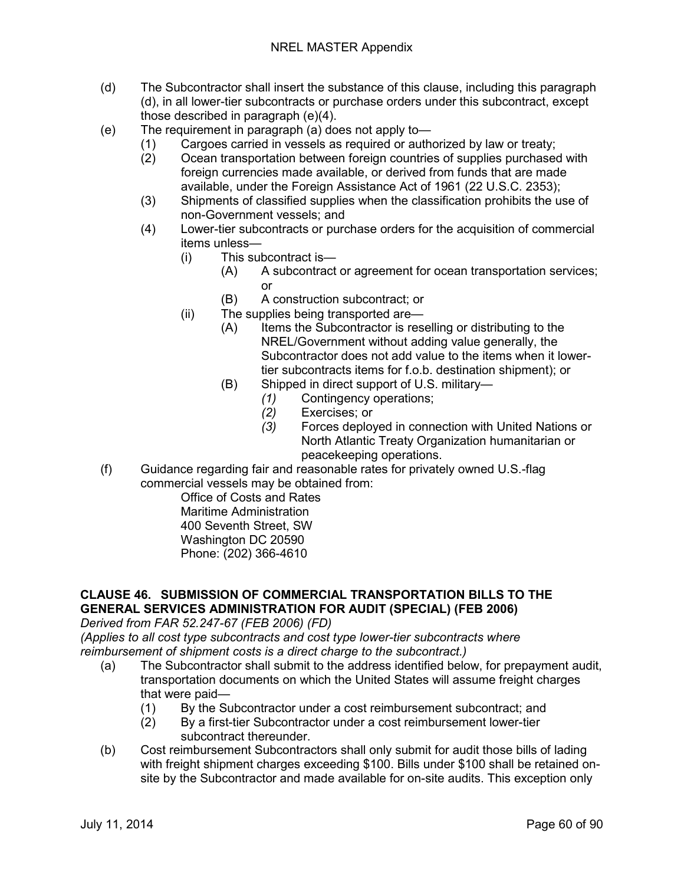(d) The Subcontractor shall insert the substance of this clause, including this paragraph (d), in all lower-tier subcontracts or purchase orders under this subcontract, except those described in paragraph (e)(4).

(e) The requirement in paragraph (a) does not apply to—

  (1) Cargoes carried in vessels as required or authorized by law or treaty;

  (2) Ocean transportation between foreign countries of supplies purchased with foreign currencies made available, or derived from funds that are made available, under the Foreign Assistance Act of 1961 (22 U.S.C. 2353);

  (3) Shipments of classified supplies when the classification prohibits the use of non-Government vessels; and

  (4) Lower-tier subcontracts or purchase orders for the acquisition of commercial items unless—

    (i) This subcontract is—

      (A) A subcontract or agreement for ocean transportation services; or

      (B) A construction subcontract; or

    (ii) The supplies being transported are—

      (A) Items the Subcontractor is reselling or distributing to the NREL/Government without adding value generally, the Subcontractor does not add value to the items when it lower-tier subcontracts items for f.o.b. destination shipment); or

      (B) Shipped in direct support of U.S. military—

        *(1)* Contingency operations;

        *(2)* Exercises; or

        *(3)* Forces deployed in connection with United Nations or North Atlantic Treaty Organization humanitarian or peacekeeping operations.

(f) Guidance regarding fair and reasonable rates for privately owned U.S.-flag commercial vessels may be obtained from:

Office of Costs and Rates
Maritime Administration
400 Seventh Street, SW
Washington DC 20590
Phone: (202) 366-4610

### CLAUSE 46. SUBMISSION OF COMMERCIAL TRANSPORTATION BILLS TO THE GENERAL SERVICES ADMINISTRATION FOR AUDIT (SPECIAL) (FEB 2006)

*Derived from FAR 52.247-67 (FEB 2006) (FD)*
*(Applies to all cost type subcontracts and cost type lower-tier subcontracts where reimbursement of shipment costs is a direct charge to the subcontract.)*

(a) The Subcontractor shall submit to the address identified below, for prepayment audit, transportation documents on which the United States will assume freight charges that were paid—

  (1) By the Subcontractor under a cost reimbursement subcontract; and

  (2) By a first-tier Subcontractor under a cost reimbursement lower-tier subcontract thereunder.

(b) Cost reimbursement Subcontractors shall only submit for audit those bills of lading with freight shipment charges exceeding $100. Bills under $100 shall be retained on-site by the Subcontractor and made available for on-site audits. This exception only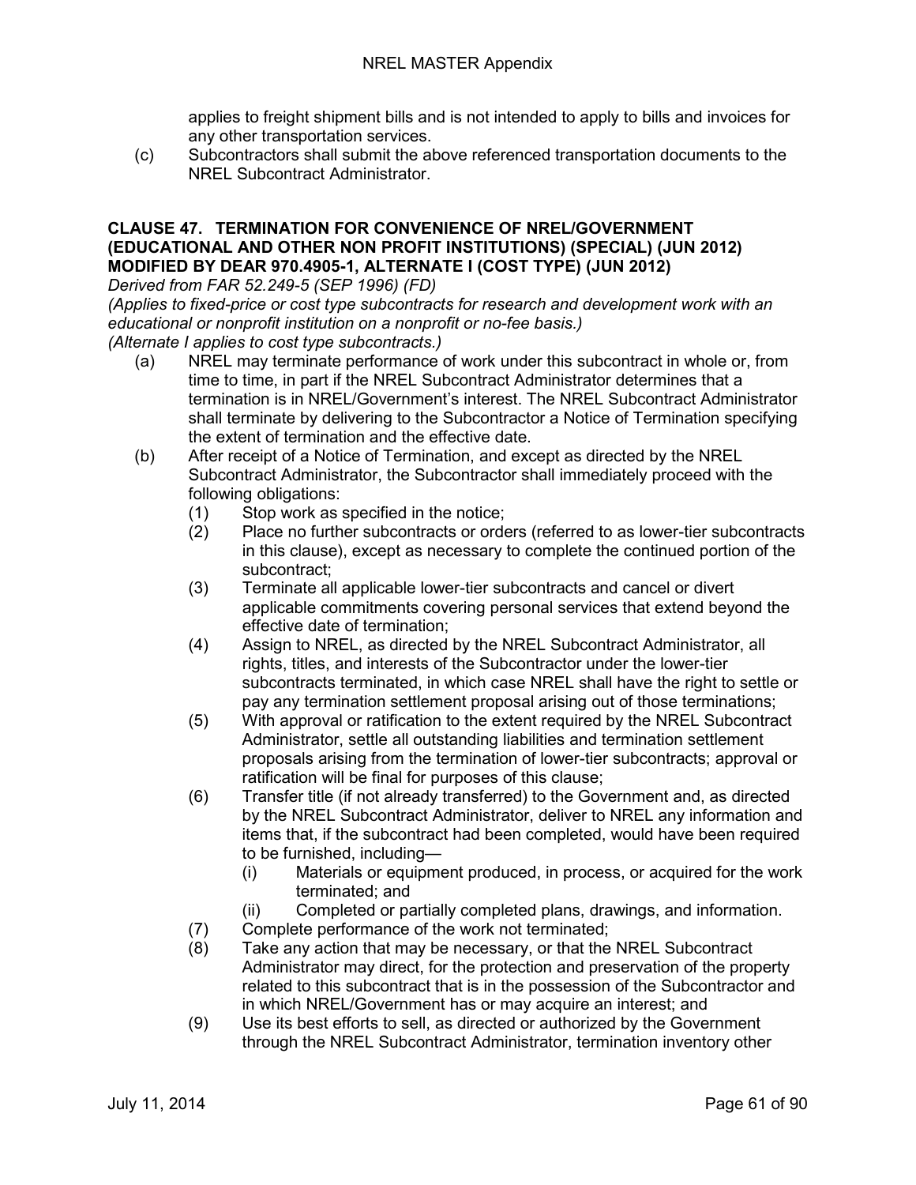applies to freight shipment bills and is not intended to apply to bills and invoices for any other transportation services.

(c) Subcontractors shall submit the above referenced transportation documents to the NREL Subcontract Administrator.

**CLAUSE 47. TERMINATION FOR CONVENIENCE OF NREL/GOVERNMENT (EDUCATIONAL AND OTHER NON PROFIT INSTITUTIONS) (SPECIAL) (JUN 2012) MODIFIED BY DEAR 970.4905-1, ALTERNATE I (COST TYPE) (JUN 2012)**

*Derived from FAR 52.249-5 (SEP 1996) (FD)*

*(Applies to fixed-price or cost type subcontracts for research and development work with an educational or nonprofit institution on a nonprofit or no-fee basis.)*

*(Alternate I applies to cost type subcontracts.)*

(a) NREL may terminate performance of work under this subcontract in whole or, from time to time, in part if the NREL Subcontract Administrator determines that a termination is in NREL/Government's interest. The NREL Subcontract Administrator shall terminate by delivering to the Subcontractor a Notice of Termination specifying the extent of termination and the effective date.

(b) After receipt of a Notice of Termination, and except as directed by the NREL Subcontract Administrator, the Subcontractor shall immediately proceed with the following obligations:

(1) Stop work as specified in the notice;

(2) Place no further subcontracts or orders (referred to as lower-tier subcontracts in this clause), except as necessary to complete the continued portion of the subcontract;

(3) Terminate all applicable lower-tier subcontracts and cancel or divert applicable commitments covering personal services that extend beyond the effective date of termination;

(4) Assign to NREL, as directed by the NREL Subcontract Administrator, all rights, titles, and interests of the Subcontractor under the lower-tier subcontracts terminated, in which case NREL shall have the right to settle or pay any termination settlement proposal arising out of those terminations;

(5) With approval or ratification to the extent required by the NREL Subcontract Administrator, settle all outstanding liabilities and termination settlement proposals arising from the termination of lower-tier subcontracts; approval or ratification will be final for purposes of this clause;

(6) Transfer title (if not already transferred) to the Government and, as directed by the NREL Subcontract Administrator, deliver to NREL any information and items that, if the subcontract had been completed, would have been required to be furnished, including—

(i) Materials or equipment produced, in process, or acquired for the work terminated; and

(ii) Completed or partially completed plans, drawings, and information.

(7) Complete performance of the work not terminated;

(8) Take any action that may be necessary, or that the NREL Subcontract Administrator may direct, for the protection and preservation of the property related to this subcontract that is in the possession of the Subcontractor and in which NREL/Government has or may acquire an interest; and

(9) Use its best efforts to sell, as directed or authorized by the Government through the NREL Subcontract Administrator, termination inventory other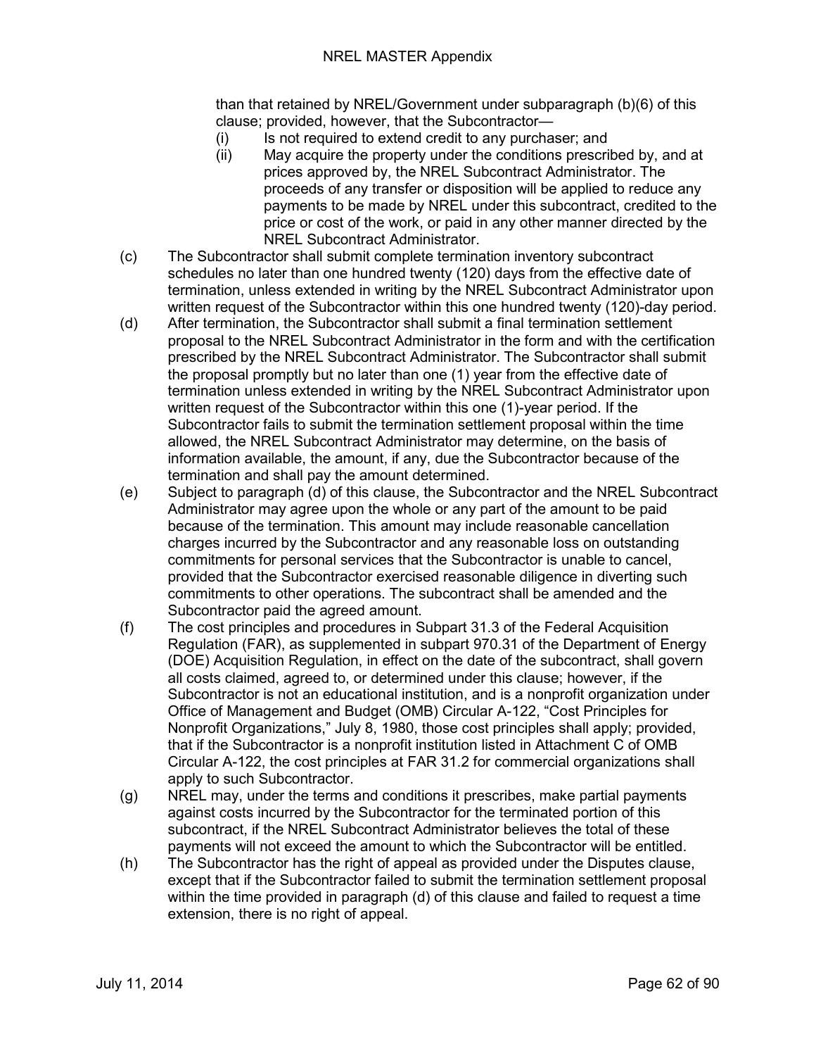than that retained by NREL/Government under subparagraph (b)(6) of this clause; provided, however, that the Subcontractor—

(i) Is not required to extend credit to any purchaser; and

(ii) May acquire the property under the conditions prescribed by, and at prices approved by, the NREL Subcontract Administrator. The proceeds of any transfer or disposition will be applied to reduce any payments to be made by NREL under this subcontract, credited to the price or cost of the work, or paid in any other manner directed by the NREL Subcontract Administrator.

(c) The Subcontractor shall submit complete termination inventory subcontract schedules no later than one hundred twenty (120) days from the effective date of termination, unless extended in writing by the NREL Subcontract Administrator upon written request of the Subcontractor within this one hundred twenty (120)-day period.

(d) After termination, the Subcontractor shall submit a final termination settlement proposal to the NREL Subcontract Administrator in the form and with the certification prescribed by the NREL Subcontract Administrator. The Subcontractor shall submit the proposal promptly but no later than one (1) year from the effective date of termination unless extended in writing by the NREL Subcontract Administrator upon written request of the Subcontractor within this one (1)-year period. If the Subcontractor fails to submit the termination settlement proposal within the time allowed, the NREL Subcontract Administrator may determine, on the basis of information available, the amount, if any, due the Subcontractor because of the termination and shall pay the amount determined.

(e) Subject to paragraph (d) of this clause, the Subcontractor and the NREL Subcontract Administrator may agree upon the whole or any part of the amount to be paid because of the termination. This amount may include reasonable cancellation charges incurred by the Subcontractor and any reasonable loss on outstanding commitments for personal services that the Subcontractor is unable to cancel, provided that the Subcontractor exercised reasonable diligence in diverting such commitments to other operations. The subcontract shall be amended and the Subcontractor paid the agreed amount.

(f) The cost principles and procedures in Subpart 31.3 of the Federal Acquisition Regulation (FAR), as supplemented in subpart 970.31 of the Department of Energy (DOE) Acquisition Regulation, in effect on the date of the subcontract, shall govern all costs claimed, agreed to, or determined under this clause; however, if the Subcontractor is not an educational institution, and is a nonprofit organization under Office of Management and Budget (OMB) Circular A-122, "Cost Principles for Nonprofit Organizations," July 8, 1980, those cost principles shall apply; provided, that if the Subcontractor is a nonprofit institution listed in Attachment C of OMB Circular A-122, the cost principles at FAR 31.2 for commercial organizations shall apply to such Subcontractor.

(g) NREL may, under the terms and conditions it prescribes, make partial payments against costs incurred by the Subcontractor for the terminated portion of this subcontract, if the NREL Subcontract Administrator believes the total of these payments will not exceed the amount to which the Subcontractor will be entitled.

(h) The Subcontractor has the right of appeal as provided under the Disputes clause, except that if the Subcontractor failed to submit the termination settlement proposal within the time provided in paragraph (d) of this clause and failed to request a time extension, there is no right of appeal.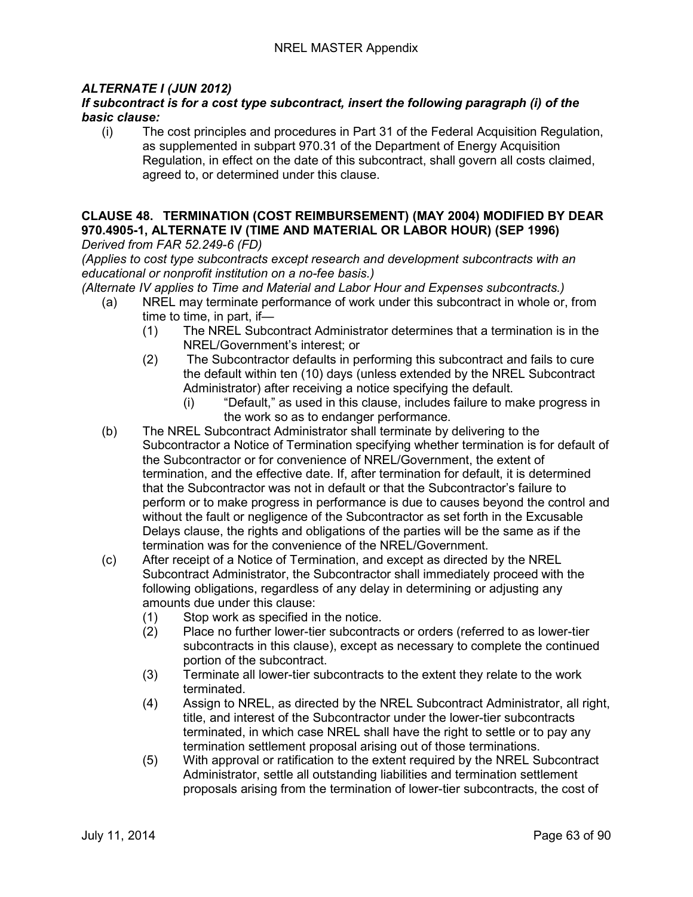***ALTERNATE I (JUN 2012)***

***If subcontract is for a cost type subcontract, insert the following paragraph (i) of the basic clause:***

(i) The cost principles and procedures in Part 31 of the Federal Acquisition Regulation, as supplemented in subpart 970.31 of the Department of Energy Acquisition Regulation, in effect on the date of this subcontract, shall govern all costs claimed, agreed to, or determined under this clause.

## CLAUSE 48. TERMINATION (COST REIMBURSEMENT) (MAY 2004) MODIFIED BY DEAR 970.4905-1, ALTERNATE IV (TIME AND MATERIAL OR LABOR HOUR) (SEP 1996)

*Derived from FAR 52.249-6 (FD)*

*(Applies to cost type subcontracts except research and development subcontracts with an educational or nonprofit institution on a no-fee basis.)*

*(Alternate IV applies to Time and Material and Labor Hour and Expenses subcontracts.)*

(a) NREL may terminate performance of work under this subcontract in whole or, from time to time, in part, if—

  (1) The NREL Subcontract Administrator determines that a termination is in the NREL/Government's interest; or

  (2) The Subcontractor defaults in performing this subcontract and fails to cure the default within ten (10) days (unless extended by the NREL Subcontract Administrator) after receiving a notice specifying the default.

    (i) "Default," as used in this clause, includes failure to make progress in the work so as to endanger performance.

(b) The NREL Subcontract Administrator shall terminate by delivering to the Subcontractor a Notice of Termination specifying whether termination is for default of the Subcontractor or for convenience of NREL/Government, the extent of termination, and the effective date. If, after termination for default, it is determined that the Subcontractor was not in default or that the Subcontractor's failure to perform or to make progress in performance is due to causes beyond the control and without the fault or negligence of the Subcontractor as set forth in the Excusable Delays clause, the rights and obligations of the parties will be the same as if the termination was for the convenience of the NREL/Government.

(c) After receipt of a Notice of Termination, and except as directed by the NREL Subcontract Administrator, the Subcontractor shall immediately proceed with the following obligations, regardless of any delay in determining or adjusting any amounts due under this clause:

  (1) Stop work as specified in the notice.

  (2) Place no further lower-tier subcontracts or orders (referred to as lower-tier subcontracts in this clause), except as necessary to complete the continued portion of the subcontract.

  (3) Terminate all lower-tier subcontracts to the extent they relate to the work terminated.

  (4) Assign to NREL, as directed by the NREL Subcontract Administrator, all right, title, and interest of the Subcontractor under the lower-tier subcontracts terminated, in which case NREL shall have the right to settle or to pay any termination settlement proposal arising out of those terminations.

  (5) With approval or ratification to the extent required by the NREL Subcontract Administrator, settle all outstanding liabilities and termination settlement proposals arising from the termination of lower-tier subcontracts, the cost of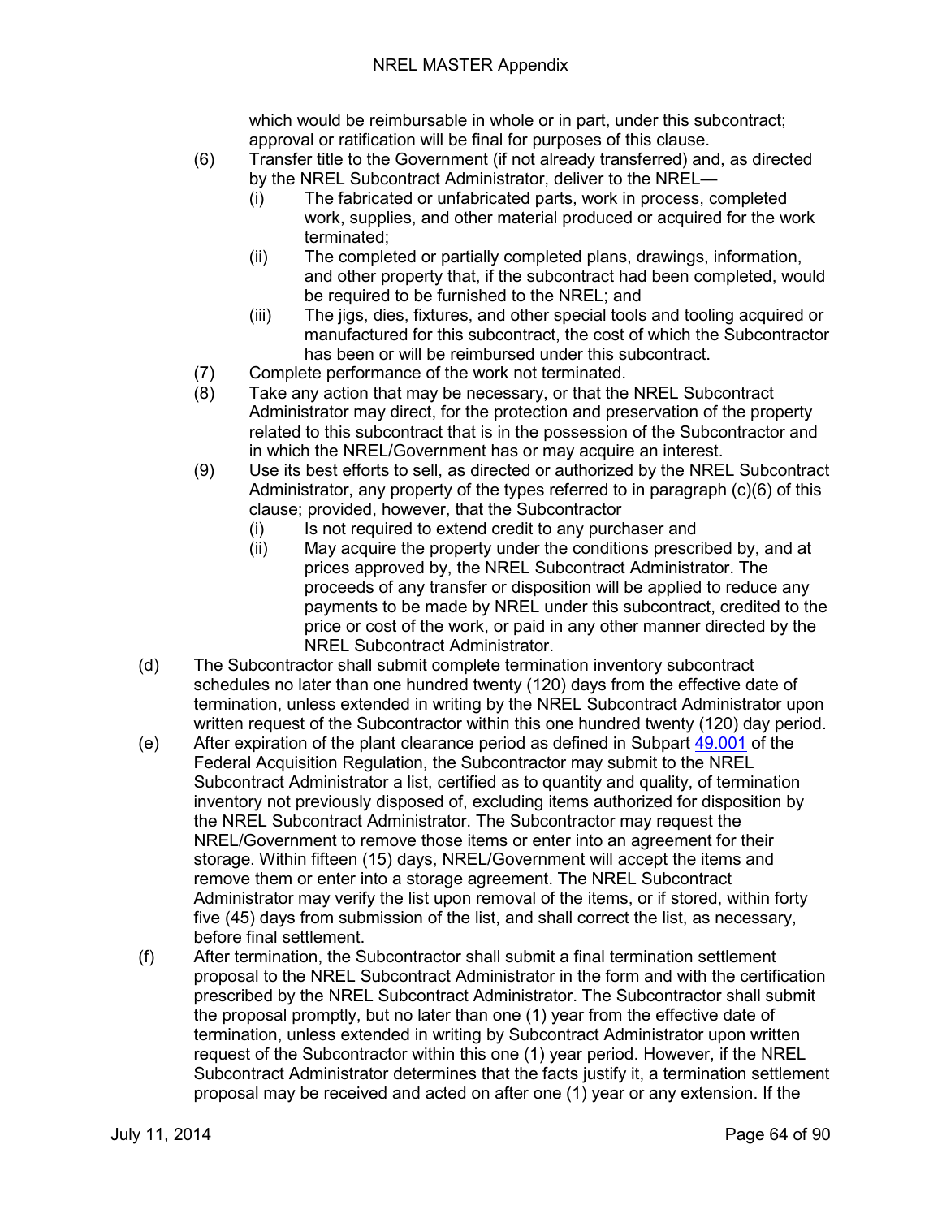which would be reimbursable in whole or in part, under this subcontract; approval or ratification will be final for purposes of this clause.

(6) Transfer title to the Government (if not already transferred) and, as directed by the NREL Subcontract Administrator, deliver to the NREL—
   (i) The fabricated or unfabricated parts, work in process, completed work, supplies, and other material produced or acquired for the work terminated;
   (ii) The completed or partially completed plans, drawings, information, and other property that, if the subcontract had been completed, would be required to be furnished to the NREL; and
   (iii) The jigs, dies, fixtures, and other special tools and tooling acquired or manufactured for this subcontract, the cost of which the Subcontractor has been or will be reimbursed under this subcontract.

(7) Complete performance of the work not terminated.

(8) Take any action that may be necessary, or that the NREL Subcontract Administrator may direct, for the protection and preservation of the property related to this subcontract that is in the possession of the Subcontractor and in which the NREL/Government has or may acquire an interest.

(9) Use its best efforts to sell, as directed or authorized by the NREL Subcontract Administrator, any property of the types referred to in paragraph (c)(6) of this clause; provided, however, that the Subcontractor
   (i) Is not required to extend credit to any purchaser and
   (ii) May acquire the property under the conditions prescribed by, and at prices approved by, the NREL Subcontract Administrator. The proceeds of any transfer or disposition will be applied to reduce any payments to be made by NREL under this subcontract, credited to the price or cost of the work, or paid in any other manner directed by the NREL Subcontract Administrator.

(d) The Subcontractor shall submit complete termination inventory subcontract schedules no later than one hundred twenty (120) days from the effective date of termination, unless extended in writing by the NREL Subcontract Administrator upon written request of the Subcontractor within this one hundred twenty (120) day period.

(e) After expiration of the plant clearance period as defined in Subpart 49.001 of the Federal Acquisition Regulation, the Subcontractor may submit to the NREL Subcontract Administrator a list, certified as to quantity and quality, of termination inventory not previously disposed of, excluding items authorized for disposition by the NREL Subcontract Administrator. The Subcontractor may request the NREL/Government to remove those items or enter into an agreement for their storage. Within fifteen (15) days, NREL/Government will accept the items and remove them or enter into a storage agreement. The NREL Subcontract Administrator may verify the list upon removal of the items, or if stored, within forty five (45) days from submission of the list, and shall correct the list, as necessary, before final settlement.

(f) After termination, the Subcontractor shall submit a final termination settlement proposal to the NREL Subcontract Administrator in the form and with the certification prescribed by the NREL Subcontract Administrator. The Subcontractor shall submit the proposal promptly, but no later than one (1) year from the effective date of termination, unless extended in writing by Subcontract Administrator upon written request of the Subcontractor within this one (1) year period. However, if the NREL Subcontract Administrator determines that the facts justify it, a termination settlement proposal may be received and acted on after one (1) year or any extension. If the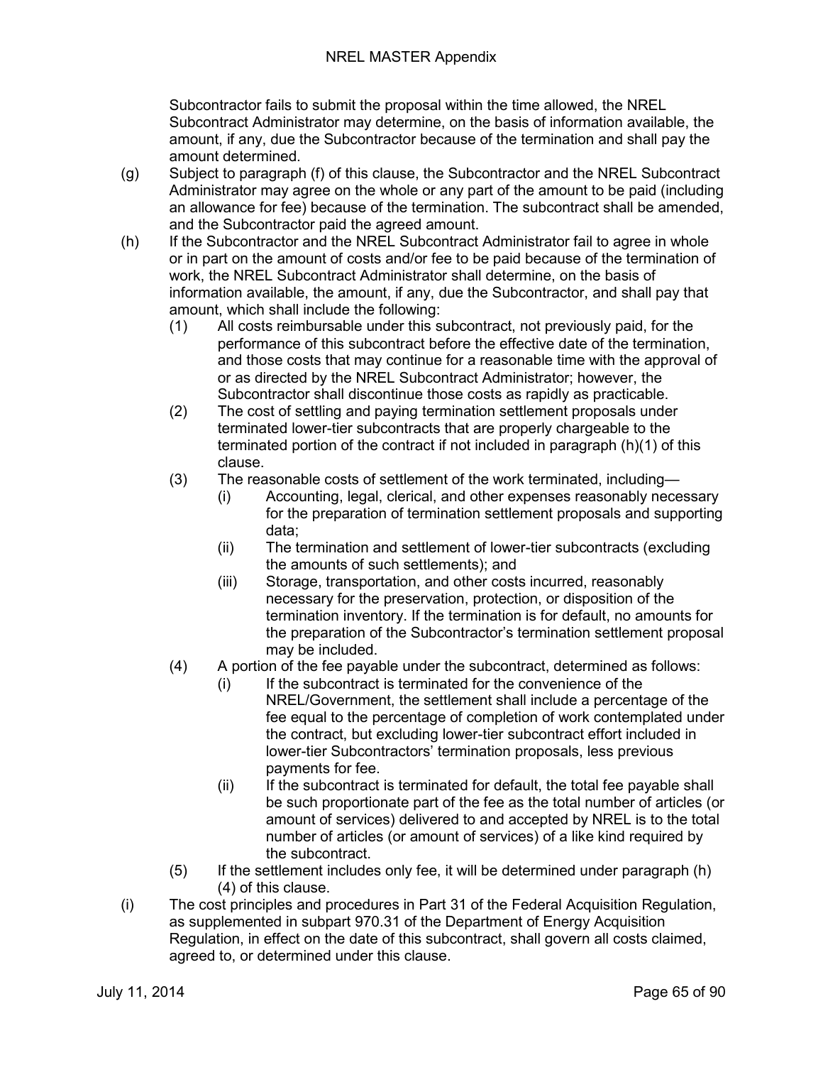Subcontractor fails to submit the proposal within the time allowed, the NREL Subcontract Administrator may determine, on the basis of information available, the amount, if any, due the Subcontractor because of the termination and shall pay the amount determined.

(g) Subject to paragraph (f) of this clause, the Subcontractor and the NREL Subcontract Administrator may agree on the whole or any part of the amount to be paid (including an allowance for fee) because of the termination. The subcontract shall be amended, and the Subcontractor paid the agreed amount.

(h) If the Subcontractor and the NREL Subcontract Administrator fail to agree in whole or in part on the amount of costs and/or fee to be paid because of the termination of work, the NREL Subcontract Administrator shall determine, on the basis of information available, the amount, if any, due the Subcontractor, and shall pay that amount, which shall include the following:

   (1) All costs reimbursable under this subcontract, not previously paid, for the performance of this subcontract before the effective date of the termination, and those costs that may continue for a reasonable time with the approval of or as directed by the NREL Subcontract Administrator; however, the Subcontractor shall discontinue those costs as rapidly as practicable.

   (2) The cost of settling and paying termination settlement proposals under terminated lower-tier subcontracts that are properly chargeable to the terminated portion of the contract if not included in paragraph (h)(1) of this clause.

   (3) The reasonable costs of settlement of the work terminated, including—

      (i) Accounting, legal, clerical, and other expenses reasonably necessary for the preparation of termination settlement proposals and supporting data;

      (ii) The termination and settlement of lower-tier subcontracts (excluding the amounts of such settlements); and

      (iii) Storage, transportation, and other costs incurred, reasonably necessary for the preservation, protection, or disposition of the termination inventory. If the termination is for default, no amounts for the preparation of the Subcontractor's termination settlement proposal may be included.

   (4) A portion of the fee payable under the subcontract, determined as follows:

      (i) If the subcontract is terminated for the convenience of the NREL/Government, the settlement shall include a percentage of the fee equal to the percentage of completion of work contemplated under the contract, but excluding lower-tier subcontract effort included in lower-tier Subcontractors' termination proposals, less previous payments for fee.

      (ii) If the subcontract is terminated for default, the total fee payable shall be such proportionate part of the fee as the total number of articles (or amount of services) delivered to and accepted by NREL is to the total number of articles (or amount of services) of a like kind required by the subcontract.

   (5) If the settlement includes only fee, it will be determined under paragraph (h)(4) of this clause.

(i) The cost principles and procedures in Part 31 of the Federal Acquisition Regulation, as supplemented in subpart 970.31 of the Department of Energy Acquisition Regulation, in effect on the date of this subcontract, shall govern all costs claimed, agreed to, or determined under this clause.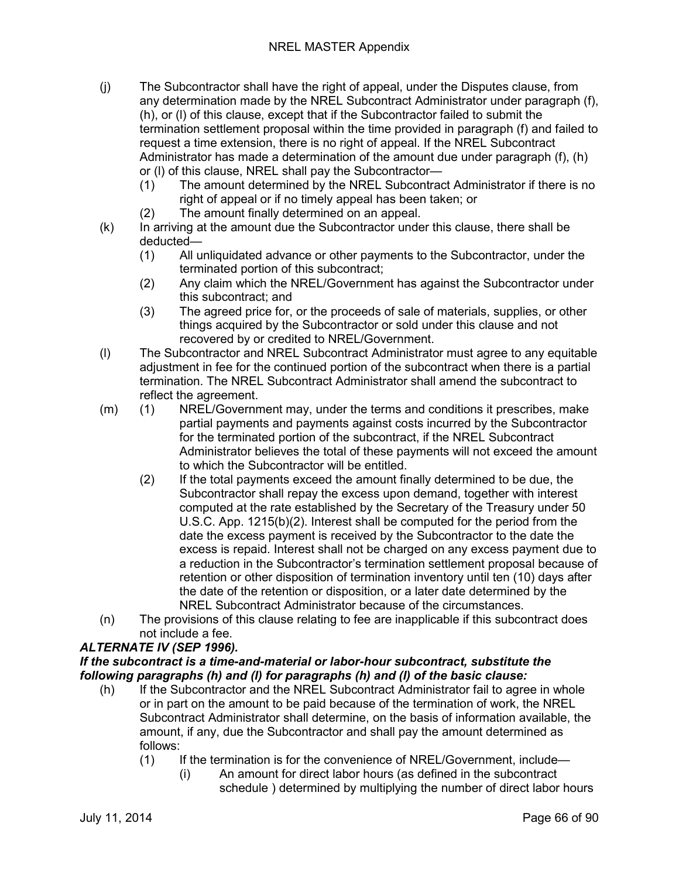(j) The Subcontractor shall have the right of appeal, under the Disputes clause, from any determination made by the NREL Subcontract Administrator under paragraph (f), (h), or (l) of this clause, except that if the Subcontractor failed to submit the termination settlement proposal within the time provided in paragraph (f) and failed to request a time extension, there is no right of appeal. If the NREL Subcontract Administrator has made a determination of the amount due under paragraph (f), (h) or (l) of this clause, NREL shall pay the Subcontractor—

  (1) The amount determined by the NREL Subcontract Administrator if there is no right of appeal or if no timely appeal has been taken; or

  (2) The amount finally determined on an appeal.

(k) In arriving at the amount due the Subcontractor under this clause, there shall be deducted—

  (1) All unliquidated advance or other payments to the Subcontractor, under the terminated portion of this subcontract;

  (2) Any claim which the NREL/Government has against the Subcontractor under this subcontract; and

  (3) The agreed price for, or the proceeds of sale of materials, supplies, or other things acquired by the Subcontractor or sold under this clause and not recovered by or credited to NREL/Government.

(l) The Subcontractor and NREL Subcontract Administrator must agree to any equitable adjustment in fee for the continued portion of the subcontract when there is a partial termination. The NREL Subcontract Administrator shall amend the subcontract to reflect the agreement.

(m) (1) NREL/Government may, under the terms and conditions it prescribes, make partial payments and payments against costs incurred by the Subcontractor for the terminated portion of the subcontract, if the NREL Subcontract Administrator believes the total of these payments will not exceed the amount to which the Subcontractor will be entitled.

  (2) If the total payments exceed the amount finally determined to be due, the Subcontractor shall repay the excess upon demand, together with interest computed at the rate established by the Secretary of the Treasury under 50 U.S.C. App. 1215(b)(2). Interest shall be computed for the period from the date the excess payment is received by the Subcontractor to the date the excess is repaid. Interest shall not be charged on any excess payment due to a reduction in the Subcontractor's termination settlement proposal because of retention or other disposition of termination inventory until ten (10) days after the date of the retention or disposition, or a later date determined by the NREL Subcontract Administrator because of the circumstances.

(n) The provisions of this clause relating to fee are inapplicable if this subcontract does not include a fee.

***ALTERNATE IV (SEP 1996).***

***If the subcontract is a time-and-material or labor-hour subcontract, substitute the following paragraphs (h) and (l) for paragraphs (h) and (l) of the basic clause:***

(h) If the Subcontractor and the NREL Subcontract Administrator fail to agree in whole or in part on the amount to be paid because of the termination of work, the NREL Subcontract Administrator shall determine, on the basis of information available, the amount, if any, due the Subcontractor and shall pay the amount determined as follows:

  (1) If the termination is for the convenience of NREL/Government, include—

    (i) An amount for direct labor hours (as defined in the subcontract schedule ) determined by multiplying the number of direct labor hours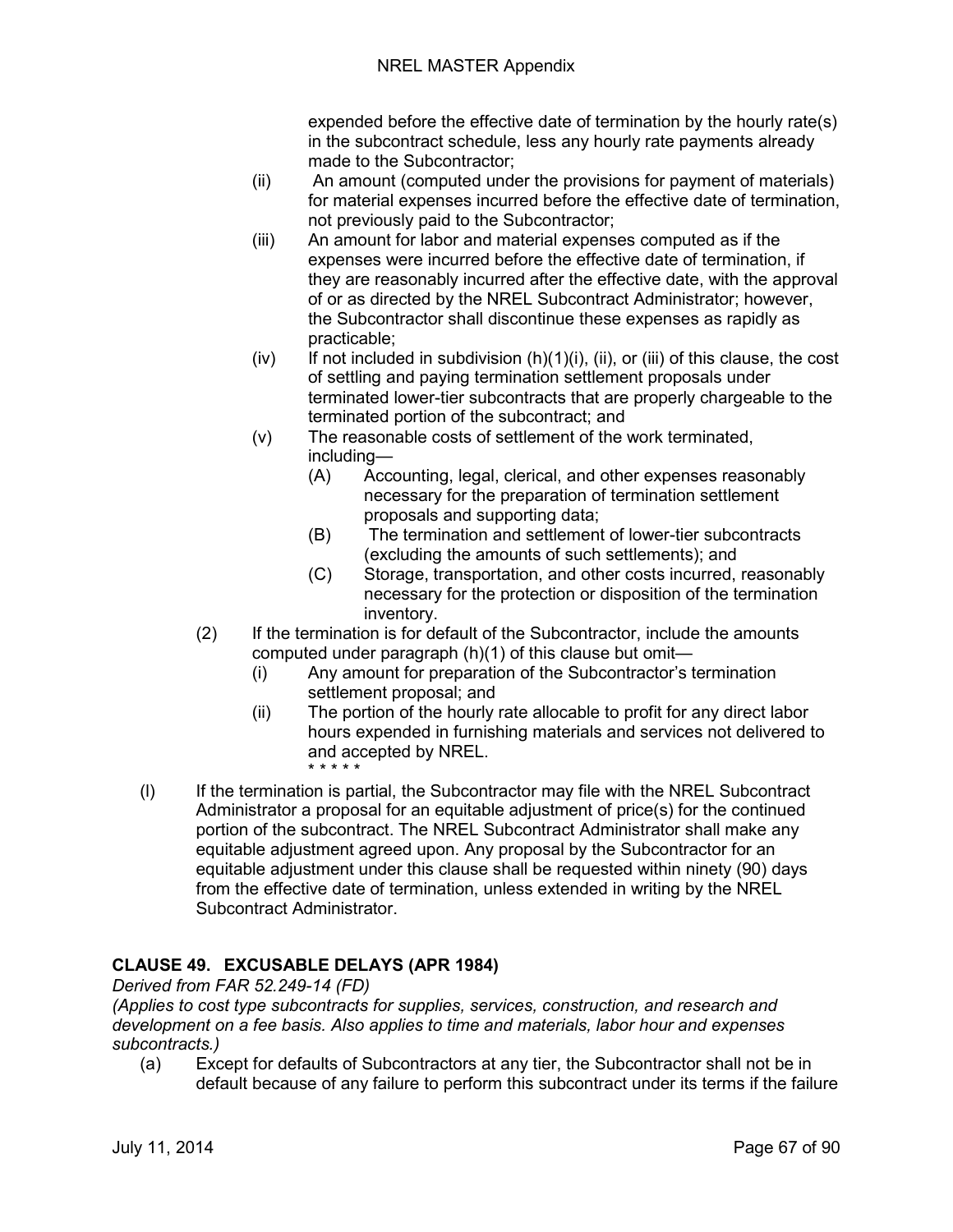expended before the effective date of termination by the hourly rate(s) in the subcontract schedule, less any hourly rate payments already made to the Subcontractor;

(ii) An amount (computed under the provisions for payment of materials) for material expenses incurred before the effective date of termination, not previously paid to the Subcontractor;

(iii) An amount for labor and material expenses computed as if the expenses were incurred before the effective date of termination, if they are reasonably incurred after the effective date, with the approval of or as directed by the NREL Subcontract Administrator; however, the Subcontractor shall discontinue these expenses as rapidly as practicable;

(iv) If not included in subdivision (h)(1)(i), (ii), or (iii) of this clause, the cost of settling and paying termination settlement proposals under terminated lower-tier subcontracts that are properly chargeable to the terminated portion of the subcontract; and

(v) The reasonable costs of settlement of the work terminated, including—

(A) Accounting, legal, clerical, and other expenses reasonably necessary for the preparation of termination settlement proposals and supporting data;

(B) The termination and settlement of lower-tier subcontracts (excluding the amounts of such settlements); and

(C) Storage, transportation, and other costs incurred, reasonably necessary for the protection or disposition of the termination inventory.

(2) If the termination is for default of the Subcontractor, include the amounts computed under paragraph (h)(1) of this clause but omit—

(i) Any amount for preparation of the Subcontractor's termination settlement proposal; and

(ii) The portion of the hourly rate allocable to profit for any direct labor hours expended in furnishing materials and services not delivered to and accepted by NREL.

\* \* \* \* \*

(l) If the termination is partial, the Subcontractor may file with the NREL Subcontract Administrator a proposal for an equitable adjustment of price(s) for the continued portion of the subcontract. The NREL Subcontract Administrator shall make any equitable adjustment agreed upon. Any proposal by the Subcontractor for an equitable adjustment under this clause shall be requested within ninety (90) days from the effective date of termination, unless extended in writing by the NREL Subcontract Administrator.

### CLAUSE 49. EXCUSABLE DELAYS (APR 1984)

*Derived from FAR 52.249-14 (FD)*

*(Applies to cost type subcontracts for supplies, services, construction, and research and development on a fee basis. Also applies to time and materials, labor hour and expenses subcontracts.)*

(a) Except for defaults of Subcontractors at any tier, the Subcontractor shall not be in default because of any failure to perform this subcontract under its terms if the failure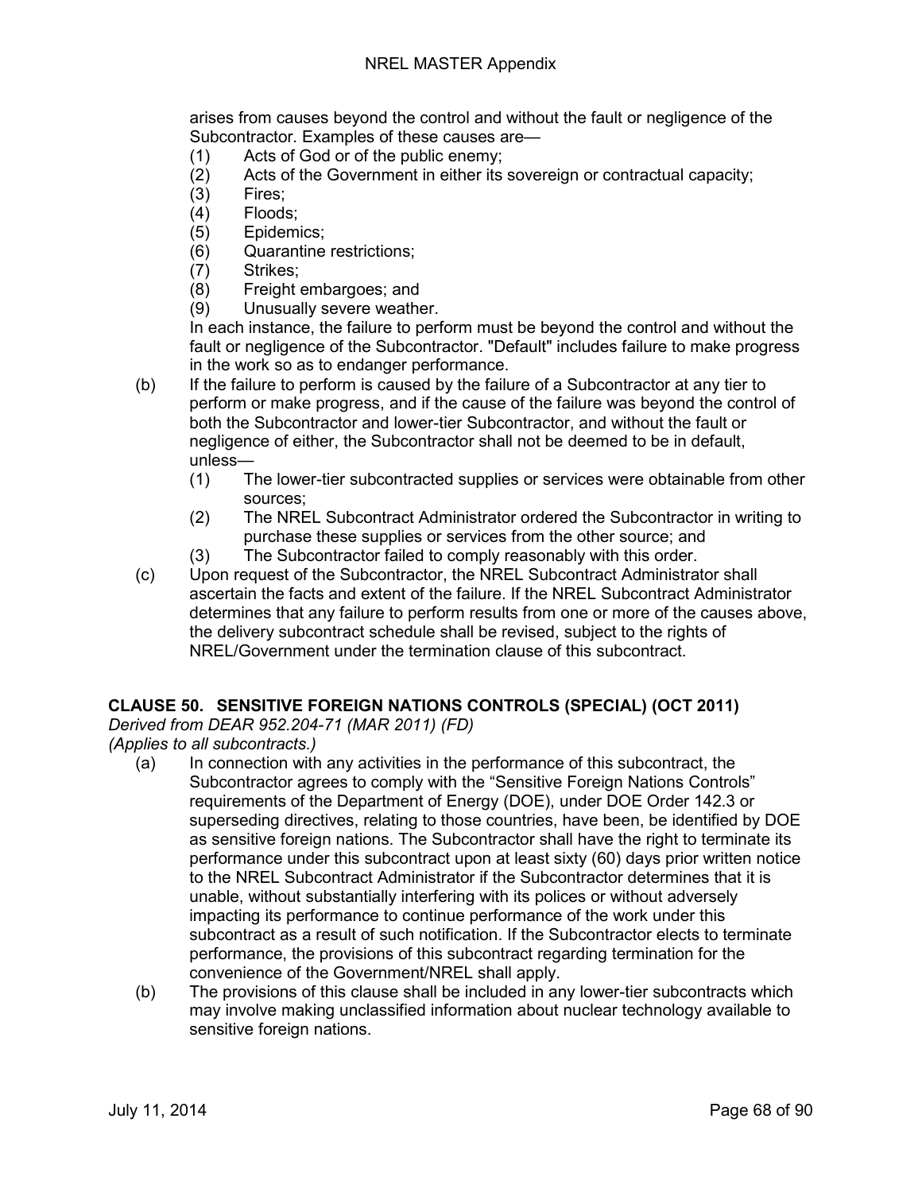arises from causes beyond the control and without the fault or negligence of the Subcontractor. Examples of these causes are—

(1) Acts of God or of the public enemy;
(2) Acts of the Government in either its sovereign or contractual capacity;
(3) Fires;
(4) Floods;
(5) Epidemics;
(6) Quarantine restrictions;
(7) Strikes;
(8) Freight embargoes; and
(9) Unusually severe weather.

In each instance, the failure to perform must be beyond the control and without the fault or negligence of the Subcontractor. "Default" includes failure to make progress in the work so as to endanger performance.

(b) If the failure to perform is caused by the failure of a Subcontractor at any tier to perform or make progress, and if the cause of the failure was beyond the control of both the Subcontractor and lower-tier Subcontractor, and without the fault or negligence of either, the Subcontractor shall not be deemed to be in default, unless—

(1) The lower-tier subcontracted supplies or services were obtainable from other sources;
(2) The NREL Subcontract Administrator ordered the Subcontractor in writing to purchase these supplies or services from the other source; and
(3) The Subcontractor failed to comply reasonably with this order.

(c) Upon request of the Subcontractor, the NREL Subcontract Administrator shall ascertain the facts and extent of the failure. If the NREL Subcontract Administrator determines that any failure to perform results from one or more of the causes above, the delivery subcontract schedule shall be revised, subject to the rights of NREL/Government under the termination clause of this subcontract.

## CLAUSE 50. SENSITIVE FOREIGN NATIONS CONTROLS (SPECIAL) (OCT 2011)

*Derived from DEAR 952.204-71 (MAR 2011) (FD)*
*(Applies to all subcontracts.)*

(a) In connection with any activities in the performance of this subcontract, the Subcontractor agrees to comply with the "Sensitive Foreign Nations Controls" requirements of the Department of Energy (DOE), under DOE Order 142.3 or superseding directives, relating to those countries, have been, be identified by DOE as sensitive foreign nations. The Subcontractor shall have the right to terminate its performance under this subcontract upon at least sixty (60) days prior written notice to the NREL Subcontract Administrator if the Subcontractor determines that it is unable, without substantially interfering with its polices or without adversely impacting its performance to continue performance of the work under this subcontract as a result of such notification. If the Subcontractor elects to terminate performance, the provisions of this subcontract regarding termination for the convenience of the Government/NREL shall apply.

(b) The provisions of this clause shall be included in any lower-tier subcontracts which may involve making unclassified information about nuclear technology available to sensitive foreign nations.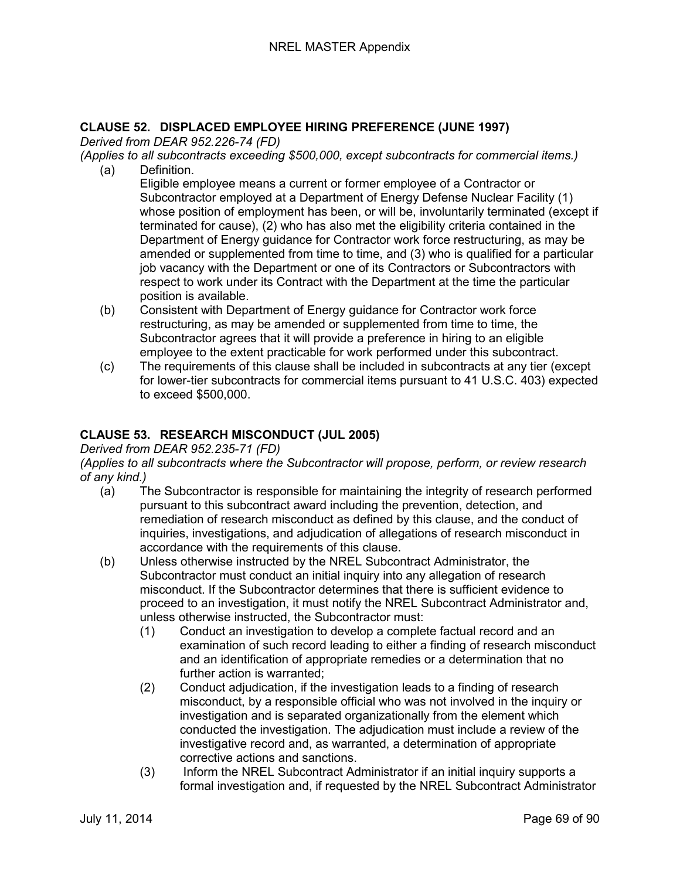### CLAUSE 52. DISPLACED EMPLOYEE HIRING PREFERENCE (JUNE 1997)

*Derived from DEAR 952.226-74 (FD)*

*(Applies to all subcontracts exceeding $500,000, except subcontracts for commercial items.)*

(a) Definition.
Eligible employee means a current or former employee of a Contractor or Subcontractor employed at a Department of Energy Defense Nuclear Facility (1) whose position of employment has been, or will be, involuntarily terminated (except if terminated for cause), (2) who has also met the eligibility criteria contained in the Department of Energy guidance for Contractor work force restructuring, as may be amended or supplemented from time to time, and (3) who is qualified for a particular job vacancy with the Department or one of its Contractors or Subcontractors with respect to work under its Contract with the Department at the time the particular position is available.

(b) Consistent with Department of Energy guidance for Contractor work force restructuring, as may be amended or supplemented from time to time, the Subcontractor agrees that it will provide a preference in hiring to an eligible employee to the extent practicable for work performed under this subcontract.

(c) The requirements of this clause shall be included in subcontracts at any tier (except for lower-tier subcontracts for commercial items pursuant to 41 U.S.C. 403) expected to exceed $500,000.

### CLAUSE 53. RESEARCH MISCONDUCT (JUL 2005)

*Derived from DEAR 952.235-71 (FD)*

*(Applies to all subcontracts where the Subcontractor will propose, perform, or review research of any kind.)*

(a) The Subcontractor is responsible for maintaining the integrity of research performed pursuant to this subcontract award including the prevention, detection, and remediation of research misconduct as defined by this clause, and the conduct of inquiries, investigations, and adjudication of allegations of research misconduct in accordance with the requirements of this clause.

(b) Unless otherwise instructed by the NREL Subcontract Administrator, the Subcontractor must conduct an initial inquiry into any allegation of research misconduct. If the Subcontractor determines that there is sufficient evidence to proceed to an investigation, it must notify the NREL Subcontract Administrator and, unless otherwise instructed, the Subcontractor must:

   (1) Conduct an investigation to develop a complete factual record and an examination of such record leading to either a finding of research misconduct and an identification of appropriate remedies or a determination that no further action is warranted;

   (2) Conduct adjudication, if the investigation leads to a finding of research misconduct, by a responsible official who was not involved in the inquiry or investigation and is separated organizationally from the element which conducted the investigation. The adjudication must include a review of the investigative record and, as warranted, a determination of appropriate corrective actions and sanctions.

   (3) Inform the NREL Subcontract Administrator if an initial inquiry supports a formal investigation and, if requested by the NREL Subcontract Administrator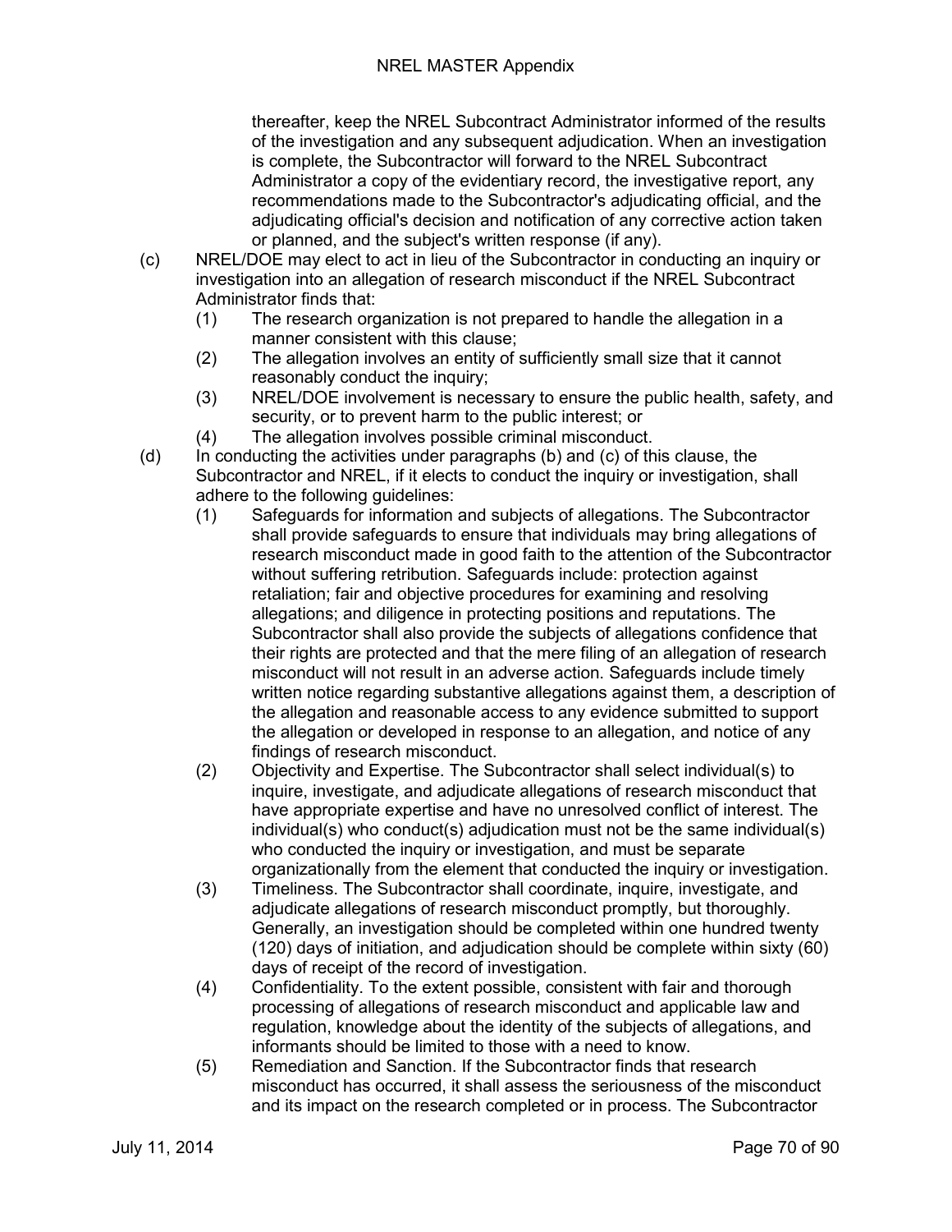thereafter, keep the NREL Subcontract Administrator informed of the results of the investigation and any subsequent adjudication. When an investigation is complete, the Subcontractor will forward to the NREL Subcontract Administrator a copy of the evidentiary record, the investigative report, any recommendations made to the Subcontractor's adjudicating official, and the adjudicating official's decision and notification of any corrective action taken or planned, and the subject's written response (if any).

(c) NREL/DOE may elect to act in lieu of the Subcontractor in conducting an inquiry or investigation into an allegation of research misconduct if the NREL Subcontract Administrator finds that:

(1) The research organization is not prepared to handle the allegation in a manner consistent with this clause;

(2) The allegation involves an entity of sufficiently small size that it cannot reasonably conduct the inquiry;

(3) NREL/DOE involvement is necessary to ensure the public health, safety, and security, or to prevent harm to the public interest; or

(4) The allegation involves possible criminal misconduct.

(d) In conducting the activities under paragraphs (b) and (c) of this clause, the Subcontractor and NREL, if it elects to conduct the inquiry or investigation, shall adhere to the following guidelines:

(1) Safeguards for information and subjects of allegations. The Subcontractor shall provide safeguards to ensure that individuals may bring allegations of research misconduct made in good faith to the attention of the Subcontractor without suffering retribution. Safeguards include: protection against retaliation; fair and objective procedures for examining and resolving allegations; and diligence in protecting positions and reputations. The Subcontractor shall also provide the subjects of allegations confidence that their rights are protected and that the mere filing of an allegation of research misconduct will not result in an adverse action. Safeguards include timely written notice regarding substantive allegations against them, a description of the allegation and reasonable access to any evidence submitted to support the allegation or developed in response to an allegation, and notice of any findings of research misconduct.

(2) Objectivity and Expertise. The Subcontractor shall select individual(s) to inquire, investigate, and adjudicate allegations of research misconduct that have appropriate expertise and have no unresolved conflict of interest. The individual(s) who conduct(s) adjudication must not be the same individual(s) who conducted the inquiry or investigation, and must be separate organizationally from the element that conducted the inquiry or investigation.

(3) Timeliness. The Subcontractor shall coordinate, inquire, investigate, and adjudicate allegations of research misconduct promptly, but thoroughly. Generally, an investigation should be completed within one hundred twenty (120) days of initiation, and adjudication should be complete within sixty (60) days of receipt of the record of investigation.

(4) Confidentiality. To the extent possible, consistent with fair and thorough processing of allegations of research misconduct and applicable law and regulation, knowledge about the identity of the subjects of allegations, and informants should be limited to those with a need to know.

(5) Remediation and Sanction. If the Subcontractor finds that research misconduct has occurred, it shall assess the seriousness of the misconduct and its impact on the research completed or in process. The Subcontractor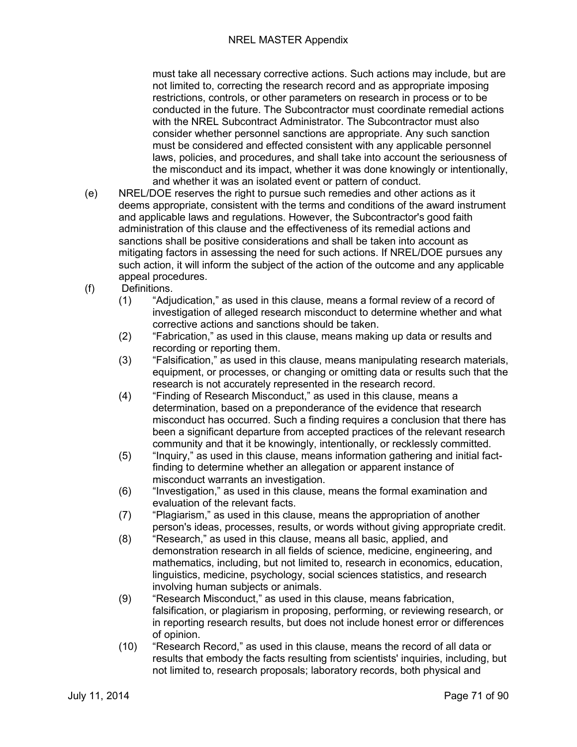must take all necessary corrective actions. Such actions may include, but are not limited to, correcting the research record and as appropriate imposing restrictions, controls, or other parameters on research in process or to be conducted in the future. The Subcontractor must coordinate remedial actions with the NREL Subcontract Administrator. The Subcontractor must also consider whether personnel sanctions are appropriate. Any such sanction must be considered and effected consistent with any applicable personnel laws, policies, and procedures, and shall take into account the seriousness of the misconduct and its impact, whether it was done knowingly or intentionally, and whether it was an isolated event or pattern of conduct.

(e) NREL/DOE reserves the right to pursue such remedies and other actions as it deems appropriate, consistent with the terms and conditions of the award instrument and applicable laws and regulations. However, the Subcontractor's good faith administration of this clause and the effectiveness of its remedial actions and sanctions shall be positive considerations and shall be taken into account as mitigating factors in assessing the need for such actions. If NREL/DOE pursues any such action, it will inform the subject of the action of the outcome and any applicable appeal procedures.

(f) Definitions.

(1) "Adjudication," as used in this clause, means a formal review of a record of investigation of alleged research misconduct to determine whether and what corrective actions and sanctions should be taken.

(2) "Fabrication," as used in this clause, means making up data or results and recording or reporting them.

(3) "Falsification," as used in this clause, means manipulating research materials, equipment, or processes, or changing or omitting data or results such that the research is not accurately represented in the research record.

(4) "Finding of Research Misconduct," as used in this clause, means a determination, based on a preponderance of the evidence that research misconduct has occurred. Such a finding requires a conclusion that there has been a significant departure from accepted practices of the relevant research community and that it be knowingly, intentionally, or recklessly committed.

(5) "Inquiry," as used in this clause, means information gathering and initial fact-finding to determine whether an allegation or apparent instance of misconduct warrants an investigation.

(6) "Investigation," as used in this clause, means the formal examination and evaluation of the relevant facts.

(7) "Plagiarism," as used in this clause, means the appropriation of another person's ideas, processes, results, or words without giving appropriate credit.

(8) "Research," as used in this clause, means all basic, applied, and demonstration research in all fields of science, medicine, engineering, and mathematics, including, but not limited to, research in economics, education, linguistics, medicine, psychology, social sciences statistics, and research involving human subjects or animals.

(9) "Research Misconduct," as used in this clause, means fabrication, falsification, or plagiarism in proposing, performing, or reviewing research, or in reporting research results, but does not include honest error or differences of opinion.

(10) "Research Record," as used in this clause, means the record of all data or results that embody the facts resulting from scientists' inquiries, including, but not limited to, research proposals; laboratory records, both physical and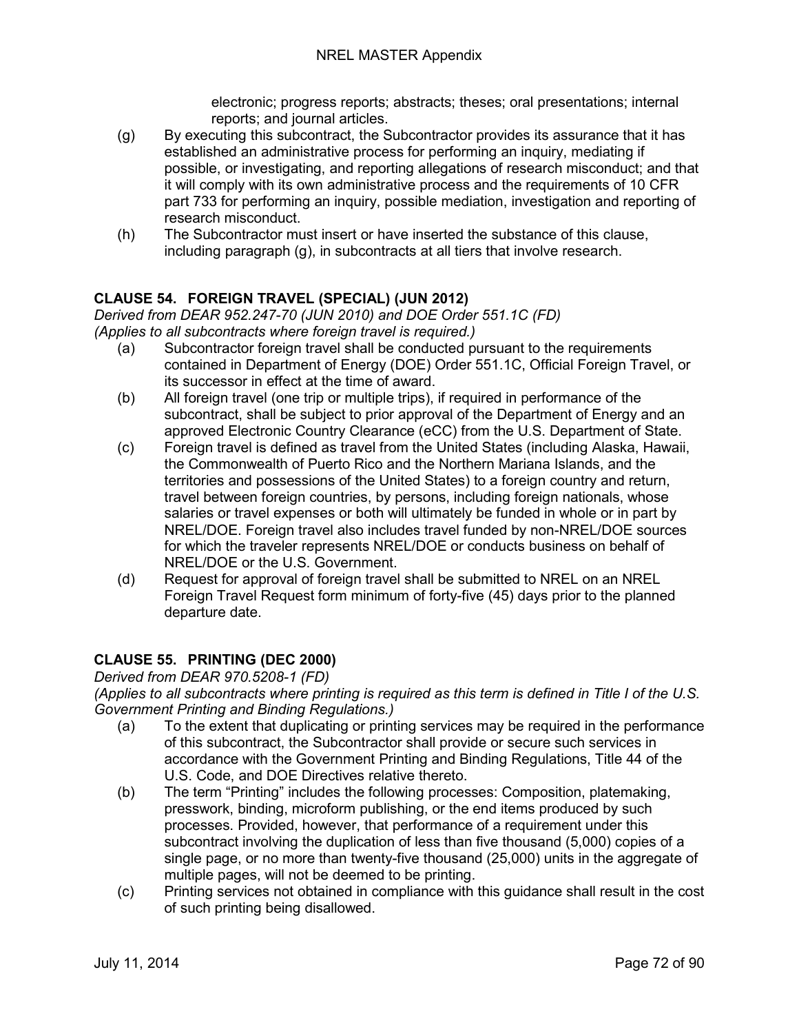electronic; progress reports; abstracts; theses; oral presentations; internal reports; and journal articles.

(g) By executing this subcontract, the Subcontractor provides its assurance that it has established an administrative process for performing an inquiry, mediating if possible, or investigating, and reporting allegations of research misconduct; and that it will comply with its own administrative process and the requirements of 10 CFR part 733 for performing an inquiry, possible mediation, investigation and reporting of research misconduct.

(h) The Subcontractor must insert or have inserted the substance of this clause, including paragraph (g), in subcontracts at all tiers that involve research.

## CLAUSE 54. FOREIGN TRAVEL (SPECIAL) (JUN 2012)

*Derived from DEAR 952.247-70 (JUN 2010) and DOE Order 551.1C (FD)*
*(Applies to all subcontracts where foreign travel is required.)*

(a) Subcontractor foreign travel shall be conducted pursuant to the requirements contained in Department of Energy (DOE) Order 551.1C, Official Foreign Travel, or its successor in effect at the time of award.

(b) All foreign travel (one trip or multiple trips), if required in performance of the subcontract, shall be subject to prior approval of the Department of Energy and an approved Electronic Country Clearance (eCC) from the U.S. Department of State.

(c) Foreign travel is defined as travel from the United States (including Alaska, Hawaii, the Commonwealth of Puerto Rico and the Northern Mariana Islands, and the territories and possessions of the United States) to a foreign country and return, travel between foreign countries, by persons, including foreign nationals, whose salaries or travel expenses or both will ultimately be funded in whole or in part by NREL/DOE. Foreign travel also includes travel funded by non-NREL/DOE sources for which the traveler represents NREL/DOE or conducts business on behalf of NREL/DOE or the U.S. Government.

(d) Request for approval of foreign travel shall be submitted to NREL on an NREL Foreign Travel Request form minimum of forty-five (45) days prior to the planned departure date.

## CLAUSE 55. PRINTING (DEC 2000)

*Derived from DEAR 970.5208-1 (FD)*
*(Applies to all subcontracts where printing is required as this term is defined in Title I of the U.S. Government Printing and Binding Regulations.)*

(a) To the extent that duplicating or printing services may be required in the performance of this subcontract, the Subcontractor shall provide or secure such services in accordance with the Government Printing and Binding Regulations, Title 44 of the U.S. Code, and DOE Directives relative thereto.

(b) The term "Printing" includes the following processes: Composition, platemaking, presswork, binding, microform publishing, or the end items produced by such processes. Provided, however, that performance of a requirement under this subcontract involving the duplication of less than five thousand (5,000) copies of a single page, or no more than twenty-five thousand (25,000) units in the aggregate of multiple pages, will not be deemed to be printing.

(c) Printing services not obtained in compliance with this guidance shall result in the cost of such printing being disallowed.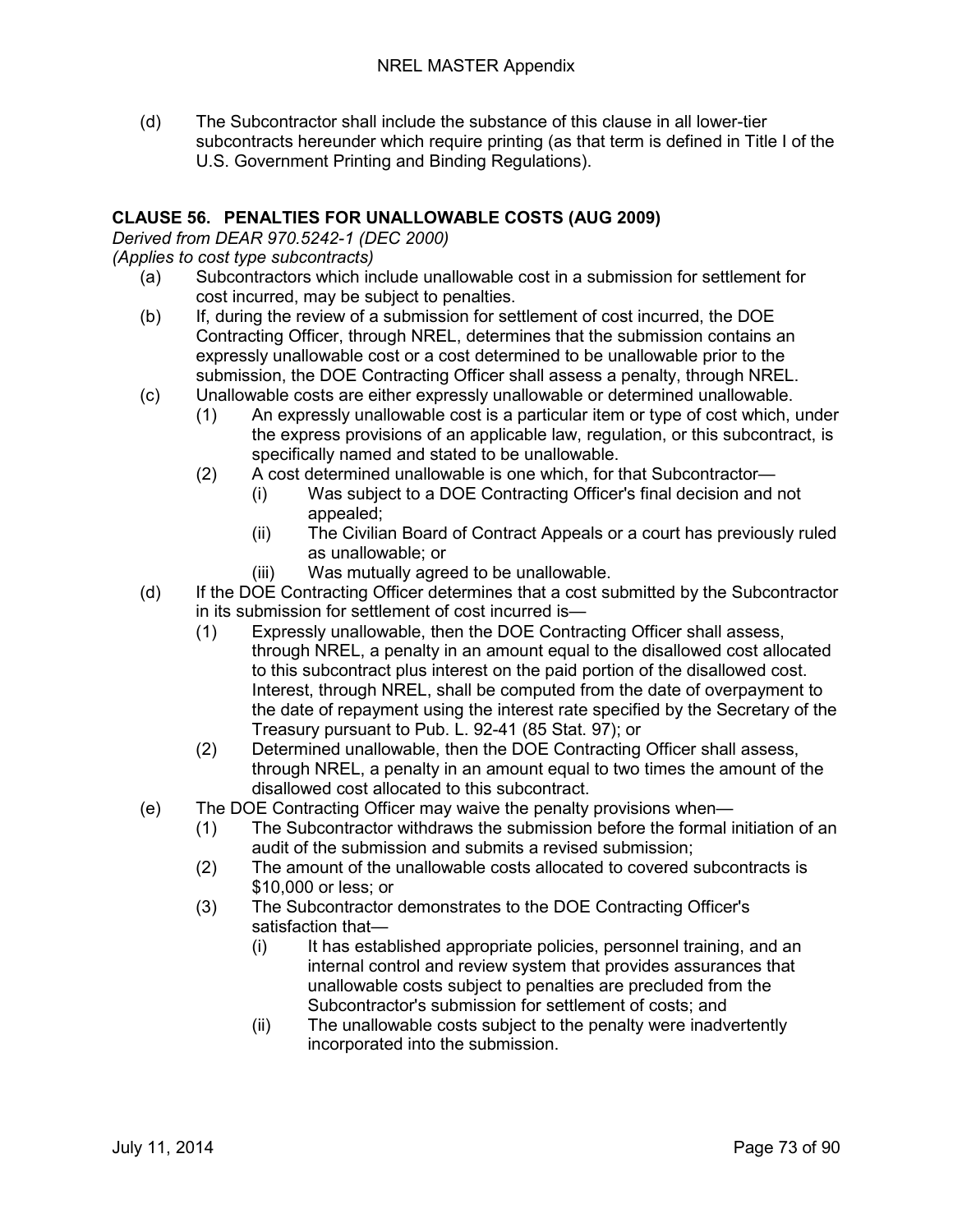(d) The Subcontractor shall include the substance of this clause in all lower-tier subcontracts hereunder which require printing (as that term is defined in Title I of the U.S. Government Printing and Binding Regulations).

## CLAUSE 56. PENALTIES FOR UNALLOWABLE COSTS (AUG 2009)

*Derived from DEAR 970.5242-1 (DEC 2000)*
*(Applies to cost type subcontracts)*

(a) Subcontractors which include unallowable cost in a submission for settlement for cost incurred, may be subject to penalties.

(b) If, during the review of a submission for settlement of cost incurred, the DOE Contracting Officer, through NREL, determines that the submission contains an expressly unallowable cost or a cost determined to be unallowable prior to the submission, the DOE Contracting Officer shall assess a penalty, through NREL.

(c) Unallowable costs are either expressly unallowable or determined unallowable.

- (1) An expressly unallowable cost is a particular item or type of cost which, under the express provisions of an applicable law, regulation, or this subcontract, is specifically named and stated to be unallowable.
- (2) A cost determined unallowable is one which, for that Subcontractor—
  - (i) Was subject to a DOE Contracting Officer's final decision and not appealed;
  - (ii) The Civilian Board of Contract Appeals or a court has previously ruled as unallowable; or
  - (iii) Was mutually agreed to be unallowable.

(d) If the DOE Contracting Officer determines that a cost submitted by the Subcontractor in its submission for settlement of cost incurred is—

- (1) Expressly unallowable, then the DOE Contracting Officer shall assess, through NREL, a penalty in an amount equal to the disallowed cost allocated to this subcontract plus interest on the paid portion of the disallowed cost. Interest, through NREL, shall be computed from the date of overpayment to the date of repayment using the interest rate specified by the Secretary of the Treasury pursuant to Pub. L. 92-41 (85 Stat. 97); or
- (2) Determined unallowable, then the DOE Contracting Officer shall assess, through NREL, a penalty in an amount equal to two times the amount of the disallowed cost allocated to this subcontract.

(e) The DOE Contracting Officer may waive the penalty provisions when—

- (1) The Subcontractor withdraws the submission before the formal initiation of an audit of the submission and submits a revised submission;
- (2) The amount of the unallowable costs allocated to covered subcontracts is $10,000 or less; or
- (3) The Subcontractor demonstrates to the DOE Contracting Officer's satisfaction that—
  - (i) It has established appropriate policies, personnel training, and an internal control and review system that provides assurances that unallowable costs subject to penalties are precluded from the Subcontractor's submission for settlement of costs; and
  - (ii) The unallowable costs subject to the penalty were inadvertently incorporated into the submission.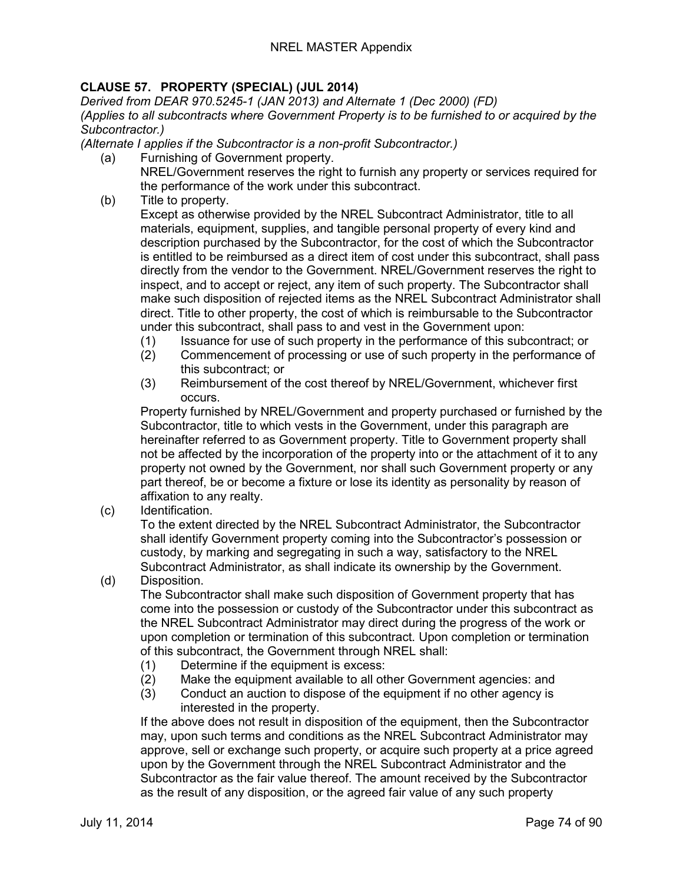### CLAUSE 57. PROPERTY (SPECIAL) (JUL 2014)

*Derived from DEAR 970.5245-1 (JAN 2013) and Alternate 1 (Dec 2000) (FD)*
*(Applies to all subcontracts where Government Property is to be furnished to or acquired by the Subcontractor.)*
*(Alternate I applies if the Subcontractor is a non-profit Subcontractor.)*

(a) Furnishing of Government property.
NREL/Government reserves the right to furnish any property or services required for the performance of the work under this subcontract.

(b) Title to property.
Except as otherwise provided by the NREL Subcontract Administrator, title to all materials, equipment, supplies, and tangible personal property of every kind and description purchased by the Subcontractor, for the cost of which the Subcontractor is entitled to be reimbursed as a direct item of cost under this subcontract, shall pass directly from the vendor to the Government. NREL/Government reserves the right to inspect, and to accept or reject, any item of such property. The Subcontractor shall make such disposition of rejected items as the NREL Subcontract Administrator shall direct. Title to other property, the cost of which is reimbursable to the Subcontractor under this subcontract, shall pass to and vest in the Government upon:

(1) Issuance for use of such property in the performance of this subcontract; or
(2) Commencement of processing or use of such property in the performance of this subcontract; or
(3) Reimbursement of the cost thereof by NREL/Government, whichever first occurs.

Property furnished by NREL/Government and property purchased or furnished by the Subcontractor, title to which vests in the Government, under this paragraph are hereinafter referred to as Government property. Title to Government property shall not be affected by the incorporation of the property into or the attachment of it to any property not owned by the Government, nor shall such Government property or any part thereof, be or become a fixture or lose its identity as personality by reason of affixation to any realty.

(c) Identification.
To the extent directed by the NREL Subcontract Administrator, the Subcontractor shall identify Government property coming into the Subcontractor's possession or custody, by marking and segregating in such a way, satisfactory to the NREL Subcontract Administrator, as shall indicate its ownership by the Government.

(d) Disposition.
The Subcontractor shall make such disposition of Government property that has come into the possession or custody of the Subcontractor under this subcontract as the NREL Subcontract Administrator may direct during the progress of the work or upon completion or termination of this subcontract. Upon completion or termination of this subcontract, the Government through NREL shall:

(1) Determine if the equipment is excess:
(2) Make the equipment available to all other Government agencies: and
(3) Conduct an auction to dispose of the equipment if no other agency is interested in the property.

If the above does not result in disposition of the equipment, then the Subcontractor may, upon such terms and conditions as the NREL Subcontract Administrator may approve, sell or exchange such property, or acquire such property at a price agreed upon by the Government through the NREL Subcontract Administrator and the Subcontractor as the fair value thereof. The amount received by the Subcontractor as the result of any disposition, or the agreed fair value of any such property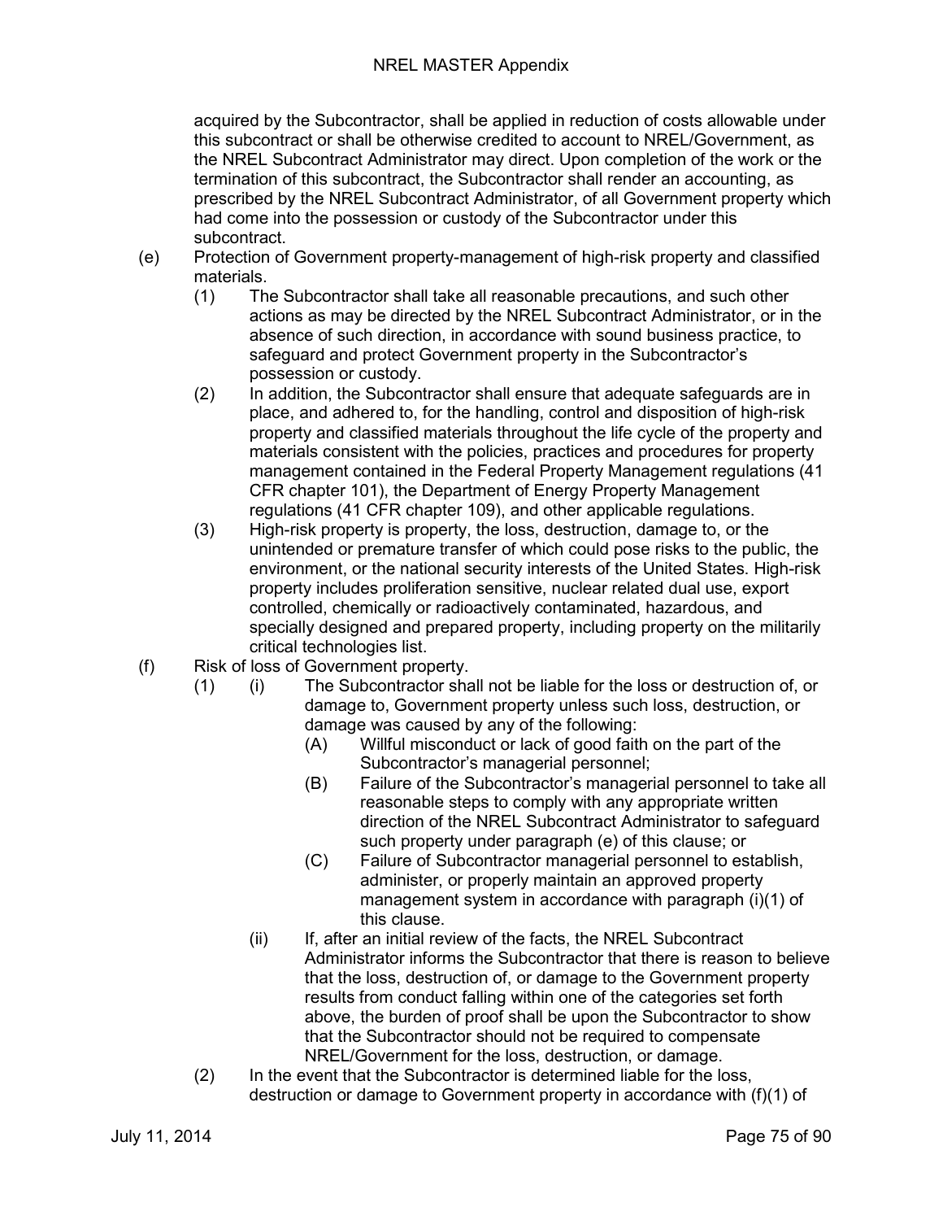acquired by the Subcontractor, shall be applied in reduction of costs allowable under this subcontract or shall be otherwise credited to account to NREL/Government, as the NREL Subcontract Administrator may direct. Upon completion of the work or the termination of this subcontract, the Subcontractor shall render an accounting, as prescribed by the NREL Subcontract Administrator, of all Government property which had come into the possession or custody of the Subcontractor under this subcontract.

(e) Protection of Government property-management of high-risk property and classified materials.

(1) The Subcontractor shall take all reasonable precautions, and such other actions as may be directed by the NREL Subcontract Administrator, or in the absence of such direction, in accordance with sound business practice, to safeguard and protect Government property in the Subcontractor's possession or custody.

(2) In addition, the Subcontractor shall ensure that adequate safeguards are in place, and adhered to, for the handling, control and disposition of high-risk property and classified materials throughout the life cycle of the property and materials consistent with the policies, practices and procedures for property management contained in the Federal Property Management regulations (41 CFR chapter 101), the Department of Energy Property Management regulations (41 CFR chapter 109), and other applicable regulations.

(3) High-risk property is property, the loss, destruction, damage to, or the unintended or premature transfer of which could pose risks to the public, the environment, or the national security interests of the United States. High-risk property includes proliferation sensitive, nuclear related dual use, export controlled, chemically or radioactively contaminated, hazardous, and specially designed and prepared property, including property on the militarily critical technologies list.

(f) Risk of loss of Government property.

(1) (i) The Subcontractor shall not be liable for the loss or destruction of, or damage to, Government property unless such loss, destruction, or damage was caused by any of the following:

(A) Willful misconduct or lack of good faith on the part of the Subcontractor's managerial personnel;

(B) Failure of the Subcontractor's managerial personnel to take all reasonable steps to comply with any appropriate written direction of the NREL Subcontract Administrator to safeguard such property under paragraph (e) of this clause; or

(C) Failure of Subcontractor managerial personnel to establish, administer, or properly maintain an approved property management system in accordance with paragraph (i)(1) of this clause.

(ii) If, after an initial review of the facts, the NREL Subcontract Administrator informs the Subcontractor that there is reason to believe that the loss, destruction of, or damage to the Government property results from conduct falling within one of the categories set forth above, the burden of proof shall be upon the Subcontractor to show that the Subcontractor should not be required to compensate NREL/Government for the loss, destruction, or damage.

(2) In the event that the Subcontractor is determined liable for the loss, destruction or damage to Government property in accordance with (f)(1) of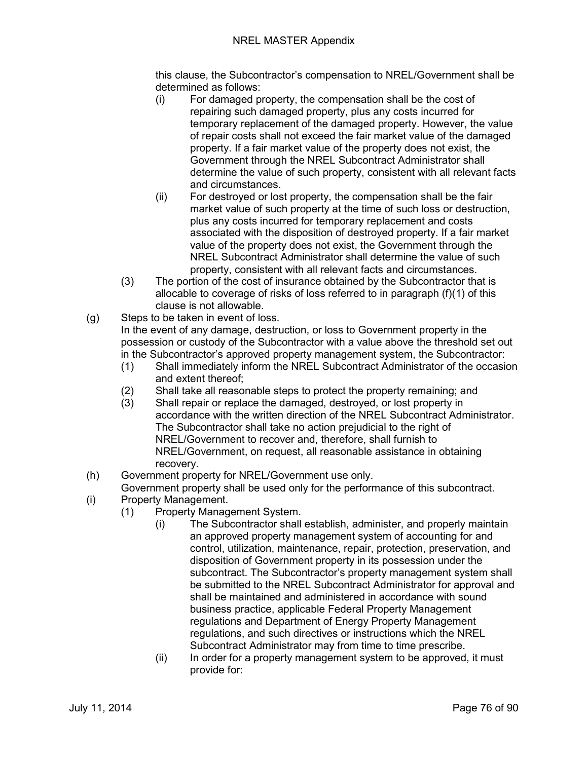this clause, the Subcontractor's compensation to NREL/Government shall be determined as follows:

- (i) For damaged property, the compensation shall be the cost of repairing such damaged property, plus any costs incurred for temporary replacement of the damaged property. However, the value of repair costs shall not exceed the fair market value of the damaged property. If a fair market value of the property does not exist, the Government through the NREL Subcontract Administrator shall determine the value of such property, consistent with all relevant facts and circumstances.
- (ii) For destroyed or lost property, the compensation shall be the fair market value of such property at the time of such loss or destruction, plus any costs incurred for temporary replacement and costs associated with the disposition of destroyed property. If a fair market value of the property does not exist, the Government through the NREL Subcontract Administrator shall determine the value of such property, consistent with all relevant facts and circumstances.

(3) The portion of the cost of insurance obtained by the Subcontractor that is allocable to coverage of risks of loss referred to in paragraph (f)(1) of this clause is not allowable.

(g) Steps to be taken in event of loss.
In the event of any damage, destruction, or loss to Government property in the possession or custody of the Subcontractor with a value above the threshold set out in the Subcontractor's approved property management system, the Subcontractor:

- (1) Shall immediately inform the NREL Subcontract Administrator of the occasion and extent thereof;
- (2) Shall take all reasonable steps to protect the property remaining; and
- (3) Shall repair or replace the damaged, destroyed, or lost property in accordance with the written direction of the NREL Subcontract Administrator. The Subcontractor shall take no action prejudicial to the right of NREL/Government to recover and, therefore, shall furnish to NREL/Government, on request, all reasonable assistance in obtaining recovery.

(h) Government property for NREL/Government use only.
Government property shall be used only for the performance of this subcontract.

(i) Property Management.

(1) Property Management System.

- (i) The Subcontractor shall establish, administer, and properly maintain an approved property management system of accounting for and control, utilization, maintenance, repair, protection, preservation, and disposition of Government property in its possession under the subcontract. The Subcontractor's property management system shall be submitted to the NREL Subcontract Administrator for approval and shall be maintained and administered in accordance with sound business practice, applicable Federal Property Management regulations and Department of Energy Property Management regulations, and such directives or instructions which the NREL Subcontract Administrator may from time to time prescribe.
- (ii) In order for a property management system to be approved, it must provide for: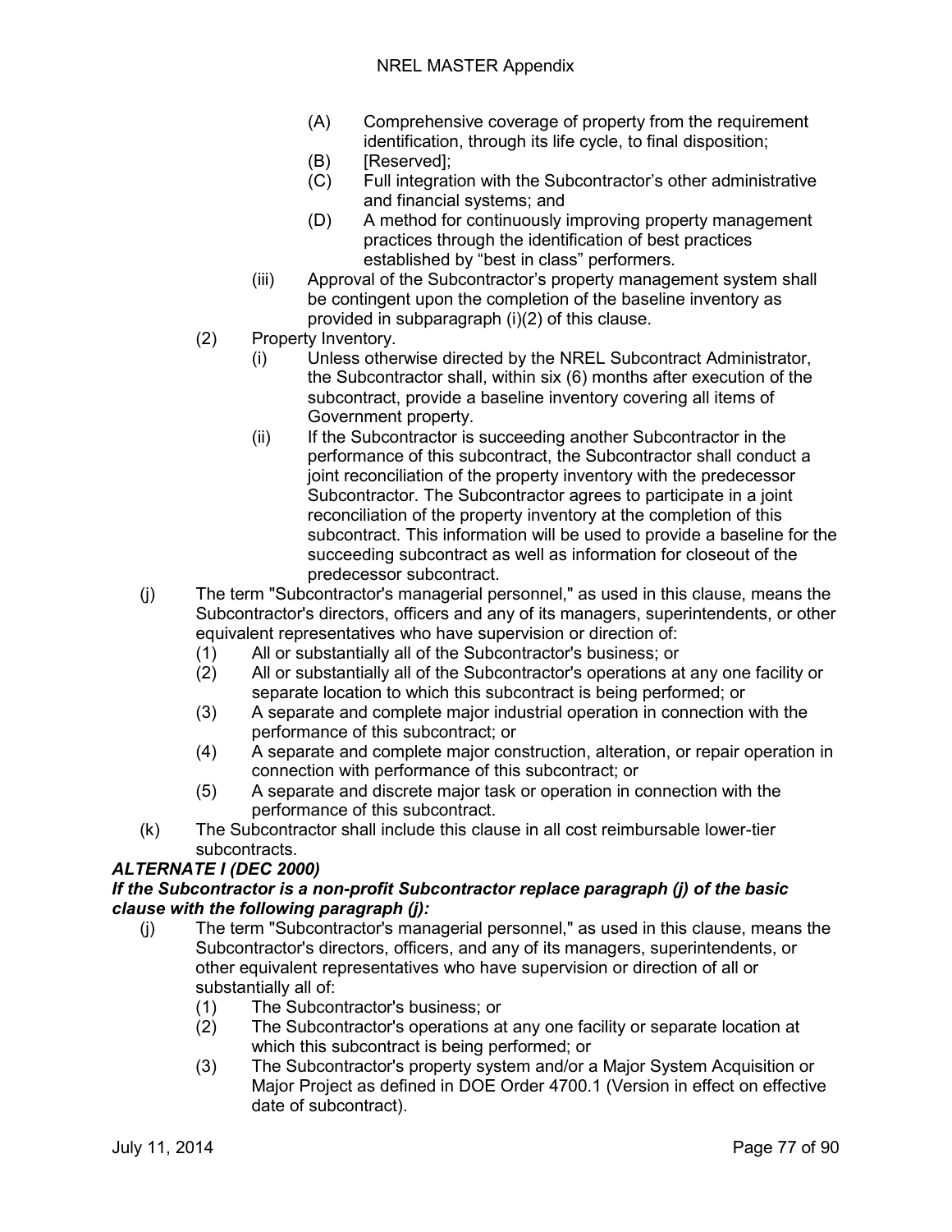(A) Comprehensive coverage of property from the requirement identification, through its life cycle, to final disposition;

(B) [Reserved];

(C) Full integration with the Subcontractor's other administrative and financial systems; and

(D) A method for continuously improving property management practices through the identification of best practices established by "best in class" performers.

(iii) Approval of the Subcontractor's property management system shall be contingent upon the completion of the baseline inventory as provided in subparagraph (i)(2) of this clause.

(2) Property Inventory.

(i) Unless otherwise directed by the NREL Subcontract Administrator, the Subcontractor shall, within six (6) months after execution of the subcontract, provide a baseline inventory covering all items of Government property.

(ii) If the Subcontractor is succeeding another Subcontractor in the performance of this subcontract, the Subcontractor shall conduct a joint reconciliation of the property inventory with the predecessor Subcontractor. The Subcontractor agrees to participate in a joint reconciliation of the property inventory at the completion of this subcontract. This information will be used to provide a baseline for the succeeding subcontract as well as information for closeout of the predecessor subcontract.

(j) The term "Subcontractor's managerial personnel," as used in this clause, means the Subcontractor's directors, officers and any of its managers, superintendents, or other equivalent representatives who have supervision or direction of:

(1) All or substantially all of the Subcontractor's business; or

(2) All or substantially all of the Subcontractor's operations at any one facility or separate location to which this subcontract is being performed; or

(3) A separate and complete major industrial operation in connection with the performance of this subcontract; or

(4) A separate and complete major construction, alteration, or repair operation in connection with performance of this subcontract; or

(5) A separate and discrete major task or operation in connection with the performance of this subcontract.

(k) The Subcontractor shall include this clause in all cost reimbursable lower-tier subcontracts.

***ALTERNATE I (DEC 2000)***

***If the Subcontractor is a non-profit Subcontractor replace paragraph (j) of the basic clause with the following paragraph (j):***

(j) The term "Subcontractor's managerial personnel," as used in this clause, means the Subcontractor's directors, officers, and any of its managers, superintendents, or other equivalent representatives who have supervision or direction of all or substantially all of:

(1) The Subcontractor's business; or

(2) The Subcontractor's operations at any one facility or separate location at which this subcontract is being performed; or

(3) The Subcontractor's property system and/or a Major System Acquisition or Major Project as defined in DOE Order 4700.1 (Version in effect on effective date of subcontract).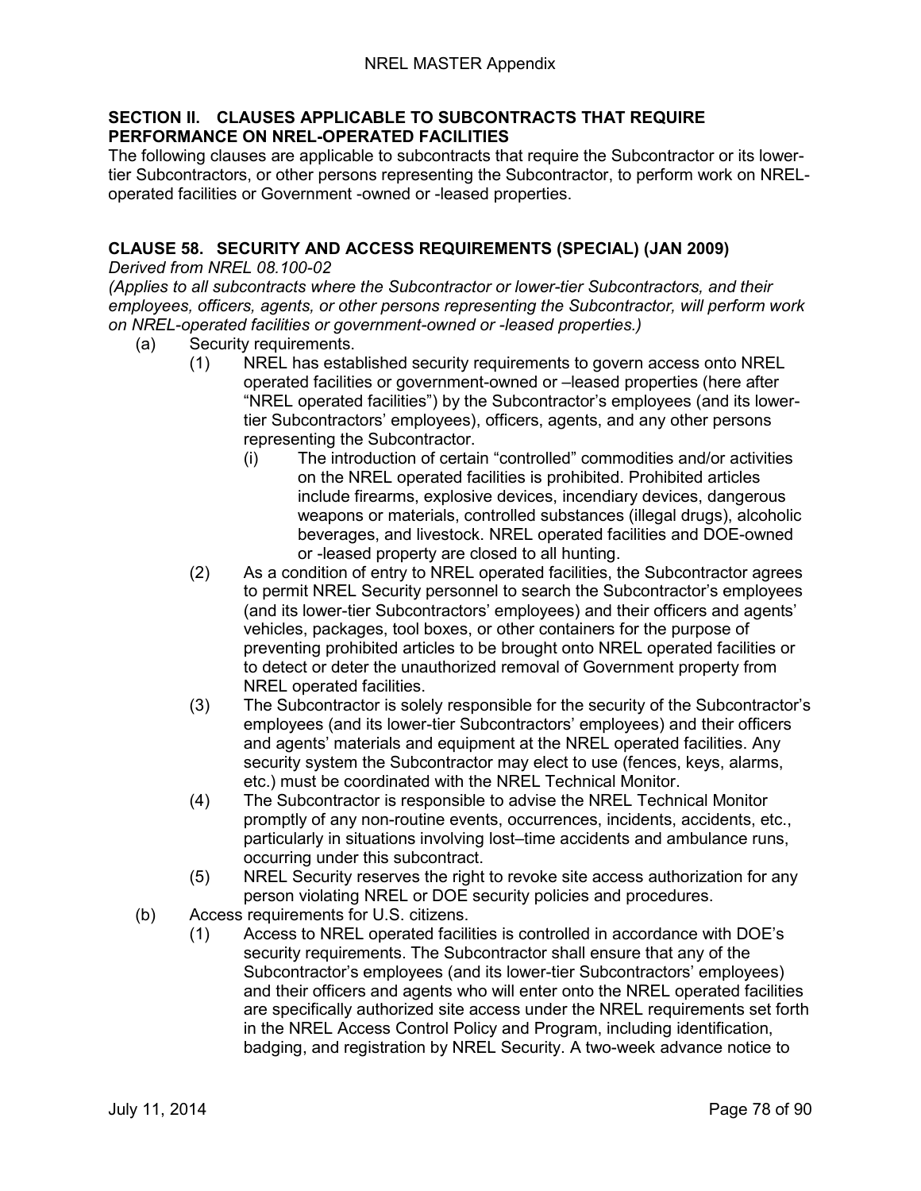## SECTION II. CLAUSES APPLICABLE TO SUBCONTRACTS THAT REQUIRE PERFORMANCE ON NREL-OPERATED FACILITIES

The following clauses are applicable to subcontracts that require the Subcontractor or its lower-tier Subcontractors, or other persons representing the Subcontractor, to perform work on NREL-operated facilities or Government -owned or -leased properties.

### CLAUSE 58. SECURITY AND ACCESS REQUIREMENTS (SPECIAL) (JAN 2009)

*Derived from NREL 08.100-02*

*(Applies to all subcontracts where the Subcontractor or lower-tier Subcontractors, and their employees, officers, agents, or other persons representing the Subcontractor, will perform work on NREL-operated facilities or government-owned or -leased properties.)*

(a) Security requirements.

(1) NREL has established security requirements to govern access onto NREL operated facilities or government-owned or –leased properties (here after "NREL operated facilities") by the Subcontractor's employees (and its lower-tier Subcontractors' employees), officers, agents, and any other persons representing the Subcontractor.

(i) The introduction of certain "controlled" commodities and/or activities on the NREL operated facilities is prohibited. Prohibited articles include firearms, explosive devices, incendiary devices, dangerous weapons or materials, controlled substances (illegal drugs), alcoholic beverages, and livestock. NREL operated facilities and DOE-owned or -leased property are closed to all hunting.

(2) As a condition of entry to NREL operated facilities, the Subcontractor agrees to permit NREL Security personnel to search the Subcontractor's employees (and its lower-tier Subcontractors' employees) and their officers and agents' vehicles, packages, tool boxes, or other containers for the purpose of preventing prohibited articles to be brought onto NREL operated facilities or to detect or deter the unauthorized removal of Government property from NREL operated facilities.

(3) The Subcontractor is solely responsible for the security of the Subcontractor's employees (and its lower-tier Subcontractors' employees) and their officers and agents' materials and equipment at the NREL operated facilities. Any security system the Subcontractor may elect to use (fences, keys, alarms, etc.) must be coordinated with the NREL Technical Monitor.

(4) The Subcontractor is responsible to advise the NREL Technical Monitor promptly of any non-routine events, occurrences, incidents, accidents, etc., particularly in situations involving lost–time accidents and ambulance runs, occurring under this subcontract.

(5) NREL Security reserves the right to revoke site access authorization for any person violating NREL or DOE security policies and procedures.

(b) Access requirements for U.S. citizens.

(1) Access to NREL operated facilities is controlled in accordance with DOE's security requirements. The Subcontractor shall ensure that any of the Subcontractor's employees (and its lower-tier Subcontractors' employees) and their officers and agents who will enter onto the NREL operated facilities are specifically authorized site access under the NREL requirements set forth in the NREL Access Control Policy and Program, including identification, badging, and registration by NREL Security. A two-week advance notice to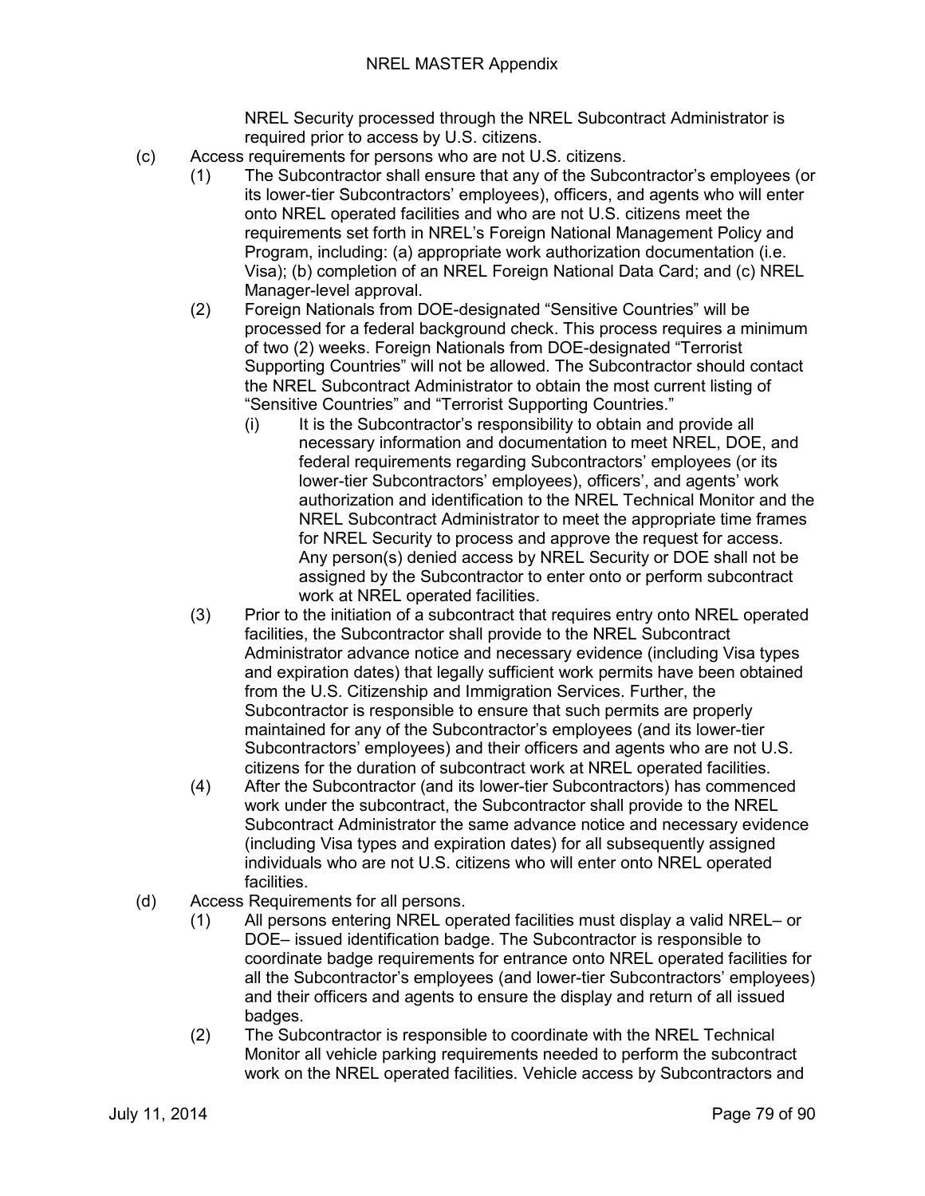NREL Security processed through the NREL Subcontract Administrator is required prior to access by U.S. citizens.

(c) Access requirements for persons who are not U.S. citizens.

(1) The Subcontractor shall ensure that any of the Subcontractor's employees (or its lower-tier Subcontractors' employees), officers, and agents who will enter onto NREL operated facilities and who are not U.S. citizens meet the requirements set forth in NREL's Foreign National Management Policy and Program, including: (a) appropriate work authorization documentation (i.e. Visa); (b) completion of an NREL Foreign National Data Card; and (c) NREL Manager-level approval.

(2) Foreign Nationals from DOE-designated "Sensitive Countries" will be processed for a federal background check. This process requires a minimum of two (2) weeks. Foreign Nationals from DOE-designated "Terrorist Supporting Countries" will not be allowed. The Subcontractor should contact the NREL Subcontract Administrator to obtain the most current listing of "Sensitive Countries" and "Terrorist Supporting Countries."

(i) It is the Subcontractor's responsibility to obtain and provide all necessary information and documentation to meet NREL, DOE, and federal requirements regarding Subcontractors' employees (or its lower-tier Subcontractors' employees), officers', and agents' work authorization and identification to the NREL Technical Monitor and the NREL Subcontract Administrator to meet the appropriate time frames for NREL Security to process and approve the request for access. Any person(s) denied access by NREL Security or DOE shall not be assigned by the Subcontractor to enter onto or perform subcontract work at NREL operated facilities.

(3) Prior to the initiation of a subcontract that requires entry onto NREL operated facilities, the Subcontractor shall provide to the NREL Subcontract Administrator advance notice and necessary evidence (including Visa types and expiration dates) that legally sufficient work permits have been obtained from the U.S. Citizenship and Immigration Services. Further, the Subcontractor is responsible to ensure that such permits are properly maintained for any of the Subcontractor's employees (and its lower-tier Subcontractors' employees) and their officers and agents who are not U.S. citizens for the duration of subcontract work at NREL operated facilities.

(4) After the Subcontractor (and its lower-tier Subcontractors) has commenced work under the subcontract, the Subcontractor shall provide to the NREL Subcontract Administrator the same advance notice and necessary evidence (including Visa types and expiration dates) for all subsequently assigned individuals who are not U.S. citizens who will enter onto NREL operated facilities.

(d) Access Requirements for all persons.

(1) All persons entering NREL operated facilities must display a valid NREL– or DOE– issued identification badge. The Subcontractor is responsible to coordinate badge requirements for entrance onto NREL operated facilities for all the Subcontractor's employees (and lower-tier Subcontractors' employees) and their officers and agents to ensure the display and return of all issued badges.

(2) The Subcontractor is responsible to coordinate with the NREL Technical Monitor all vehicle parking requirements needed to perform the subcontract work on the NREL operated facilities. Vehicle access by Subcontractors and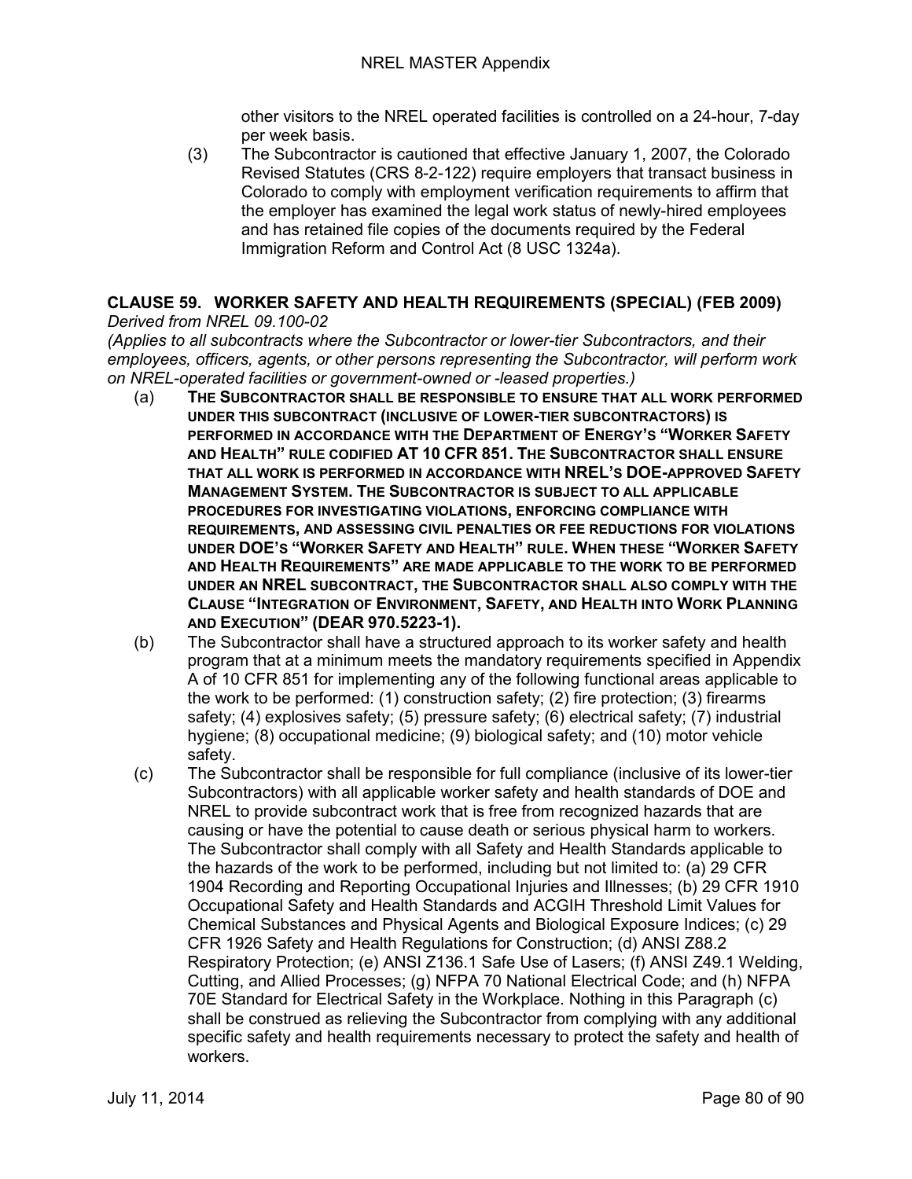other visitors to the NREL operated facilities is controlled on a 24-hour, 7-day per week basis.

(3) The Subcontractor is cautioned that effective January 1, 2007, the Colorado Revised Statutes (CRS 8-2-122) require employers that transact business in Colorado to comply with employment verification requirements to affirm that the employer has examined the legal work status of newly-hired employees and has retained file copies of the documents required by the Federal Immigration Reform and Control Act (8 USC 1324a).

## CLAUSE 59. WORKER SAFETY AND HEALTH REQUIREMENTS (SPECIAL) (FEB 2009)

*Derived from NREL 09.100-02*

*(Applies to all subcontracts where the Subcontractor or lower-tier Subcontractors, and their employees, officers, agents, or other persons representing the Subcontractor, will perform work on NREL-operated facilities or government-owned or -leased properties.)*

(a) **THE SUBCONTRACTOR SHALL BE RESPONSIBLE TO ENSURE THAT ALL WORK PERFORMED UNDER THIS SUBCONTRACT (INCLUSIVE OF LOWER-TIER SUBCONTRACTORS) IS PERFORMED IN ACCORDANCE WITH THE DEPARTMENT OF ENERGY'S "WORKER SAFETY AND HEALTH" RULE CODIFIED AT 10 CFR 851. THE SUBCONTRACTOR SHALL ENSURE THAT ALL WORK IS PERFORMED IN ACCORDANCE WITH NREL'S DOE-APPROVED SAFETY MANAGEMENT SYSTEM. THE SUBCONTRACTOR IS SUBJECT TO ALL APPLICABLE PROCEDURES FOR INVESTIGATING VIOLATIONS, ENFORCING COMPLIANCE WITH REQUIREMENTS, AND ASSESSING CIVIL PENALTIES OR FEE REDUCTIONS FOR VIOLATIONS UNDER DOE'S "WORKER SAFETY AND HEALTH" RULE. WHEN THESE "WORKER SAFETY AND HEALTH REQUIREMENTS" ARE MADE APPLICABLE TO THE WORK TO BE PERFORMED UNDER AN NREL SUBCONTRACT, THE SUBCONTRACTOR SHALL ALSO COMPLY WITH THE CLAUSE "INTEGRATION OF ENVIRONMENT, SAFETY, AND HEALTH INTO WORK PLANNING AND EXECUTION" (DEAR 970.5223-1).**

(b) The Subcontractor shall have a structured approach to its worker safety and health program that at a minimum meets the mandatory requirements specified in Appendix A of 10 CFR 851 for implementing any of the following functional areas applicable to the work to be performed: (1) construction safety; (2) fire protection; (3) firearms safety; (4) explosives safety; (5) pressure safety; (6) electrical safety; (7) industrial hygiene; (8) occupational medicine; (9) biological safety; and (10) motor vehicle safety.

(c) The Subcontractor shall be responsible for full compliance (inclusive of its lower-tier Subcontractors) with all applicable worker safety and health standards of DOE and NREL to provide subcontract work that is free from recognized hazards that are causing or have the potential to cause death or serious physical harm to workers. The Subcontractor shall comply with all Safety and Health Standards applicable to the hazards of the work to be performed, including but not limited to: (a) 29 CFR 1904 Recording and Reporting Occupational Injuries and Illnesses; (b) 29 CFR 1910 Occupational Safety and Health Standards and ACGIH Threshold Limit Values for Chemical Substances and Physical Agents and Biological Exposure Indices; (c) 29 CFR 1926 Safety and Health Regulations for Construction; (d) ANSI Z88.2 Respiratory Protection; (e) ANSI Z136.1 Safe Use of Lasers; (f) ANSI Z49.1 Welding, Cutting, and Allied Processes; (g) NFPA 70 National Electrical Code; and (h) NFPA 70E Standard for Electrical Safety in the Workplace. Nothing in this Paragraph (c) shall be construed as relieving the Subcontractor from complying with any additional specific safety and health requirements necessary to protect the safety and health of workers.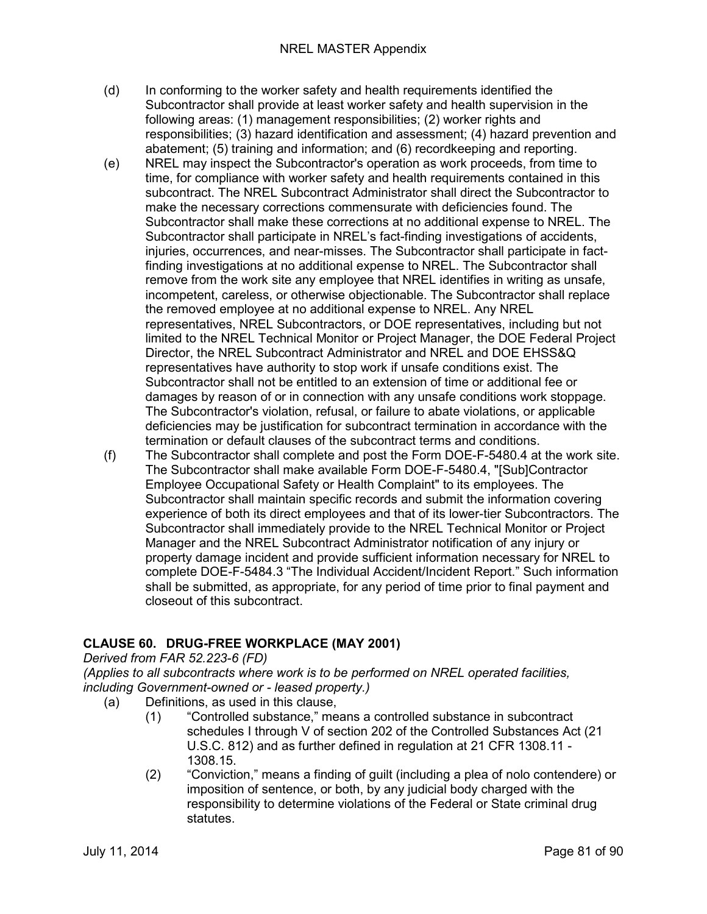(d) In conforming to the worker safety and health requirements identified the Subcontractor shall provide at least worker safety and health supervision in the following areas: (1) management responsibilities; (2) worker rights and responsibilities; (3) hazard identification and assessment; (4) hazard prevention and abatement; (5) training and information; and (6) recordkeeping and reporting.

(e) NREL may inspect the Subcontractor's operation as work proceeds, from time to time, for compliance with worker safety and health requirements contained in this subcontract. The NREL Subcontract Administrator shall direct the Subcontractor to make the necessary corrections commensurate with deficiencies found. The Subcontractor shall make these corrections at no additional expense to NREL. The Subcontractor shall participate in NREL's fact-finding investigations of accidents, injuries, occurrences, and near-misses. The Subcontractor shall participate in fact-finding investigations at no additional expense to NREL. The Subcontractor shall remove from the work site any employee that NREL identifies in writing as unsafe, incompetent, careless, or otherwise objectionable. The Subcontractor shall replace the removed employee at no additional expense to NREL. Any NREL representatives, NREL Subcontractors, or DOE representatives, including but not limited to the NREL Technical Monitor or Project Manager, the DOE Federal Project Director, the NREL Subcontract Administrator and NREL and DOE EHSS&Q representatives have authority to stop work if unsafe conditions exist. The Subcontractor shall not be entitled to an extension of time or additional fee or damages by reason of or in connection with any unsafe conditions work stoppage. The Subcontractor's violation, refusal, or failure to abate violations, or applicable deficiencies may be justification for subcontract termination in accordance with the termination or default clauses of the subcontract terms and conditions.

(f) The Subcontractor shall complete and post the Form DOE-F-5480.4 at the work site. The Subcontractor shall make available Form DOE-F-5480.4, "[Sub]Contractor Employee Occupational Safety or Health Complaint" to its employees. The Subcontractor shall maintain specific records and submit the information covering experience of both its direct employees and that of its lower-tier Subcontractors. The Subcontractor shall immediately provide to the NREL Technical Monitor or Project Manager and the NREL Subcontract Administrator notification of any injury or property damage incident and provide sufficient information necessary for NREL to complete DOE-F-5484.3 "The Individual Accident/Incident Report." Such information shall be submitted, as appropriate, for any period of time prior to final payment and closeout of this subcontract.

### CLAUSE 60. DRUG-FREE WORKPLACE (MAY 2001)

*Derived from FAR 52.223-6 (FD)*
*(Applies to all subcontracts where work is to be performed on NREL operated facilities, including Government-owned or - leased property.)*

(a) Definitions, as used in this clause,

(1) "Controlled substance," means a controlled substance in subcontract schedules I through V of section 202 of the Controlled Substances Act (21 U.S.C. 812) and as further defined in regulation at 21 CFR 1308.11 - 1308.15.

(2) "Conviction," means a finding of guilt (including a plea of nolo contendere) or imposition of sentence, or both, by any judicial body charged with the responsibility to determine violations of the Federal or State criminal drug statutes.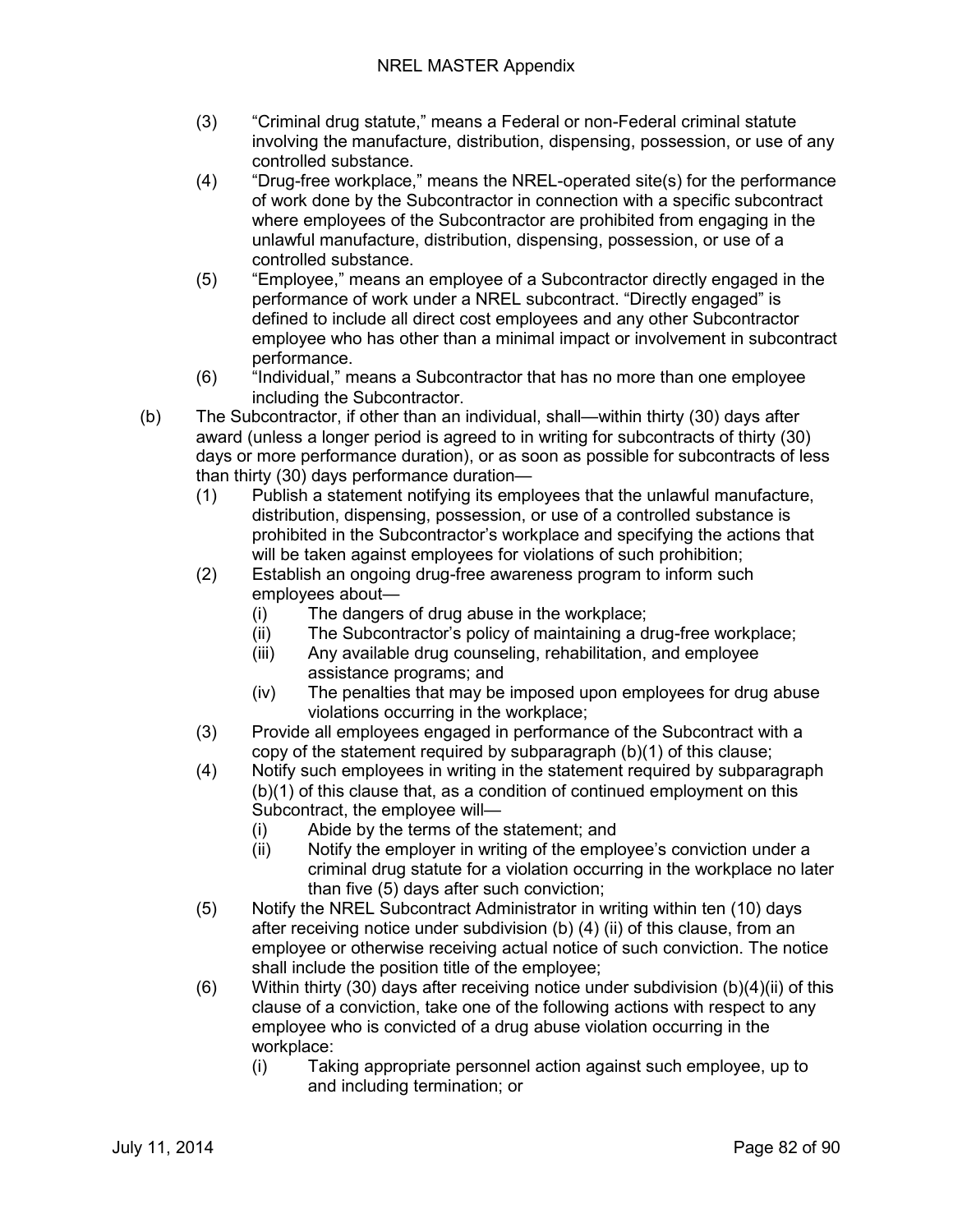(3) "Criminal drug statute," means a Federal or non-Federal criminal statute involving the manufacture, distribution, dispensing, possession, or use of any controlled substance.

(4) "Drug-free workplace," means the NREL-operated site(s) for the performance of work done by the Subcontractor in connection with a specific subcontract where employees of the Subcontractor are prohibited from engaging in the unlawful manufacture, distribution, dispensing, possession, or use of a controlled substance.

(5) "Employee," means an employee of a Subcontractor directly engaged in the performance of work under a NREL subcontract. "Directly engaged" is defined to include all direct cost employees and any other Subcontractor employee who has other than a minimal impact or involvement in subcontract performance.

(6) "Individual," means a Subcontractor that has no more than one employee including the Subcontractor.

(b) The Subcontractor, if other than an individual, shall—within thirty (30) days after award (unless a longer period is agreed to in writing for subcontracts of thirty (30) days or more performance duration), or as soon as possible for subcontracts of less than thirty (30) days performance duration—

(1) Publish a statement notifying its employees that the unlawful manufacture, distribution, dispensing, possession, or use of a controlled substance is prohibited in the Subcontractor's workplace and specifying the actions that will be taken against employees for violations of such prohibition;

(2) Establish an ongoing drug-free awareness program to inform such employees about—

(i) The dangers of drug abuse in the workplace;

(ii) The Subcontractor's policy of maintaining a drug-free workplace;

(iii) Any available drug counseling, rehabilitation, and employee assistance programs; and

(iv) The penalties that may be imposed upon employees for drug abuse violations occurring in the workplace;

(3) Provide all employees engaged in performance of the Subcontract with a copy of the statement required by subparagraph (b)(1) of this clause;

(4) Notify such employees in writing in the statement required by subparagraph (b)(1) of this clause that, as a condition of continued employment on this Subcontract, the employee will—

(i) Abide by the terms of the statement; and

(ii) Notify the employer in writing of the employee's conviction under a criminal drug statute for a violation occurring in the workplace no later than five (5) days after such conviction;

(5) Notify the NREL Subcontract Administrator in writing within ten (10) days after receiving notice under subdivision (b) (4) (ii) of this clause, from an employee or otherwise receiving actual notice of such conviction. The notice shall include the position title of the employee;

(6) Within thirty (30) days after receiving notice under subdivision (b)(4)(ii) of this clause of a conviction, take one of the following actions with respect to any employee who is convicted of a drug abuse violation occurring in the workplace:

(i) Taking appropriate personnel action against such employee, up to and including termination; or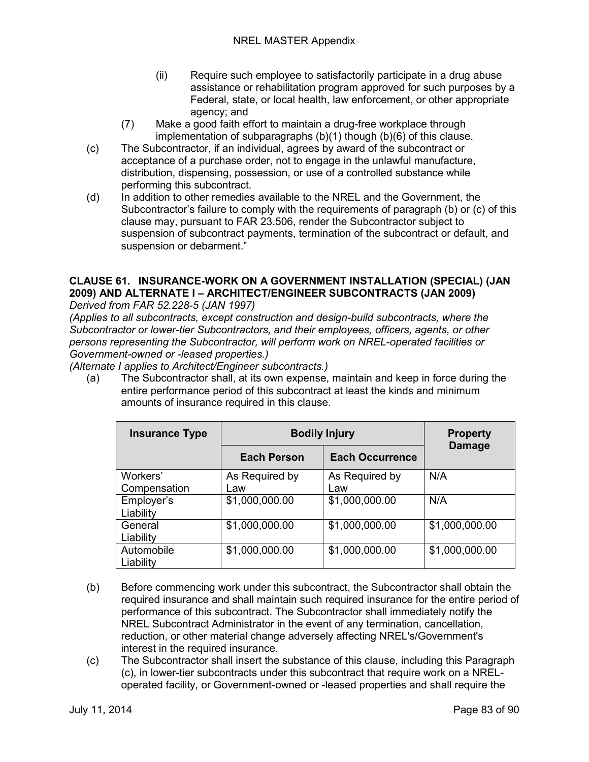(ii) Require such employee to satisfactorily participate in a drug abuse assistance or rehabilitation program approved for such purposes by a Federal, state, or local health, law enforcement, or other appropriate agency; and

(7) Make a good faith effort to maintain a drug-free workplace through implementation of subparagraphs (b)(1) though (b)(6) of this clause.

(c) The Subcontractor, if an individual, agrees by award of the subcontract or acceptance of a purchase order, not to engage in the unlawful manufacture, distribution, dispensing, possession, or use of a controlled substance while performing this subcontract.

(d) In addition to other remedies available to the NREL and the Government, the Subcontractor's failure to comply with the requirements of paragraph (b) or (c) of this clause may, pursuant to FAR 23.506, render the Subcontractor subject to suspension of subcontract payments, termination of the subcontract or default, and suspension or debarment."

**CLAUSE 61. INSURANCE-WORK ON A GOVERNMENT INSTALLATION (SPECIAL) (JAN 2009) AND ALTERNATE I – ARCHITECT/ENGINEER SUBCONTRACTS (JAN 2009)**

*Derived from FAR 52.228-5 (JAN 1997)*

*(Applies to all subcontracts, except construction and design-build subcontracts, where the Subcontractor or lower-tier Subcontractors, and their employees, officers, agents, or other persons representing the Subcontractor, will perform work on NREL-operated facilities or Government-owned or -leased properties.)*

*(Alternate I applies to Architect/Engineer subcontracts.)*

(a) The Subcontractor shall, at its own expense, maintain and keep in force during the entire performance period of this subcontract at least the kinds and minimum amounts of insurance required in this clause.

| Insurance Type | Bodily Injury | | Property Damage |
|---|---|---|---|
| | Each Person | Each Occurrence | |
| Workers' Compensation | As Required by Law | As Required by Law | N/A |
| Employer's Liability | $1,000,000.00 | $1,000,000.00 | N/A |
| General Liability | $1,000,000.00 | $1,000,000.00 | $1,000,000.00 |
| Automobile Liability | $1,000,000.00 | $1,000,000.00 | $1,000,000.00 |

(b) Before commencing work under this subcontract, the Subcontractor shall obtain the required insurance and shall maintain such required insurance for the entire period of performance of this subcontract. The Subcontractor shall immediately notify the NREL Subcontract Administrator in the event of any termination, cancellation, reduction, or other material change adversely affecting NREL's/Government's interest in the required insurance.

(c) The Subcontractor shall insert the substance of this clause, including this Paragraph (c), in lower-tier subcontracts under this subcontract that require work on a NREL-operated facility, or Government-owned or -leased properties and shall require the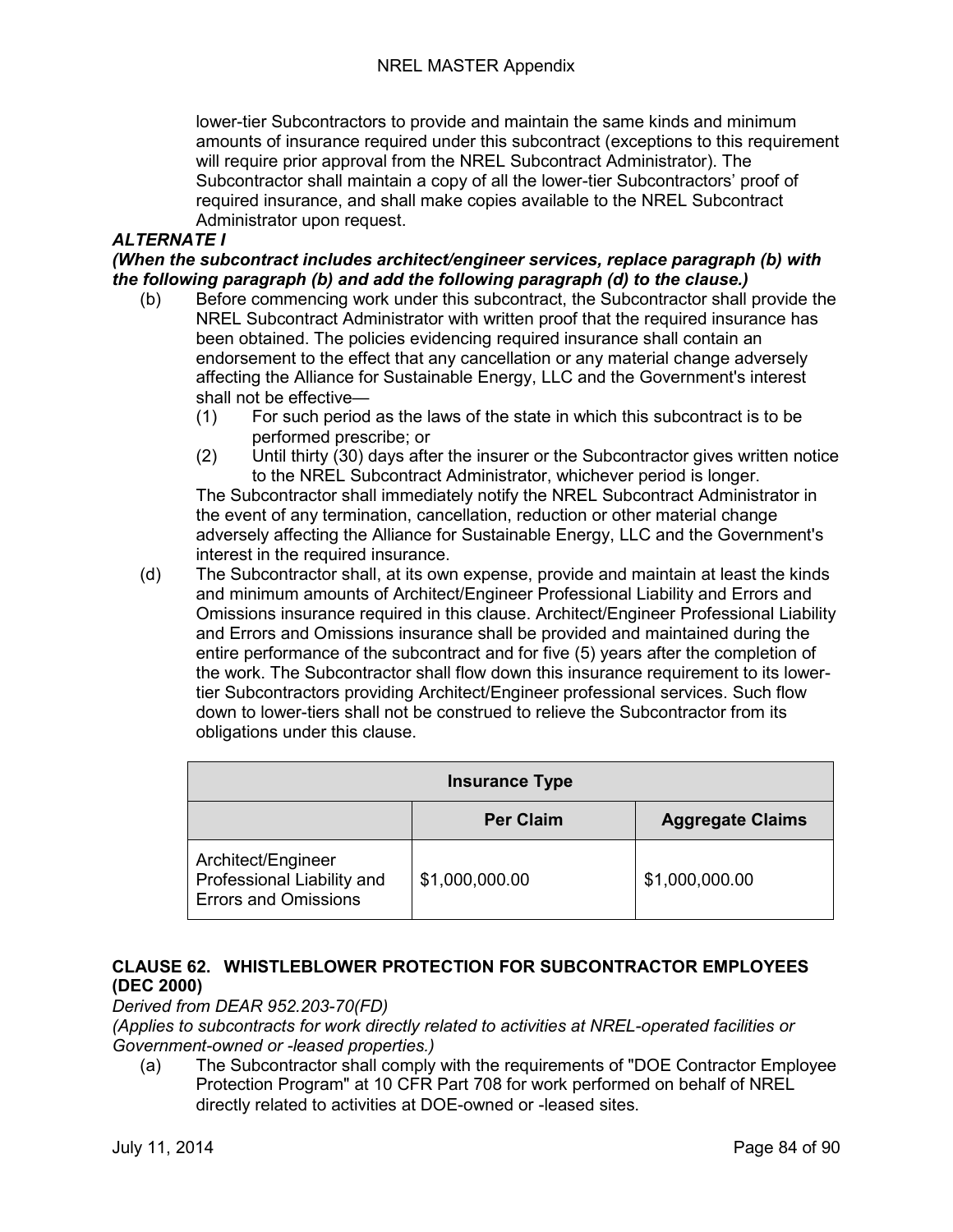lower-tier Subcontractors to provide and maintain the same kinds and minimum amounts of insurance required under this subcontract (exceptions to this requirement will require prior approval from the NREL Subcontract Administrator). The Subcontractor shall maintain a copy of all the lower-tier Subcontractors' proof of required insurance, and shall make copies available to the NREL Subcontract Administrator upon request.

***ALTERNATE I***

***(When the subcontract includes architect/engineer services, replace paragraph (b) with the following paragraph (b) and add the following paragraph (d) to the clause.)***

(b) Before commencing work under this subcontract, the Subcontractor shall provide the NREL Subcontract Administrator with written proof that the required insurance has been obtained. The policies evidencing required insurance shall contain an endorsement to the effect that any cancellation or any material change adversely affecting the Alliance for Sustainable Energy, LLC and the Government's interest shall not be effective—

(1) For such period as the laws of the state in which this subcontract is to be performed prescribe; or

(2) Until thirty (30) days after the insurer or the Subcontractor gives written notice to the NREL Subcontract Administrator, whichever period is longer.

The Subcontractor shall immediately notify the NREL Subcontract Administrator in the event of any termination, cancellation, reduction or other material change adversely affecting the Alliance for Sustainable Energy, LLC and the Government's interest in the required insurance.

(d) The Subcontractor shall, at its own expense, provide and maintain at least the kinds and minimum amounts of Architect/Engineer Professional Liability and Errors and Omissions insurance required in this clause. Architect/Engineer Professional Liability and Errors and Omissions insurance shall be provided and maintained during the entire performance of the subcontract and for five (5) years after the completion of the work. The Subcontractor shall flow down this insurance requirement to its lower-tier Subcontractors providing Architect/Engineer professional services. Such flow down to lower-tiers shall not be construed to relieve the Subcontractor from its obligations under this clause.

| Insurance Type | | |
|---|---|---|
| | **Per Claim** | **Aggregate Claims** |
| Architect/Engineer Professional Liability and Errors and Omissions | $1,000,000.00 | $1,000,000.00 |

## CLAUSE 62. WHISTLEBLOWER PROTECTION FOR SUBCONTRACTOR EMPLOYEES (DEC 2000)

*Derived from DEAR 952.203-70(FD)*

*(Applies to subcontracts for work directly related to activities at NREL-operated facilities or Government-owned or -leased properties.)*

(a) The Subcontractor shall comply with the requirements of "DOE Contractor Employee Protection Program" at 10 CFR Part 708 for work performed on behalf of NREL directly related to activities at DOE-owned or -leased sites.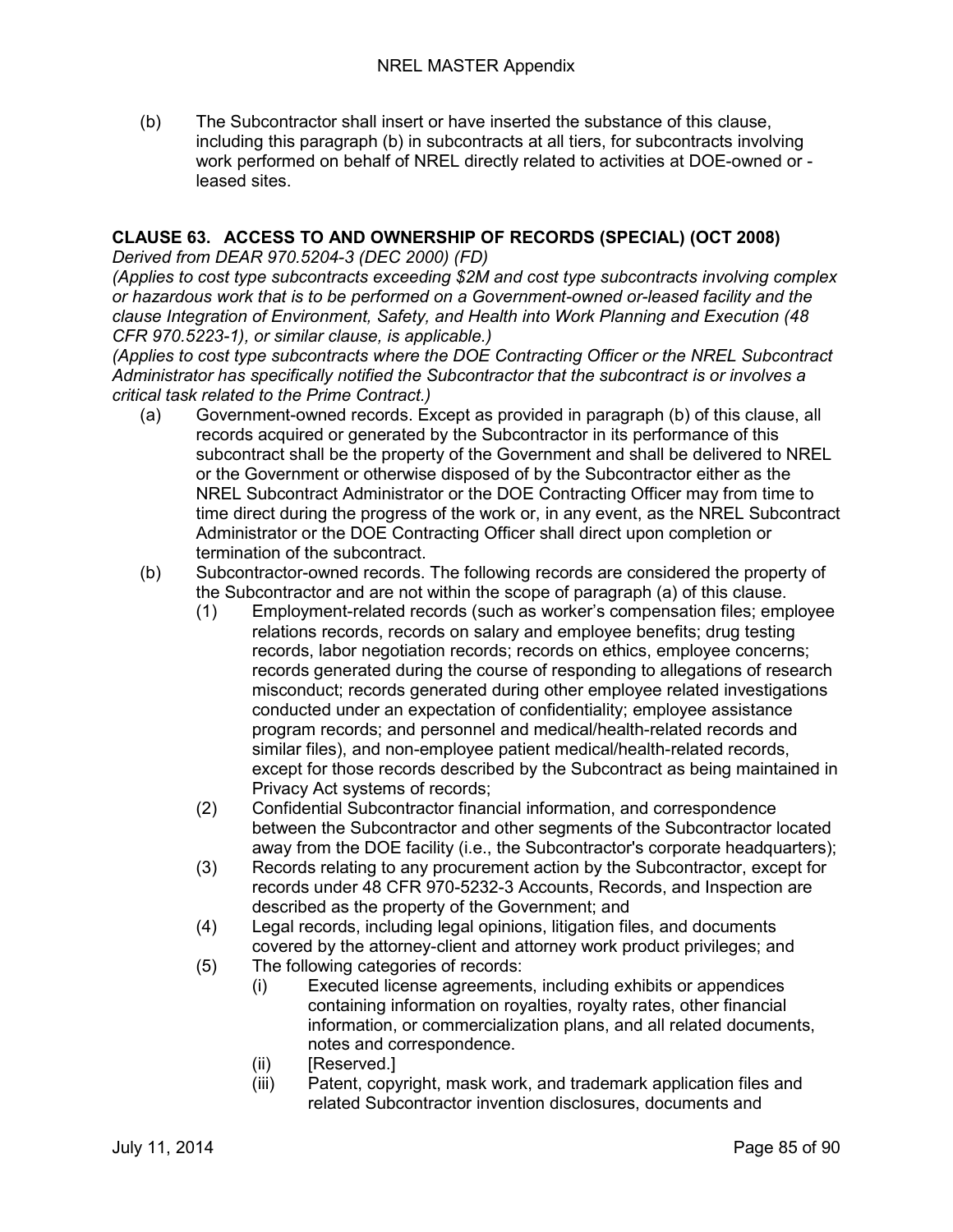(b) The Subcontractor shall insert or have inserted the substance of this clause, including this paragraph (b) in subcontracts at all tiers, for subcontracts involving work performed on behalf of NREL directly related to activities at DOE-owned or -leased sites.

### CLAUSE 63. ACCESS TO AND OWNERSHIP OF RECORDS (SPECIAL) (OCT 2008)

*Derived from DEAR 970.5204-3 (DEC 2000) (FD)*

*(Applies to cost type subcontracts exceeding $2M and cost type subcontracts involving complex or hazardous work that is to be performed on a Government-owned or-leased facility and the clause Integration of Environment, Safety, and Health into Work Planning and Execution (48 CFR 970.5223-1), or similar clause, is applicable.)*

*(Applies to cost type subcontracts where the DOE Contracting Officer or the NREL Subcontract Administrator has specifically notified the Subcontractor that the subcontract is or involves a critical task related to the Prime Contract.)*

(a) Government-owned records. Except as provided in paragraph (b) of this clause, all records acquired or generated by the Subcontractor in its performance of this subcontract shall be the property of the Government and shall be delivered to NREL or the Government or otherwise disposed of by the Subcontractor either as the NREL Subcontract Administrator or the DOE Contracting Officer may from time to time direct during the progress of the work or, in any event, as the NREL Subcontract Administrator or the DOE Contracting Officer shall direct upon completion or termination of the subcontract.

(b) Subcontractor-owned records. The following records are considered the property of the Subcontractor and are not within the scope of paragraph (a) of this clause.

- (1) Employment-related records (such as worker's compensation files; employee relations records, records on salary and employee benefits; drug testing records, labor negotiation records; records on ethics, employee concerns; records generated during the course of responding to allegations of research misconduct; records generated during other employee related investigations conducted under an expectation of confidentiality; employee assistance program records; and personnel and medical/health-related records and similar files), and non-employee patient medical/health-related records, except for those records described by the Subcontract as being maintained in Privacy Act systems of records;
- (2) Confidential Subcontractor financial information, and correspondence between the Subcontractor and other segments of the Subcontractor located away from the DOE facility (i.e., the Subcontractor's corporate headquarters);
- (3) Records relating to any procurement action by the Subcontractor, except for records under 48 CFR 970-5232-3 Accounts, Records, and Inspection are described as the property of the Government; and
- (4) Legal records, including legal opinions, litigation files, and documents covered by the attorney-client and attorney work product privileges; and
- (5) The following categories of records:
  - (i) Executed license agreements, including exhibits or appendices containing information on royalties, royalty rates, other financial information, or commercialization plans, and all related documents, notes and correspondence.
  - (ii) [Reserved.]
  - (iii) Patent, copyright, mask work, and trademark application files and related Subcontractor invention disclosures, documents and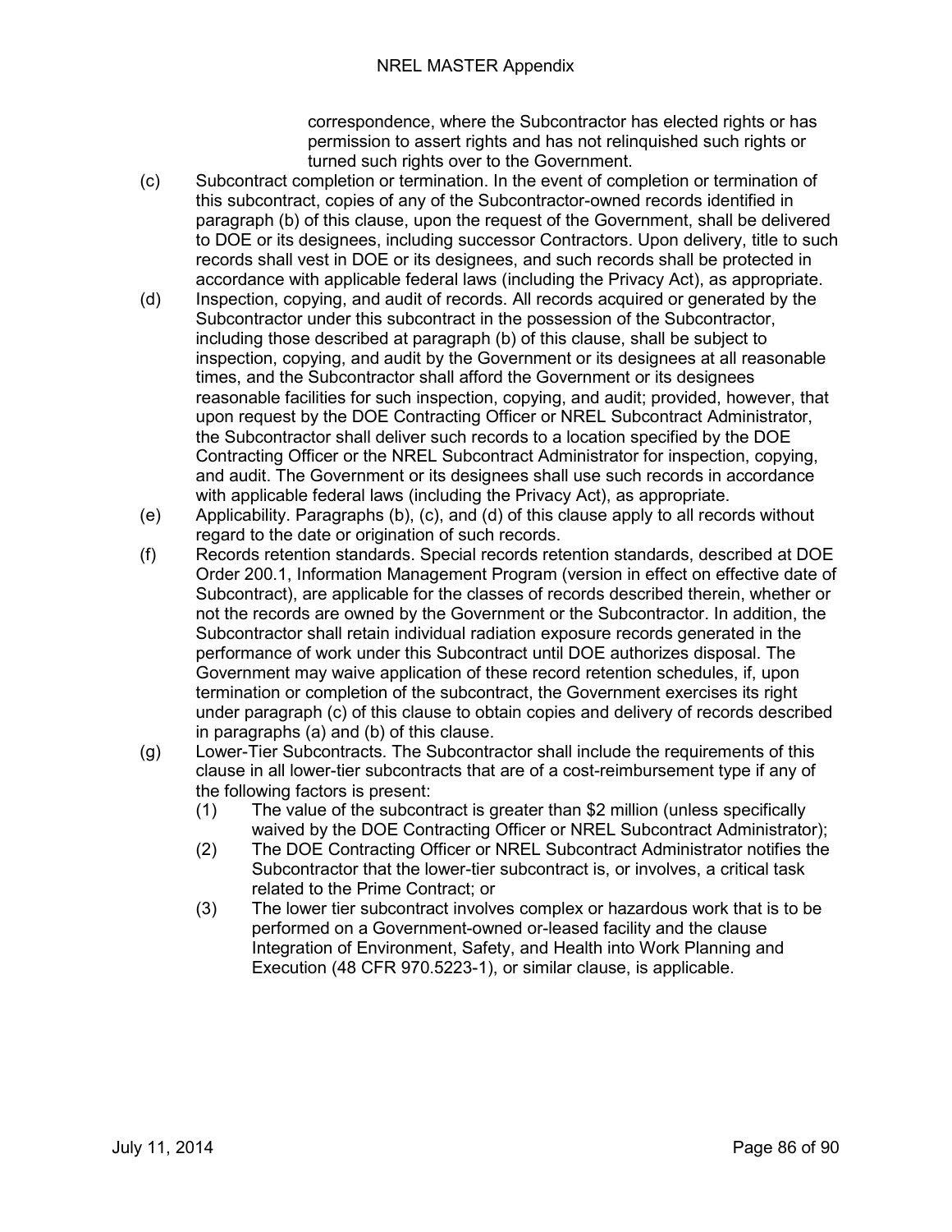correspondence, where the Subcontractor has elected rights or has permission to assert rights and has not relinquished such rights or turned such rights over to the Government.

(c) Subcontract completion or termination. In the event of completion or termination of this subcontract, copies of any of the Subcontractor-owned records identified in paragraph (b) of this clause, upon the request of the Government, shall be delivered to DOE or its designees, including successor Contractors. Upon delivery, title to such records shall vest in DOE or its designees, and such records shall be protected in accordance with applicable federal laws (including the Privacy Act), as appropriate.

(d) Inspection, copying, and audit of records. All records acquired or generated by the Subcontractor under this subcontract in the possession of the Subcontractor, including those described at paragraph (b) of this clause, shall be subject to inspection, copying, and audit by the Government or its designees at all reasonable times, and the Subcontractor shall afford the Government or its designees reasonable facilities for such inspection, copying, and audit; provided, however, that upon request by the DOE Contracting Officer or NREL Subcontract Administrator, the Subcontractor shall deliver such records to a location specified by the DOE Contracting Officer or the NREL Subcontract Administrator for inspection, copying, and audit. The Government or its designees shall use such records in accordance with applicable federal laws (including the Privacy Act), as appropriate.

(e) Applicability. Paragraphs (b), (c), and (d) of this clause apply to all records without regard to the date or origination of such records.

(f) Records retention standards. Special records retention standards, described at DOE Order 200.1, Information Management Program (version in effect on effective date of Subcontract), are applicable for the classes of records described therein, whether or not the records are owned by the Government or the Subcontractor. In addition, the Subcontractor shall retain individual radiation exposure records generated in the performance of work under this Subcontract until DOE authorizes disposal. The Government may waive application of these record retention schedules, if, upon termination or completion of the subcontract, the Government exercises its right under paragraph (c) of this clause to obtain copies and delivery of records described in paragraphs (a) and (b) of this clause.

(g) Lower-Tier Subcontracts. The Subcontractor shall include the requirements of this clause in all lower-tier subcontracts that are of a cost-reimbursement type if any of the following factors is present:

  (1) The value of the subcontract is greater than $2 million (unless specifically waived by the DOE Contracting Officer or NREL Subcontract Administrator);

  (2) The DOE Contracting Officer or NREL Subcontract Administrator notifies the Subcontractor that the lower-tier subcontract is, or involves, a critical task related to the Prime Contract; or

  (3) The lower tier subcontract involves complex or hazardous work that is to be performed on a Government-owned or-leased facility and the clause Integration of Environment, Safety, and Health into Work Planning and Execution (48 CFR 970.5223-1), or similar clause, is applicable.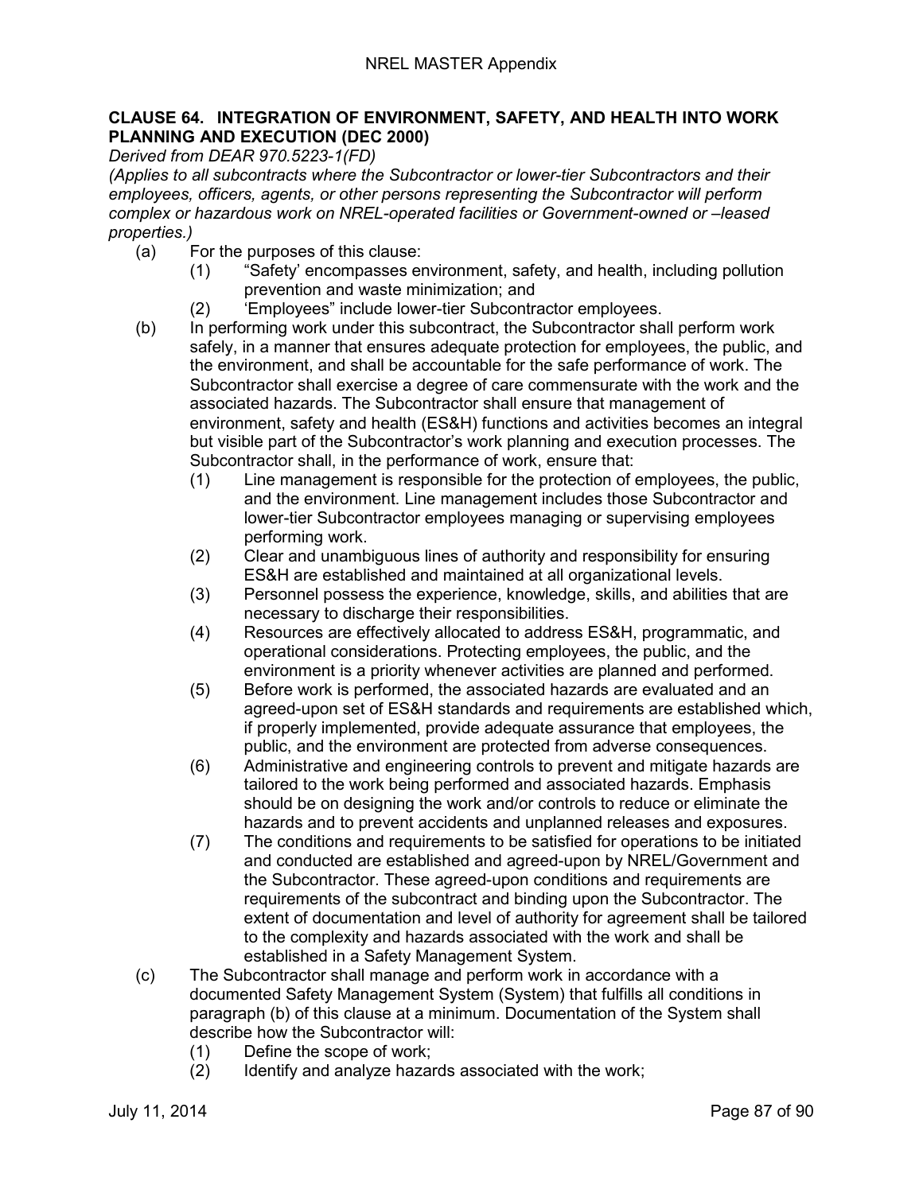## CLAUSE 64. INTEGRATION OF ENVIRONMENT, SAFETY, AND HEALTH INTO WORK PLANNING AND EXECUTION (DEC 2000)

*Derived from DEAR 970.5223-1(FD)*

*(Applies to all subcontracts where the Subcontractor or lower-tier Subcontractors and their employees, officers, agents, or other persons representing the Subcontractor will perform complex or hazardous work on NREL-operated facilities or Government-owned or –leased properties.)*

(a) For the purposes of this clause:

  (1) "Safety' encompasses environment, safety, and health, including pollution prevention and waste minimization; and

  (2) 'Employees" include lower-tier Subcontractor employees.

(b) In performing work under this subcontract, the Subcontractor shall perform work safely, in a manner that ensures adequate protection for employees, the public, and the environment, and shall be accountable for the safe performance of work. The Subcontractor shall exercise a degree of care commensurate with the work and the associated hazards. The Subcontractor shall ensure that management of environment, safety and health (ES&H) functions and activities becomes an integral but visible part of the Subcontractor's work planning and execution processes. The Subcontractor shall, in the performance of work, ensure that:

  (1) Line management is responsible for the protection of employees, the public, and the environment. Line management includes those Subcontractor and lower-tier Subcontractor employees managing or supervising employees performing work.

  (2) Clear and unambiguous lines of authority and responsibility for ensuring ES&H are established and maintained at all organizational levels.

  (3) Personnel possess the experience, knowledge, skills, and abilities that are necessary to discharge their responsibilities.

  (4) Resources are effectively allocated to address ES&H, programmatic, and operational considerations. Protecting employees, the public, and the environment is a priority whenever activities are planned and performed.

  (5) Before work is performed, the associated hazards are evaluated and an agreed-upon set of ES&H standards and requirements are established which, if properly implemented, provide adequate assurance that employees, the public, and the environment are protected from adverse consequences.

  (6) Administrative and engineering controls to prevent and mitigate hazards are tailored to the work being performed and associated hazards. Emphasis should be on designing the work and/or controls to reduce or eliminate the hazards and to prevent accidents and unplanned releases and exposures.

  (7) The conditions and requirements to be satisfied for operations to be initiated and conducted are established and agreed-upon by NREL/Government and the Subcontractor. These agreed-upon conditions and requirements are requirements of the subcontract and binding upon the Subcontractor. The extent of documentation and level of authority for agreement shall be tailored to the complexity and hazards associated with the work and shall be established in a Safety Management System.

(c) The Subcontractor shall manage and perform work in accordance with a documented Safety Management System (System) that fulfills all conditions in paragraph (b) of this clause at a minimum. Documentation of the System shall describe how the Subcontractor will:

  (1) Define the scope of work;

  (2) Identify and analyze hazards associated with the work;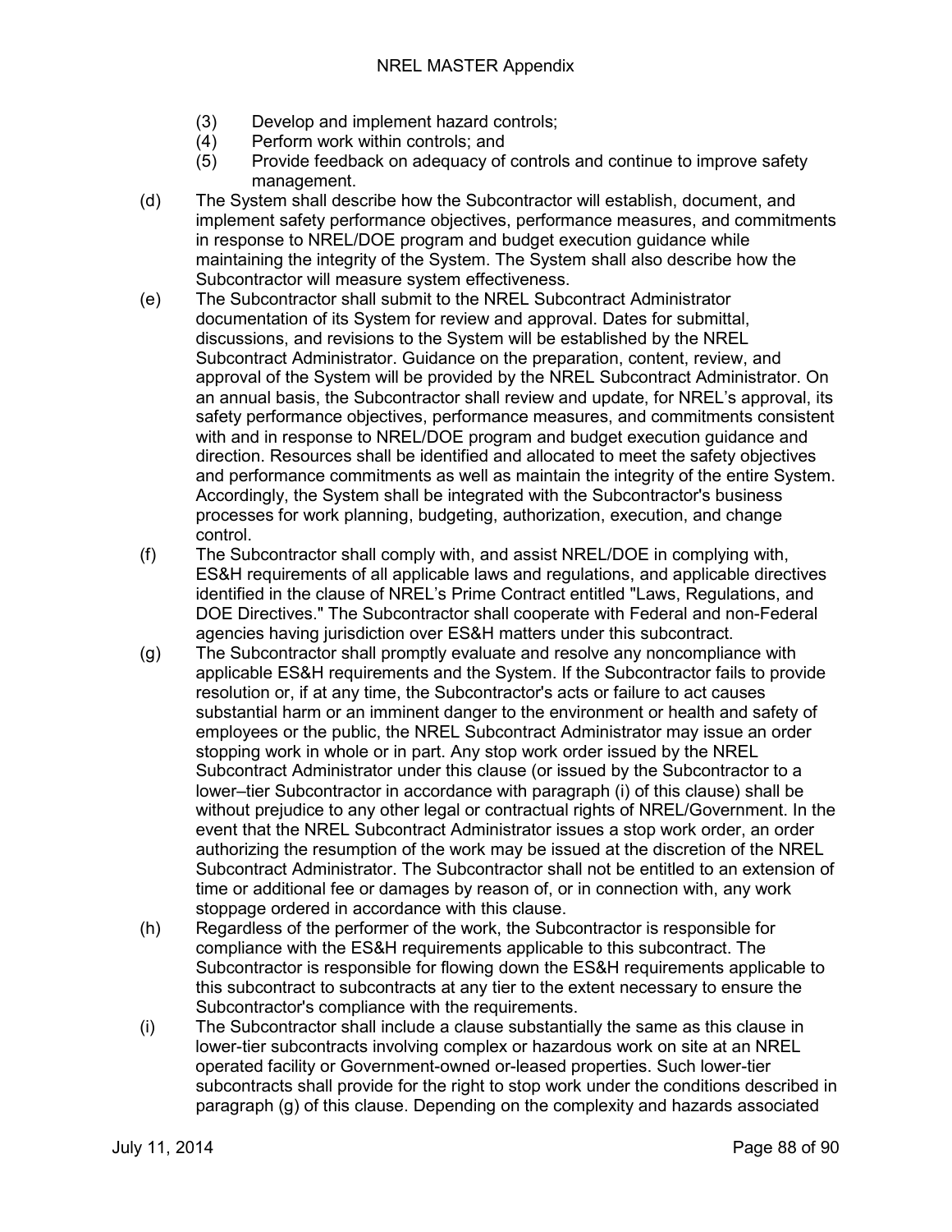(3) Develop and implement hazard controls;
(4) Perform work within controls; and
(5) Provide feedback on adequacy of controls and continue to improve safety management.

(d) The System shall describe how the Subcontractor will establish, document, and implement safety performance objectives, performance measures, and commitments in response to NREL/DOE program and budget execution guidance while maintaining the integrity of the System. The System shall also describe how the Subcontractor will measure system effectiveness.

(e) The Subcontractor shall submit to the NREL Subcontract Administrator documentation of its System for review and approval. Dates for submittal, discussions, and revisions to the System will be established by the NREL Subcontract Administrator. Guidance on the preparation, content, review, and approval of the System will be provided by the NREL Subcontract Administrator. On an annual basis, the Subcontractor shall review and update, for NREL's approval, its safety performance objectives, performance measures, and commitments consistent with and in response to NREL/DOE program and budget execution guidance and direction. Resources shall be identified and allocated to meet the safety objectives and performance commitments as well as maintain the integrity of the entire System. Accordingly, the System shall be integrated with the Subcontractor's business processes for work planning, budgeting, authorization, execution, and change control.

(f) The Subcontractor shall comply with, and assist NREL/DOE in complying with, ES&H requirements of all applicable laws and regulations, and applicable directives identified in the clause of NREL's Prime Contract entitled "Laws, Regulations, and DOE Directives." The Subcontractor shall cooperate with Federal and non-Federal agencies having jurisdiction over ES&H matters under this subcontract.

(g) The Subcontractor shall promptly evaluate and resolve any noncompliance with applicable ES&H requirements and the System. If the Subcontractor fails to provide resolution or, if at any time, the Subcontractor's acts or failure to act causes substantial harm or an imminent danger to the environment or health and safety of employees or the public, the NREL Subcontract Administrator may issue an order stopping work in whole or in part. Any stop work order issued by the NREL Subcontract Administrator under this clause (or issued by the Subcontractor to a lower–tier Subcontractor in accordance with paragraph (i) of this clause) shall be without prejudice to any other legal or contractual rights of NREL/Government. In the event that the NREL Subcontract Administrator issues a stop work order, an order authorizing the resumption of the work may be issued at the discretion of the NREL Subcontract Administrator. The Subcontractor shall not be entitled to an extension of time or additional fee or damages by reason of, or in connection with, any work stoppage ordered in accordance with this clause.

(h) Regardless of the performer of the work, the Subcontractor is responsible for compliance with the ES&H requirements applicable to this subcontract. The Subcontractor is responsible for flowing down the ES&H requirements applicable to this subcontract to subcontracts at any tier to the extent necessary to ensure the Subcontractor's compliance with the requirements.

(i) The Subcontractor shall include a clause substantially the same as this clause in lower-tier subcontracts involving complex or hazardous work on site at an NREL operated facility or Government-owned or-leased properties. Such lower-tier subcontracts shall provide for the right to stop work under the conditions described in paragraph (g) of this clause. Depending on the complexity and hazards associated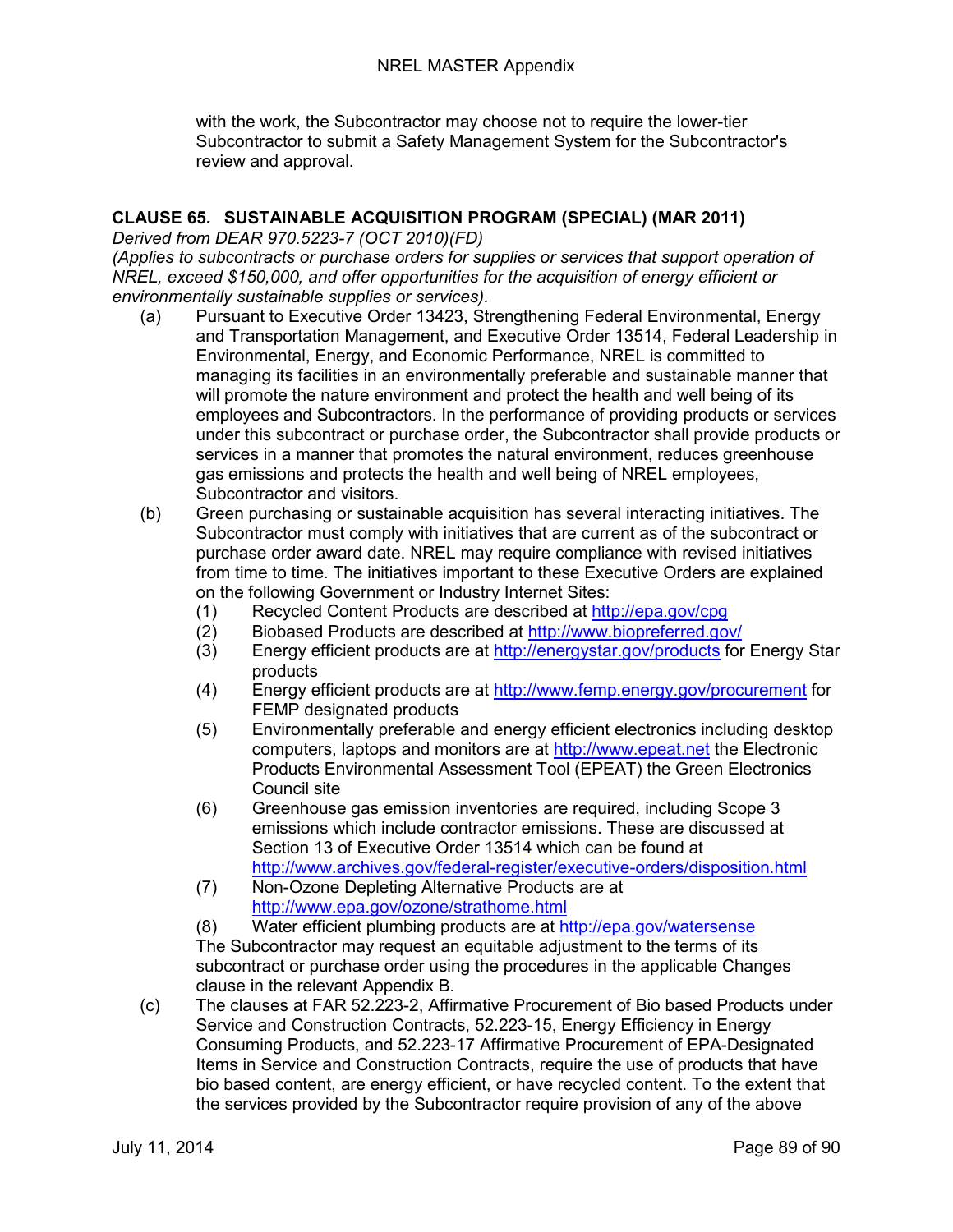with the work, the Subcontractor may choose not to require the lower-tier Subcontractor to submit a Safety Management System for the Subcontractor's review and approval.

## CLAUSE 65. SUSTAINABLE ACQUISITION PROGRAM (SPECIAL) (MAR 2011)

*Derived from DEAR 970.5223-7 (OCT 2010)(FD)*

*(Applies to subcontracts or purchase orders for supplies or services that support operation of NREL, exceed $150,000, and offer opportunities for the acquisition of energy efficient or environmentally sustainable supplies or services).*

(a) Pursuant to Executive Order 13423, Strengthening Federal Environmental, Energy and Transportation Management, and Executive Order 13514, Federal Leadership in Environmental, Energy, and Economic Performance, NREL is committed to managing its facilities in an environmentally preferable and sustainable manner that will promote the nature environment and protect the health and well being of its employees and Subcontractors. In the performance of providing products or services under this subcontract or purchase order, the Subcontractor shall provide products or services in a manner that promotes the natural environment, reduces greenhouse gas emissions and protects the health and well being of NREL employees, Subcontractor and visitors.

(b) Green purchasing or sustainable acquisition has several interacting initiatives. The Subcontractor must comply with initiatives that are current as of the subcontract or purchase order award date. NREL may require compliance with revised initiatives from time to time. The initiatives important to these Executive Orders are explained on the following Government or Industry Internet Sites:

  (1) Recycled Content Products are described at http://epa.gov/cpg
  (2) Biobased Products are described at http://www.biopreferred.gov/
  (3) Energy efficient products are at http://energystar.gov/products for Energy Star products
  (4) Energy efficient products are at http://www.femp.energy.gov/procurement for FEMP designated products
  (5) Environmentally preferable and energy efficient electronics including desktop computers, laptops and monitors are at http://www.epeat.net the Electronic Products Environmental Assessment Tool (EPEAT) the Green Electronics Council site
  (6) Greenhouse gas emission inventories are required, including Scope 3 emissions which include contractor emissions. These are discussed at Section 13 of Executive Order 13514 which can be found at http://www.archives.gov/federal-register/executive-orders/disposition.html
  (7) Non-Ozone Depleting Alternative Products are at http://www.epa.gov/ozone/strathome.html
  (8) Water efficient plumbing products are at http://epa.gov/watersense

The Subcontractor may request an equitable adjustment to the terms of its subcontract or purchase order using the procedures in the applicable Changes clause in the relevant Appendix B.

(c) The clauses at FAR 52.223-2, Affirmative Procurement of Bio based Products under Service and Construction Contracts, 52.223-15, Energy Efficiency in Energy Consuming Products, and 52.223-17 Affirmative Procurement of EPA-Designated Items in Service and Construction Contracts, require the use of products that have bio based content, are energy efficient, or have recycled content. To the extent that the services provided by the Subcontractor require provision of any of the above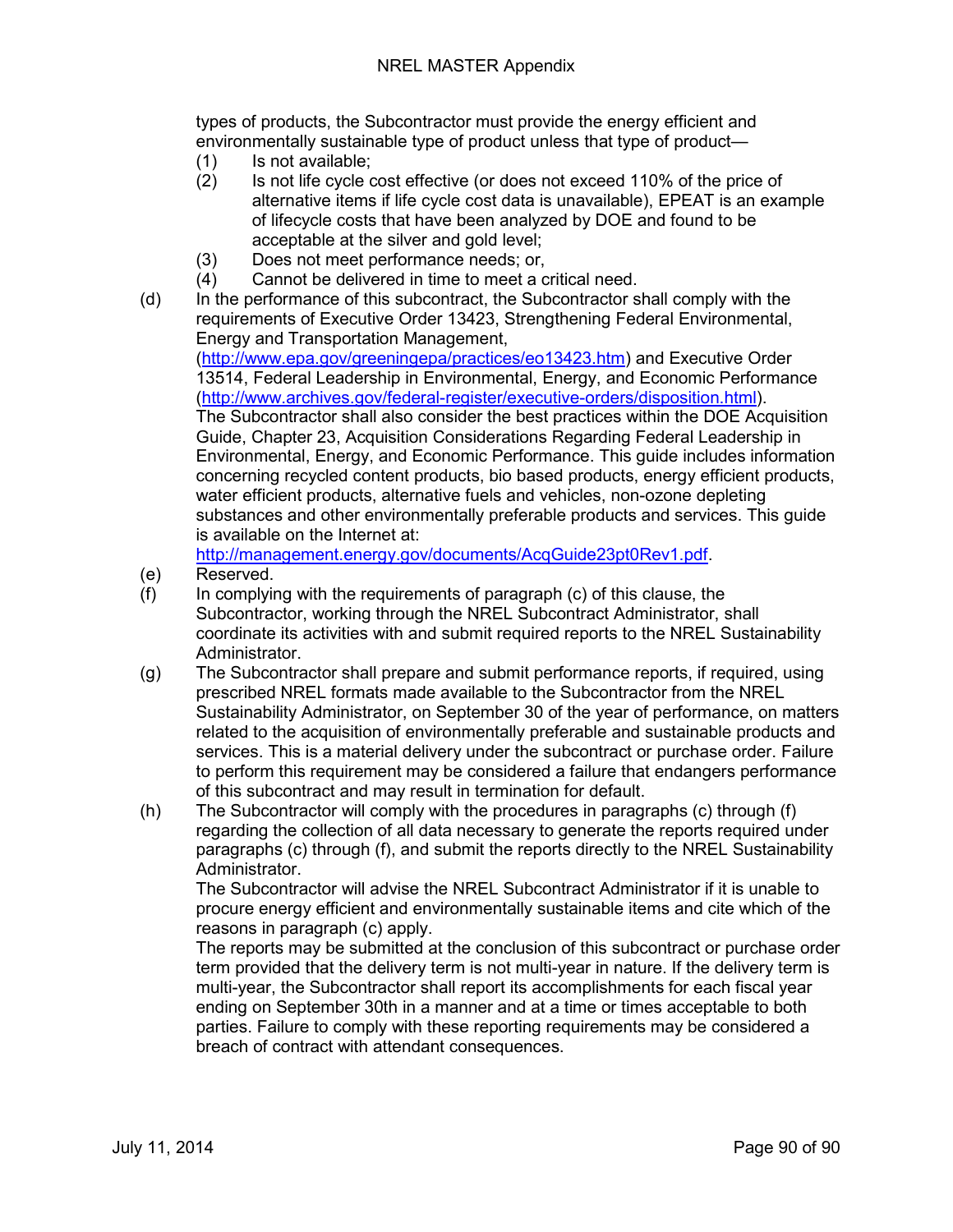types of products, the Subcontractor must provide the energy efficient and environmentally sustainable type of product unless that type of product—

(1) Is not available;

(2) Is not life cycle cost effective (or does not exceed 110% of the price of alternative items if life cycle cost data is unavailable), EPEAT is an example of lifecycle costs that have been analyzed by DOE and found to be acceptable at the silver and gold level;

(3) Does not meet performance needs; or,

(4) Cannot be delivered in time to meet a critical need.

(d) In the performance of this subcontract, the Subcontractor shall comply with the requirements of Executive Order 13423, Strengthening Federal Environmental, Energy and Transportation Management, (http://www.epa.gov/greeningepa/practices/eo13423.htm) and Executive Order 13514, Federal Leadership in Environmental, Energy, and Economic Performance (http://www.archives.gov/federal-register/executive-orders/disposition.html). The Subcontractor shall also consider the best practices within the DOE Acquisition Guide, Chapter 23, Acquisition Considerations Regarding Federal Leadership in Environmental, Energy, and Economic Performance. This guide includes information concerning recycled content products, bio based products, energy efficient products, water efficient products, alternative fuels and vehicles, non-ozone depleting substances and other environmentally preferable products and services. This guide is available on the Internet at: http://management.energy.gov/documents/AcqGuide23pt0Rev1.pdf.

(e) Reserved.

(f) In complying with the requirements of paragraph (c) of this clause, the Subcontractor, working through the NREL Subcontract Administrator, shall coordinate its activities with and submit required reports to the NREL Sustainability Administrator.

(g) The Subcontractor shall prepare and submit performance reports, if required, using prescribed NREL formats made available to the Subcontractor from the NREL Sustainability Administrator, on September 30 of the year of performance, on matters related to the acquisition of environmentally preferable and sustainable products and services. This is a material delivery under the subcontract or purchase order. Failure to perform this requirement may be considered a failure that endangers performance of this subcontract and may result in termination for default.

(h) The Subcontractor will comply with the procedures in paragraphs (c) through (f) regarding the collection of all data necessary to generate the reports required under paragraphs (c) through (f), and submit the reports directly to the NREL Sustainability Administrator.

The Subcontractor will advise the NREL Subcontract Administrator if it is unable to procure energy efficient and environmentally sustainable items and cite which of the reasons in paragraph (c) apply.

The reports may be submitted at the conclusion of this subcontract or purchase order term provided that the delivery term is not multi-year in nature. If the delivery term is multi-year, the Subcontractor shall report its accomplishments for each fiscal year ending on September 30th in a manner and at a time or times acceptable to both parties. Failure to comply with these reporting requirements may be considered a breach of contract with attendant consequences.